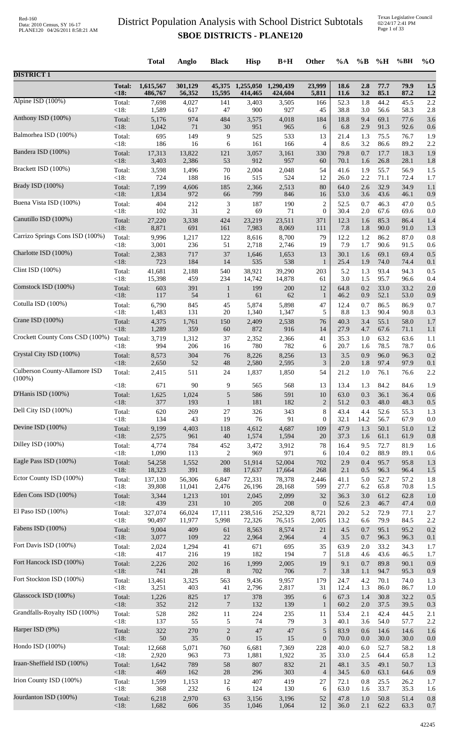# District Population Analysis with School District Subtotals

## SBOE DISTRICTS - PLANE120

|  |  | Total | Anglo | Black | Hisp | B+H | Other | %A | %B | %H | %BH | %O |
|---|---|---|---|---|---|---|---|---|---|---|---|---|
| **DISTRICT 1** |  |  |  |  |  |  |  |  |  |  |  |  |
|  | **Total:** | **1,615,567** | **301,129** | **45,375** | **1,255,050** | **1,290,439** | **23,999** | **18.6** | **2.8** | **77.7** | **79.9** | **1.5** |
|  | **<18:** | **486,767** | **56,352** | **15,595** | **414,465** | **424,604** | **5,811** | **11.6** | **3.2** | **85.1** | **87.2** | **1.2** |
| Alpine ISD (100%) | Total: | 7,698 | 4,027 | 141 | 3,403 | 3,505 | 166 | 52.3 | 1.8 | 44.2 | 45.5 | 2.2 |
|  | <18: | 1,589 | 617 | 47 | 900 | 927 | 45 | 38.8 | 3.0 | 56.6 | 58.3 | 2.8 |
| Anthony ISD (100%) | Total: | 5,176 | 974 | 484 | 3,575 | 4,018 | 184 | 18.8 | 9.4 | 69.1 | 77.6 | 3.6 |
|  | <18: | 1,042 | 71 | 30 | 951 | 965 | 6 | 6.8 | 2.9 | 91.3 | 92.6 | 0.6 |
| Balmorhea ISD (100%) | Total: | 695 | 149 | 9 | 525 | 533 | 13 | 21.4 | 1.3 | 75.5 | 76.7 | 1.9 |
|  | <18: | 186 | 16 | 6 | 161 | 166 | 4 | 8.6 | 3.2 | 86.6 | 89.2 | 2.2 |
| Bandera ISD (100%) | Total: | 17,313 | 13,822 | 121 | 3,057 | 3,161 | 330 | 79.8 | 0.7 | 17.7 | 18.3 | 1.9 |
|  | <18: | 3,403 | 2,386 | 53 | 912 | 957 | 60 | 70.1 | 1.6 | 26.8 | 28.1 | 1.8 |
| Brackett ISD (100%) | Total: | 3,598 | 1,496 | 70 | 2,004 | 2,048 | 54 | 41.6 | 1.9 | 55.7 | 56.9 | 1.5 |
|  | <18: | 724 | 188 | 16 | 515 | 524 | 12 | 26.0 | 2.2 | 71.1 | 72.4 | 1.7 |
| Brady ISD (100%) | Total: | 7,199 | 4,606 | 185 | 2,366 | 2,513 | 80 | 64.0 | 2.6 | 32.9 | 34.9 | 1.1 |
|  | <18: | 1,834 | 972 | 66 | 799 | 846 | 16 | 53.0 | 3.6 | 43.6 | 46.1 | 0.9 |
| Buena Vista ISD (100%) | Total: | 404 | 212 | 3 | 187 | 190 | 2 | 52.5 | 0.7 | 46.3 | 47.0 | 0.5 |
|  | <18: | 102 | 31 | 2 | 69 | 71 | 0 | 30.4 | 2.0 | 67.6 | 69.6 | 0.0 |
| Canutillo ISD (100%) | Total: | 27,220 | 3,338 | 424 | 23,219 | 23,511 | 371 | 12.3 | 1.6 | 85.3 | 86.4 | 1.4 |
|  | <18: | 8,871 | 691 | 161 | 7,983 | 8,069 | 111 | 7.8 | 1.8 | 90.0 | 91.0 | 1.3 |
| Carrizo Springs Cons ISD (100%) | Total: | 9,996 | 1,217 | 122 | 8,616 | 8,700 | 79 | 12.2 | 1.2 | 86.2 | 87.0 | 0.8 |
|  | <18: | 3,001 | 236 | 51 | 2,718 | 2,746 | 19 | 7.9 | 1.7 | 90.6 | 91.5 | 0.6 |
| Charlotte ISD (100%) | Total: | 2,383 | 717 | 37 | 1,646 | 1,653 | 13 | 30.1 | 1.6 | 69.1 | 69.4 | 0.5 |
|  | <18: | 723 | 184 | 14 | 535 | 538 | 1 | 25.4 | 1.9 | 74.0 | 74.4 | 0.1 |
| Clint ISD (100%) | Total: | 41,681 | 2,188 | 540 | 38,921 | 39,290 | 203 | 5.2 | 1.3 | 93.4 | 94.3 | 0.5 |
|  | <18: | 15,398 | 459 | 234 | 14,742 | 14,878 | 61 | 3.0 | 1.5 | 95.7 | 96.6 | 0.4 |
| Comstock ISD (100%) | Total: | 603 | 391 | 1 | 199 | 200 | 12 | 64.8 | 0.2 | 33.0 | 33.2 | 2.0 |
|  | <18: | 117 | 54 | 1 | 61 | 62 | 1 | 46.2 | 0.9 | 52.1 | 53.0 | 0.9 |
| Cotulla ISD (100%) | Total: | 6,790 | 845 | 45 | 5,874 | 5,898 | 47 | 12.4 | 0.7 | 86.5 | 86.9 | 0.7 |
|  | <18: | 1,483 | 131 | 20 | 1,340 | 1,347 | 5 | 8.8 | 1.3 | 90.4 | 90.8 | 0.3 |
| Crane ISD (100%) | Total: | 4,375 | 1,761 | 150 | 2,409 | 2,538 | 76 | 40.3 | 3.4 | 55.1 | 58.0 | 1.7 |
|  | <18: | 1,289 | 359 | 60 | 872 | 916 | 14 | 27.9 | 4.7 | 67.6 | 71.1 | 1.1 |
| Crockett County Cons CSD (100%) | Total: | 3,719 | 1,312 | 37 | 2,352 | 2,366 | 41 | 35.3 | 1.0 | 63.2 | 63.6 | 1.1 |
|  | <18: | 994 | 206 | 16 | 780 | 782 | 6 | 20.7 | 1.6 | 78.5 | 78.7 | 0.6 |
| Crystal City ISD (100%) | Total: | 8,573 | 304 | 76 | 8,226 | 8,256 | 13 | 3.5 | 0.9 | 96.0 | 96.3 | 0.2 |
|  | <18: | 2,650 | 52 | 48 | 2,580 | 2,595 | 3 | 2.0 | 1.8 | 97.4 | 97.9 | 0.1 |
| Culberson County-Allamore ISD (100%) | Total: | 2,415 | 511 | 24 | 1,837 | 1,850 | 54 | 21.2 | 1.0 | 76.1 | 76.6 | 2.2 |
|  | <18: | 671 | 90 | 9 | 565 | 568 | 13 | 13.4 | 1.3 | 84.2 | 84.6 | 1.9 |
| D'Hanis ISD (100%) | Total: | 1,625 | 1,024 | 5 | 586 | 591 | 10 | 63.0 | 0.3 | 36.1 | 36.4 | 0.6 |
|  | <18: | 377 | 193 | 1 | 181 | 182 | 2 | 51.2 | 0.3 | 48.0 | 48.3 | 0.5 |
| Dell City ISD (100%) | Total: | 620 | 269 | 27 | 326 | 343 | 8 | 43.4 | 4.4 | 52.6 | 55.3 | 1.3 |
|  | <18: | 134 | 43 | 19 | 76 | 91 | 0 | 32.1 | 14.2 | 56.7 | 67.9 | 0.0 |
| Devine ISD (100%) | Total: | 9,199 | 4,403 | 118 | 4,612 | 4,687 | 109 | 47.9 | 1.3 | 50.1 | 51.0 | 1.2 |
|  | <18: | 2,575 | 961 | 40 | 1,574 | 1,594 | 20 | 37.3 | 1.6 | 61.1 | 61.9 | 0.8 |
| Dilley ISD (100%) | Total: | 4,774 | 784 | 452 | 3,472 | 3,912 | 78 | 16.4 | 9.5 | 72.7 | 81.9 | 1.6 |
|  | <18: | 1,090 | 113 | 2 | 969 | 971 | 6 | 10.4 | 0.2 | 88.9 | 89.1 | 0.6 |
| Eagle Pass ISD (100%) | Total: | 54,258 | 1,552 | 200 | 51,914 | 52,004 | 702 | 2.9 | 0.4 | 95.7 | 95.8 | 1.3 |
|  | <18: | 18,323 | 391 | 88 | 17,637 | 17,664 | 268 | 2.1 | 0.5 | 96.3 | 96.4 | 1.5 |
| Ector County ISD (100%) | Total: | 137,130 | 56,306 | 6,847 | 72,331 | 78,378 | 2,446 | 41.1 | 5.0 | 52.7 | 57.2 | 1.8 |
|  | <18: | 39,808 | 11,041 | 2,476 | 26,196 | 28,168 | 599 | 27.7 | 6.2 | 65.8 | 70.8 | 1.5 |
| Eden Cons ISD (100%) | Total: | 3,344 | 1,213 | 101 | 2,045 | 2,099 | 32 | 36.3 | 3.0 | 61.2 | 62.8 | 1.0 |
|  | <18: | 439 | 231 | 10 | 205 | 208 | 0 | 52.6 | 2.3 | 46.7 | 47.4 | 0.0 |
| El Paso ISD (100%) | Total: | 327,074 | 66,024 | 17,111 | 238,516 | 252,329 | 8,721 | 20.2 | 5.2 | 72.9 | 77.1 | 2.7 |
|  | <18: | 90,497 | 11,977 | 5,998 | 72,326 | 76,515 | 2,005 | 13.2 | 6.6 | 79.9 | 84.5 | 2.2 |
| Fabens ISD (100%) | Total: | 9,004 | 409 | 61 | 8,563 | 8,574 | 21 | 4.5 | 0.7 | 95.1 | 95.2 | 0.2 |
|  | <18: | 3,077 | 109 | 22 | 2,964 | 2,964 | 4 | 3.5 | 0.7 | 96.3 | 96.3 | 0.1 |
| Fort Davis ISD (100%) | Total: | 2,024 | 1,294 | 41 | 671 | 695 | 35 | 63.9 | 2.0 | 33.2 | 34.3 | 1.7 |
|  | <18: | 417 | 216 | 19 | 182 | 194 | 7 | 51.8 | 4.6 | 43.6 | 46.5 | 1.7 |
| Fort Hancock ISD (100%) | Total: | 2,226 | 202 | 16 | 1,999 | 2,005 | 19 | 9.1 | 0.7 | 89.8 | 90.1 | 0.9 |
|  | <18: | 741 | 28 | 8 | 702 | 706 | 7 | 3.8 | 1.1 | 94.7 | 95.3 | 0.9 |
| Fort Stockton ISD (100%) | Total: | 13,461 | 3,325 | 563 | 9,436 | 9,957 | 179 | 24.7 | 4.2 | 70.1 | 74.0 | 1.3 |
|  | <18: | 3,251 | 403 | 41 | 2,796 | 2,817 | 31 | 12.4 | 1.3 | 86.0 | 86.7 | 1.0 |
| Glasscock ISD (100%) | Total: | 1,226 | 825 | 17 | 378 | 395 | 6 | 67.3 | 1.4 | 30.8 | 32.2 | 0.5 |
|  | <18: | 352 | 212 | 7 | 132 | 139 | 1 | 60.2 | 2.0 | 37.5 | 39.5 | 0.3 |
| Grandfalls-Royalty ISD (100%) | Total: | 528 | 282 | 11 | 224 | 235 | 11 | 53.4 | 2.1 | 42.4 | 44.5 | 2.1 |
|  | <18: | 137 | 55 | 5 | 74 | 79 | 3 | 40.1 | 3.6 | 54.0 | 57.7 | 2.2 |
| Harper ISD (9%) | Total: | 322 | 270 | 2 | 47 | 47 | 5 | 83.9 | 0.6 | 14.6 | 14.6 | 1.6 |
|  | <18: | 50 | 35 | 0 | 15 | 15 | 0 | 70.0 | 0.0 | 30.0 | 30.0 | 0.0 |
| Hondo ISD (100%) | Total: | 12,668 | 5,071 | 760 | 6,681 | 7,369 | 228 | 40.0 | 6.0 | 52.7 | 58.2 | 1.8 |
|  | <18: | 2,920 | 963 | 73 | 1,881 | 1,922 | 35 | 33.0 | 2.5 | 64.4 | 65.8 | 1.2 |
| Iraan-Sheffield ISD (100%) | Total: | 1,642 | 789 | 58 | 807 | 832 | 21 | 48.1 | 3.5 | 49.1 | 50.7 | 1.3 |
|  | <18: | 469 | 162 | 28 | 296 | 303 | 4 | 34.5 | 6.0 | 63.1 | 64.6 | 0.9 |
| Irion County ISD (100%) | Total: | 1,599 | 1,153 | 12 | 407 | 419 | 27 | 72.1 | 0.8 | 25.5 | 26.2 | 1.7 |
|  | <18: | 368 | 232 | 6 | 124 | 130 | 6 | 63.0 | 1.6 | 33.7 | 35.3 | 1.6 |
| Jourdanton ISD (100%) | Total: | 6,218 | 2,970 | 63 | 3,156 | 3,196 | 52 | 47.8 | 1.0 | 50.8 | 51.4 | 0.8 |
|  | <18: | 1,682 | 606 | 35 | 1,046 | 1,064 | 12 | 36.0 | 2.1 | 62.2 | 63.3 | 0.7 |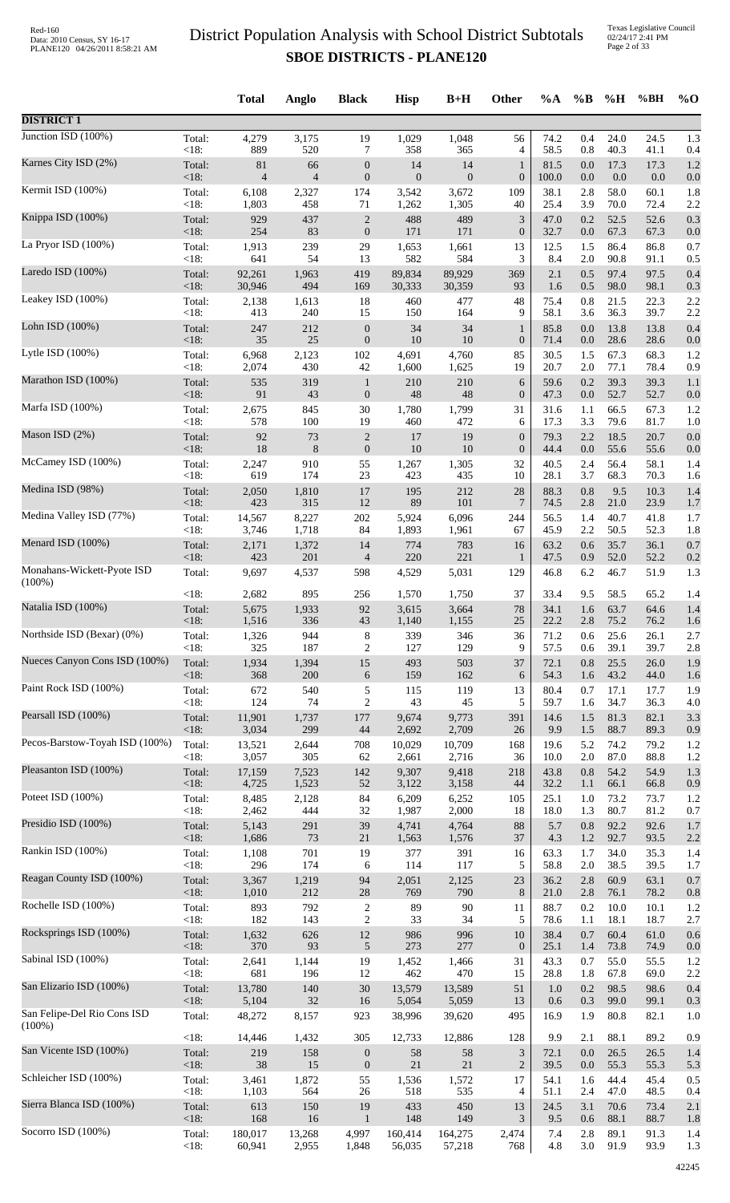# District Population Analysis with School District Subtotals

## SBOE DISTRICTS - PLANE120

| | | Total | Anglo | Black | Hisp | B+H | Other | %A | %B | %H | %BH | %O |
|---|---|---|---|---|---|---|---|---|---|---|---|---|
| **DISTRICT 1** | | | | | | | | | | | | |
| Junction ISD (100%) | Total: | 4,279 | 3,175 | 19 | 1,029 | 1,048 | 56 | 74.2 | 0.4 | 24.0 | 24.5 | 1.3 |
| | <18: | 889 | 520 | 7 | 358 | 365 | 4 | 58.5 | 0.8 | 40.3 | 41.1 | 0.4 |
| Karnes City ISD (2%) | Total: | 81 | 66 | 0 | 14 | 14 | 1 | 81.5 | 0.0 | 17.3 | 17.3 | 1.2 |
| | <18: | 4 | 4 | 0 | 0 | 0 | 0 | 100.0 | 0.0 | 0.0 | 0.0 | 0.0 |
| Kermit ISD (100%) | Total: | 6,108 | 2,327 | 174 | 3,542 | 3,672 | 109 | 38.1 | 2.8 | 58.0 | 60.1 | 1.8 |
| | <18: | 1,803 | 458 | 71 | 1,262 | 1,305 | 40 | 25.4 | 3.9 | 70.0 | 72.4 | 2.2 |
| Knippa ISD (100%) | Total: | 929 | 437 | 2 | 488 | 489 | 3 | 47.0 | 0.2 | 52.5 | 52.6 | 0.3 |
| | <18: | 254 | 83 | 0 | 171 | 171 | 0 | 32.7 | 0.0 | 67.3 | 67.3 | 0.0 |
| La Pryor ISD (100%) | Total: | 1,913 | 239 | 29 | 1,653 | 1,661 | 13 | 12.5 | 1.5 | 86.4 | 86.8 | 0.7 |
| | <18: | 641 | 54 | 13 | 582 | 584 | 3 | 8.4 | 2.0 | 90.8 | 91.1 | 0.5 |
| Laredo ISD (100%) | Total: | 92,261 | 1,963 | 419 | 89,834 | 89,929 | 369 | 2.1 | 0.5 | 97.4 | 97.5 | 0.4 |
| | <18: | 30,946 | 494 | 169 | 30,333 | 30,359 | 93 | 1.6 | 0.5 | 98.0 | 98.1 | 0.3 |
| Leakey ISD (100%) | Total: | 2,138 | 1,613 | 18 | 460 | 477 | 48 | 75.4 | 0.8 | 21.5 | 22.3 | 2.2 |
| | <18: | 413 | 240 | 15 | 150 | 164 | 9 | 58.1 | 3.6 | 36.3 | 39.7 | 2.2 |
| Lohn ISD (100%) | Total: | 247 | 212 | 0 | 34 | 34 | 1 | 85.8 | 0.0 | 13.8 | 13.8 | 0.4 |
| | <18: | 35 | 25 | 0 | 10 | 10 | 0 | 71.4 | 0.0 | 28.6 | 28.6 | 0.0 |
| Lytle ISD (100%) | Total: | 6,968 | 2,123 | 102 | 4,691 | 4,760 | 85 | 30.5 | 1.5 | 67.3 | 68.3 | 1.2 |
| | <18: | 2,074 | 430 | 42 | 1,600 | 1,625 | 19 | 20.7 | 2.0 | 77.1 | 78.4 | 0.9 |
| Marathon ISD (100%) | Total: | 535 | 319 | 1 | 210 | 210 | 6 | 59.6 | 0.2 | 39.3 | 39.3 | 1.1 |
| | <18: | 91 | 43 | 0 | 48 | 48 | 0 | 47.3 | 0.0 | 52.7 | 52.7 | 0.0 |
| Marfa ISD (100%) | Total: | 2,675 | 845 | 30 | 1,780 | 1,799 | 31 | 31.6 | 1.1 | 66.5 | 67.3 | 1.2 |
| | <18: | 578 | 100 | 19 | 460 | 472 | 6 | 17.3 | 3.3 | 79.6 | 81.7 | 1.0 |
| Mason ISD (2%) | Total: | 92 | 73 | 2 | 17 | 19 | 0 | 79.3 | 2.2 | 18.5 | 20.7 | 0.0 |
| | <18: | 18 | 8 | 0 | 10 | 10 | 0 | 44.4 | 0.0 | 55.6 | 55.6 | 0.0 |
| McCamey ISD (100%) | Total: | 2,247 | 910 | 55 | 1,267 | 1,305 | 32 | 40.5 | 2.4 | 56.4 | 58.1 | 1.4 |
| | <18: | 619 | 174 | 23 | 423 | 435 | 10 | 28.1 | 3.7 | 68.3 | 70.3 | 1.6 |
| Medina ISD (98%) | Total: | 2,050 | 1,810 | 17 | 195 | 212 | 28 | 88.3 | 0.8 | 9.5 | 10.3 | 1.4 |
| | <18: | 423 | 315 | 12 | 89 | 101 | 7 | 74.5 | 2.8 | 21.0 | 23.9 | 1.7 |
| Medina Valley ISD (77%) | Total: | 14,567 | 8,227 | 202 | 5,924 | 6,096 | 244 | 56.5 | 1.4 | 40.7 | 41.8 | 1.7 |
| | <18: | 3,746 | 1,718 | 84 | 1,893 | 1,961 | 67 | 45.9 | 2.2 | 50.5 | 52.3 | 1.8 |
| Menard ISD (100%) | Total: | 2,171 | 1,372 | 14 | 774 | 783 | 16 | 63.2 | 0.6 | 35.7 | 36.1 | 0.7 |
| | <18: | 423 | 201 | 4 | 220 | 221 | 1 | 47.5 | 0.9 | 52.0 | 52.2 | 0.2 |
| Monahans-Wickett-Pyote ISD (100%) | Total: | 9,697 | 4,537 | 598 | 4,529 | 5,031 | 129 | 46.8 | 6.2 | 46.7 | 51.9 | 1.3 |
| | <18: | 2,682 | 895 | 256 | 1,570 | 1,750 | 37 | 33.4 | 9.5 | 58.5 | 65.2 | 1.4 |
| Natalia ISD (100%) | Total: | 5,675 | 1,933 | 92 | 3,615 | 3,664 | 78 | 34.1 | 1.6 | 63.7 | 64.6 | 1.4 |
| | <18: | 1,516 | 336 | 43 | 1,140 | 1,155 | 25 | 22.2 | 2.8 | 75.2 | 76.2 | 1.6 |
| Northside ISD (Bexar) (0%) | Total: | 1,326 | 944 | 8 | 339 | 346 | 36 | 71.2 | 0.6 | 25.6 | 26.1 | 2.7 |
| | <18: | 325 | 187 | 2 | 127 | 129 | 9 | 57.5 | 0.6 | 39.1 | 39.7 | 2.8 |
| Nueces Canyon Cons ISD (100%) | Total: | 1,934 | 1,394 | 15 | 493 | 503 | 37 | 72.1 | 0.8 | 25.5 | 26.0 | 1.9 |
| | <18: | 368 | 200 | 6 | 159 | 162 | 6 | 54.3 | 1.6 | 43.2 | 44.0 | 1.6 |
| Paint Rock ISD (100%) | Total: | 672 | 540 | 5 | 115 | 119 | 13 | 80.4 | 0.7 | 17.1 | 17.7 | 1.9 |
| | <18: | 124 | 74 | 2 | 43 | 45 | 5 | 59.7 | 1.6 | 34.7 | 36.3 | 4.0 |
| Pearsall ISD (100%) | Total: | 11,901 | 1,737 | 177 | 9,674 | 9,773 | 391 | 14.6 | 1.5 | 81.3 | 82.1 | 3.3 |
| | <18: | 3,034 | 299 | 44 | 2,692 | 2,709 | 26 | 9.9 | 1.5 | 88.7 | 89.3 | 0.9 |
| Pecos-Barstow-Toyah ISD (100%) | Total: | 13,521 | 2,644 | 708 | 10,029 | 10,709 | 168 | 19.6 | 5.2 | 74.2 | 79.2 | 1.2 |
| | <18: | 3,057 | 305 | 62 | 2,661 | 2,716 | 36 | 10.0 | 2.0 | 87.0 | 88.8 | 1.2 |
| Pleasanton ISD (100%) | Total: | 17,159 | 7,523 | 142 | 9,307 | 9,418 | 218 | 43.8 | 0.8 | 54.2 | 54.9 | 1.3 |
| | <18: | 4,725 | 1,523 | 52 | 3,122 | 3,158 | 44 | 32.2 | 1.1 | 66.1 | 66.8 | 0.9 |
| Poteet ISD (100%) | Total: | 8,485 | 2,128 | 84 | 6,209 | 6,252 | 105 | 25.1 | 1.0 | 73.2 | 73.7 | 1.2 |
| | <18: | 2,462 | 444 | 32 | 1,987 | 2,000 | 18 | 18.0 | 1.3 | 80.7 | 81.2 | 0.7 |
| Presidio ISD (100%) | Total: | 5,143 | 291 | 39 | 4,741 | 4,764 | 88 | 5.7 | 0.8 | 92.2 | 92.6 | 1.7 |
| | <18: | 1,686 | 73 | 21 | 1,563 | 1,576 | 37 | 4.3 | 1.2 | 92.7 | 93.5 | 2.2 |
| Rankin ISD (100%) | Total: | 1,108 | 701 | 19 | 377 | 391 | 16 | 63.3 | 1.7 | 34.0 | 35.3 | 1.4 |
| | <18: | 296 | 174 | 6 | 114 | 117 | 5 | 58.8 | 2.0 | 38.5 | 39.5 | 1.7 |
| Reagan County ISD (100%) | Total: | 3,367 | 1,219 | 94 | 2,051 | 2,125 | 23 | 36.2 | 2.8 | 60.9 | 63.1 | 0.7 |
| | <18: | 1,010 | 212 | 28 | 769 | 790 | 8 | 21.0 | 2.8 | 76.1 | 78.2 | 0.8 |
| Rochelle ISD (100%) | Total: | 893 | 792 | 2 | 89 | 90 | 11 | 88.7 | 0.2 | 10.0 | 10.1 | 1.2 |
| | <18: | 182 | 143 | 2 | 33 | 34 | 5 | 78.6 | 1.1 | 18.1 | 18.7 | 2.7 |
| Rocksprings ISD (100%) | Total: | 1,632 | 626 | 12 | 986 | 996 | 10 | 38.4 | 0.7 | 60.4 | 61.0 | 0.6 |
| | <18: | 370 | 93 | 5 | 273 | 277 | 0 | 25.1 | 1.4 | 73.8 | 74.9 | 0.0 |
| Sabinal ISD (100%) | Total: | 2,641 | 1,144 | 19 | 1,452 | 1,466 | 31 | 43.3 | 0.7 | 55.0 | 55.5 | 1.2 |
| | <18: | 681 | 196 | 12 | 462 | 470 | 15 | 28.8 | 1.8 | 67.8 | 69.0 | 2.2 |
| San Elizario ISD (100%) | Total: | 13,780 | 140 | 30 | 13,579 | 13,589 | 51 | 1.0 | 0.2 | 98.5 | 98.6 | 0.4 |
| | <18: | 5,104 | 32 | 16 | 5,054 | 5,059 | 13 | 0.6 | 0.3 | 99.0 | 99.1 | 0.3 |
| San Felipe-Del Rio Cons ISD (100%) | Total: | 48,272 | 8,157 | 923 | 38,996 | 39,620 | 495 | 16.9 | 1.9 | 80.8 | 82.1 | 1.0 |
| | <18: | 14,446 | 1,432 | 305 | 12,733 | 12,886 | 128 | 9.9 | 2.1 | 88.1 | 89.2 | 0.9 |
| San Vicente ISD (100%) | Total: | 219 | 158 | 0 | 58 | 58 | 3 | 72.1 | 0.0 | 26.5 | 26.5 | 1.4 |
| | <18: | 38 | 15 | 0 | 21 | 21 | 2 | 39.5 | 0.0 | 55.3 | 55.3 | 5.3 |
| Schleicher ISD (100%) | Total: | 3,461 | 1,872 | 55 | 1,536 | 1,572 | 17 | 54.1 | 1.6 | 44.4 | 45.4 | 0.5 |
| | <18: | 1,103 | 564 | 26 | 518 | 535 | 4 | 51.1 | 2.4 | 47.0 | 48.5 | 0.4 |
| Sierra Blanca ISD (100%) | Total: | 613 | 150 | 19 | 433 | 450 | 13 | 24.5 | 3.1 | 70.6 | 73.4 | 2.1 |
| | <18: | 168 | 16 | 1 | 148 | 149 | 3 | 9.5 | 0.6 | 88.1 | 88.7 | 1.8 |
| Socorro ISD (100%) | Total: | 180,017 | 13,268 | 4,997 | 160,414 | 164,275 | 2,474 | 7.4 | 2.8 | 89.1 | 91.3 | 1.4 |
| | <18: | 60,941 | 2,955 | 1,848 | 56,035 | 57,218 | 768 | 4.8 | 3.0 | 91.9 | 93.9 | 1.3 |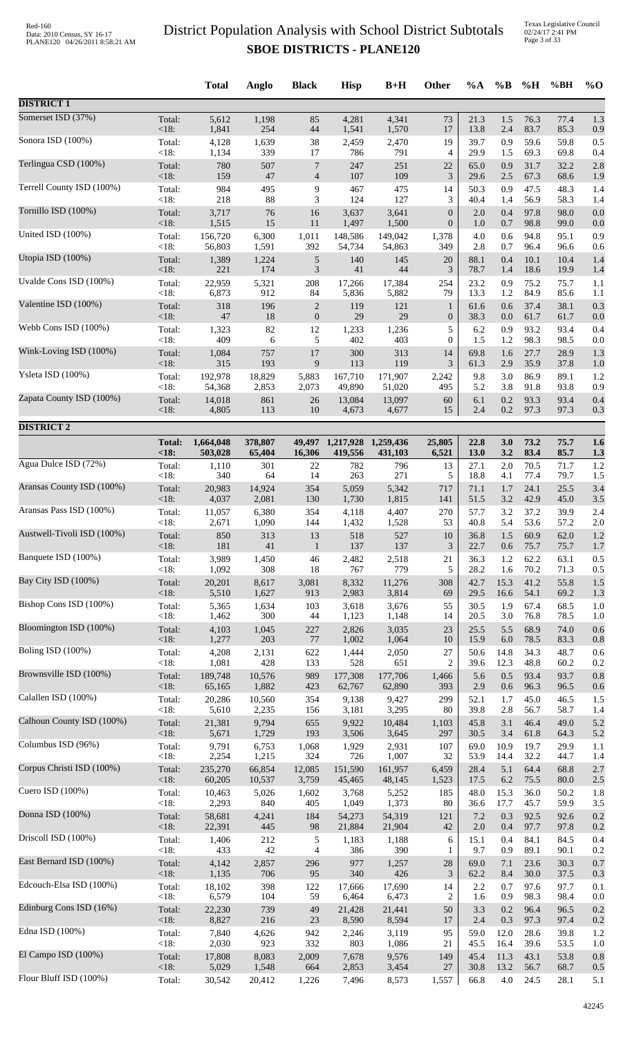# District Population Analysis with School District Subtotals
## SBOE DISTRICTS - PLANE120

| | | Total | Anglo | Black | Hisp | B+H | Other | %A | %B | %H | %BH | %O |
|---|---|---|---|---|---|---|---|---|---|---|---|---|
| **DISTRICT 1** | | | | | | | | | | | | |
| Somerset ISD (37%) | Total: | 5,612 | 1,198 | 85 | 4,281 | 4,341 | 73 | 21.3 | 1.5 | 76.3 | 77.4 | 1.3 |
| | <18: | 1,841 | 254 | 44 | 1,541 | 1,570 | 17 | 13.8 | 2.4 | 83.7 | 85.3 | 0.9 |
| Sonora ISD (100%) | Total: | 4,128 | 1,639 | 38 | 2,459 | 2,470 | 19 | 39.7 | 0.9 | 59.6 | 59.8 | 0.5 |
| | <18: | 1,134 | 339 | 17 | 786 | 791 | 4 | 29.9 | 1.5 | 69.3 | 69.8 | 0.4 |
| Terlingua CSD (100%) | Total: | 780 | 507 | 7 | 247 | 251 | 22 | 65.0 | 0.9 | 31.7 | 32.2 | 2.8 |
| | <18: | 159 | 47 | 4 | 107 | 109 | 3 | 29.6 | 2.5 | 67.3 | 68.6 | 1.9 |
| Terrell County ISD (100%) | Total: | 984 | 495 | 9 | 467 | 475 | 14 | 50.3 | 0.9 | 47.5 | 48.3 | 1.4 |
| | <18: | 218 | 88 | 3 | 124 | 127 | 3 | 40.4 | 1.4 | 56.9 | 58.3 | 1.4 |
| Tornillo ISD (100%) | Total: | 3,717 | 76 | 16 | 3,637 | 3,641 | 0 | 2.0 | 0.4 | 97.8 | 98.0 | 0.0 |
| | <18: | 1,515 | 15 | 11 | 1,497 | 1,500 | 0 | 1.0 | 0.7 | 98.8 | 99.0 | 0.0 |
| United ISD (100%) | Total: | 156,720 | 6,300 | 1,011 | 148,586 | 149,042 | 1,378 | 4.0 | 0.6 | 94.8 | 95.1 | 0.9 |
| | <18: | 56,803 | 1,591 | 392 | 54,734 | 54,863 | 349 | 2.8 | 0.7 | 96.4 | 96.6 | 0.6 |
| Utopia ISD (100%) | Total: | 1,389 | 1,224 | 5 | 140 | 145 | 20 | 88.1 | 0.4 | 10.1 | 10.4 | 1.4 |
| | <18: | 221 | 174 | 3 | 41 | 44 | 3 | 78.7 | 1.4 | 18.6 | 19.9 | 1.4 |
| Uvalde Cons ISD (100%) | Total: | 22,959 | 5,321 | 208 | 17,266 | 17,384 | 254 | 23.2 | 0.9 | 75.2 | 75.7 | 1.1 |
| | <18: | 6,873 | 912 | 84 | 5,836 | 5,882 | 79 | 13.3 | 1.2 | 84.9 | 85.6 | 1.1 |
| Valentine ISD (100%) | Total: | 318 | 196 | 2 | 119 | 121 | 1 | 61.6 | 0.6 | 37.4 | 38.1 | 0.3 |
| | <18: | 47 | 18 | 0 | 29 | 29 | 0 | 38.3 | 0.0 | 61.7 | 61.7 | 0.0 |
| Webb Cons ISD (100%) | Total: | 1,323 | 82 | 12 | 1,233 | 1,236 | 5 | 6.2 | 0.9 | 93.2 | 93.4 | 0.4 |
| | <18: | 409 | 6 | 5 | 402 | 403 | 0 | 1.5 | 1.2 | 98.3 | 98.5 | 0.0 |
| Wink-Loving ISD (100%) | Total: | 1,084 | 757 | 17 | 300 | 313 | 14 | 69.8 | 1.6 | 27.7 | 28.9 | 1.3 |
| | <18: | 315 | 193 | 9 | 113 | 119 | 3 | 61.3 | 2.9 | 35.9 | 37.8 | 1.0 |
| Ysleta ISD (100%) | Total: | 192,978 | 18,829 | 5,883 | 167,710 | 171,907 | 2,242 | 9.8 | 3.0 | 86.9 | 89.1 | 1.2 |
| | <18: | 54,368 | 2,853 | 2,073 | 49,890 | 51,020 | 495 | 5.2 | 3.8 | 91.8 | 93.8 | 0.9 |
| Zapata County ISD (100%) | Total: | 14,018 | 861 | 26 | 13,084 | 13,097 | 60 | 6.1 | 0.2 | 93.3 | 93.4 | 0.4 |
| | <18: | 4,805 | 113 | 10 | 4,673 | 4,677 | 15 | 2.4 | 0.2 | 97.3 | 97.3 | 0.3 |
| **DISTRICT 2** | | | | | | | | | | | | |
| | **Total:** | **1,664,048** | **378,807** | **49,497** | **1,217,928** | **1,259,436** | **25,805** | **22.8** | **3.0** | **73.2** | **75.7** | **1.6** |
| | **<18:** | **503,028** | **65,404** | **16,306** | **419,556** | **431,103** | **6,521** | **13.0** | **3.2** | **83.4** | **85.7** | **1.3** |
| Agua Dulce ISD (72%) | Total: | 1,110 | 301 | 22 | 782 | 796 | 13 | 27.1 | 2.0 | 70.5 | 71.7 | 1.2 |
| | <18: | 340 | 64 | 14 | 263 | 271 | 5 | 18.8 | 4.1 | 77.4 | 79.7 | 1.5 |
| Aransas County ISD (100%) | Total: | 20,983 | 14,924 | 354 | 5,059 | 5,342 | 717 | 71.1 | 1.7 | 24.1 | 25.5 | 3.4 |
| | <18: | 4,037 | 2,081 | 130 | 1,730 | 1,815 | 141 | 51.5 | 3.2 | 42.9 | 45.0 | 3.5 |
| Aransas Pass ISD (100%) | Total: | 11,057 | 6,380 | 354 | 4,118 | 4,407 | 270 | 57.7 | 3.2 | 37.2 | 39.9 | 2.4 |
| | <18: | 2,671 | 1,090 | 144 | 1,432 | 1,528 | 53 | 40.8 | 5.4 | 53.6 | 57.2 | 2.0 |
| Austwell-Tivoli ISD (100%) | Total: | 850 | 313 | 13 | 518 | 527 | 10 | 36.8 | 1.5 | 60.9 | 62.0 | 1.2 |
| | <18: | 181 | 41 | 1 | 137 | 137 | 3 | 22.7 | 0.6 | 75.7 | 75.7 | 1.7 |
| Banquete ISD (100%) | Total: | 3,989 | 1,450 | 46 | 2,482 | 2,518 | 21 | 36.3 | 1.2 | 62.2 | 63.1 | 0.5 |
| | <18: | 1,092 | 308 | 18 | 767 | 779 | 5 | 28.2 | 1.6 | 70.2 | 71.3 | 0.5 |
| Bay City ISD (100%) | Total: | 20,201 | 8,617 | 3,081 | 8,332 | 11,276 | 308 | 42.7 | 15.3 | 41.2 | 55.8 | 1.5 |
| | <18: | 5,510 | 1,627 | 913 | 2,983 | 3,814 | 69 | 29.5 | 16.6 | 54.1 | 69.2 | 1.3 |
| Bishop Cons ISD (100%) | Total: | 5,365 | 1,634 | 103 | 3,618 | 3,676 | 55 | 30.5 | 1.9 | 67.4 | 68.5 | 1.0 |
| | <18: | 1,462 | 300 | 44 | 1,123 | 1,148 | 14 | 20.5 | 3.0 | 76.8 | 78.5 | 1.0 |
| Bloomington ISD (100%) | Total: | 4,103 | 1,045 | 227 | 2,826 | 3,035 | 23 | 25.5 | 5.5 | 68.9 | 74.0 | 0.6 |
| | <18: | 1,277 | 203 | 77 | 1,002 | 1,064 | 10 | 15.9 | 6.0 | 78.5 | 83.3 | 0.8 |
| Boling ISD (100%) | Total: | 4,208 | 2,131 | 622 | 1,444 | 2,050 | 27 | 50.6 | 14.8 | 34.3 | 48.7 | 0.6 |
| | <18: | 1,081 | 428 | 133 | 528 | 651 | 2 | 39.6 | 12.3 | 48.8 | 60.2 | 0.2 |
| Brownsville ISD (100%) | Total: | 189,748 | 10,576 | 989 | 177,308 | 177,706 | 1,466 | 5.6 | 0.5 | 93.4 | 93.7 | 0.8 |
| | <18: | 65,165 | 1,882 | 423 | 62,767 | 62,890 | 393 | 2.9 | 0.6 | 96.3 | 96.5 | 0.6 |
| Calallen ISD (100%) | Total: | 20,286 | 10,560 | 354 | 9,138 | 9,427 | 299 | 52.1 | 1.7 | 45.0 | 46.5 | 1.5 |
| | <18: | 5,610 | 2,235 | 156 | 3,181 | 3,295 | 80 | 39.8 | 2.8 | 56.7 | 58.7 | 1.4 |
| Calhoun County ISD (100%) | Total: | 21,381 | 9,794 | 655 | 9,922 | 10,484 | 1,103 | 45.8 | 3.1 | 46.4 | 49.0 | 5.2 |
| | <18: | 5,671 | 1,729 | 193 | 3,506 | 3,645 | 297 | 30.5 | 3.4 | 61.8 | 64.3 | 5.2 |
| Columbus ISD (96%) | Total: | 9,791 | 6,753 | 1,068 | 1,929 | 2,931 | 107 | 69.0 | 10.9 | 19.7 | 29.9 | 1.1 |
| | <18: | 2,254 | 1,215 | 324 | 726 | 1,007 | 32 | 53.9 | 14.4 | 32.2 | 44.7 | 1.4 |
| Corpus Christi ISD (100%) | Total: | 235,270 | 66,854 | 12,085 | 151,590 | 161,957 | 6,459 | 28.4 | 5.1 | 64.4 | 68.8 | 2.7 |
| | <18: | 60,205 | 10,537 | 3,759 | 45,465 | 48,145 | 1,523 | 17.5 | 6.2 | 75.5 | 80.0 | 2.5 |
| Cuero ISD (100%) | Total: | 10,463 | 5,026 | 1,602 | 3,768 | 5,252 | 185 | 48.0 | 15.3 | 36.0 | 50.2 | 1.8 |
| | <18: | 2,293 | 840 | 405 | 1,049 | 1,373 | 80 | 36.6 | 17.7 | 45.7 | 59.9 | 3.5 |
| Donna ISD (100%) | Total: | 58,681 | 4,241 | 184 | 54,273 | 54,319 | 121 | 7.2 | 0.3 | 92.5 | 92.6 | 0.2 |
| | <18: | 22,391 | 445 | 98 | 21,884 | 21,904 | 42 | 2.0 | 0.4 | 97.7 | 97.8 | 0.2 |
| Driscoll ISD (100%) | Total: | 1,406 | 212 | 5 | 1,183 | 1,188 | 6 | 15.1 | 0.4 | 84.1 | 84.5 | 0.4 |
| | <18: | 433 | 42 | 4 | 386 | 390 | 1 | 9.7 | 0.9 | 89.1 | 90.1 | 0.2 |
| East Bernard ISD (100%) | Total: | 4,142 | 2,857 | 296 | 977 | 1,257 | 28 | 69.0 | 7.1 | 23.6 | 30.3 | 0.7 |
| | <18: | 1,135 | 706 | 95 | 340 | 426 | 3 | 62.2 | 8.4 | 30.0 | 37.5 | 0.3 |
| Edcouch-Elsa ISD (100%) | Total: | 18,102 | 398 | 122 | 17,666 | 17,690 | 14 | 2.2 | 0.7 | 97.6 | 97.7 | 0.1 |
| | <18: | 6,579 | 104 | 59 | 6,464 | 6,473 | 2 | 1.6 | 0.9 | 98.3 | 98.4 | 0.0 |
| Edinburg Cons ISD (16%) | Total: | 22,230 | 739 | 49 | 21,428 | 21,441 | 50 | 3.3 | 0.2 | 96.4 | 96.5 | 0.2 |
| | <18: | 8,827 | 216 | 23 | 8,590 | 8,594 | 17 | 2.4 | 0.3 | 97.3 | 97.4 | 0.2 |
| Edna ISD (100%) | Total: | 7,840 | 4,626 | 942 | 2,246 | 3,119 | 95 | 59.0 | 12.0 | 28.6 | 39.8 | 1.2 |
| | <18: | 2,030 | 923 | 332 | 803 | 1,086 | 21 | 45.5 | 16.4 | 39.6 | 53.5 | 1.0 |
| El Campo ISD (100%) | Total: | 17,808 | 8,083 | 2,009 | 7,678 | 9,576 | 149 | 45.4 | 11.3 | 43.1 | 53.8 | 0.8 |
| | <18: | 5,029 | 1,548 | 664 | 2,853 | 3,454 | 27 | 30.8 | 13.2 | 56.7 | 68.7 | 0.5 |
| Flour Bluff ISD (100%) | Total: | 30,542 | 20,412 | 1,226 | 7,496 | 8,573 | 1,557 | 66.8 | 4.0 | 24.5 | 28.1 | 5.1 |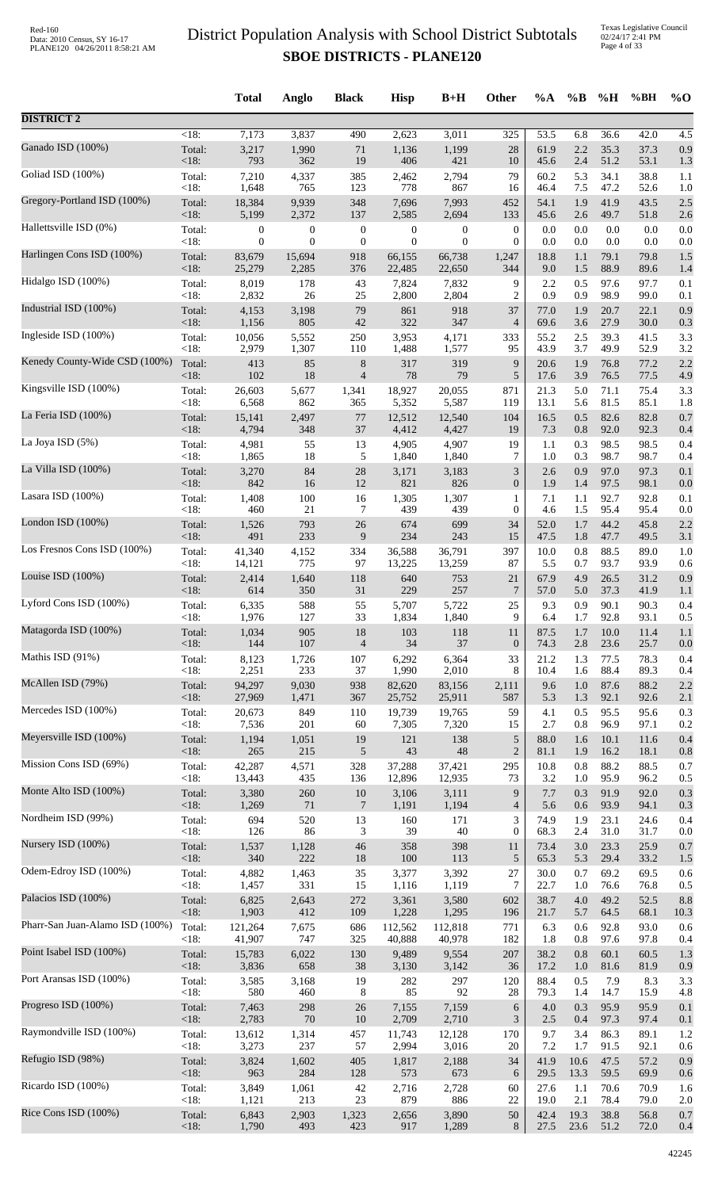# District Population Analysis with School District Subtotals

## SBOE DISTRICTS - PLANE120

| | | Total | Anglo | Black | Hisp | B+H | Other | %A | %B | %H | %BH | %O |
|---|---|---|---|---|---|---|---|---|---|---|---|---|
| **DISTRICT 2** | | | | | | | | | | | | |
| | <18: | 7,173 | 3,837 | 490 | 2,623 | 3,011 | 325 | 53.5 | 6.8 | 36.6 | 42.0 | 4.5 |
| Ganado ISD (100%) | Total: | 3,217 | 1,990 | 71 | 1,136 | 1,199 | 28 | 61.9 | 2.2 | 35.3 | 37.3 | 0.9 |
| | <18: | 793 | 362 | 19 | 406 | 421 | 10 | 45.6 | 2.4 | 51.2 | 53.1 | 1.3 |
| Goliad ISD (100%) | Total: | 7,210 | 4,337 | 385 | 2,462 | 2,794 | 79 | 60.2 | 5.3 | 34.1 | 38.8 | 1.1 |
| | <18: | 1,648 | 765 | 123 | 778 | 867 | 16 | 46.4 | 7.5 | 47.2 | 52.6 | 1.0 |
| Gregory-Portland ISD (100%) | Total: | 18,384 | 9,939 | 348 | 7,696 | 7,993 | 452 | 54.1 | 1.9 | 41.9 | 43.5 | 2.5 |
| | <18: | 5,199 | 2,372 | 137 | 2,585 | 2,694 | 133 | 45.6 | 2.6 | 49.7 | 51.8 | 2.6 |
| Hallettsville ISD (0%) | Total: | 0 | 0 | 0 | 0 | 0 | 0 | 0.0 | 0.0 | 0.0 | 0.0 | 0.0 |
| | <18: | 0 | 0 | 0 | 0 | 0 | 0 | 0.0 | 0.0 | 0.0 | 0.0 | 0.0 |
| Harlingen Cons ISD (100%) | Total: | 83,679 | 15,694 | 918 | 66,155 | 66,738 | 1,247 | 18.8 | 1.1 | 79.1 | 79.8 | 1.5 |
| | <18: | 25,279 | 2,285 | 376 | 22,485 | 22,650 | 344 | 9.0 | 1.5 | 88.9 | 89.6 | 1.4 |
| Hidalgo ISD (100%) | Total: | 8,019 | 178 | 43 | 7,824 | 7,832 | 9 | 2.2 | 0.5 | 97.6 | 97.7 | 0.1 |
| | <18: | 2,832 | 26 | 25 | 2,800 | 2,804 | 2 | 0.9 | 0.9 | 98.9 | 99.0 | 0.1 |
| Industrial ISD (100%) | Total: | 4,153 | 3,198 | 79 | 861 | 918 | 37 | 77.0 | 1.9 | 20.7 | 22.1 | 0.9 |
| | <18: | 1,156 | 805 | 42 | 322 | 347 | 4 | 69.6 | 3.6 | 27.9 | 30.0 | 0.3 |
| Ingleside ISD (100%) | Total: | 10,056 | 5,552 | 250 | 3,953 | 4,171 | 333 | 55.2 | 2.5 | 39.3 | 41.5 | 3.3 |
| | <18: | 2,979 | 1,307 | 110 | 1,488 | 1,577 | 95 | 43.9 | 3.7 | 49.9 | 52.9 | 3.2 |
| Kenedy County-Wide CSD (100%) | Total: | 413 | 85 | 8 | 317 | 319 | 9 | 20.6 | 1.9 | 76.8 | 77.2 | 2.2 |
| | <18: | 102 | 18 | 4 | 78 | 79 | 5 | 17.6 | 3.9 | 76.5 | 77.5 | 4.9 |
| Kingsville ISD (100%) | Total: | 26,603 | 5,677 | 1,341 | 18,927 | 20,055 | 871 | 21.3 | 5.0 | 71.1 | 75.4 | 3.3 |
| | <18: | 6,568 | 862 | 365 | 5,352 | 5,587 | 119 | 13.1 | 5.6 | 81.5 | 85.1 | 1.8 |
| La Feria ISD (100%) | Total: | 15,141 | 2,497 | 77 | 12,512 | 12,540 | 104 | 16.5 | 0.5 | 82.6 | 82.8 | 0.7 |
| | <18: | 4,794 | 348 | 37 | 4,412 | 4,427 | 19 | 7.3 | 0.8 | 92.0 | 92.3 | 0.4 |
| La Joya ISD (5%) | Total: | 4,981 | 55 | 13 | 4,905 | 4,907 | 19 | 1.1 | 0.3 | 98.5 | 98.5 | 0.4 |
| | <18: | 1,865 | 18 | 5 | 1,840 | 1,840 | 7 | 1.0 | 0.3 | 98.7 | 98.7 | 0.4 |
| La Villa ISD (100%) | Total: | 3,270 | 84 | 28 | 3,171 | 3,183 | 3 | 2.6 | 0.9 | 97.0 | 97.3 | 0.1 |
| | <18: | 842 | 16 | 12 | 821 | 826 | 0 | 1.9 | 1.4 | 97.5 | 98.1 | 0.0 |
| Lasara ISD (100%) | Total: | 1,408 | 100 | 16 | 1,305 | 1,307 | 1 | 7.1 | 1.1 | 92.7 | 92.8 | 0.1 |
| | <18: | 460 | 21 | 7 | 439 | 439 | 0 | 4.6 | 1.5 | 95.4 | 95.4 | 0.0 |
| London ISD (100%) | Total: | 1,526 | 793 | 26 | 674 | 699 | 34 | 52.0 | 1.7 | 44.2 | 45.8 | 2.2 |
| | <18: | 491 | 233 | 9 | 234 | 243 | 15 | 47.5 | 1.8 | 47.7 | 49.5 | 3.1 |
| Los Fresnos Cons ISD (100%) | Total: | 41,340 | 4,152 | 334 | 36,588 | 36,791 | 397 | 10.0 | 0.8 | 88.5 | 89.0 | 1.0 |
| | <18: | 14,121 | 775 | 97 | 13,225 | 13,259 | 87 | 5.5 | 0.7 | 93.7 | 93.9 | 0.6 |
| Louise ISD (100%) | Total: | 2,414 | 1,640 | 118 | 640 | 753 | 21 | 67.9 | 4.9 | 26.5 | 31.2 | 0.9 |
| | <18: | 614 | 350 | 31 | 229 | 257 | 7 | 57.0 | 5.0 | 37.3 | 41.9 | 1.1 |
| Lyford Cons ISD (100%) | Total: | 6,335 | 588 | 55 | 5,707 | 5,722 | 25 | 9.3 | 0.9 | 90.1 | 90.3 | 0.4 |
| | <18: | 1,976 | 127 | 33 | 1,834 | 1,840 | 9 | 6.4 | 1.7 | 92.8 | 93.1 | 0.5 |
| Matagorda ISD (100%) | Total: | 1,034 | 905 | 18 | 103 | 118 | 11 | 87.5 | 1.7 | 10.0 | 11.4 | 1.1 |
| | <18: | 144 | 107 | 4 | 34 | 37 | 0 | 74.3 | 2.8 | 23.6 | 25.7 | 0.0 |
| Mathis ISD (91%) | Total: | 8,123 | 1,726 | 107 | 6,292 | 6,364 | 33 | 21.2 | 1.3 | 77.5 | 78.3 | 0.4 |
| | <18: | 2,251 | 233 | 37 | 1,990 | 2,010 | 8 | 10.4 | 1.6 | 88.4 | 89.3 | 0.4 |
| McAllen ISD (79%) | Total: | 94,297 | 9,030 | 938 | 82,620 | 83,156 | 2,111 | 9.6 | 1.0 | 87.6 | 88.2 | 2.2 |
| | <18: | 27,969 | 1,471 | 367 | 25,752 | 25,911 | 587 | 5.3 | 1.3 | 92.1 | 92.6 | 2.1 |
| Mercedes ISD (100%) | Total: | 20,673 | 849 | 110 | 19,739 | 19,765 | 59 | 4.1 | 0.5 | 95.5 | 95.6 | 0.3 |
| | <18: | 7,536 | 201 | 60 | 7,305 | 7,320 | 15 | 2.7 | 0.8 | 96.9 | 97.1 | 0.2 |
| Meyersville ISD (100%) | Total: | 1,194 | 1,051 | 19 | 121 | 138 | 5 | 88.0 | 1.6 | 10.1 | 11.6 | 0.4 |
| | <18: | 265 | 215 | 5 | 43 | 48 | 2 | 81.1 | 1.9 | 16.2 | 18.1 | 0.8 |
| Mission Cons ISD (69%) | Total: | 42,287 | 4,571 | 328 | 37,288 | 37,421 | 295 | 10.8 | 0.8 | 88.2 | 88.5 | 0.7 |
| | <18: | 13,443 | 435 | 136 | 12,896 | 12,935 | 73 | 3.2 | 1.0 | 95.9 | 96.2 | 0.5 |
| Monte Alto ISD (100%) | Total: | 3,380 | 260 | 10 | 3,106 | 3,111 | 9 | 7.7 | 0.3 | 91.9 | 92.0 | 0.3 |
| | <18: | 1,269 | 71 | 7 | 1,191 | 1,194 | 4 | 5.6 | 0.6 | 93.9 | 94.1 | 0.3 |
| Nordheim ISD (99%) | Total: | 694 | 520 | 13 | 160 | 171 | 3 | 74.9 | 1.9 | 23.1 | 24.6 | 0.4 |
| | <18: | 126 | 86 | 3 | 39 | 40 | 0 | 68.3 | 2.4 | 31.0 | 31.7 | 0.0 |
| Nursery ISD (100%) | Total: | 1,537 | 1,128 | 46 | 358 | 398 | 11 | 73.4 | 3.0 | 23.3 | 25.9 | 0.7 |
| | <18: | 340 | 222 | 18 | 100 | 113 | 5 | 65.3 | 5.3 | 29.4 | 33.2 | 1.5 |
| Odem-Edroy ISD (100%) | Total: | 4,882 | 1,463 | 35 | 3,377 | 3,392 | 27 | 30.0 | 0.7 | 69.2 | 69.5 | 0.6 |
| | <18: | 1,457 | 331 | 15 | 1,116 | 1,119 | 7 | 22.7 | 1.0 | 76.6 | 76.8 | 0.5 |
| Palacios ISD (100%) | Total: | 6,825 | 2,643 | 272 | 3,361 | 3,580 | 602 | 38.7 | 4.0 | 49.2 | 52.5 | 8.8 |
| | <18: | 1,903 | 412 | 109 | 1,228 | 1,295 | 196 | 21.7 | 5.7 | 64.5 | 68.1 | 10.3 |
| Pharr-San Juan-Alamo ISD (100%) | Total: | 121,264 | 7,675 | 686 | 112,562 | 112,818 | 771 | 6.3 | 0.6 | 92.8 | 93.0 | 0.6 |
| | <18: | 41,907 | 747 | 325 | 40,888 | 40,978 | 182 | 1.8 | 0.8 | 97.6 | 97.8 | 0.4 |
| Point Isabel ISD (100%) | Total: | 15,783 | 6,022 | 130 | 9,489 | 9,554 | 207 | 38.2 | 0.8 | 60.1 | 60.5 | 1.3 |
| | <18: | 3,836 | 658 | 38 | 3,130 | 3,142 | 36 | 17.2 | 1.0 | 81.6 | 81.9 | 0.9 |
| Port Aransas ISD (100%) | Total: | 3,585 | 3,168 | 19 | 282 | 297 | 120 | 88.4 | 0.5 | 7.9 | 8.3 | 3.3 |
| | <18: | 580 | 460 | 8 | 85 | 92 | 28 | 79.3 | 1.4 | 14.7 | 15.9 | 4.8 |
| Progreso ISD (100%) | Total: | 7,463 | 298 | 26 | 7,155 | 7,159 | 6 | 4.0 | 0.3 | 95.9 | 95.9 | 0.1 |
| | <18: | 2,783 | 70 | 10 | 2,709 | 2,710 | 3 | 2.5 | 0.4 | 97.3 | 97.4 | 0.1 |
| Raymondville ISD (100%) | Total: | 13,612 | 1,314 | 457 | 11,743 | 12,128 | 170 | 9.7 | 3.4 | 86.3 | 89.1 | 1.2 |
| | <18: | 3,273 | 237 | 57 | 2,994 | 3,016 | 20 | 7.2 | 1.7 | 91.5 | 92.1 | 0.6 |
| Refugio ISD (98%) | Total: | 3,824 | 1,602 | 405 | 1,817 | 2,188 | 34 | 41.9 | 10.6 | 47.5 | 57.2 | 0.9 |
| | <18: | 963 | 284 | 128 | 573 | 673 | 6 | 29.5 | 13.3 | 59.5 | 69.9 | 0.6 |
| Ricardo ISD (100%) | Total: | 3,849 | 1,061 | 42 | 2,716 | 2,728 | 60 | 27.6 | 1.1 | 70.6 | 70.9 | 1.6 |
| | <18: | 1,121 | 213 | 23 | 879 | 886 | 22 | 19.0 | 2.1 | 78.4 | 79.0 | 2.0 |
| Rice Cons ISD (100%) | Total: | 6,843 | 2,903 | 1,323 | 2,656 | 3,890 | 50 | 42.4 | 19.3 | 38.8 | 56.8 | 0.7 |
| | <18: | 1,790 | 493 | 423 | 917 | 1,289 | 8 | 27.5 | 23.6 | 51.2 | 72.0 | 0.4 |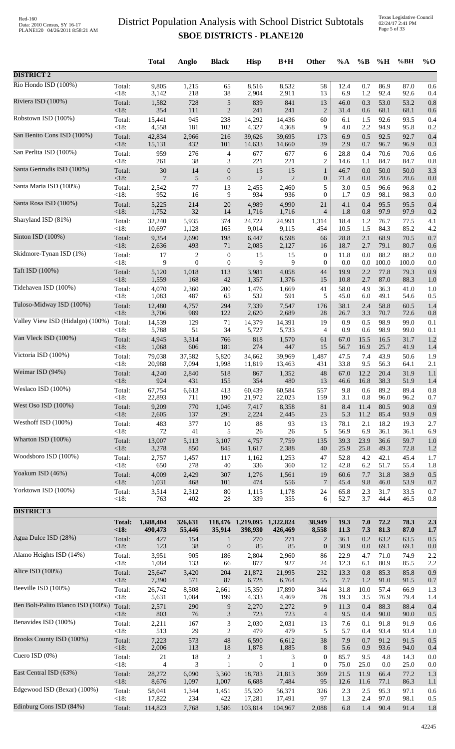# District Population Analysis with School District Subtotals

## SBOE DISTRICTS - PLANE120

| | | Total | Anglo | Black | Hisp | B+H | Other | %A | %B | %H | %BH | %O |
|---|---|---|---|---|---|---|---|---|---|---|---|---|
| **DISTRICT 2** | | | | | | | | | | | | |
| Rio Hondo ISD (100%) | Total: | 9,805 | 1,215 | 65 | 8,516 | 8,532 | 58 | 12.4 | 0.7 | 86.9 | 87.0 | 0.6 |
| | <18: | 3,142 | 218 | 38 | 2,904 | 2,911 | 13 | 6.9 | 1.2 | 92.4 | 92.6 | 0.4 |
| Riviera ISD (100%) | Total: | 1,582 | 728 | 5 | 839 | 841 | 13 | 46.0 | 0.3 | 53.0 | 53.2 | 0.8 |
| | <18: | 354 | 111 | 2 | 241 | 241 | 2 | 31.4 | 0.6 | 68.1 | 68.1 | 0.6 |
| Robstown ISD (100%) | Total: | 15,441 | 945 | 238 | 14,292 | 14,436 | 60 | 6.1 | 1.5 | 92.6 | 93.5 | 0.4 |
| | <18: | 4,558 | 181 | 102 | 4,327 | 4,368 | 9 | 4.0 | 2.2 | 94.9 | 95.8 | 0.2 |
| San Benito Cons ISD (100%) | Total: | 42,834 | 2,966 | 216 | 39,626 | 39,695 | 173 | 6.9 | 0.5 | 92.5 | 92.7 | 0.4 |
| | <18: | 15,131 | 432 | 101 | 14,633 | 14,660 | 39 | 2.9 | 0.7 | 96.7 | 96.9 | 0.3 |
| San Perlita ISD (100%) | Total: | 959 | 276 | 4 | 677 | 677 | 6 | 28.8 | 0.4 | 70.6 | 70.6 | 0.6 |
| | <18: | 261 | 38 | 3 | 221 | 221 | 2 | 14.6 | 1.1 | 84.7 | 84.7 | 0.8 |
| Santa Gertrudis ISD (100%) | Total: | 30 | 14 | 0 | 15 | 15 | 1 | 46.7 | 0.0 | 50.0 | 50.0 | 3.3 |
| | <18: | 7 | 5 | 0 | 2 | 2 | 0 | 71.4 | 0.0 | 28.6 | 28.6 | 0.0 |
| Santa Maria ISD (100%) | Total: | 2,542 | 77 | 13 | 2,455 | 2,460 | 5 | 3.0 | 0.5 | 96.6 | 96.8 | 0.2 |
| | <18: | 952 | 16 | 9 | 934 | 936 | 0 | 1.7 | 0.9 | 98.1 | 98.3 | 0.0 |
| Santa Rosa ISD (100%) | Total: | 5,225 | 214 | 20 | 4,989 | 4,990 | 21 | 4.1 | 0.4 | 95.5 | 95.5 | 0.4 |
| | <18: | 1,752 | 32 | 14 | 1,716 | 1,716 | 4 | 1.8 | 0.8 | 97.9 | 97.9 | 0.2 |
| Sharyland ISD (81%) | Total: | 32,240 | 5,935 | 374 | 24,722 | 24,991 | 1,314 | 18.4 | 1.2 | 76.7 | 77.5 | 4.1 |
| | <18: | 10,697 | 1,128 | 165 | 9,014 | 9,115 | 454 | 10.5 | 1.5 | 84.3 | 85.2 | 4.2 |
| Sinton ISD (100%) | Total: | 9,354 | 2,690 | 198 | 6,447 | 6,598 | 66 | 28.8 | 2.1 | 68.9 | 70.5 | 0.7 |
| | <18: | 2,636 | 493 | 71 | 2,085 | 2,127 | 16 | 18.7 | 2.7 | 79.1 | 80.7 | 0.6 |
| Skidmore-Tynan ISD (1%) | Total: | 17 | 2 | 0 | 15 | 15 | 0 | 11.8 | 0.0 | 88.2 | 88.2 | 0.0 |
| | <18: | 9 | 0 | 0 | 9 | 9 | 0 | 0.0 | 0.0 | 100.0 | 100.0 | 0.0 |
| Taft ISD (100%) | Total: | 5,120 | 1,018 | 113 | 3,981 | 4,058 | 44 | 19.9 | 2.2 | 77.8 | 79.3 | 0.9 |
| | <18: | 1,559 | 168 | 42 | 1,357 | 1,376 | 15 | 10.8 | 2.7 | 87.0 | 88.3 | 1.0 |
| Tidehaven ISD (100%) | Total: | 4,070 | 2,360 | 200 | 1,476 | 1,669 | 41 | 58.0 | 4.9 | 36.3 | 41.0 | 1.0 |
| | <18: | 1,083 | 487 | 65 | 532 | 591 | 5 | 45.0 | 6.0 | 49.1 | 54.6 | 0.5 |
| Tuloso-Midway ISD (100%) | Total: | 12,480 | 4,757 | 294 | 7,339 | 7,547 | 176 | 38.1 | 2.4 | 58.8 | 60.5 | 1.4 |
| | <18: | 3,706 | 989 | 122 | 2,620 | 2,689 | 28 | 26.7 | 3.3 | 70.7 | 72.6 | 0.8 |
| Valley View ISD (Hidalgo) (100%) | Total: | 14,539 | 129 | 71 | 14,379 | 14,391 | 19 | 0.9 | 0.5 | 98.9 | 99.0 | 0.1 |
| | <18: | 5,788 | 51 | 34 | 5,727 | 5,733 | 4 | 0.9 | 0.6 | 98.9 | 99.0 | 0.1 |
| Van Vleck ISD (100%) | Total: | 4,945 | 3,314 | 766 | 818 | 1,570 | 61 | 67.0 | 15.5 | 16.5 | 31.7 | 1.2 |
| | <18: | 1,068 | 606 | 181 | 274 | 447 | 15 | 56.7 | 16.9 | 25.7 | 41.9 | 1.4 |
| Victoria ISD (100%) | Total: | 79,038 | 37,582 | 5,820 | 34,662 | 39,969 | 1,487 | 47.5 | 7.4 | 43.9 | 50.6 | 1.9 |
| | <18: | 20,988 | 7,094 | 1,998 | 11,819 | 13,463 | 431 | 33.8 | 9.5 | 56.3 | 64.1 | 2.1 |
| Weimar ISD (94%) | Total: | 4,240 | 2,840 | 518 | 867 | 1,352 | 48 | 67.0 | 12.2 | 20.4 | 31.9 | 1.1 |
| | <18: | 924 | 431 | 155 | 354 | 480 | 13 | 46.6 | 16.8 | 38.3 | 51.9 | 1.4 |
| Weslaco ISD (100%) | Total: | 67,754 | 6,613 | 413 | 60,439 | 60,584 | 557 | 9.8 | 0.6 | 89.2 | 89.4 | 0.8 |
| | <18: | 22,893 | 711 | 190 | 21,972 | 22,023 | 159 | 3.1 | 0.8 | 96.0 | 96.2 | 0.7 |
| West Oso ISD (100%) | Total: | 9,209 | 770 | 1,046 | 7,417 | 8,358 | 81 | 8.4 | 11.4 | 80.5 | 90.8 | 0.9 |
| | <18: | 2,605 | 137 | 291 | 2,224 | 2,445 | 23 | 5.3 | 11.2 | 85.4 | 93.9 | 0.9 |
| Westhoff ISD (100%) | Total: | 483 | 377 | 10 | 88 | 93 | 13 | 78.1 | 2.1 | 18.2 | 19.3 | 2.7 |
| | <18: | 72 | 41 | 5 | 26 | 26 | 5 | 56.9 | 6.9 | 36.1 | 36.1 | 6.9 |
| Wharton ISD (100%) | Total: | 13,007 | 5,113 | 3,107 | 4,757 | 7,759 | 135 | 39.3 | 23.9 | 36.6 | 59.7 | 1.0 |
| | <18: | 3,278 | 850 | 845 | 1,617 | 2,388 | 40 | 25.9 | 25.8 | 49.3 | 72.8 | 1.2 |
| Woodsboro ISD (100%) | Total: | 2,757 | 1,457 | 117 | 1,162 | 1,253 | 47 | 52.8 | 4.2 | 42.1 | 45.4 | 1.7 |
| | <18: | 650 | 278 | 40 | 336 | 360 | 12 | 42.8 | 6.2 | 51.7 | 55.4 | 1.8 |
| Yoakum ISD (46%) | Total: | 4,009 | 2,429 | 307 | 1,276 | 1,561 | 19 | 60.6 | 7.7 | 31.8 | 38.9 | 0.5 |
| | <18: | 1,031 | 468 | 101 | 474 | 556 | 7 | 45.4 | 9.8 | 46.0 | 53.9 | 0.7 |
| Yorktown ISD (100%) | Total: | 3,514 | 2,312 | 80 | 1,115 | 1,178 | 24 | 65.8 | 2.3 | 31.7 | 33.5 | 0.7 |
| | <18: | 763 | 402 | 28 | 339 | 355 | 6 | 52.7 | 3.7 | 44.4 | 46.5 | 0.8 |
| **DISTRICT 3** | | | | | | | | | | | | |
| | **Total:** | **1,688,404** | **326,631** | **118,476** | **1,219,095** | **1,322,824** | **38,949** | **19.3** | **7.0** | **72.2** | **78.3** | **2.3** |
| | **<18:** | **490,473** | **55,446** | **35,914** | **398,930** | **426,469** | **8,558** | **11.3** | **7.3** | **81.3** | **87.0** | **1.7** |
| Agua Dulce ISD (28%) | Total: | 427 | 154 | 1 | 270 | 271 | 2 | 36.1 | 0.2 | 63.2 | 63.5 | 0.5 |
| | <18: | 123 | 38 | 0 | 85 | 85 | 0 | 30.9 | 0.0 | 69.1 | 69.1 | 0.0 |
| Alamo Heights ISD (14%) | Total: | 3,951 | 905 | 186 | 2,804 | 2,960 | 86 | 22.9 | 4.7 | 71.0 | 74.9 | 2.2 |
| | <18: | 1,084 | 133 | 66 | 877 | 927 | 24 | 12.3 | 6.1 | 80.9 | 85.5 | 2.2 |
| Alice ISD (100%) | Total: | 25,647 | 3,420 | 204 | 21,872 | 21,995 | 232 | 13.3 | 0.8 | 85.3 | 85.8 | 0.9 |
| | <18: | 7,390 | 571 | 87 | 6,728 | 6,764 | 55 | 7.7 | 1.2 | 91.0 | 91.5 | 0.7 |
| Beeville ISD (100%) | Total: | 26,742 | 8,508 | 2,661 | 15,350 | 17,890 | 344 | 31.8 | 10.0 | 57.4 | 66.9 | 1.3 |
| | <18: | 5,631 | 1,084 | 199 | 4,333 | 4,469 | 78 | 19.3 | 3.5 | 76.9 | 79.4 | 1.4 |
| Ben Bolt-Palito Blanco ISD (100%) | Total: | 2,571 | 290 | 9 | 2,270 | 2,272 | 9 | 11.3 | 0.4 | 88.3 | 88.4 | 0.4 |
| | <18: | 803 | 76 | 3 | 723 | 723 | 4 | 9.5 | 0.4 | 90.0 | 90.0 | 0.5 |
| Benavides ISD (100%) | Total: | 2,211 | 167 | 3 | 2,030 | 2,031 | 13 | 7.6 | 0.1 | 91.8 | 91.9 | 0.6 |
| | <18: | 513 | 29 | 2 | 479 | 479 | 5 | 5.7 | 0.4 | 93.4 | 93.4 | 1.0 |
| Brooks County ISD (100%) | Total: | 7,223 | 573 | 48 | 6,590 | 6,612 | 38 | 7.9 | 0.7 | 91.2 | 91.5 | 0.5 |
| | <18: | 2,006 | 113 | 18 | 1,878 | 1,885 | 8 | 5.6 | 0.9 | 93.6 | 94.0 | 0.4 |
| Cuero ISD (0%) | Total: | 21 | 18 | 2 | 1 | 3 | 0 | 85.7 | 9.5 | 4.8 | 14.3 | 0.0 |
| | <18: | 4 | 3 | 1 | 0 | 1 | 0 | 75.0 | 25.0 | 0.0 | 25.0 | 0.0 |
| East Central ISD (63%) | Total: | 28,272 | 6,090 | 3,360 | 18,783 | 21,813 | 369 | 21.5 | 11.9 | 66.4 | 77.2 | 1.3 |
| | <18: | 8,676 | 1,097 | 1,007 | 6,688 | 7,484 | 95 | 12.6 | 11.6 | 77.1 | 86.3 | 1.1 |
| Edgewood ISD (Bexar) (100%) | Total: | 58,041 | 1,344 | 1,451 | 55,320 | 56,371 | 326 | 2.3 | 2.5 | 95.3 | 97.1 | 0.6 |
| | <18: | 17,822 | 234 | 422 | 17,281 | 17,491 | 97 | 1.3 | 2.4 | 97.0 | 98.1 | 0.5 |
| Edinburg Cons ISD (84%) | Total: | 114,823 | 7,768 | 1,586 | 103,814 | 104,967 | 2,088 | 6.8 | 1.4 | 90.4 | 91.4 | 1.8 |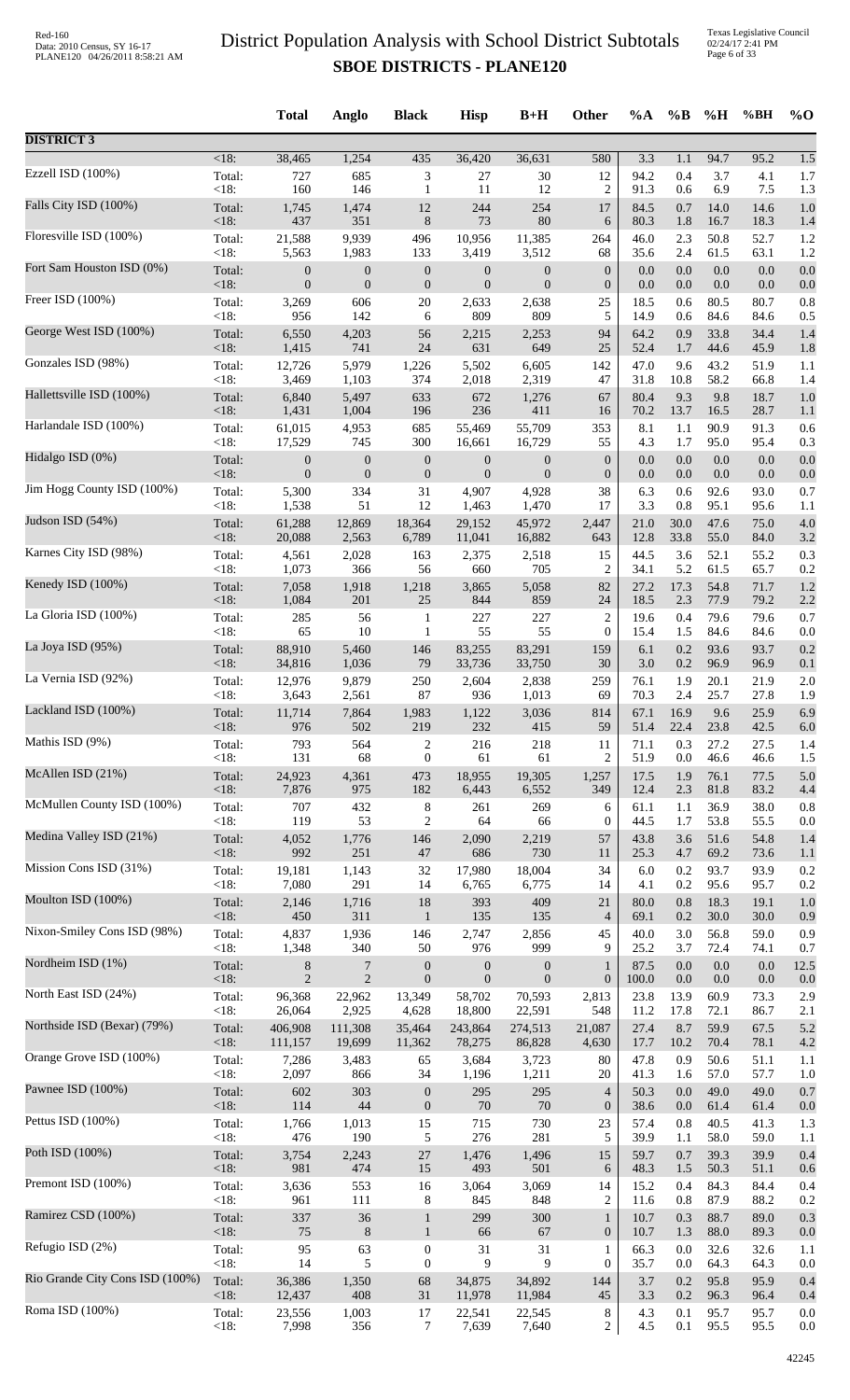# District Population Analysis with School District Subtotals

## SBOE DISTRICTS - PLANE120

| | | Total | Anglo | Black | Hisp | B+H | Other | %A | %B | %H | %BH | %O |
|---|---|---|---|---|---|---|---|---|---|---|---|---|
| **DISTRICT 3** | | | | | | | | | | | | |
| | <18: | 38,465 | 1,254 | 435 | 36,420 | 36,631 | 580 | 3.3 | 1.1 | 94.7 | 95.2 | 1.5 |
| Ezzell ISD (100%) | Total: | 727 | 685 | 3 | 27 | 30 | 12 | 94.2 | 0.4 | 3.7 | 4.1 | 1.7 |
| | <18: | 160 | 146 | 1 | 11 | 12 | 2 | 91.3 | 0.6 | 6.9 | 7.5 | 1.3 |
| Falls City ISD (100%) | Total: | 1,745 | 1,474 | 12 | 244 | 254 | 17 | 84.5 | 0.7 | 14.0 | 14.6 | 1.0 |
| | <18: | 437 | 351 | 8 | 73 | 80 | 6 | 80.3 | 1.8 | 16.7 | 18.3 | 1.4 |
| Floresville ISD (100%) | Total: | 21,588 | 9,939 | 496 | 10,956 | 11,385 | 264 | 46.0 | 2.3 | 50.8 | 52.7 | 1.2 |
| | <18: | 5,563 | 1,983 | 133 | 3,419 | 3,512 | 68 | 35.6 | 2.4 | 61.5 | 63.1 | 1.2 |
| Fort Sam Houston ISD (0%) | Total: | 0 | 0 | 0 | 0 | 0 | 0 | 0.0 | 0.0 | 0.0 | 0.0 | 0.0 |
| | <18: | 0 | 0 | 0 | 0 | 0 | 0 | 0.0 | 0.0 | 0.0 | 0.0 | 0.0 |
| Freer ISD (100%) | Total: | 3,269 | 606 | 20 | 2,633 | 2,638 | 25 | 18.5 | 0.6 | 80.5 | 80.7 | 0.8 |
| | <18: | 956 | 142 | 6 | 809 | 809 | 5 | 14.9 | 0.6 | 84.6 | 84.6 | 0.5 |
| George West ISD (100%) | Total: | 6,550 | 4,203 | 56 | 2,215 | 2,253 | 94 | 64.2 | 0.9 | 33.8 | 34.4 | 1.4 |
| | <18: | 1,415 | 741 | 24 | 631 | 649 | 25 | 52.4 | 1.7 | 44.6 | 45.9 | 1.8 |
| Gonzales ISD (98%) | Total: | 12,726 | 5,979 | 1,226 | 5,502 | 6,605 | 142 | 47.0 | 9.6 | 43.2 | 51.9 | 1.1 |
| | <18: | 3,469 | 1,103 | 374 | 2,018 | 2,319 | 47 | 31.8 | 10.8 | 58.2 | 66.8 | 1.4 |
| Hallettsville ISD (100%) | Total: | 6,840 | 5,497 | 633 | 672 | 1,276 | 67 | 80.4 | 9.3 | 9.8 | 18.7 | 1.0 |
| | <18: | 1,431 | 1,004 | 196 | 236 | 411 | 16 | 70.2 | 13.7 | 16.5 | 28.7 | 1.1 |
| Harlandale ISD (100%) | Total: | 61,015 | 4,953 | 685 | 55,469 | 55,709 | 353 | 8.1 | 1.1 | 90.9 | 91.3 | 0.6 |
| | <18: | 17,529 | 745 | 300 | 16,661 | 16,729 | 55 | 4.3 | 1.7 | 95.0 | 95.4 | 0.3 |
| Hidalgo ISD (0%) | Total: | 0 | 0 | 0 | 0 | 0 | 0 | 0.0 | 0.0 | 0.0 | 0.0 | 0.0 |
| | <18: | 0 | 0 | 0 | 0 | 0 | 0 | 0.0 | 0.0 | 0.0 | 0.0 | 0.0 |
| Jim Hogg County ISD (100%) | Total: | 5,300 | 334 | 31 | 4,907 | 4,928 | 38 | 6.3 | 0.6 | 92.6 | 93.0 | 0.7 |
| | <18: | 1,538 | 51 | 12 | 1,463 | 1,470 | 17 | 3.3 | 0.8 | 95.1 | 95.6 | 1.1 |
| Judson ISD (54%) | Total: | 61,288 | 12,869 | 18,364 | 29,152 | 45,972 | 2,447 | 21.0 | 30.0 | 47.6 | 75.0 | 4.0 |
| | <18: | 20,088 | 2,563 | 6,789 | 11,041 | 16,882 | 643 | 12.8 | 33.8 | 55.0 | 84.0 | 3.2 |
| Karnes City ISD (98%) | Total: | 4,561 | 2,028 | 163 | 2,375 | 2,518 | 15 | 44.5 | 3.6 | 52.1 | 55.2 | 0.3 |
| | <18: | 1,073 | 366 | 56 | 660 | 705 | 2 | 34.1 | 5.2 | 61.5 | 65.7 | 0.2 |
| Kenedy ISD (100%) | Total: | 7,058 | 1,918 | 1,218 | 3,865 | 5,058 | 82 | 27.2 | 17.3 | 54.8 | 71.7 | 1.2 |
| | <18: | 1,084 | 201 | 25 | 844 | 859 | 24 | 18.5 | 2.3 | 77.9 | 79.2 | 2.2 |
| La Gloria ISD (100%) | Total: | 285 | 56 | 1 | 227 | 227 | 2 | 19.6 | 0.4 | 79.6 | 79.6 | 0.7 |
| | <18: | 65 | 10 | 1 | 55 | 55 | 0 | 15.4 | 1.5 | 84.6 | 84.6 | 0.0 |
| La Joya ISD (95%) | Total: | 88,910 | 5,460 | 146 | 83,255 | 83,291 | 159 | 6.1 | 0.2 | 93.6 | 93.7 | 0.2 |
| | <18: | 34,816 | 1,036 | 79 | 33,736 | 33,750 | 30 | 3.0 | 0.2 | 96.9 | 96.9 | 0.1 |
| La Vernia ISD (92%) | Total: | 12,976 | 9,879 | 250 | 2,604 | 2,838 | 259 | 76.1 | 1.9 | 20.1 | 21.9 | 2.0 |
| | <18: | 3,643 | 2,561 | 87 | 936 | 1,013 | 69 | 70.3 | 2.4 | 25.7 | 27.8 | 1.9 |
| Lackland ISD (100%) | Total: | 11,714 | 7,864 | 1,983 | 1,122 | 3,036 | 814 | 67.1 | 16.9 | 9.6 | 25.9 | 6.9 |
| | <18: | 976 | 502 | 219 | 232 | 415 | 59 | 51.4 | 22.4 | 23.8 | 42.5 | 6.0 |
| Mathis ISD (9%) | Total: | 793 | 564 | 2 | 216 | 218 | 11 | 71.1 | 0.3 | 27.2 | 27.5 | 1.4 |
| | <18: | 131 | 68 | 0 | 61 | 61 | 2 | 51.9 | 0.0 | 46.6 | 46.6 | 1.5 |
| McAllen ISD (21%) | Total: | 24,923 | 4,361 | 473 | 18,955 | 19,305 | 1,257 | 17.5 | 1.9 | 76.1 | 77.5 | 5.0 |
| | <18: | 7,876 | 975 | 182 | 6,443 | 6,552 | 349 | 12.4 | 2.3 | 81.8 | 83.2 | 4.4 |
| McMullen County ISD (100%) | Total: | 707 | 432 | 8 | 261 | 269 | 6 | 61.1 | 1.1 | 36.9 | 38.0 | 0.8 |
| | <18: | 119 | 53 | 2 | 64 | 66 | 0 | 44.5 | 1.7 | 53.8 | 55.5 | 0.0 |
| Medina Valley ISD (21%) | Total: | 4,052 | 1,776 | 146 | 2,090 | 2,219 | 57 | 43.8 | 3.6 | 51.6 | 54.8 | 1.4 |
| | <18: | 992 | 251 | 47 | 686 | 730 | 11 | 25.3 | 4.7 | 69.2 | 73.6 | 1.1 |
| Mission Cons ISD (31%) | Total: | 19,181 | 1,143 | 32 | 17,980 | 18,004 | 34 | 6.0 | 0.2 | 93.7 | 93.9 | 0.2 |
| | <18: | 7,080 | 291 | 14 | 6,765 | 6,775 | 14 | 4.1 | 0.2 | 95.6 | 95.7 | 0.2 |
| Moulton ISD (100%) | Total: | 2,146 | 1,716 | 18 | 393 | 409 | 21 | 80.0 | 0.8 | 18.3 | 19.1 | 1.0 |
| | <18: | 450 | 311 | 1 | 135 | 135 | 4 | 69.1 | 0.2 | 30.0 | 30.0 | 0.9 |
| Nixon-Smiley Cons ISD (98%) | Total: | 4,837 | 1,936 | 146 | 2,747 | 2,856 | 45 | 40.0 | 3.0 | 56.8 | 59.0 | 0.9 |
| | <18: | 1,348 | 340 | 50 | 976 | 999 | 9 | 25.2 | 3.7 | 72.4 | 74.1 | 0.7 |
| Nordheim ISD (1%) | Total: | 8 | 7 | 0 | 0 | 0 | 1 | 87.5 | 0.0 | 0.0 | 0.0 | 12.5 |
| | <18: | 2 | 2 | 0 | 0 | 0 | 0 | 100.0 | 0.0 | 0.0 | 0.0 | 0.0 |
| North East ISD (24%) | Total: | 96,368 | 22,962 | 13,349 | 58,702 | 70,593 | 2,813 | 23.8 | 13.9 | 60.9 | 73.3 | 2.9 |
| | <18: | 26,064 | 2,925 | 4,628 | 18,800 | 22,591 | 548 | 11.2 | 17.8 | 72.1 | 86.7 | 2.1 |
| Northside ISD (Bexar) (79%) | Total: | 406,908 | 111,308 | 35,464 | 243,864 | 274,513 | 21,087 | 27.4 | 8.7 | 59.9 | 67.5 | 5.2 |
| | <18: | 111,157 | 19,699 | 11,362 | 78,275 | 86,828 | 4,630 | 17.7 | 10.2 | 70.4 | 78.1 | 4.2 |
| Orange Grove ISD (100%) | Total: | 7,286 | 3,483 | 65 | 3,684 | 3,723 | 80 | 47.8 | 0.9 | 50.6 | 51.1 | 1.1 |
| | <18: | 2,097 | 866 | 34 | 1,196 | 1,211 | 20 | 41.3 | 1.6 | 57.0 | 57.7 | 1.0 |
| Pawnee ISD (100%) | Total: | 602 | 303 | 0 | 295 | 295 | 4 | 50.3 | 0.0 | 49.0 | 49.0 | 0.7 |
| | <18: | 114 | 44 | 0 | 70 | 70 | 0 | 38.6 | 0.0 | 61.4 | 61.4 | 0.0 |
| Pettus ISD (100%) | Total: | 1,766 | 1,013 | 15 | 715 | 730 | 23 | 57.4 | 0.8 | 40.5 | 41.3 | 1.3 |
| | <18: | 476 | 190 | 5 | 276 | 281 | 5 | 39.9 | 1.1 | 58.0 | 59.0 | 1.1 |
| Poth ISD (100%) | Total: | 3,754 | 2,243 | 27 | 1,476 | 1,496 | 15 | 59.7 | 0.7 | 39.3 | 39.9 | 0.4 |
| | <18: | 981 | 474 | 15 | 493 | 501 | 6 | 48.3 | 1.5 | 50.3 | 51.1 | 0.6 |
| Premont ISD (100%) | Total: | 3,636 | 553 | 16 | 3,064 | 3,069 | 14 | 15.2 | 0.4 | 84.3 | 84.4 | 0.4 |
| | <18: | 961 | 111 | 8 | 845 | 848 | 2 | 11.6 | 0.8 | 87.9 | 88.2 | 0.2 |
| Ramirez CSD (100%) | Total: | 337 | 36 | 1 | 299 | 300 | 1 | 10.7 | 0.3 | 88.7 | 89.0 | 0.3 |
| | <18: | 75 | 8 | 1 | 66 | 67 | 0 | 10.7 | 1.3 | 88.0 | 89.3 | 0.0 |
| Refugio ISD (2%) | Total: | 95 | 63 | 0 | 31 | 31 | 1 | 66.3 | 0.0 | 32.6 | 32.6 | 1.1 |
| | <18: | 14 | 5 | 0 | 9 | 9 | 0 | 35.7 | 0.0 | 64.3 | 64.3 | 0.0 |
| Rio Grande City Cons ISD (100%) | Total: | 36,386 | 1,350 | 68 | 34,875 | 34,892 | 144 | 3.7 | 0.2 | 95.8 | 95.9 | 0.4 |
| | <18: | 12,437 | 408 | 31 | 11,978 | 11,984 | 45 | 3.3 | 0.2 | 96.3 | 96.4 | 0.4 |
| Roma ISD (100%) | Total: | 23,556 | 1,003 | 17 | 22,541 | 22,545 | 8 | 4.3 | 0.1 | 95.7 | 95.7 | 0.0 |
| | <18: | 7,998 | 356 | 7 | 7,639 | 7,640 | 2 | 4.5 | 0.1 | 95.5 | 95.5 | 0.0 |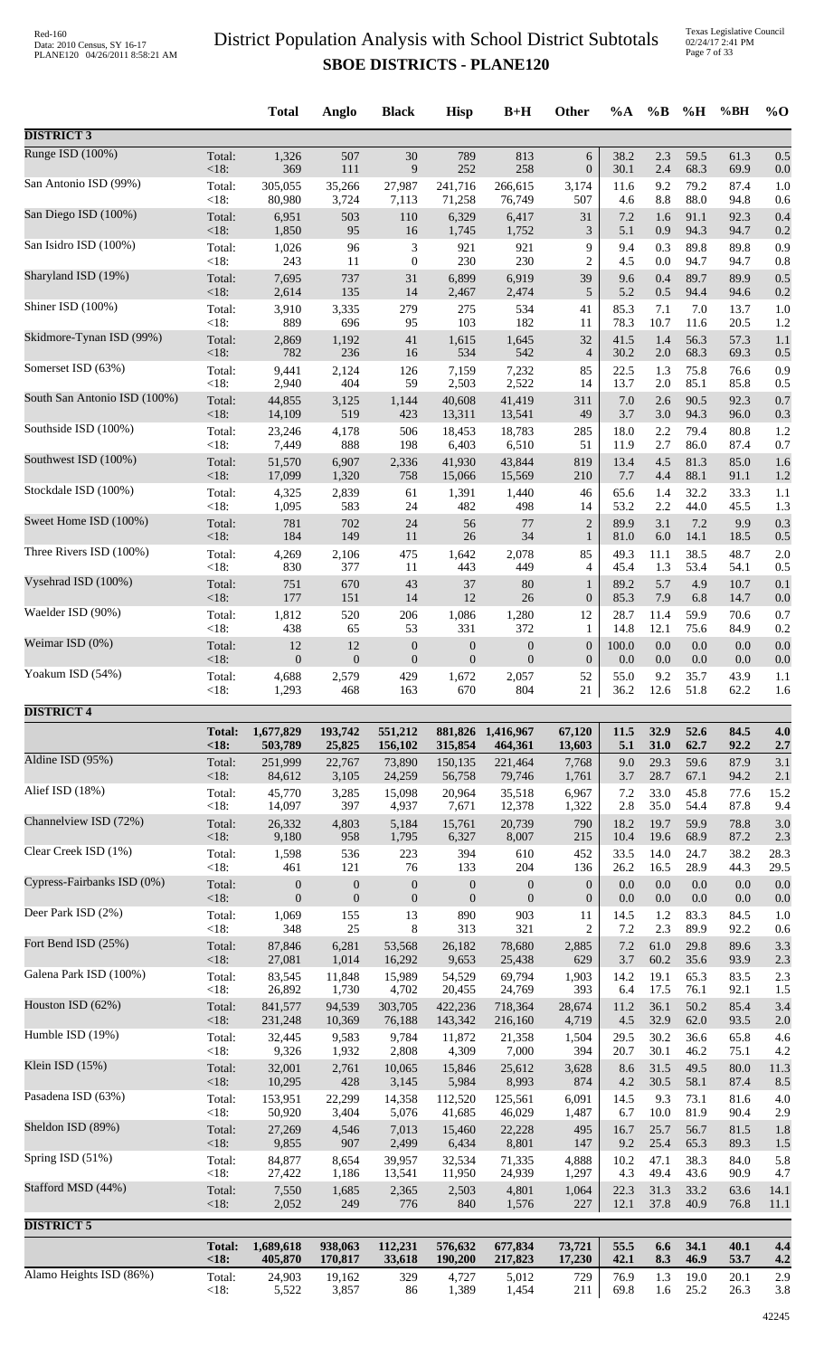# District Population Analysis with School District Subtotals
## SBOE DISTRICTS - PLANE120

Red-160
Data: 2010 Census, SY 16-17
PLANE120 04/26/2011 8:58:21 AM

Texas Legislative Council
02/24/17 2:41 PM

| | | Total | Anglo | Black | Hisp | B+H | Other | %A | %B | %H | %BH | %O |
|---|---|---|---|---|---|---|---|---|---|---|---|---|
| **DISTRICT 3** | | | | | | | | | | | | |
| Runge ISD (100%) | Total: | 1,326 | 507 | 30 | 789 | 813 | 6 | 38.2 | 2.3 | 59.5 | 61.3 | 0.5 |
| | <18: | 369 | 111 | 9 | 252 | 258 | 0 | 30.1 | 2.4 | 68.3 | 69.9 | 0.0 |
| San Antonio ISD (99%) | Total: | 305,055 | 35,266 | 27,987 | 241,716 | 266,615 | 3,174 | 11.6 | 9.2 | 79.2 | 87.4 | 1.0 |
| | <18: | 80,980 | 3,724 | 7,113 | 71,258 | 76,749 | 507 | 4.6 | 8.8 | 88.0 | 94.8 | 0.6 |
| San Diego ISD (100%) | Total: | 6,951 | 503 | 110 | 6,329 | 6,417 | 31 | 7.2 | 1.6 | 91.1 | 92.3 | 0.4 |
| | <18: | 1,850 | 95 | 16 | 1,745 | 1,752 | 3 | 5.1 | 0.9 | 94.3 | 94.7 | 0.2 |
| San Isidro ISD (100%) | Total: | 1,026 | 96 | 3 | 921 | 921 | 9 | 9.4 | 0.3 | 89.8 | 89.8 | 0.9 |
| | <18: | 243 | 11 | 0 | 230 | 230 | 2 | 4.5 | 0.0 | 94.7 | 94.7 | 0.8 |
| Sharyland ISD (19%) | Total: | 7,695 | 737 | 31 | 6,899 | 6,919 | 39 | 9.6 | 0.4 | 89.7 | 89.9 | 0.5 |
| | <18: | 2,614 | 135 | 14 | 2,467 | 2,474 | 5 | 5.2 | 0.5 | 94.4 | 94.6 | 0.2 |
| Shiner ISD (100%) | Total: | 3,910 | 3,335 | 279 | 275 | 534 | 41 | 85.3 | 7.1 | 7.0 | 13.7 | 1.0 |
| | <18: | 889 | 696 | 95 | 103 | 182 | 11 | 78.3 | 10.7 | 11.6 | 20.5 | 1.2 |
| Skidmore-Tynan ISD (99%) | Total: | 2,869 | 1,192 | 41 | 1,615 | 1,645 | 32 | 41.5 | 1.4 | 56.3 | 57.3 | 1.1 |
| | <18: | 782 | 236 | 16 | 534 | 542 | 4 | 30.2 | 2.0 | 68.3 | 69.3 | 0.5 |
| Somerset ISD (63%) | Total: | 9,441 | 2,124 | 126 | 7,159 | 7,232 | 85 | 22.5 | 1.3 | 75.8 | 76.6 | 0.9 |
| | <18: | 2,940 | 404 | 59 | 2,503 | 2,522 | 14 | 13.7 | 2.0 | 85.1 | 85.8 | 0.5 |
| South San Antonio ISD (100%) | Total: | 44,855 | 3,125 | 1,144 | 40,608 | 41,419 | 311 | 7.0 | 2.6 | 90.5 | 92.3 | 0.7 |
| | <18: | 14,109 | 519 | 423 | 13,311 | 13,541 | 49 | 3.7 | 3.0 | 94.3 | 96.0 | 0.3 |
| Southside ISD (100%) | Total: | 23,246 | 4,178 | 506 | 18,453 | 18,783 | 285 | 18.0 | 2.2 | 79.4 | 80.8 | 1.2 |
| | <18: | 7,449 | 888 | 198 | 6,403 | 6,510 | 51 | 11.9 | 2.7 | 86.0 | 87.4 | 0.7 |
| Southwest ISD (100%) | Total: | 51,570 | 6,907 | 2,336 | 41,930 | 43,844 | 819 | 13.4 | 4.5 | 81.3 | 85.0 | 1.6 |
| | <18: | 17,099 | 1,320 | 758 | 15,066 | 15,569 | 210 | 7.7 | 4.4 | 88.1 | 91.1 | 1.2 |
| Stockdale ISD (100%) | Total: | 4,325 | 2,839 | 61 | 1,391 | 1,440 | 46 | 65.6 | 1.4 | 32.2 | 33.3 | 1.1 |
| | <18: | 1,095 | 583 | 24 | 482 | 498 | 14 | 53.2 | 2.2 | 44.0 | 45.5 | 1.3 |
| Sweet Home ISD (100%) | Total: | 781 | 702 | 24 | 56 | 77 | 2 | 89.9 | 3.1 | 7.2 | 9.9 | 0.3 |
| | <18: | 184 | 149 | 11 | 26 | 34 | 1 | 81.0 | 6.0 | 14.1 | 18.5 | 0.5 |
| Three Rivers ISD (100%) | Total: | 4,269 | 2,106 | 475 | 1,642 | 2,078 | 85 | 49.3 | 11.1 | 38.5 | 48.7 | 2.0 |
| | <18: | 830 | 377 | 11 | 443 | 449 | 4 | 45.4 | 1.3 | 53.4 | 54.1 | 0.5 |
| Vysehrad ISD (100%) | Total: | 751 | 670 | 43 | 37 | 80 | 1 | 89.2 | 5.7 | 4.9 | 10.7 | 0.1 |
| | <18: | 177 | 151 | 14 | 12 | 26 | 0 | 85.3 | 7.9 | 6.8 | 14.7 | 0.0 |
| Waelder ISD (90%) | Total: | 1,812 | 520 | 206 | 1,086 | 1,280 | 12 | 28.7 | 11.4 | 59.9 | 70.6 | 0.7 |
| | <18: | 438 | 65 | 53 | 331 | 372 | 1 | 14.8 | 12.1 | 75.6 | 84.9 | 0.2 |
| Weimar ISD (0%) | Total: | 12 | 12 | 0 | 0 | 0 | 0 | 100.0 | 0.0 | 0.0 | 0.0 | 0.0 |
| | <18: | 0 | 0 | 0 | 0 | 0 | 0 | 0.0 | 0.0 | 0.0 | 0.0 | 0.0 |
| Yoakum ISD (54%) | Total: | 4,688 | 2,579 | 429 | 1,672 | 2,057 | 52 | 55.0 | 9.2 | 35.7 | 43.9 | 1.1 |
| | <18: | 1,293 | 468 | 163 | 670 | 804 | 21 | 36.2 | 12.6 | 51.8 | 62.2 | 1.6 |
| **DISTRICT 4** | | | | | | | | | | | | |
| | **Total:** | **1,677,829** | **193,742** | **551,212** | **881,826** | **1,416,967** | **67,120** | **11.5** | **32.9** | **52.6** | **84.5** | **4.0** |
| | **<18:** | **503,789** | **25,825** | **156,102** | **315,854** | **464,361** | **13,603** | **5.1** | **31.0** | **62.7** | **92.2** | **2.7** |
| Aldine ISD (95%) | Total: | 251,999 | 22,767 | 73,890 | 150,135 | 221,464 | 7,768 | 9.0 | 29.3 | 59.6 | 87.9 | 3.1 |
| | <18: | 84,612 | 3,105 | 24,259 | 56,758 | 79,746 | 1,761 | 3.7 | 28.7 | 67.1 | 94.2 | 2.1 |
| Alief ISD (18%) | Total: | 45,770 | 3,285 | 15,098 | 20,964 | 35,518 | 6,967 | 7.2 | 33.0 | 45.8 | 77.6 | 15.2 |
| | <18: | 14,097 | 397 | 4,937 | 7,671 | 12,378 | 1,322 | 2.8 | 35.0 | 54.4 | 87.8 | 9.4 |
| Channelview ISD (72%) | Total: | 26,332 | 4,803 | 5,184 | 15,761 | 20,739 | 790 | 18.2 | 19.7 | 59.9 | 78.8 | 3.0 |
| | <18: | 9,180 | 958 | 1,795 | 6,327 | 8,007 | 215 | 10.4 | 19.6 | 68.9 | 87.2 | 2.3 |
| Clear Creek ISD (1%) | Total: | 1,598 | 536 | 223 | 394 | 610 | 452 | 33.5 | 14.0 | 24.7 | 38.2 | 28.3 |
| | <18: | 461 | 121 | 76 | 133 | 204 | 136 | 26.2 | 16.5 | 28.9 | 44.3 | 29.5 |
| Cypress-Fairbanks ISD (0%) | Total: | 0 | 0 | 0 | 0 | 0 | 0 | 0.0 | 0.0 | 0.0 | 0.0 | 0.0 |
| | <18: | 0 | 0 | 0 | 0 | 0 | 0 | 0.0 | 0.0 | 0.0 | 0.0 | 0.0 |
| Deer Park ISD (2%) | Total: | 1,069 | 155 | 13 | 890 | 903 | 11 | 14.5 | 1.2 | 83.3 | 84.5 | 1.0 |
| | <18: | 348 | 25 | 8 | 313 | 321 | 2 | 7.2 | 2.3 | 89.9 | 92.2 | 0.6 |
| Fort Bend ISD (25%) | Total: | 87,846 | 6,281 | 53,568 | 26,182 | 78,680 | 2,885 | 7.2 | 61.0 | 29.8 | 89.6 | 3.3 |
| | <18: | 27,081 | 1,014 | 16,292 | 9,653 | 25,438 | 629 | 3.7 | 60.2 | 35.6 | 93.9 | 2.3 |
| Galena Park ISD (100%) | Total: | 83,545 | 11,848 | 15,989 | 54,529 | 69,794 | 1,903 | 14.2 | 19.1 | 65.3 | 83.5 | 2.3 |
| | <18: | 26,892 | 1,730 | 4,702 | 20,455 | 24,769 | 393 | 6.4 | 17.5 | 76.1 | 92.1 | 1.5 |
| Houston ISD (62%) | Total: | 841,577 | 94,539 | 303,705 | 422,236 | 718,364 | 28,674 | 11.2 | 36.1 | 50.2 | 85.4 | 3.4 |
| | <18: | 231,248 | 10,369 | 76,188 | 143,342 | 216,160 | 4,719 | 4.5 | 32.9 | 62.0 | 93.5 | 2.0 |
| Humble ISD (19%) | Total: | 32,445 | 9,583 | 9,784 | 11,872 | 21,358 | 1,504 | 29.5 | 30.2 | 36.6 | 65.8 | 4.6 |
| | <18: | 9,326 | 1,932 | 2,808 | 4,309 | 7,000 | 394 | 20.7 | 30.1 | 46.2 | 75.1 | 4.2 |
| Klein ISD (15%) | Total: | 32,001 | 2,761 | 10,065 | 15,846 | 25,612 | 3,628 | 8.6 | 31.5 | 49.5 | 80.0 | 11.3 |
| | <18: | 10,295 | 428 | 3,145 | 5,984 | 8,993 | 874 | 4.2 | 30.5 | 58.1 | 87.4 | 8.5 |
| Pasadena ISD (63%) | Total: | 153,951 | 22,299 | 14,358 | 112,520 | 125,561 | 6,091 | 14.5 | 9.3 | 73.1 | 81.6 | 4.0 |
| | <18: | 50,920 | 3,404 | 5,076 | 41,685 | 46,029 | 1,487 | 6.7 | 10.0 | 81.9 | 90.4 | 2.9 |
| Sheldon ISD (89%) | Total: | 27,269 | 4,546 | 7,013 | 15,460 | 22,228 | 495 | 16.7 | 25.7 | 56.7 | 81.5 | 1.8 |
| | <18: | 9,855 | 907 | 2,499 | 6,434 | 8,801 | 147 | 9.2 | 25.4 | 65.3 | 89.3 | 1.5 |
| Spring ISD (51%) | Total: | 84,877 | 8,654 | 39,957 | 32,534 | 71,335 | 4,888 | 10.2 | 47.1 | 38.3 | 84.0 | 5.8 |
| | <18: | 27,422 | 1,186 | 13,541 | 11,950 | 24,939 | 1,297 | 4.3 | 49.4 | 43.6 | 90.9 | 4.7 |
| Stafford MSD (44%) | Total: | 7,550 | 1,685 | 2,365 | 2,503 | 4,801 | 1,064 | 22.3 | 31.3 | 33.2 | 63.6 | 14.1 |
| | <18: | 2,052 | 249 | 776 | 840 | 1,576 | 227 | 12.1 | 37.8 | 40.9 | 76.8 | 11.1 |
| **DISTRICT 5** | | | | | | | | | | | | |
| | **Total:** | **1,689,618** | **938,063** | **112,231** | **576,632** | **677,834** | **73,721** | **55.5** | **6.6** | **34.1** | **40.1** | **4.4** |
| | **<18:** | **405,870** | **170,817** | **33,618** | **190,200** | **217,823** | **17,230** | **42.1** | **8.3** | **46.9** | **53.7** | **4.2** |
| Alamo Heights ISD (86%) | Total: | 24,903 | 19,162 | 329 | 4,727 | 5,012 | 729 | 76.9 | 1.3 | 19.0 | 20.1 | 2.9 |
| | <18: | 5,522 | 3,857 | 86 | 1,389 | 1,454 | 211 | 69.8 | 1.6 | 25.2 | 26.3 | 3.8 |

42245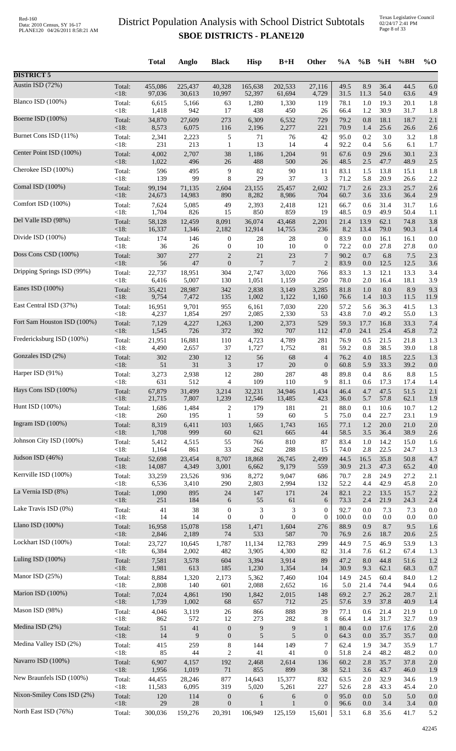# District Population Analysis with School District Subtotals

## SBOE DISTRICTS - PLANE120

| | | Total | Anglo | Black | Hisp | B+H | Other | %A | %B | %H | %BH | %O |
|---|---|---|---|---|---|---|---|---|---|---|---|---|
| **DISTRICT 5** | | | | | | | | | | | | |
| Austin ISD (72%) | Total: | 455,086 | 225,437 | 40,328 | 165,638 | 202,533 | 27,116 | 49.5 | 8.9 | 36.4 | 44.5 | 6.0 |
| | <18: | 97,036 | 30,613 | 10,997 | 52,397 | 61,694 | 4,729 | 31.5 | 11.3 | 54.0 | 63.6 | 4.9 |
| Blanco ISD (100%) | Total: | 6,615 | 5,166 | 63 | 1,280 | 1,330 | 119 | 78.1 | 1.0 | 19.3 | 20.1 | 1.8 |
| | <18: | 1,418 | 942 | 17 | 438 | 450 | 26 | 66.4 | 1.2 | 30.9 | 31.7 | 1.8 |
| Boerne ISD (100%) | Total: | 34,870 | 27,609 | 273 | 6,309 | 6,532 | 729 | 79.2 | 0.8 | 18.1 | 18.7 | 2.1 |
| | <18: | 8,573 | 6,075 | 116 | 2,196 | 2,277 | 221 | 70.9 | 1.4 | 25.6 | 26.6 | 2.6 |
| Burnet Cons ISD (11%) | Total: | 2,341 | 2,223 | 5 | 71 | 76 | 42 | 95.0 | 0.2 | 3.0 | 3.2 | 1.8 |
| | <18: | 231 | 213 | 1 | 13 | 14 | 4 | 92.2 | 0.4 | 5.6 | 6.1 | 1.7 |
| Center Point ISD (100%) | Total: | 4,002 | 2,707 | 38 | 1,186 | 1,204 | 91 | 67.6 | 0.9 | 29.6 | 30.1 | 2.3 |
| | <18: | 1,022 | 496 | 26 | 488 | 500 | 26 | 48.5 | 2.5 | 47.7 | 48.9 | 2.5 |
| Cherokee ISD (100%) | Total: | 596 | 495 | 9 | 82 | 90 | 11 | 83.1 | 1.5 | 13.8 | 15.1 | 1.8 |
| | <18: | 139 | 99 | 8 | 29 | 37 | 3 | 71.2 | 5.8 | 20.9 | 26.6 | 2.2 |
| Comal ISD (100%) | Total: | 99,194 | 71,135 | 2,604 | 23,155 | 25,457 | 2,602 | 71.7 | 2.6 | 23.3 | 25.7 | 2.6 |
| | <18: | 24,673 | 14,983 | 890 | 8,282 | 8,986 | 704 | 60.7 | 3.6 | 33.6 | 36.4 | 2.9 |
| Comfort ISD (100%) | Total: | 7,624 | 5,085 | 49 | 2,393 | 2,418 | 121 | 66.7 | 0.6 | 31.4 | 31.7 | 1.6 |
| | <18: | 1,704 | 826 | 15 | 850 | 859 | 19 | 48.5 | 0.9 | 49.9 | 50.4 | 1.1 |
| Del Valle ISD (98%) | Total: | 58,128 | 12,459 | 8,091 | 36,074 | 43,468 | 2,201 | 21.4 | 13.9 | 62.1 | 74.8 | 3.8 |
| | <18: | 16,337 | 1,346 | 2,182 | 12,914 | 14,755 | 236 | 8.2 | 13.4 | 79.0 | 90.3 | 1.4 |
| Divide ISD (100%) | Total: | 174 | 146 | 0 | 28 | 28 | 0 | 83.9 | 0.0 | 16.1 | 16.1 | 0.0 |
| | <18: | 36 | 26 | 0 | 10 | 10 | 0 | 72.2 | 0.0 | 27.8 | 27.8 | 0.0 |
| Doss Cons CSD (100%) | Total: | 307 | 277 | 2 | 21 | 23 | 7 | 90.2 | 0.7 | 6.8 | 7.5 | 2.3 |
| | <18: | 56 | 47 | 0 | 7 | 7 | 2 | 83.9 | 0.0 | 12.5 | 12.5 | 3.6 |
| Dripping Springs ISD (99%) | Total: | 22,737 | 18,951 | 304 | 2,747 | 3,020 | 766 | 83.3 | 1.3 | 12.1 | 13.3 | 3.4 |
| | <18: | 6,416 | 5,007 | 130 | 1,051 | 1,159 | 250 | 78.0 | 2.0 | 16.4 | 18.1 | 3.9 |
| Eanes ISD (100%) | Total: | 35,421 | 28,987 | 342 | 2,838 | 3,149 | 3,285 | 81.8 | 1.0 | 8.0 | 8.9 | 9.3 |
| | <18: | 9,754 | 7,472 | 135 | 1,002 | 1,122 | 1,160 | 76.6 | 1.4 | 10.3 | 11.5 | 11.9 |
| East Central ISD (37%) | Total: | 16,951 | 9,701 | 955 | 6,161 | 7,030 | 220 | 57.2 | 5.6 | 36.3 | 41.5 | 1.3 |
| | <18: | 4,237 | 1,854 | 297 | 2,085 | 2,330 | 53 | 43.8 | 7.0 | 49.2 | 55.0 | 1.3 |
| Fort Sam Houston ISD (100%) | Total: | 7,129 | 4,227 | 1,263 | 1,200 | 2,373 | 529 | 59.3 | 17.7 | 16.8 | 33.3 | 7.4 |
| | <18: | 1,545 | 726 | 372 | 392 | 707 | 112 | 47.0 | 24.1 | 25.4 | 45.8 | 7.2 |
| Fredericksburg ISD (100%) | Total: | 21,951 | 16,881 | 110 | 4,723 | 4,789 | 281 | 76.9 | 0.5 | 21.5 | 21.8 | 1.3 |
| | <18: | 4,490 | 2,657 | 37 | 1,727 | 1,752 | 81 | 59.2 | 0.8 | 38.5 | 39.0 | 1.8 |
| Gonzales ISD (2%) | Total: | 302 | 230 | 12 | 56 | 68 | 4 | 76.2 | 4.0 | 18.5 | 22.5 | 1.3 |
| | <18: | 51 | 31 | 3 | 17 | 20 | 0 | 60.8 | 5.9 | 33.3 | 39.2 | 0.0 |
| Harper ISD (91%) | Total: | 3,273 | 2,938 | 12 | 280 | 287 | 48 | 89.8 | 0.4 | 8.6 | 8.8 | 1.5 |
| | <18: | 631 | 512 | 4 | 109 | 110 | 9 | 81.1 | 0.6 | 17.3 | 17.4 | 1.4 |
| Hays Cons ISD (100%) | Total: | 67,879 | 31,499 | 3,214 | 32,231 | 34,946 | 1,434 | 46.4 | 4.7 | 47.5 | 51.5 | 2.1 |
| | <18: | 21,715 | 7,807 | 1,239 | 12,546 | 13,485 | 423 | 36.0 | 5.7 | 57.8 | 62.1 | 1.9 |
| Hunt ISD (100%) | Total: | 1,686 | 1,484 | 2 | 179 | 181 | 21 | 88.0 | 0.1 | 10.6 | 10.7 | 1.2 |
| | <18: | 260 | 195 | 1 | 59 | 60 | 5 | 75.0 | 0.4 | 22.7 | 23.1 | 1.9 |
| Ingram ISD (100%) | Total: | 8,319 | 6,411 | 103 | 1,665 | 1,743 | 165 | 77.1 | 1.2 | 20.0 | 21.0 | 2.0 |
| | <18: | 1,708 | 999 | 60 | 621 | 665 | 44 | 58.5 | 3.5 | 36.4 | 38.9 | 2.6 |
| Johnson City ISD (100%) | Total: | 5,412 | 4,515 | 55 | 766 | 810 | 87 | 83.4 | 1.0 | 14.2 | 15.0 | 1.6 |
| | <18: | 1,164 | 861 | 33 | 262 | 288 | 15 | 74.0 | 2.8 | 22.5 | 24.7 | 1.3 |
| Judson ISD (46%) | Total: | 52,698 | 23,454 | 8,707 | 18,868 | 26,745 | 2,499 | 44.5 | 16.5 | 35.8 | 50.8 | 4.7 |
| | <18: | 14,087 | 4,349 | 3,001 | 6,662 | 9,179 | 559 | 30.9 | 21.3 | 47.3 | 65.2 | 4.0 |
| Kerrville ISD (100%) | Total: | 33,259 | 23,526 | 936 | 8,272 | 9,047 | 686 | 70.7 | 2.8 | 24.9 | 27.2 | 2.1 |
| | <18: | 6,536 | 3,410 | 290 | 2,803 | 2,994 | 132 | 52.2 | 4.4 | 42.9 | 45.8 | 2.0 |
| La Vernia ISD (8%) | Total: | 1,090 | 895 | 24 | 147 | 171 | 24 | 82.1 | 2.2 | 13.5 | 15.7 | 2.2 |
| | <18: | 251 | 184 | 6 | 55 | 61 | 6 | 73.3 | 2.4 | 21.9 | 24.3 | 2.4 |
| Lake Travis ISD (0%) | Total: | 41 | 38 | 0 | 3 | 3 | 0 | 92.7 | 0.0 | 7.3 | 7.3 | 0.0 |
| | <18: | 14 | 14 | 0 | 0 | 0 | 0 | 100.0 | 0.0 | 0.0 | 0.0 | 0.0 |
| Llano ISD (100%) | Total: | 16,958 | 15,078 | 158 | 1,471 | 1,604 | 276 | 88.9 | 0.9 | 8.7 | 9.5 | 1.6 |
| | <18: | 2,846 | 2,189 | 74 | 533 | 587 | 70 | 76.9 | 2.6 | 18.7 | 20.6 | 2.5 |
| Lockhart ISD (100%) | Total: | 23,727 | 10,645 | 1,787 | 11,134 | 12,783 | 299 | 44.9 | 7.5 | 46.9 | 53.9 | 1.3 |
| | <18: | 6,384 | 2,002 | 482 | 3,905 | 4,300 | 82 | 31.4 | 7.6 | 61.2 | 67.4 | 1.3 |
| Luling ISD (100%) | Total: | 7,581 | 3,578 | 604 | 3,394 | 3,914 | 89 | 47.2 | 8.0 | 44.8 | 51.6 | 1.2 |
| | <18: | 1,981 | 613 | 185 | 1,230 | 1,354 | 14 | 30.9 | 9.3 | 62.1 | 68.3 | 0.7 |
| Manor ISD (25%) | Total: | 8,884 | 1,320 | 2,173 | 5,362 | 7,460 | 104 | 14.9 | 24.5 | 60.4 | 84.0 | 1.2 |
| | <18: | 2,808 | 140 | 601 | 2,088 | 2,652 | 16 | 5.0 | 21.4 | 74.4 | 94.4 | 0.6 |
| Marion ISD (100%) | Total: | 7,024 | 4,861 | 190 | 1,842 | 2,015 | 148 | 69.2 | 2.7 | 26.2 | 28.7 | 2.1 |
| | <18: | 1,739 | 1,002 | 68 | 657 | 712 | 25 | 57.6 | 3.9 | 37.8 | 40.9 | 1.4 |
| Mason ISD (98%) | Total: | 4,046 | 3,119 | 26 | 866 | 888 | 39 | 77.1 | 0.6 | 21.4 | 21.9 | 1.0 |
| | <18: | 862 | 572 | 12 | 273 | 282 | 8 | 66.4 | 1.4 | 31.7 | 32.7 | 0.9 |
| Medina ISD (2%) | Total: | 51 | 41 | 0 | 9 | 9 | 1 | 80.4 | 0.0 | 17.6 | 17.6 | 2.0 |
| | <18: | 14 | 9 | 0 | 5 | 5 | 0 | 64.3 | 0.0 | 35.7 | 35.7 | 0.0 |
| Medina Valley ISD (2%) | Total: | 415 | 259 | 8 | 144 | 149 | 7 | 62.4 | 1.9 | 34.7 | 35.9 | 1.7 |
| | <18: | 85 | 44 | 2 | 41 | 41 | 0 | 51.8 | 2.4 | 48.2 | 48.2 | 0.0 |
| Navarro ISD (100%) | Total: | 6,907 | 4,157 | 192 | 2,468 | 2,614 | 136 | 60.2 | 2.8 | 35.7 | 37.8 | 2.0 |
| | <18: | 1,956 | 1,019 | 71 | 855 | 899 | 38 | 52.1 | 3.6 | 43.7 | 46.0 | 1.9 |
| New Braunfels ISD (100%) | Total: | 44,455 | 28,246 | 877 | 14,643 | 15,377 | 832 | 63.5 | 2.0 | 32.9 | 34.6 | 1.9 |
| | <18: | 11,583 | 6,095 | 319 | 5,020 | 5,261 | 227 | 52.6 | 2.8 | 43.3 | 45.4 | 2.0 |
| Nixon-Smiley Cons ISD (2%) | Total: | 120 | 114 | 0 | 6 | 6 | 0 | 95.0 | 0.0 | 5.0 | 5.0 | 0.0 |
| | <18: | 29 | 28 | 0 | 1 | 1 | 0 | 96.6 | 0.0 | 3.4 | 3.4 | 0.0 |
| North East ISD (76%) | Total: | 300,036 | 159,276 | 20,391 | 106,949 | 125,159 | 15,601 | 53.1 | 6.8 | 35.6 | 41.7 | 5.2 |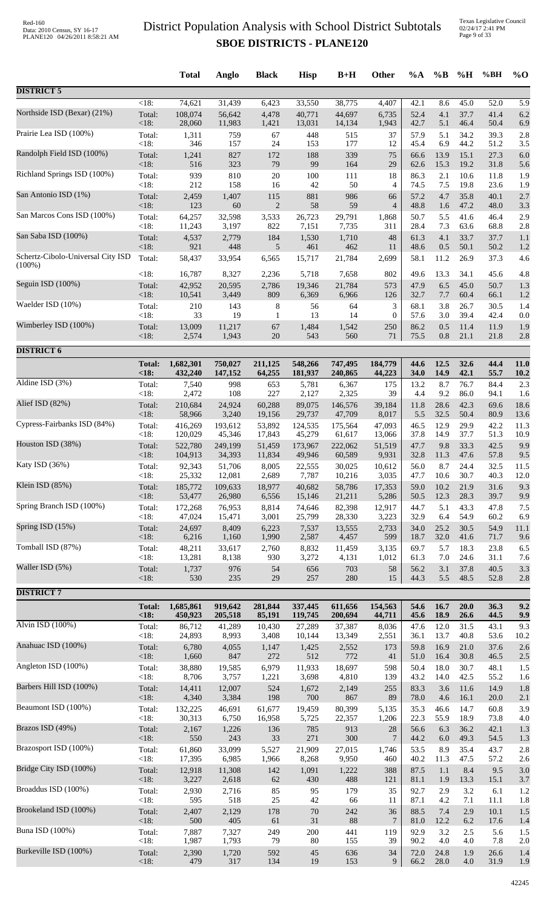# District Population Analysis with School District Subtotals
## SBOE DISTRICTS - PLANE120

| | | Total | Anglo | Black | Hisp | B+H | Other | %A | %B | %H | %BH | %O |
|---|---|---|---|---|---|---|---|---|---|---|---|---|
| **DISTRICT 5** | | | | | | | | | | | | |
| | <18: | 74,621 | 31,439 | 6,423 | 33,550 | 38,775 | 4,407 | 42.1 | 8.6 | 45.0 | 52.0 | 5.9 |
| Northside ISD (Bexar) (21%) | Total: | 108,074 | 56,642 | 4,478 | 40,771 | 44,697 | 6,735 | 52.4 | 4.1 | 37.7 | 41.4 | 6.2 |
| | <18: | 28,060 | 11,983 | 1,421 | 13,031 | 14,134 | 1,943 | 42.7 | 5.1 | 46.4 | 50.4 | 6.9 |
| Prairie Lea ISD (100%) | Total: | 1,311 | 759 | 67 | 448 | 515 | 37 | 57.9 | 5.1 | 34.2 | 39.3 | 2.8 |
| | <18: | 346 | 157 | 24 | 153 | 177 | 12 | 45.4 | 6.9 | 44.2 | 51.2 | 3.5 |
| Randolph Field ISD (100%) | Total: | 1,241 | 827 | 172 | 188 | 339 | 75 | 66.6 | 13.9 | 15.1 | 27.3 | 6.0 |
| | <18: | 516 | 323 | 79 | 99 | 164 | 29 | 62.6 | 15.3 | 19.2 | 31.8 | 5.6 |
| Richland Springs ISD (100%) | Total: | 939 | 810 | 20 | 100 | 111 | 18 | 86.3 | 2.1 | 10.6 | 11.8 | 1.9 |
| | <18: | 212 | 158 | 16 | 42 | 50 | 4 | 74.5 | 7.5 | 19.8 | 23.6 | 1.9 |
| San Antonio ISD (1%) | Total: | 2,459 | 1,407 | 115 | 881 | 986 | 66 | 57.2 | 4.7 | 35.8 | 40.1 | 2.7 |
| | <18: | 123 | 60 | 2 | 58 | 59 | 4 | 48.8 | 1.6 | 47.2 | 48.0 | 3.3 |
| San Marcos Cons ISD (100%) | Total: | 64,257 | 32,598 | 3,533 | 26,723 | 29,791 | 1,868 | 50.7 | 5.5 | 41.6 | 46.4 | 2.9 |
| | <18: | 11,243 | 3,197 | 822 | 7,151 | 7,735 | 311 | 28.4 | 7.3 | 63.6 | 68.8 | 2.8 |
| San Saba ISD (100%) | Total: | 4,537 | 2,779 | 184 | 1,530 | 1,710 | 48 | 61.3 | 4.1 | 33.7 | 37.7 | 1.1 |
| | <18: | 921 | 448 | 5 | 461 | 462 | 11 | 48.6 | 0.5 | 50.1 | 50.2 | 1.2 |
| Schertz-Cibolo-Universal City ISD (100%) | Total: | 58,437 | 33,954 | 6,565 | 15,717 | 21,784 | 2,699 | 58.1 | 11.2 | 26.9 | 37.3 | 4.6 |
| | <18: | 16,787 | 8,327 | 2,236 | 5,718 | 7,658 | 802 | 49.6 | 13.3 | 34.1 | 45.6 | 4.8 |
| Seguin ISD (100%) | Total: | 42,952 | 20,595 | 2,786 | 19,346 | 21,784 | 573 | 47.9 | 6.5 | 45.0 | 50.7 | 1.3 |
| | <18: | 10,541 | 3,449 | 809 | 6,369 | 6,966 | 126 | 32.7 | 7.7 | 60.4 | 66.1 | 1.2 |
| Waelder ISD (10%) | Total: | 210 | 143 | 8 | 56 | 64 | 3 | 68.1 | 3.8 | 26.7 | 30.5 | 1.4 |
| | <18: | 33 | 19 | 1 | 13 | 14 | 0 | 57.6 | 3.0 | 39.4 | 42.4 | 0.0 |
| Wimberley ISD (100%) | Total: | 13,009 | 11,217 | 67 | 1,484 | 1,542 | 250 | 86.2 | 0.5 | 11.4 | 11.9 | 1.9 |
| | <18: | 2,574 | 1,943 | 20 | 543 | 560 | 71 | 75.5 | 0.8 | 21.1 | 21.8 | 2.8 |
| **DISTRICT 6** | | | | | | | | | | | | |
| | **Total:** | **1,682,301** | **750,027** | **211,125** | **548,266** | **747,495** | **184,779** | **44.6** | **12.5** | **32.6** | **44.4** | **11.0** |
| | **<18:** | **432,240** | **147,152** | **64,255** | **181,937** | **240,865** | **44,223** | **34.0** | **14.9** | **42.1** | **55.7** | **10.2** |
| Aldine ISD (3%) | Total: | 7,540 | 998 | 653 | 5,781 | 6,367 | 175 | 13.2 | 8.7 | 76.7 | 84.4 | 2.3 |
| | <18: | 2,472 | 108 | 227 | 2,127 | 2,325 | 39 | 4.4 | 9.2 | 86.0 | 94.1 | 1.6 |
| Alief ISD (82%) | Total: | 210,684 | 24,924 | 60,288 | 89,075 | 146,576 | 39,184 | 11.8 | 28.6 | 42.3 | 69.6 | 18.6 |
| | <18: | 58,966 | 3,240 | 19,156 | 29,737 | 47,709 | 8,017 | 5.5 | 32.5 | 50.4 | 80.9 | 13.6 |
| Cypress-Fairbanks ISD (84%) | Total: | 416,269 | 193,612 | 53,892 | 124,535 | 175,564 | 47,093 | 46.5 | 12.9 | 29.9 | 42.2 | 11.3 |
| | <18: | 120,029 | 45,346 | 17,843 | 45,279 | 61,617 | 13,066 | 37.8 | 14.9 | 37.7 | 51.3 | 10.9 |
| Houston ISD (38%) | Total: | 522,780 | 249,199 | 51,459 | 173,967 | 222,062 | 51,519 | 47.7 | 9.8 | 33.3 | 42.5 | 9.9 |
| | <18: | 104,913 | 34,393 | 11,834 | 49,946 | 60,589 | 9,931 | 32.8 | 11.3 | 47.6 | 57.8 | 9.5 |
| Katy ISD (36%) | Total: | 92,343 | 51,706 | 8,005 | 22,555 | 30,025 | 10,612 | 56.0 | 8.7 | 24.4 | 32.5 | 11.5 |
| | <18: | 25,332 | 12,081 | 2,689 | 7,787 | 10,216 | 3,035 | 47.7 | 10.6 | 30.7 | 40.3 | 12.0 |
| Klein ISD (85%) | Total: | 185,772 | 109,633 | 18,977 | 40,682 | 58,786 | 17,353 | 59.0 | 10.2 | 21.9 | 31.6 | 9.3 |
| | <18: | 53,477 | 26,980 | 6,556 | 15,146 | 21,211 | 5,286 | 50.5 | 12.3 | 28.3 | 39.7 | 9.9 |
| Spring Branch ISD (100%) | Total: | 172,268 | 76,953 | 8,814 | 74,646 | 82,398 | 12,917 | 44.7 | 5.1 | 43.3 | 47.8 | 7.5 |
| | <18: | 47,024 | 15,471 | 3,001 | 25,799 | 28,330 | 3,223 | 32.9 | 6.4 | 54.9 | 60.2 | 6.9 |
| Spring ISD (15%) | Total: | 24,697 | 8,409 | 6,223 | 7,537 | 13,555 | 2,733 | 34.0 | 25.2 | 30.5 | 54.9 | 11.1 |
| | <18: | 6,216 | 1,160 | 1,990 | 2,587 | 4,457 | 599 | 18.7 | 32.0 | 41.6 | 71.7 | 9.6 |
| Tomball ISD (87%) | Total: | 48,211 | 33,617 | 2,760 | 8,832 | 11,459 | 3,135 | 69.7 | 5.7 | 18.3 | 23.8 | 6.5 |
| | <18: | 13,281 | 8,138 | 930 | 3,272 | 4,131 | 1,012 | 61.3 | 7.0 | 24.6 | 31.1 | 7.6 |
| Waller ISD (5%) | Total: | 1,737 | 976 | 54 | 656 | 703 | 58 | 56.2 | 3.1 | 37.8 | 40.5 | 3.3 |
| | <18: | 530 | 235 | 29 | 257 | 280 | 15 | 44.3 | 5.5 | 48.5 | 52.8 | 2.8 |
| **DISTRICT 7** | | | | | | | | | | | | |
| | **Total:** | **1,685,861** | **919,642** | **281,844** | **337,445** | **611,656** | **154,563** | **54.6** | **16.7** | **20.0** | **36.3** | **9.2** |
| | **<18:** | **450,923** | **205,518** | **85,191** | **119,745** | **200,694** | **44,711** | **45.6** | **18.9** | **26.6** | **44.5** | **9.9** |
| Alvin ISD (100%) | Total: | 86,712 | 41,289 | 10,430 | 27,289 | 37,387 | 8,036 | 47.6 | 12.0 | 31.5 | 43.1 | 9.3 |
| | <18: | 24,893 | 8,993 | 3,408 | 10,144 | 13,349 | 2,551 | 36.1 | 13.7 | 40.8 | 53.6 | 10.2 |
| Anahuac ISD (100%) | Total: | 6,780 | 4,055 | 1,147 | 1,425 | 2,552 | 173 | 59.8 | 16.9 | 21.0 | 37.6 | 2.6 |
| | <18: | 1,660 | 847 | 272 | 512 | 772 | 41 | 51.0 | 16.4 | 30.8 | 46.5 | 2.5 |
| Angleton ISD (100%) | Total: | 38,880 | 19,585 | 6,979 | 11,933 | 18,697 | 598 | 50.4 | 18.0 | 30.7 | 48.1 | 1.5 |
| | <18: | 8,706 | 3,757 | 1,221 | 3,698 | 4,810 | 139 | 43.2 | 14.0 | 42.5 | 55.2 | 1.6 |
| Barbers Hill ISD (100%) | Total: | 14,411 | 12,007 | 524 | 1,672 | 2,149 | 255 | 83.3 | 3.6 | 11.6 | 14.9 | 1.8 |
| | <18: | 4,340 | 3,384 | 198 | 700 | 867 | 89 | 78.0 | 4.6 | 16.1 | 20.0 | 2.1 |
| Beaumont ISD (100%) | Total: | 132,225 | 46,691 | 61,677 | 19,459 | 80,399 | 5,135 | 35.3 | 46.6 | 14.7 | 60.8 | 3.9 |
| | <18: | 30,313 | 6,750 | 16,958 | 5,725 | 22,357 | 1,206 | 22.3 | 55.9 | 18.9 | 73.8 | 4.0 |
| Brazos ISD (49%) | Total: | 2,167 | 1,226 | 136 | 785 | 913 | 28 | 56.6 | 6.3 | 36.2 | 42.1 | 1.3 |
| | <18: | 550 | 243 | 33 | 271 | 300 | 7 | 44.2 | 6.0 | 49.3 | 54.5 | 1.3 |
| Brazosport ISD (100%) | Total: | 61,860 | 33,099 | 5,527 | 21,909 | 27,015 | 1,746 | 53.5 | 8.9 | 35.4 | 43.7 | 2.8 |
| | <18: | 17,395 | 6,985 | 1,966 | 8,268 | 9,950 | 460 | 40.2 | 11.3 | 47.5 | 57.2 | 2.6 |
| Bridge City ISD (100%) | Total: | 12,918 | 11,308 | 142 | 1,091 | 1,222 | 388 | 87.5 | 1.1 | 8.4 | 9.5 | 3.0 |
| | <18: | 3,227 | 2,618 | 62 | 430 | 488 | 121 | 81.1 | 1.9 | 13.3 | 15.1 | 3.7 |
| Broaddus ISD (100%) | Total: | 2,930 | 2,716 | 85 | 95 | 179 | 35 | 92.7 | 2.9 | 3.2 | 6.1 | 1.2 |
| | <18: | 595 | 518 | 25 | 42 | 66 | 11 | 87.1 | 4.2 | 7.1 | 11.1 | 1.8 |
| Brookeland ISD (100%) | Total: | 2,407 | 2,129 | 178 | 70 | 242 | 36 | 88.5 | 7.4 | 2.9 | 10.1 | 1.5 |
| | <18: | 500 | 405 | 61 | 31 | 88 | 7 | 81.0 | 12.2 | 6.2 | 17.6 | 1.4 |
| Buna ISD (100%) | Total: | 7,887 | 7,327 | 249 | 200 | 441 | 119 | 92.9 | 3.2 | 2.5 | 5.6 | 1.5 |
| | <18: | 1,987 | 1,793 | 79 | 80 | 155 | 39 | 90.2 | 4.0 | 4.0 | 7.8 | 2.0 |
| Burkeville ISD (100%) | Total: | 2,390 | 1,720 | 592 | 45 | 636 | 34 | 72.0 | 24.8 | 1.9 | 26.6 | 1.4 |
| | <18: | 479 | 317 | 134 | 19 | 153 | 9 | 66.2 | 28.0 | 4.0 | 31.9 | 1.9 |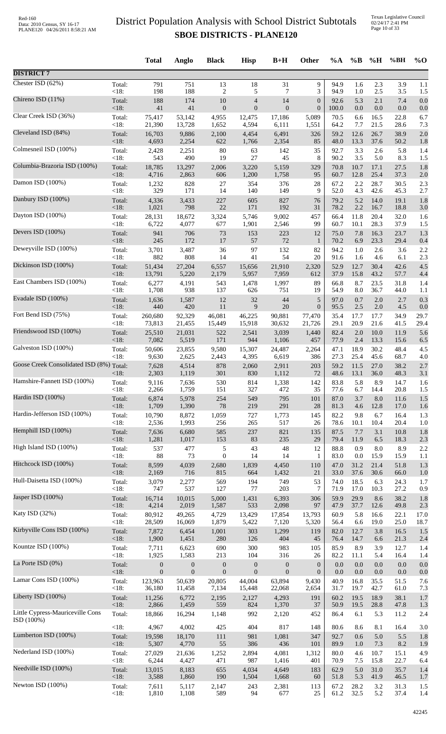# District Population Analysis with School District Subtotals

## SBOE DISTRICTS - PLANE120

| | | Total | Anglo | Black | Hisp | B+H | Other | %A | %B | %H | %BH | %O |
|---|---|---|---|---|---|---|---|---|---|---|---|---|
| **DISTRICT 7** | | | | | | | | | | | | |
| Chester ISD (62%) | Total: | 791 | 751 | 13 | 18 | 31 | 9 | 94.9 | 1.6 | 2.3 | 3.9 | 1.1 |
| | <18: | 198 | 188 | 2 | 5 | 7 | 3 | 94.9 | 1.0 | 2.5 | 3.5 | 1.5 |
| Chireno ISD (11%) | Total: | 188 | 174 | 10 | 4 | 14 | 0 | 92.6 | 5.3 | 2.1 | 7.4 | 0.0 |
| | <18: | 41 | 41 | 0 | 0 | 0 | 0 | 100.0 | 0.0 | 0.0 | 0.0 | 0.0 |
| Clear Creek ISD (36%) | Total: | 75,417 | 53,142 | 4,955 | 12,475 | 17,186 | 5,089 | 70.5 | 6.6 | 16.5 | 22.8 | 6.7 |
| | <18: | 21,390 | 13,728 | 1,652 | 4,594 | 6,111 | 1,551 | 64.2 | 7.7 | 21.5 | 28.6 | 7.3 |
| Cleveland ISD (84%) | Total: | 16,703 | 9,886 | 2,100 | 4,454 | 6,491 | 326 | 59.2 | 12.6 | 26.7 | 38.9 | 2.0 |
| | <18: | 4,693 | 2,254 | 622 | 1,766 | 2,354 | 85 | 48.0 | 13.3 | 37.6 | 50.2 | 1.8 |
| Colmesneil ISD (100%) | Total: | 2,428 | 2,251 | 80 | 63 | 142 | 35 | 92.7 | 3.3 | 2.6 | 5.8 | 1.4 |
| | <18: | 543 | 490 | 19 | 27 | 45 | 8 | 90.2 | 3.5 | 5.0 | 8.3 | 1.5 |
| Columbia-Brazoria ISD (100%) | Total: | 18,785 | 13,297 | 2,006 | 3,220 | 5,159 | 329 | 70.8 | 10.7 | 17.1 | 27.5 | 1.8 |
| | <18: | 4,716 | 2,863 | 606 | 1,200 | 1,758 | 95 | 60.7 | 12.8 | 25.4 | 37.3 | 2.0 |
| Damon ISD (100%) | Total: | 1,232 | 828 | 27 | 354 | 376 | 28 | 67.2 | 2.2 | 28.7 | 30.5 | 2.3 |
| | <18: | 329 | 171 | 14 | 140 | 149 | 9 | 52.0 | 4.3 | 42.6 | 45.3 | 2.7 |
| Danbury ISD (100%) | Total: | 4,336 | 3,433 | 227 | 605 | 827 | 76 | 79.2 | 5.2 | 14.0 | 19.1 | 1.8 |
| | <18: | 1,021 | 798 | 22 | 171 | 192 | 31 | 78.2 | 2.2 | 16.7 | 18.8 | 3.0 |
| Dayton ISD (100%) | Total: | 28,131 | 18,672 | 3,324 | 5,746 | 9,002 | 457 | 66.4 | 11.8 | 20.4 | 32.0 | 1.6 |
| | <18: | 6,722 | 4,077 | 677 | 1,901 | 2,546 | 99 | 60.7 | 10.1 | 28.3 | 37.9 | 1.5 |
| Devers ISD (100%) | Total: | 941 | 706 | 73 | 153 | 223 | 12 | 75.0 | 7.8 | 16.3 | 23.7 | 1.3 |
| | <18: | 245 | 172 | 17 | 57 | 72 | 1 | 70.2 | 6.9 | 23.3 | 29.4 | 0.4 |
| Deweyville ISD (100%) | Total: | 3,701 | 3,487 | 36 | 97 | 132 | 82 | 94.2 | 1.0 | 2.6 | 3.6 | 2.2 |
| | <18: | 882 | 808 | 14 | 41 | 54 | 20 | 91.6 | 1.6 | 4.6 | 6.1 | 2.3 |
| Dickinson ISD (100%) | Total: | 51,434 | 27,204 | 6,557 | 15,656 | 21,910 | 2,320 | 52.9 | 12.7 | 30.4 | 42.6 | 4.5 |
| | <18: | 13,791 | 5,220 | 2,179 | 5,957 | 7,959 | 612 | 37.9 | 15.8 | 43.2 | 57.7 | 4.4 |
| East Chambers ISD (100%) | Total: | 6,277 | 4,191 | 543 | 1,478 | 1,997 | 89 | 66.8 | 8.7 | 23.5 | 31.8 | 1.4 |
| | <18: | 1,708 | 938 | 137 | 626 | 751 | 19 | 54.9 | 8.0 | 36.7 | 44.0 | 1.1 |
| Evadale ISD (100%) | Total: | 1,636 | 1,587 | 12 | 32 | 44 | 5 | 97.0 | 0.7 | 2.0 | 2.7 | 0.3 |
| | <18: | 440 | 420 | 11 | 9 | 20 | 0 | 95.5 | 2.5 | 2.0 | 4.5 | 0.0 |
| Fort Bend ISD (75%) | Total: | 260,680 | 92,329 | 46,081 | 46,225 | 90,881 | 77,470 | 35.4 | 17.7 | 17.7 | 34.9 | 29.7 |
| | <18: | 73,813 | 21,455 | 15,449 | 15,918 | 30,632 | 21,726 | 29.1 | 20.9 | 21.6 | 41.5 | 29.4 |
| Friendswood ISD (100%) | Total: | 25,510 | 21,031 | 522 | 2,541 | 3,039 | 1,440 | 82.4 | 2.0 | 10.0 | 11.9 | 5.6 |
| | <18: | 7,082 | 5,519 | 171 | 944 | 1,106 | 457 | 77.9 | 2.4 | 13.3 | 15.6 | 6.5 |
| Galveston ISD (100%) | Total: | 50,606 | 23,855 | 9,580 | 15,307 | 24,487 | 2,264 | 47.1 | 18.9 | 30.2 | 48.4 | 4.5 |
| | <18: | 9,630 | 2,625 | 2,443 | 4,395 | 6,619 | 386 | 27.3 | 25.4 | 45.6 | 68.7 | 4.0 |
| Goose Creek Consolidated ISD (8%) | Total: | 7,628 | 4,514 | 878 | 2,060 | 2,911 | 203 | 59.2 | 11.5 | 27.0 | 38.2 | 2.7 |
| | <18: | 2,303 | 1,119 | 301 | 830 | 1,112 | 72 | 48.6 | 13.1 | 36.0 | 48.3 | 3.1 |
| Hamshire-Fannett ISD (100%) | Total: | 9,116 | 7,636 | 530 | 814 | 1,338 | 142 | 83.8 | 5.8 | 8.9 | 14.7 | 1.6 |
| | <18: | 2,266 | 1,759 | 151 | 327 | 472 | 35 | 77.6 | 6.7 | 14.4 | 20.8 | 1.5 |
| Hardin ISD (100%) | Total: | 6,874 | 5,978 | 254 | 549 | 795 | 101 | 87.0 | 3.7 | 8.0 | 11.6 | 1.5 |
| | <18: | 1,709 | 1,390 | 78 | 219 | 291 | 28 | 81.3 | 4.6 | 12.8 | 17.0 | 1.6 |
| Hardin-Jefferson ISD (100%) | Total: | 10,790 | 8,872 | 1,059 | 727 | 1,773 | 145 | 82.2 | 9.8 | 6.7 | 16.4 | 1.3 |
| | <18: | 2,536 | 1,993 | 256 | 265 | 517 | 26 | 78.6 | 10.1 | 10.4 | 20.4 | 1.0 |
| Hemphill ISD (100%) | Total: | 7,636 | 6,680 | 585 | 237 | 821 | 135 | 87.5 | 7.7 | 3.1 | 10.8 | 1.8 |
| | <18: | 1,281 | 1,017 | 153 | 83 | 235 | 29 | 79.4 | 11.9 | 6.5 | 18.3 | 2.3 |
| High Island ISD (100%) | Total: | 537 | 477 | 5 | 43 | 48 | 12 | 88.8 | 0.9 | 8.0 | 8.9 | 2.2 |
| | <18: | 88 | 73 | 0 | 14 | 14 | 1 | 83.0 | 0.0 | 15.9 | 15.9 | 1.1 |
| Hitchcock ISD (100%) | Total: | 8,599 | 4,039 | 2,680 | 1,839 | 4,450 | 110 | 47.0 | 31.2 | 21.4 | 51.8 | 1.3 |
| | <18: | 2,169 | 716 | 815 | 664 | 1,432 | 21 | 33.0 | 37.6 | 30.6 | 66.0 | 1.0 |
| Hull-Daisetta ISD (100%) | Total: | 3,079 | 2,277 | 569 | 194 | 749 | 53 | 74.0 | 18.5 | 6.3 | 24.3 | 1.7 |
| | <18: | 747 | 537 | 127 | 77 | 203 | 7 | 71.9 | 17.0 | 10.3 | 27.2 | 0.9 |
| Jasper ISD (100%) | Total: | 16,714 | 10,015 | 5,000 | 1,431 | 6,393 | 306 | 59.9 | 29.9 | 8.6 | 38.2 | 1.8 |
| | <18: | 4,214 | 2,019 | 1,587 | 533 | 2,098 | 97 | 47.9 | 37.7 | 12.6 | 49.8 | 2.3 |
| Katy ISD (32%) | Total: | 80,912 | 49,265 | 4,729 | 13,429 | 17,854 | 13,793 | 60.9 | 5.8 | 16.6 | 22.1 | 17.0 |
| | <18: | 28,509 | 16,069 | 1,879 | 5,422 | 7,120 | 5,320 | 56.4 | 6.6 | 19.0 | 25.0 | 18.7 |
| Kirbyville Cons ISD (100%) | Total: | 7,872 | 6,454 | 1,001 | 303 | 1,299 | 119 | 82.0 | 12.7 | 3.8 | 16.5 | 1.5 |
| | <18: | 1,900 | 1,451 | 280 | 126 | 404 | 45 | 76.4 | 14.7 | 6.6 | 21.3 | 2.4 |
| Kountze ISD (100%) | Total: | 7,711 | 6,623 | 690 | 300 | 983 | 105 | 85.9 | 8.9 | 3.9 | 12.7 | 1.4 |
| | <18: | 1,925 | 1,583 | 213 | 104 | 316 | 26 | 82.2 | 11.1 | 5.4 | 16.4 | 1.4 |
| La Porte ISD (0%) | Total: | 0 | 0 | 0 | 0 | 0 | 0 | 0.0 | 0.0 | 0.0 | 0.0 | 0.0 |
| | <18: | 0 | 0 | 0 | 0 | 0 | 0 | 0.0 | 0.0 | 0.0 | 0.0 | 0.0 |
| Lamar Cons ISD (100%) | Total: | 123,963 | 50,639 | 20,805 | 44,004 | 63,894 | 9,430 | 40.9 | 16.8 | 35.5 | 51.5 | 7.6 |
| | <18: | 36,180 | 11,458 | 7,134 | 15,448 | 22,068 | 2,654 | 31.7 | 19.7 | 42.7 | 61.0 | 7.3 |
| Liberty ISD (100%) | Total: | 11,256 | 6,772 | 2,195 | 2,127 | 4,293 | 191 | 60.2 | 19.5 | 18.9 | 38.1 | 1.7 |
| | <18: | 2,866 | 1,459 | 559 | 824 | 1,370 | 37 | 50.9 | 19.5 | 28.8 | 47.8 | 1.3 |
| Little Cypress-Mauriceville Cons ISD (100%) | Total: | 18,866 | 16,294 | 1,148 | 992 | 2,120 | 452 | 86.4 | 6.1 | 5.3 | 11.2 | 2.4 |
| | <18: | 4,967 | 4,002 | 425 | 404 | 817 | 148 | 80.6 | 8.6 | 8.1 | 16.4 | 3.0 |
| Lumberton ISD (100%) | Total: | 19,598 | 18,170 | 111 | 981 | 1,081 | 347 | 92.7 | 0.6 | 5.0 | 5.5 | 1.8 |
| | <18: | 5,307 | 4,770 | 55 | 386 | 436 | 101 | 89.9 | 1.0 | 7.3 | 8.2 | 1.9 |
| Nederland ISD (100%) | Total: | 27,029 | 21,636 | 1,252 | 2,894 | 4,081 | 1,312 | 80.0 | 4.6 | 10.7 | 15.1 | 4.9 |
| | <18: | 6,244 | 4,427 | 471 | 987 | 1,416 | 401 | 70.9 | 7.5 | 15.8 | 22.7 | 6.4 |
| Needville ISD (100%) | Total: | 13,015 | 8,183 | 655 | 4,034 | 4,649 | 183 | 62.9 | 5.0 | 31.0 | 35.7 | 1.4 |
| | <18: | 3,588 | 1,860 | 190 | 1,504 | 1,668 | 60 | 51.8 | 5.3 | 41.9 | 46.5 | 1.7 |
| Newton ISD (100%) | Total: | 7,611 | 5,117 | 2,147 | 243 | 2,381 | 113 | 67.2 | 28.2 | 3.2 | 31.3 | 1.5 |
| | <18: | 1,810 | 1,108 | 589 | 94 | 677 | 25 | 61.2 | 32.5 | 5.2 | 37.4 | 1.4 |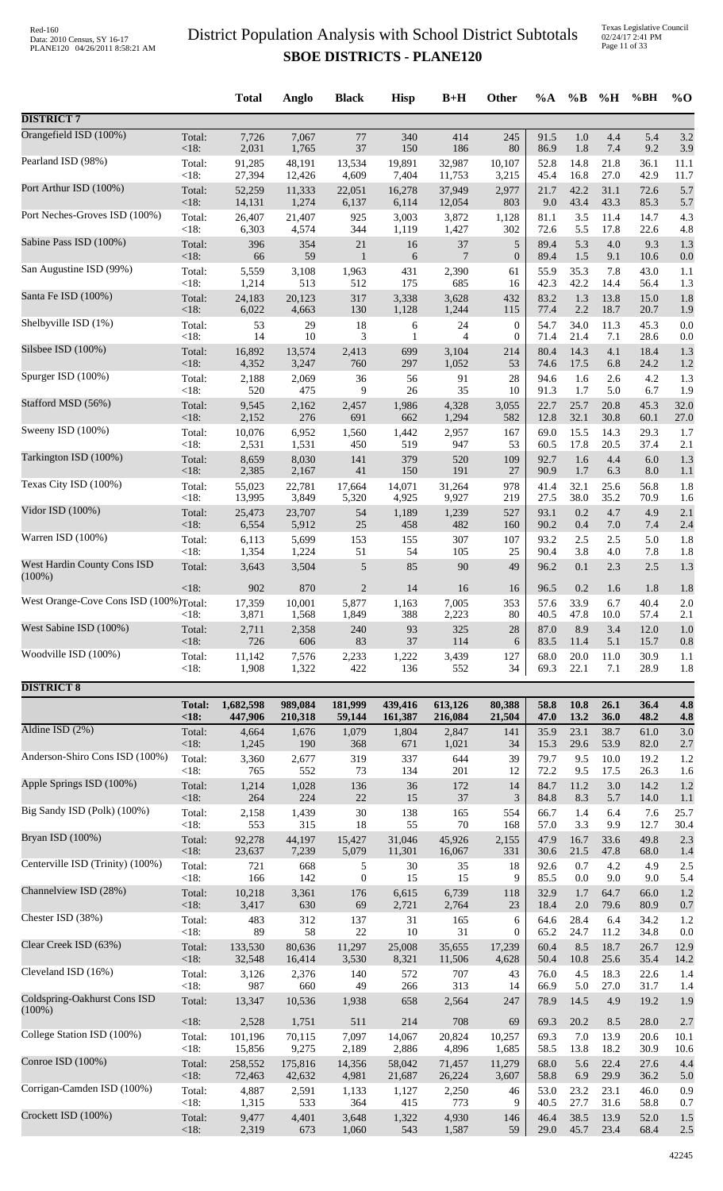# District Population Analysis with School District Subtotals

## SBOE DISTRICTS - PLANE120

| | | Total | Anglo | Black | Hisp | B+H | Other | %A | %B | %H | %BH | %O |
|---|---|---|---|---|---|---|---|---|---|---|---|---|
| **DISTRICT 7** | | | | | | | | | | | | |
| Orangefield ISD (100%) | Total: | 7,726 | 7,067 | 77 | 340 | 414 | 245 | 91.5 | 1.0 | 4.4 | 5.4 | 3.2 |
| | <18: | 2,031 | 1,765 | 37 | 150 | 186 | 80 | 86.9 | 1.8 | 7.4 | 9.2 | 3.9 |
| Pearland ISD (98%) | Total: | 91,285 | 48,191 | 13,534 | 19,891 | 32,987 | 10,107 | 52.8 | 14.8 | 21.8 | 36.1 | 11.1 |
| | <18: | 27,394 | 12,426 | 4,609 | 7,404 | 11,753 | 3,215 | 45.4 | 16.8 | 27.0 | 42.9 | 11.7 |
| Port Arthur ISD (100%) | Total: | 52,259 | 11,333 | 22,051 | 16,278 | 37,949 | 2,977 | 21.7 | 42.2 | 31.1 | 72.6 | 5.7 |
| | <18: | 14,131 | 1,274 | 6,137 | 6,114 | 12,054 | 803 | 9.0 | 43.4 | 43.3 | 85.3 | 5.7 |
| Port Neches-Groves ISD (100%) | Total: | 26,407 | 21,407 | 925 | 3,003 | 3,872 | 1,128 | 81.1 | 3.5 | 11.4 | 14.7 | 4.3 |
| | <18: | 6,303 | 4,574 | 344 | 1,119 | 1,427 | 302 | 72.6 | 5.5 | 17.8 | 22.6 | 4.8 |
| Sabine Pass ISD (100%) | Total: | 396 | 354 | 21 | 16 | 37 | 5 | 89.4 | 5.3 | 4.0 | 9.3 | 1.3 |
| | <18: | 66 | 59 | 1 | 6 | 7 | 0 | 89.4 | 1.5 | 9.1 | 10.6 | 0.0 |
| San Augustine ISD (99%) | Total: | 5,559 | 3,108 | 1,963 | 431 | 2,390 | 61 | 55.9 | 35.3 | 7.8 | 43.0 | 1.1 |
| | <18: | 1,214 | 513 | 512 | 175 | 685 | 16 | 42.3 | 42.2 | 14.4 | 56.4 | 1.3 |
| Santa Fe ISD (100%) | Total: | 24,183 | 20,123 | 317 | 3,338 | 3,628 | 432 | 83.2 | 1.3 | 13.8 | 15.0 | 1.8 |
| | <18: | 6,022 | 4,663 | 130 | 1,128 | 1,244 | 115 | 77.4 | 2.2 | 18.7 | 20.7 | 1.9 |
| Shelbyville ISD (1%) | Total: | 53 | 29 | 18 | 6 | 24 | 0 | 54.7 | 34.0 | 11.3 | 45.3 | 0.0 |
| | <18: | 14 | 10 | 3 | 1 | 4 | 0 | 71.4 | 21.4 | 7.1 | 28.6 | 0.0 |
| Silsbee ISD (100%) | Total: | 16,892 | 13,574 | 2,413 | 699 | 3,104 | 214 | 80.4 | 14.3 | 4.1 | 18.4 | 1.3 |
| | <18: | 4,352 | 3,247 | 760 | 297 | 1,052 | 53 | 74.6 | 17.5 | 6.8 | 24.2 | 1.2 |
| Spurger ISD (100%) | Total: | 2,188 | 2,069 | 36 | 56 | 91 | 28 | 94.6 | 1.6 | 2.6 | 4.2 | 1.3 |
| | <18: | 520 | 475 | 9 | 26 | 35 | 10 | 91.3 | 1.7 | 5.0 | 6.7 | 1.9 |
| Stafford MSD (56%) | Total: | 9,545 | 2,162 | 2,457 | 1,986 | 4,328 | 3,055 | 22.7 | 25.7 | 20.8 | 45.3 | 32.0 |
| | <18: | 2,152 | 276 | 691 | 662 | 1,294 | 582 | 12.8 | 32.1 | 30.8 | 60.1 | 27.0 |
| Sweeny ISD (100%) | Total: | 10,076 | 6,952 | 1,560 | 1,442 | 2,957 | 167 | 69.0 | 15.5 | 14.3 | 29.3 | 1.7 |
| | <18: | 2,531 | 1,531 | 450 | 519 | 947 | 53 | 60.5 | 17.8 | 20.5 | 37.4 | 2.1 |
| Tarkington ISD (100%) | Total: | 8,659 | 8,030 | 141 | 379 | 520 | 109 | 92.7 | 1.6 | 4.4 | 6.0 | 1.3 |
| | <18: | 2,385 | 2,167 | 41 | 150 | 191 | 27 | 90.9 | 1.7 | 6.3 | 8.0 | 1.1 |
| Texas City ISD (100%) | Total: | 55,023 | 22,781 | 17,664 | 14,071 | 31,264 | 978 | 41.4 | 32.1 | 25.6 | 56.8 | 1.8 |
| | <18: | 13,995 | 3,849 | 5,320 | 4,925 | 9,927 | 219 | 27.5 | 38.0 | 35.2 | 70.9 | 1.6 |
| Vidor ISD (100%) | Total: | 25,473 | 23,707 | 54 | 1,189 | 1,239 | 527 | 93.1 | 0.2 | 4.7 | 4.9 | 2.1 |
| | <18: | 6,554 | 5,912 | 25 | 458 | 482 | 160 | 90.2 | 0.4 | 7.0 | 7.4 | 2.4 |
| Warren ISD (100%) | Total: | 6,113 | 5,699 | 153 | 155 | 307 | 107 | 93.2 | 2.5 | 2.5 | 5.0 | 1.8 |
| | <18: | 1,354 | 1,224 | 51 | 54 | 105 | 25 | 90.4 | 3.8 | 4.0 | 7.8 | 1.8 |
| West Hardin County Cons ISD (100%) | Total: | 3,643 | 3,504 | 5 | 85 | 90 | 49 | 96.2 | 0.1 | 2.3 | 2.5 | 1.3 |
| | <18: | 902 | 870 | 2 | 14 | 16 | 16 | 96.5 | 0.2 | 1.6 | 1.8 | 1.8 |
| West Orange-Cove Cons ISD (100%) | Total: | 17,359 | 10,001 | 5,877 | 1,163 | 7,005 | 353 | 57.6 | 33.9 | 6.7 | 40.4 | 2.0 |
| | <18: | 3,871 | 1,568 | 1,849 | 388 | 2,223 | 80 | 40.5 | 47.8 | 10.0 | 57.4 | 2.1 |
| West Sabine ISD (100%) | Total: | 2,711 | 2,358 | 240 | 93 | 325 | 28 | 87.0 | 8.9 | 3.4 | 12.0 | 1.0 |
| | <18: | 726 | 606 | 83 | 37 | 114 | 6 | 83.5 | 11.4 | 5.1 | 15.7 | 0.8 |
| Woodville ISD (100%) | Total: | 11,142 | 7,576 | 2,233 | 1,222 | 3,439 | 127 | 68.0 | 20.0 | 11.0 | 30.9 | 1.1 |
| | <18: | 1,908 | 1,322 | 422 | 136 | 552 | 34 | 69.3 | 22.1 | 7.1 | 28.9 | 1.8 |
| **DISTRICT 8** | | | | | | | | | | | | |
| | **Total:** | **1,682,598** | **989,084** | **181,999** | **439,416** | **613,126** | **80,388** | **58.8** | **10.8** | **26.1** | **36.4** | **4.8** |
| | **<18:** | **447,906** | **210,318** | **59,144** | **161,387** | **216,084** | **21,504** | **47.0** | **13.2** | **36.0** | **48.2** | **4.8** |
| Aldine ISD (2%) | Total: | 4,664 | 1,676 | 1,079 | 1,804 | 2,847 | 141 | 35.9 | 23.1 | 38.7 | 61.0 | 3.0 |
| | <18: | 1,245 | 190 | 368 | 671 | 1,021 | 34 | 15.3 | 29.6 | 53.9 | 82.0 | 2.7 |
| Anderson-Shiro Cons ISD (100%) | Total: | 3,360 | 2,677 | 319 | 337 | 644 | 39 | 79.7 | 9.5 | 10.0 | 19.2 | 1.2 |
| | <18: | 765 | 552 | 73 | 134 | 201 | 12 | 72.2 | 9.5 | 17.5 | 26.3 | 1.6 |
| Apple Springs ISD (100%) | Total: | 1,214 | 1,028 | 136 | 36 | 172 | 14 | 84.7 | 11.2 | 3.0 | 14.2 | 1.2 |
| | <18: | 264 | 224 | 22 | 15 | 37 | 3 | 84.8 | 8.3 | 5.7 | 14.0 | 1.1 |
| Big Sandy ISD (Polk) (100%) | Total: | 2,158 | 1,439 | 30 | 138 | 165 | 554 | 66.7 | 1.4 | 6.4 | 7.6 | 25.7 |
| | <18: | 553 | 315 | 18 | 55 | 70 | 168 | 57.0 | 3.3 | 9.9 | 12.7 | 30.4 |
| Bryan ISD (100%) | Total: | 92,278 | 44,197 | 15,427 | 31,046 | 45,926 | 2,155 | 47.9 | 16.7 | 33.6 | 49.8 | 2.3 |
| | <18: | 23,637 | 7,239 | 5,079 | 11,301 | 16,067 | 331 | 30.6 | 21.5 | 47.8 | 68.0 | 1.4 |
| Centerville ISD (Trinity) (100%) | Total: | 721 | 668 | 5 | 30 | 35 | 18 | 92.6 | 0.7 | 4.2 | 4.9 | 2.5 |
| | <18: | 166 | 142 | 0 | 15 | 15 | 9 | 85.5 | 0.0 | 9.0 | 9.0 | 5.4 |
| Channelview ISD (28%) | Total: | 10,218 | 3,361 | 176 | 6,615 | 6,739 | 118 | 32.9 | 1.7 | 64.7 | 66.0 | 1.2 |
| | <18: | 3,417 | 630 | 69 | 2,721 | 2,764 | 23 | 18.4 | 2.0 | 79.6 | 80.9 | 0.7 |
| Chester ISD (38%) | Total: | 483 | 312 | 137 | 31 | 165 | 6 | 64.6 | 28.4 | 6.4 | 34.2 | 1.2 |
| | <18: | 89 | 58 | 22 | 10 | 31 | 0 | 65.2 | 24.7 | 11.2 | 34.8 | 0.0 |
| Clear Creek ISD (63%) | Total: | 133,530 | 80,636 | 11,297 | 25,008 | 35,655 | 17,239 | 60.4 | 8.5 | 18.7 | 26.7 | 12.9 |
| | <18: | 32,548 | 16,414 | 3,530 | 8,321 | 11,506 | 4,628 | 50.4 | 10.8 | 25.6 | 35.4 | 14.2 |
| Cleveland ISD (16%) | Total: | 3,126 | 2,376 | 140 | 572 | 707 | 43 | 76.0 | 4.5 | 18.3 | 22.6 | 1.4 |
| | <18: | 987 | 660 | 49 | 266 | 313 | 14 | 66.9 | 5.0 | 27.0 | 31.7 | 1.4 |
| Coldspring-Oakhurst Cons ISD (100%) | Total: | 13,347 | 10,536 | 1,938 | 658 | 2,564 | 247 | 78.9 | 14.5 | 4.9 | 19.2 | 1.9 |
| | <18: | 2,528 | 1,751 | 511 | 214 | 708 | 69 | 69.3 | 20.2 | 8.5 | 28.0 | 2.7 |
| College Station ISD (100%) | Total: | 101,196 | 70,115 | 7,097 | 14,067 | 20,824 | 10,257 | 69.3 | 7.0 | 13.9 | 20.6 | 10.1 |
| | <18: | 15,856 | 9,275 | 2,189 | 2,886 | 4,896 | 1,685 | 58.5 | 13.8 | 18.2 | 30.9 | 10.6 |
| Conroe ISD (100%) | Total: | 258,552 | 175,816 | 14,356 | 58,042 | 71,457 | 11,279 | 68.0 | 5.6 | 22.4 | 27.6 | 4.4 |
| | <18: | 72,463 | 42,632 | 4,981 | 21,687 | 26,224 | 3,607 | 58.8 | 6.9 | 29.9 | 36.2 | 5.0 |
| Corrigan-Camden ISD (100%) | Total: | 4,887 | 2,591 | 1,133 | 1,127 | 2,250 | 46 | 53.0 | 23.2 | 23.1 | 46.0 | 0.9 |
| | <18: | 1,315 | 533 | 364 | 415 | 773 | 9 | 40.5 | 27.7 | 31.6 | 58.8 | 0.7 |
| Crockett ISD (100%) | Total: | 9,477 | 4,401 | 3,648 | 1,322 | 4,930 | 146 | 46.4 | 38.5 | 13.9 | 52.0 | 1.5 |
| | <18: | 2,319 | 673 | 1,060 | 543 | 1,587 | 59 | 29.0 | 45.7 | 23.4 | 68.4 | 2.5 |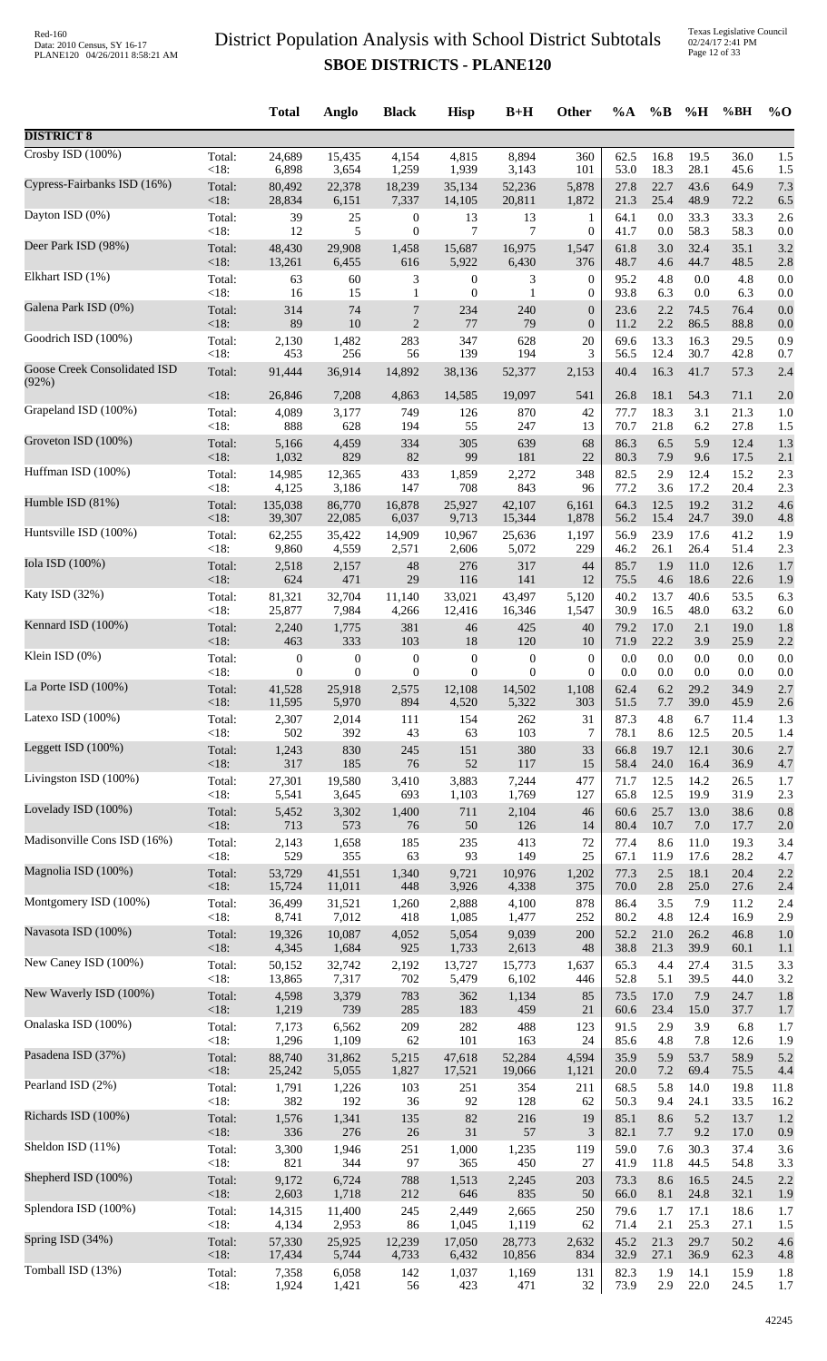# District Population Analysis with School District Subtotals

## SBOE DISTRICTS - PLANE120

| | | Total | Anglo | Black | Hisp | B+H | Other | %A | %B | %H | %BH | %O |
|---|---|---|---|---|---|---|---|---|---|---|---|---|
| **DISTRICT 8** | | | | | | | | | | | | |
| Crosby ISD (100%) | Total: | 24,689 | 15,435 | 4,154 | 4,815 | 8,894 | 360 | 62.5 | 16.8 | 19.5 | 36.0 | 1.5 |
| | <18: | 6,898 | 3,654 | 1,259 | 1,939 | 3,143 | 101 | 53.0 | 18.3 | 28.1 | 45.6 | 1.5 |
| Cypress-Fairbanks ISD (16%) | Total: | 80,492 | 22,378 | 18,239 | 35,134 | 52,236 | 5,878 | 27.8 | 22.7 | 43.6 | 64.9 | 7.3 |
| | <18: | 28,834 | 6,151 | 7,337 | 14,105 | 20,811 | 1,872 | 21.3 | 25.4 | 48.9 | 72.2 | 6.5 |
| Dayton ISD (0%) | Total: | 39 | 25 | 0 | 13 | 13 | 1 | 64.1 | 0.0 | 33.3 | 33.3 | 2.6 |
| | <18: | 12 | 5 | 0 | 7 | 7 | 0 | 41.7 | 0.0 | 58.3 | 58.3 | 0.0 |
| Deer Park ISD (98%) | Total: | 48,430 | 29,908 | 1,458 | 15,687 | 16,975 | 1,547 | 61.8 | 3.0 | 32.4 | 35.1 | 3.2 |
| | <18: | 13,261 | 6,455 | 616 | 5,922 | 6,430 | 376 | 48.7 | 4.6 | 44.7 | 48.5 | 2.8 |
| Elkhart ISD (1%) | Total: | 63 | 60 | 3 | 0 | 3 | 0 | 95.2 | 4.8 | 0.0 | 4.8 | 0.0 |
| | <18: | 16 | 15 | 1 | 0 | 1 | 0 | 93.8 | 6.3 | 0.0 | 6.3 | 0.0 |
| Galena Park ISD (0%) | Total: | 314 | 74 | 7 | 234 | 240 | 0 | 23.6 | 2.2 | 74.5 | 76.4 | 0.0 |
| | <18: | 89 | 10 | 2 | 77 | 79 | 0 | 11.2 | 2.2 | 86.5 | 88.8 | 0.0 |
| Goodrich ISD (100%) | Total: | 2,130 | 1,482 | 283 | 347 | 628 | 20 | 69.6 | 13.3 | 16.3 | 29.5 | 0.9 |
| | <18: | 453 | 256 | 56 | 139 | 194 | 3 | 56.5 | 12.4 | 30.7 | 42.8 | 0.7 |
| Goose Creek Consolidated ISD (92%) | Total: | 91,444 | 36,914 | 14,892 | 38,136 | 52,377 | 2,153 | 40.4 | 16.3 | 41.7 | 57.3 | 2.4 |
| | <18: | 26,846 | 7,208 | 4,863 | 14,585 | 19,097 | 541 | 26.8 | 18.1 | 54.3 | 71.1 | 2.0 |
| Grapeland ISD (100%) | Total: | 4,089 | 3,177 | 749 | 126 | 870 | 42 | 77.7 | 18.3 | 3.1 | 21.3 | 1.0 |
| | <18: | 888 | 628 | 194 | 55 | 247 | 13 | 70.7 | 21.8 | 6.2 | 27.8 | 1.5 |
| Groveton ISD (100%) | Total: | 5,166 | 4,459 | 334 | 305 | 639 | 68 | 86.3 | 6.5 | 5.9 | 12.4 | 1.3 |
| | <18: | 1,032 | 829 | 82 | 99 | 181 | 22 | 80.3 | 7.9 | 9.6 | 17.5 | 2.1 |
| Huffman ISD (100%) | Total: | 14,985 | 12,365 | 433 | 1,859 | 2,272 | 348 | 82.5 | 2.9 | 12.4 | 15.2 | 2.3 |
| | <18: | 4,125 | 3,186 | 147 | 708 | 843 | 96 | 77.2 | 3.6 | 17.2 | 20.4 | 2.3 |
| Humble ISD (81%) | Total: | 135,038 | 86,770 | 16,878 | 25,927 | 42,107 | 6,161 | 64.3 | 12.5 | 19.2 | 31.2 | 4.6 |
| | <18: | 39,307 | 22,085 | 6,037 | 9,713 | 15,344 | 1,878 | 56.2 | 15.4 | 24.7 | 39.0 | 4.8 |
| Huntsville ISD (100%) | Total: | 62,255 | 35,422 | 14,909 | 10,967 | 25,636 | 1,197 | 56.9 | 23.9 | 17.6 | 41.2 | 1.9 |
| | <18: | 9,860 | 4,559 | 2,571 | 2,606 | 5,072 | 229 | 46.2 | 26.1 | 26.4 | 51.4 | 2.3 |
| Iola ISD (100%) | Total: | 2,518 | 2,157 | 48 | 276 | 317 | 44 | 85.7 | 1.9 | 11.0 | 12.6 | 1.7 |
| | <18: | 624 | 471 | 29 | 116 | 141 | 12 | 75.5 | 4.6 | 18.6 | 22.6 | 1.9 |
| Katy ISD (32%) | Total: | 81,321 | 32,704 | 11,140 | 33,021 | 43,497 | 5,120 | 40.2 | 13.7 | 40.6 | 53.5 | 6.3 |
| | <18: | 25,877 | 7,984 | 4,266 | 12,416 | 16,346 | 1,547 | 30.9 | 16.5 | 48.0 | 63.2 | 6.0 |
| Kennard ISD (100%) | Total: | 2,240 | 1,775 | 381 | 46 | 425 | 40 | 79.2 | 17.0 | 2.1 | 19.0 | 1.8 |
| | <18: | 463 | 333 | 103 | 18 | 120 | 10 | 71.9 | 22.2 | 3.9 | 25.9 | 2.2 |
| Klein ISD (0%) | Total: | 0 | 0 | 0 | 0 | 0 | 0 | 0.0 | 0.0 | 0.0 | 0.0 | 0.0 |
| | <18: | 0 | 0 | 0 | 0 | 0 | 0 | 0.0 | 0.0 | 0.0 | 0.0 | 0.0 |
| La Porte ISD (100%) | Total: | 41,528 | 25,918 | 2,575 | 12,108 | 14,502 | 1,108 | 62.4 | 6.2 | 29.2 | 34.9 | 2.7 |
| | <18: | 11,595 | 5,970 | 894 | 4,520 | 5,322 | 303 | 51.5 | 7.7 | 39.0 | 45.9 | 2.6 |
| Latexo ISD (100%) | Total: | 2,307 | 2,014 | 111 | 154 | 262 | 31 | 87.3 | 4.8 | 6.7 | 11.4 | 1.3 |
| | <18: | 502 | 392 | 43 | 63 | 103 | 7 | 78.1 | 8.6 | 12.5 | 20.5 | 1.4 |
| Leggett ISD (100%) | Total: | 1,243 | 830 | 245 | 151 | 380 | 33 | 66.8 | 19.7 | 12.1 | 30.6 | 2.7 |
| | <18: | 317 | 185 | 76 | 52 | 117 | 15 | 58.4 | 24.0 | 16.4 | 36.9 | 4.7 |
| Livingston ISD (100%) | Total: | 27,301 | 19,580 | 3,410 | 3,883 | 7,244 | 477 | 71.7 | 12.5 | 14.2 | 26.5 | 1.7 |
| | <18: | 5,541 | 3,645 | 693 | 1,103 | 1,769 | 127 | 65.8 | 12.5 | 19.9 | 31.9 | 2.3 |
| Lovelady ISD (100%) | Total: | 5,452 | 3,302 | 1,400 | 711 | 2,104 | 46 | 60.6 | 25.7 | 13.0 | 38.6 | 0.8 |
| | <18: | 713 | 573 | 76 | 50 | 126 | 14 | 80.4 | 10.7 | 7.0 | 17.7 | 2.0 |
| Madisonville Cons ISD (16%) | Total: | 2,143 | 1,658 | 185 | 235 | 413 | 72 | 77.4 | 8.6 | 11.0 | 19.3 | 3.4 |
| | <18: | 529 | 355 | 63 | 93 | 149 | 25 | 67.1 | 11.9 | 17.6 | 28.2 | 4.7 |
| Magnolia ISD (100%) | Total: | 53,729 | 41,551 | 1,340 | 9,721 | 10,976 | 1,202 | 77.3 | 2.5 | 18.1 | 20.4 | 2.2 |
| | <18: | 15,724 | 11,011 | 448 | 3,926 | 4,338 | 375 | 70.0 | 2.8 | 25.0 | 27.6 | 2.4 |
| Montgomery ISD (100%) | Total: | 36,499 | 31,521 | 1,260 | 2,888 | 4,100 | 878 | 86.4 | 3.5 | 7.9 | 11.2 | 2.4 |
| | <18: | 8,741 | 7,012 | 418 | 1,085 | 1,477 | 252 | 80.2 | 4.8 | 12.4 | 16.9 | 2.9 |
| Navasota ISD (100%) | Total: | 19,326 | 10,087 | 4,052 | 5,054 | 9,039 | 200 | 52.2 | 21.0 | 26.2 | 46.8 | 1.0 |
| | <18: | 4,345 | 1,684 | 925 | 1,733 | 2,613 | 48 | 38.8 | 21.3 | 39.9 | 60.1 | 1.1 |
| New Caney ISD (100%) | Total: | 50,152 | 32,742 | 2,192 | 13,727 | 15,773 | 1,637 | 65.3 | 4.4 | 27.4 | 31.5 | 3.3 |
| | <18: | 13,865 | 7,317 | 702 | 5,479 | 6,102 | 446 | 52.8 | 5.1 | 39.5 | 44.0 | 3.2 |
| New Waverly ISD (100%) | Total: | 4,598 | 3,379 | 783 | 362 | 1,134 | 85 | 73.5 | 17.0 | 7.9 | 24.7 | 1.8 |
| | <18: | 1,219 | 739 | 285 | 183 | 459 | 21 | 60.6 | 23.4 | 15.0 | 37.7 | 1.7 |
| Onalaska ISD (100%) | Total: | 7,173 | 6,562 | 209 | 282 | 488 | 123 | 91.5 | 2.9 | 3.9 | 6.8 | 1.7 |
| | <18: | 1,296 | 1,109 | 62 | 101 | 163 | 24 | 85.6 | 4.8 | 7.8 | 12.6 | 1.9 |
| Pasadena ISD (37%) | Total: | 88,740 | 31,862 | 5,215 | 47,618 | 52,284 | 4,594 | 35.9 | 5.9 | 53.7 | 58.9 | 5.2 |
| | <18: | 25,242 | 5,055 | 1,827 | 17,521 | 19,066 | 1,121 | 20.0 | 7.2 | 69.4 | 75.5 | 4.4 |
| Pearland ISD (2%) | Total: | 1,791 | 1,226 | 103 | 251 | 354 | 211 | 68.5 | 5.8 | 14.0 | 19.8 | 11.8 |
| | <18: | 382 | 192 | 36 | 92 | 128 | 62 | 50.3 | 9.4 | 24.1 | 33.5 | 16.2 |
| Richards ISD (100%) | Total: | 1,576 | 1,341 | 135 | 82 | 216 | 19 | 85.1 | 8.6 | 5.2 | 13.7 | 1.2 |
| | <18: | 336 | 276 | 26 | 31 | 57 | 3 | 82.1 | 7.7 | 9.2 | 17.0 | 0.9 |
| Sheldon ISD (11%) | Total: | 3,300 | 1,946 | 251 | 1,000 | 1,235 | 119 | 59.0 | 7.6 | 30.3 | 37.4 | 3.6 |
| | <18: | 821 | 344 | 97 | 365 | 450 | 27 | 41.9 | 11.8 | 44.5 | 54.8 | 3.3 |
| Shepherd ISD (100%) | Total: | 9,172 | 6,724 | 788 | 1,513 | 2,245 | 203 | 73.3 | 8.6 | 16.5 | 24.5 | 2.2 |
| | <18: | 2,603 | 1,718 | 212 | 646 | 835 | 50 | 66.0 | 8.1 | 24.8 | 32.1 | 1.9 |
| Splendora ISD (100%) | Total: | 14,315 | 11,400 | 245 | 2,449 | 2,665 | 250 | 79.6 | 1.7 | 17.1 | 18.6 | 1.7 |
| | <18: | 4,134 | 2,953 | 86 | 1,045 | 1,119 | 62 | 71.4 | 2.1 | 25.3 | 27.1 | 1.5 |
| Spring ISD (34%) | Total: | 57,330 | 25,925 | 12,239 | 17,050 | 28,773 | 2,632 | 45.2 | 21.3 | 29.7 | 50.2 | 4.6 |
| | <18: | 17,434 | 5,744 | 4,733 | 6,432 | 10,856 | 834 | 32.9 | 27.1 | 36.9 | 62.3 | 4.8 |
| Tomball ISD (13%) | Total: | 7,358 | 6,058 | 142 | 1,037 | 1,169 | 131 | 82.3 | 1.9 | 14.1 | 15.9 | 1.8 |
| | <18: | 1,924 | 1,421 | 56 | 423 | 471 | 32 | 73.9 | 2.9 | 22.0 | 24.5 | 1.7 |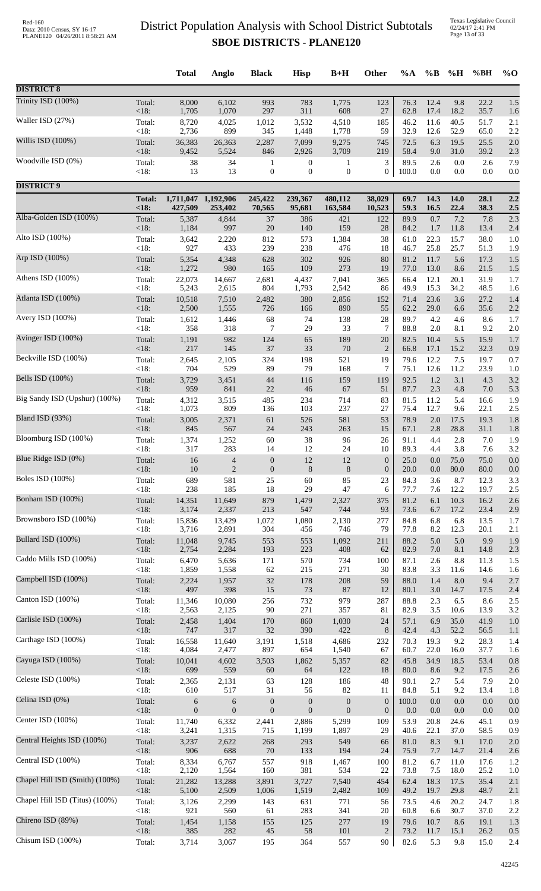# District Population Analysis with School District Subtotals
## SBOE DISTRICTS - PLANE120

|  |  | Total | Anglo | Black | Hisp | B+H | Other | %A | %B | %H | %BH | %O |
|---|---|---|---|---|---|---|---|---|---|---|---|---|
| **DISTRICT 8** |  |  |  |  |  |  |  |  |  |  |  |  |
| Trinity ISD (100%) | Total: | 8,000 | 6,102 | 993 | 783 | 1,775 | 123 | 76.3 | 12.4 | 9.8 | 22.2 | 1.5 |
|  | <18: | 1,705 | 1,070 | 297 | 311 | 608 | 27 | 62.8 | 17.4 | 18.2 | 35.7 | 1.6 |
| Waller ISD (27%) | Total: | 8,720 | 4,025 | 1,012 | 3,532 | 4,510 | 185 | 46.2 | 11.6 | 40.5 | 51.7 | 2.1 |
|  | <18: | 2,736 | 899 | 345 | 1,448 | 1,778 | 59 | 32.9 | 12.6 | 52.9 | 65.0 | 2.2 |
| Willis ISD (100%) | Total: | 36,383 | 26,363 | 2,287 | 7,099 | 9,275 | 745 | 72.5 | 6.3 | 19.5 | 25.5 | 2.0 |
|  | <18: | 9,452 | 5,524 | 846 | 2,926 | 3,709 | 219 | 58.4 | 9.0 | 31.0 | 39.2 | 2.3 |
| Woodville ISD (0%) | Total: | 38 | 34 | 1 | 0 | 1 | 3 | 89.5 | 2.6 | 0.0 | 2.6 | 7.9 |
|  | <18: | 13 | 13 | 0 | 0 | 0 | 0 | 100.0 | 0.0 | 0.0 | 0.0 | 0.0 |
| **DISTRICT 9** |  |  |  |  |  |  |  |  |  |  |  |  |
|  | **Total:** | **1,711,047** | **1,192,906** | **245,422** | **239,367** | **480,112** | **38,029** | **69.7** | **14.3** | **14.0** | **28.1** | **2.2** |
|  | **<18:** | **427,509** | **253,402** | **70,565** | **95,681** | **163,584** | **10,523** | **59.3** | **16.5** | **22.4** | **38.3** | **2.5** |
| Alba-Golden ISD (100%) | Total: | 5,387 | 4,844 | 37 | 386 | 421 | 122 | 89.9 | 0.7 | 7.2 | 7.8 | 2.3 |
|  | <18: | 1,184 | 997 | 20 | 140 | 159 | 28 | 84.2 | 1.7 | 11.8 | 13.4 | 2.4 |
| Alto ISD (100%) | Total: | 3,642 | 2,220 | 812 | 573 | 1,384 | 38 | 61.0 | 22.3 | 15.7 | 38.0 | 1.0 |
|  | <18: | 927 | 433 | 239 | 238 | 476 | 18 | 46.7 | 25.8 | 25.7 | 51.3 | 1.9 |
| Arp ISD (100%) | Total: | 5,354 | 4,348 | 628 | 302 | 926 | 80 | 81.2 | 11.7 | 5.6 | 17.3 | 1.5 |
|  | <18: | 1,272 | 980 | 165 | 109 | 273 | 19 | 77.0 | 13.0 | 8.6 | 21.5 | 1.5 |
| Athens ISD (100%) | Total: | 22,073 | 14,667 | 2,681 | 4,437 | 7,041 | 365 | 66.4 | 12.1 | 20.1 | 31.9 | 1.7 |
|  | <18: | 5,243 | 2,615 | 804 | 1,793 | 2,542 | 86 | 49.9 | 15.3 | 34.2 | 48.5 | 1.6 |
| Atlanta ISD (100%) | Total: | 10,518 | 7,510 | 2,482 | 380 | 2,856 | 152 | 71.4 | 23.6 | 3.6 | 27.2 | 1.4 |
|  | <18: | 2,500 | 1,555 | 726 | 166 | 890 | 55 | 62.2 | 29.0 | 6.6 | 35.6 | 2.2 |
| Avery ISD (100%) | Total: | 1,612 | 1,446 | 68 | 74 | 138 | 28 | 89.7 | 4.2 | 4.6 | 8.6 | 1.7 |
|  | <18: | 358 | 318 | 7 | 29 | 33 | 7 | 88.8 | 2.0 | 8.1 | 9.2 | 2.0 |
| Avinger ISD (100%) | Total: | 1,191 | 982 | 124 | 65 | 189 | 20 | 82.5 | 10.4 | 5.5 | 15.9 | 1.7 |
|  | <18: | 217 | 145 | 37 | 33 | 70 | 2 | 66.8 | 17.1 | 15.2 | 32.3 | 0.9 |
| Beckville ISD (100%) | Total: | 2,645 | 2,105 | 324 | 198 | 521 | 19 | 79.6 | 12.2 | 7.5 | 19.7 | 0.7 |
|  | <18: | 704 | 529 | 89 | 79 | 168 | 7 | 75.1 | 12.6 | 11.2 | 23.9 | 1.0 |
| Bells ISD (100%) | Total: | 3,729 | 3,451 | 44 | 116 | 159 | 119 | 92.5 | 1.2 | 3.1 | 4.3 | 3.2 |
|  | <18: | 959 | 841 | 22 | 46 | 67 | 51 | 87.7 | 2.3 | 4.8 | 7.0 | 5.3 |
| Big Sandy ISD (Upshur) (100%) | Total: | 4,312 | 3,515 | 485 | 234 | 714 | 83 | 81.5 | 11.2 | 5.4 | 16.6 | 1.9 |
|  | <18: | 1,073 | 809 | 136 | 103 | 237 | 27 | 75.4 | 12.7 | 9.6 | 22.1 | 2.5 |
| Bland ISD (93%) | Total: | 3,005 | 2,371 | 61 | 526 | 581 | 53 | 78.9 | 2.0 | 17.5 | 19.3 | 1.8 |
|  | <18: | 845 | 567 | 24 | 243 | 263 | 15 | 67.1 | 2.8 | 28.8 | 31.1 | 1.8 |
| Bloomburg ISD (100%) | Total: | 1,374 | 1,252 | 60 | 38 | 96 | 26 | 91.1 | 4.4 | 2.8 | 7.0 | 1.9 |
|  | <18: | 317 | 283 | 14 | 12 | 24 | 10 | 89.3 | 4.4 | 3.8 | 7.6 | 3.2 |
| Blue Ridge ISD (0%) | Total: | 16 | 4 | 0 | 12 | 12 | 0 | 25.0 | 0.0 | 75.0 | 75.0 | 0.0 |
|  | <18: | 10 | 2 | 0 | 8 | 8 | 0 | 20.0 | 0.0 | 80.0 | 80.0 | 0.0 |
| Boles ISD (100%) | Total: | 689 | 581 | 25 | 60 | 85 | 23 | 84.3 | 3.6 | 8.7 | 12.3 | 3.3 |
|  | <18: | 238 | 185 | 18 | 29 | 47 | 6 | 77.7 | 7.6 | 12.2 | 19.7 | 2.5 |
| Bonham ISD (100%) | Total: | 14,351 | 11,649 | 879 | 1,479 | 2,327 | 375 | 81.2 | 6.1 | 10.3 | 16.2 | 2.6 |
|  | <18: | 3,174 | 2,337 | 213 | 547 | 744 | 93 | 73.6 | 6.7 | 17.2 | 23.4 | 2.9 |
| Brownsboro ISD (100%) | Total: | 15,836 | 13,429 | 1,072 | 1,080 | 2,130 | 277 | 84.8 | 6.8 | 6.8 | 13.5 | 1.7 |
|  | <18: | 3,716 | 2,891 | 304 | 456 | 746 | 79 | 77.8 | 8.2 | 12.3 | 20.1 | 2.1 |
| Bullard ISD (100%) | Total: | 11,048 | 9,745 | 553 | 553 | 1,092 | 211 | 88.2 | 5.0 | 5.0 | 9.9 | 1.9 |
|  | <18: | 2,754 | 2,284 | 193 | 223 | 408 | 62 | 82.9 | 7.0 | 8.1 | 14.8 | 2.3 |
| Caddo Mills ISD (100%) | Total: | 6,470 | 5,636 | 171 | 570 | 734 | 100 | 87.1 | 2.6 | 8.8 | 11.3 | 1.5 |
|  | <18: | 1,859 | 1,558 | 62 | 215 | 271 | 30 | 83.8 | 3.3 | 11.6 | 14.6 | 1.6 |
| Campbell ISD (100%) | Total: | 2,224 | 1,957 | 32 | 178 | 208 | 59 | 88.0 | 1.4 | 8.0 | 9.4 | 2.7 |
|  | <18: | 497 | 398 | 15 | 73 | 87 | 12 | 80.1 | 3.0 | 14.7 | 17.5 | 2.4 |
| Canton ISD (100%) | Total: | 11,346 | 10,080 | 256 | 732 | 979 | 287 | 88.8 | 2.3 | 6.5 | 8.6 | 2.5 |
|  | <18: | 2,563 | 2,125 | 90 | 271 | 357 | 81 | 82.9 | 3.5 | 10.6 | 13.9 | 3.2 |
| Carlisle ISD (100%) | Total: | 2,458 | 1,404 | 170 | 860 | 1,030 | 24 | 57.1 | 6.9 | 35.0 | 41.9 | 1.0 |
|  | <18: | 747 | 317 | 32 | 390 | 422 | 8 | 42.4 | 4.3 | 52.2 | 56.5 | 1.1 |
| Carthage ISD (100%) | Total: | 16,558 | 11,640 | 3,191 | 1,518 | 4,686 | 232 | 70.3 | 19.3 | 9.2 | 28.3 | 1.4 |
|  | <18: | 4,084 | 2,477 | 897 | 654 | 1,540 | 67 | 60.7 | 22.0 | 16.0 | 37.7 | 1.6 |
| Cayuga ISD (100%) | Total: | 10,041 | 4,602 | 3,503 | 1,862 | 5,357 | 82 | 45.8 | 34.9 | 18.5 | 53.4 | 0.8 |
|  | <18: | 699 | 559 | 60 | 64 | 122 | 18 | 80.0 | 8.6 | 9.2 | 17.5 | 2.6 |
| Celeste ISD (100%) | Total: | 2,365 | 2,131 | 63 | 128 | 186 | 48 | 90.1 | 2.7 | 5.4 | 7.9 | 2.0 |
|  | <18: | 610 | 517 | 31 | 56 | 82 | 11 | 84.8 | 5.1 | 9.2 | 13.4 | 1.8 |
| Celina ISD (0%) | Total: | 6 | 6 | 0 | 0 | 0 | 0 | 100.0 | 0.0 | 0.0 | 0.0 | 0.0 |
|  | <18: | 0 | 0 | 0 | 0 | 0 | 0 | 0.0 | 0.0 | 0.0 | 0.0 | 0.0 |
| Center ISD (100%) | Total: | 11,740 | 6,332 | 2,441 | 2,886 | 5,299 | 109 | 53.9 | 20.8 | 24.6 | 45.1 | 0.9 |
|  | <18: | 3,241 | 1,315 | 715 | 1,199 | 1,897 | 29 | 40.6 | 22.1 | 37.0 | 58.5 | 0.9 |
| Central Heights ISD (100%) | Total: | 3,237 | 2,622 | 268 | 293 | 549 | 66 | 81.0 | 8.3 | 9.1 | 17.0 | 2.0 |
|  | <18: | 906 | 688 | 70 | 133 | 194 | 24 | 75.9 | 7.7 | 14.7 | 21.4 | 2.6 |
| Central ISD (100%) | Total: | 8,334 | 6,767 | 557 | 918 | 1,467 | 100 | 81.2 | 6.7 | 11.0 | 17.6 | 1.2 |
|  | <18: | 2,120 | 1,564 | 160 | 381 | 534 | 22 | 73.8 | 7.5 | 18.0 | 25.2 | 1.0 |
| Chapel Hill ISD (Smith) (100%) | Total: | 21,282 | 13,288 | 3,891 | 3,727 | 7,540 | 454 | 62.4 | 18.3 | 17.5 | 35.4 | 2.1 |
|  | <18: | 5,100 | 2,509 | 1,006 | 1,519 | 2,482 | 109 | 49.2 | 19.7 | 29.8 | 48.7 | 2.1 |
| Chapel Hill ISD (Titus) (100%) | Total: | 3,126 | 2,299 | 143 | 631 | 771 | 56 | 73.5 | 4.6 | 20.2 | 24.7 | 1.8 |
|  | <18: | 921 | 560 | 61 | 283 | 341 | 20 | 60.8 | 6.6 | 30.7 | 37.0 | 2.2 |
| Chireno ISD (89%) | Total: | 1,454 | 1,158 | 155 | 125 | 277 | 19 | 79.6 | 10.7 | 8.6 | 19.1 | 1.3 |
|  | <18: | 385 | 282 | 45 | 58 | 101 | 2 | 73.2 | 11.7 | 15.1 | 26.2 | 0.5 |
| Chisum ISD (100%) | Total: | 3,714 | 3,067 | 195 | 364 | 557 | 90 | 82.6 | 5.3 | 9.8 | 15.0 | 2.4 |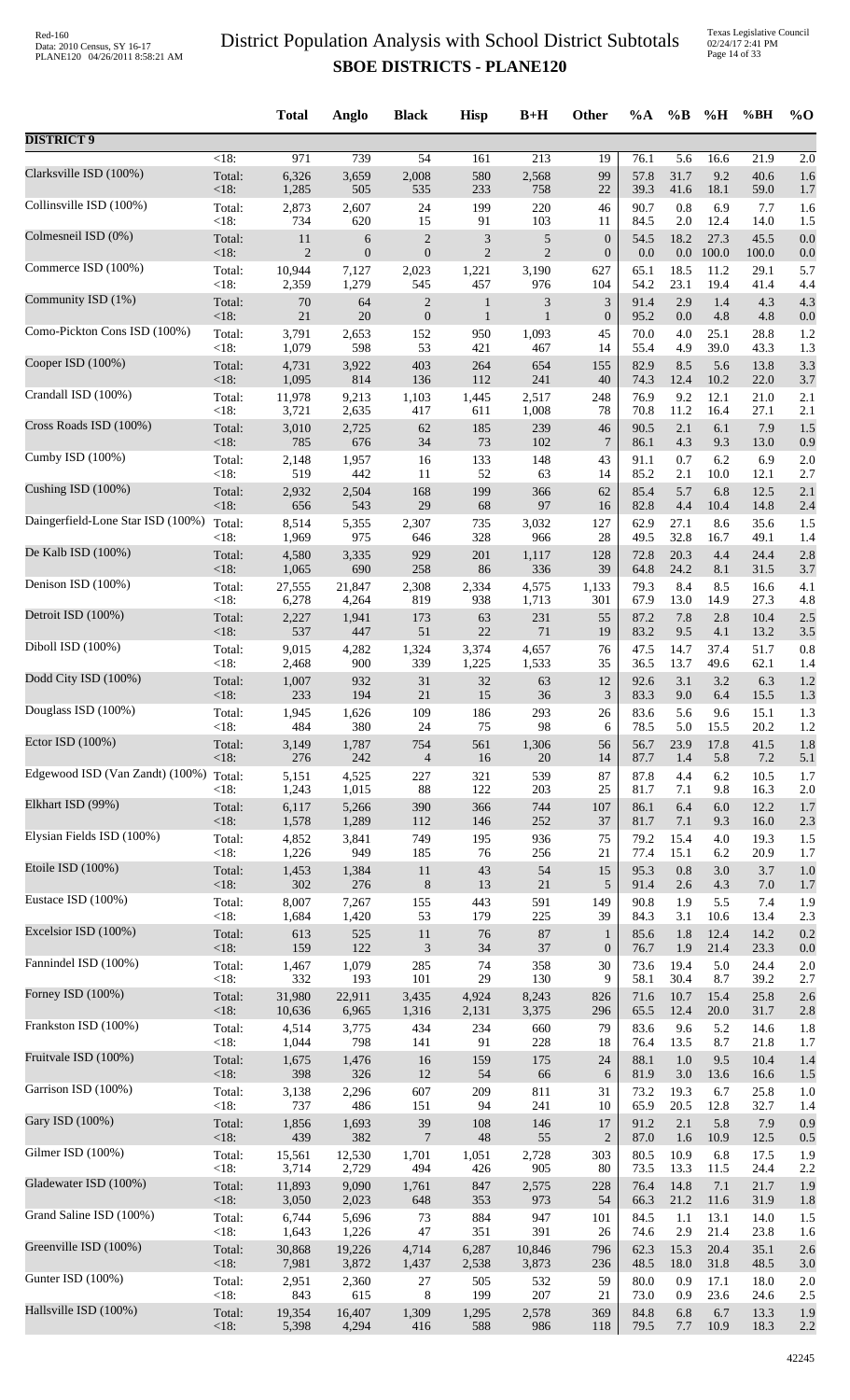# District Population Analysis with School District Subtotals

## SBOE DISTRICTS - PLANE120

Red-160
Data: 2010 Census, SY 16-17
PLANE120 04/26/2011 8:58:21 AM

Texas Legislative Council
02/24/17 2:41 PM

| | | Total | Anglo | Black | Hisp | B+H | Other | %A | %B | %H | %BH | %O |
|---|---|---|---|---|---|---|---|---|---|---|---|---|
| **DISTRICT 9** | | | | | | | | | | | | |
| | <18: | 971 | 739 | 54 | 161 | 213 | 19 | 76.1 | 5.6 | 16.6 | 21.9 | 2.0 |
| Clarksville ISD (100%) | Total: | 6,326 | 3,659 | 2,008 | 580 | 2,568 | 99 | 57.8 | 31.7 | 9.2 | 40.6 | 1.6 |
| | <18: | 1,285 | 505 | 535 | 233 | 758 | 22 | 39.3 | 41.6 | 18.1 | 59.0 | 1.7 |
| Collinsville ISD (100%) | Total: | 2,873 | 2,607 | 24 | 199 | 220 | 46 | 90.7 | 0.8 | 6.9 | 7.7 | 1.6 |
| | <18: | 734 | 620 | 15 | 91 | 103 | 11 | 84.5 | 2.0 | 12.4 | 14.0 | 1.5 |
| Colmesneil ISD (0%) | Total: | 11 | 6 | 2 | 3 | 5 | 0 | 54.5 | 18.2 | 27.3 | 45.5 | 0.0 |
| | <18: | 2 | 0 | 0 | 2 | 2 | 0 | 0.0 | 0.0 | 100.0 | 100.0 | 0.0 |
| Commerce ISD (100%) | Total: | 10,944 | 7,127 | 2,023 | 1,221 | 3,190 | 627 | 65.1 | 18.5 | 11.2 | 29.1 | 5.7 |
| | <18: | 2,359 | 1,279 | 545 | 457 | 976 | 104 | 54.2 | 23.1 | 19.4 | 41.4 | 4.4 |
| Community ISD (1%) | Total: | 70 | 64 | 2 | 1 | 3 | 3 | 91.4 | 2.9 | 1.4 | 4.3 | 4.3 |
| | <18: | 21 | 20 | 0 | 1 | 1 | 0 | 95.2 | 0.0 | 4.8 | 4.8 | 0.0 |
| Como-Pickton Cons ISD (100%) | Total: | 3,791 | 2,653 | 152 | 950 | 1,093 | 45 | 70.0 | 4.0 | 25.1 | 28.8 | 1.2 |
| | <18: | 1,079 | 598 | 53 | 421 | 467 | 14 | 55.4 | 4.9 | 39.0 | 43.3 | 1.3 |
| Cooper ISD (100%) | Total: | 4,731 | 3,922 | 403 | 264 | 654 | 155 | 82.9 | 8.5 | 5.6 | 13.8 | 3.3 |
| | <18: | 1,095 | 814 | 136 | 112 | 241 | 40 | 74.3 | 12.4 | 10.2 | 22.0 | 3.7 |
| Crandall ISD (100%) | Total: | 11,978 | 9,213 | 1,103 | 1,445 | 2,517 | 248 | 76.9 | 9.2 | 12.1 | 21.0 | 2.1 |
| | <18: | 3,721 | 2,635 | 417 | 611 | 1,008 | 78 | 70.8 | 11.2 | 16.4 | 27.1 | 2.1 |
| Cross Roads ISD (100%) | Total: | 3,010 | 2,725 | 62 | 185 | 239 | 46 | 90.5 | 2.1 | 6.1 | 7.9 | 1.5 |
| | <18: | 785 | 676 | 34 | 73 | 102 | 7 | 86.1 | 4.3 | 9.3 | 13.0 | 0.9 |
| Cumby ISD (100%) | Total: | 2,148 | 1,957 | 16 | 133 | 148 | 43 | 91.1 | 0.7 | 6.2 | 6.9 | 2.0 |
| | <18: | 519 | 442 | 11 | 52 | 63 | 14 | 85.2 | 2.1 | 10.0 | 12.1 | 2.7 |
| Cushing ISD (100%) | Total: | 2,932 | 2,504 | 168 | 199 | 366 | 62 | 85.4 | 5.7 | 6.8 | 12.5 | 2.1 |
| | <18: | 656 | 543 | 29 | 68 | 97 | 16 | 82.8 | 4.4 | 10.4 | 14.8 | 2.4 |
| Daingerfield-Lone Star ISD (100%) | Total: | 8,514 | 5,355 | 2,307 | 735 | 3,032 | 127 | 62.9 | 27.1 | 8.6 | 35.6 | 1.5 |
| | <18: | 1,969 | 975 | 646 | 328 | 966 | 28 | 49.5 | 32.8 | 16.7 | 49.1 | 1.4 |
| De Kalb ISD (100%) | Total: | 4,580 | 3,335 | 929 | 201 | 1,117 | 128 | 72.8 | 20.3 | 4.4 | 24.4 | 2.8 |
| | <18: | 1,065 | 690 | 258 | 86 | 336 | 39 | 64.8 | 24.2 | 8.1 | 31.5 | 3.7 |
| Denison ISD (100%) | Total: | 27,555 | 21,847 | 2,308 | 2,334 | 4,575 | 1,133 | 79.3 | 8.4 | 8.5 | 16.6 | 4.1 |
| | <18: | 6,278 | 4,264 | 819 | 938 | 1,713 | 301 | 67.9 | 13.0 | 14.9 | 27.3 | 4.8 |
| Detroit ISD (100%) | Total: | 2,227 | 1,941 | 173 | 63 | 231 | 55 | 87.2 | 7.8 | 2.8 | 10.4 | 2.5 |
| | <18: | 537 | 447 | 51 | 22 | 71 | 19 | 83.2 | 9.5 | 4.1 | 13.2 | 3.5 |
| Diboll ISD (100%) | Total: | 9,015 | 4,282 | 1,324 | 3,374 | 4,657 | 76 | 47.5 | 14.7 | 37.4 | 51.7 | 0.8 |
| | <18: | 2,468 | 900 | 339 | 1,225 | 1,533 | 35 | 36.5 | 13.7 | 49.6 | 62.1 | 1.4 |
| Dodd City ISD (100%) | Total: | 1,007 | 932 | 31 | 32 | 63 | 12 | 92.6 | 3.1 | 3.2 | 6.3 | 1.2 |
| | <18: | 233 | 194 | 21 | 15 | 36 | 3 | 83.3 | 9.0 | 6.4 | 15.5 | 1.3 |
| Douglass ISD (100%) | Total: | 1,945 | 1,626 | 109 | 186 | 293 | 26 | 83.6 | 5.6 | 9.6 | 15.1 | 1.3 |
| | <18: | 484 | 380 | 24 | 75 | 98 | 6 | 78.5 | 5.0 | 15.5 | 20.2 | 1.2 |
| Ector ISD (100%) | Total: | 3,149 | 1,787 | 754 | 561 | 1,306 | 56 | 56.7 | 23.9 | 17.8 | 41.5 | 1.8 |
| | <18: | 276 | 242 | 4 | 16 | 20 | 14 | 87.7 | 1.4 | 5.8 | 7.2 | 5.1 |
| Edgewood ISD (Van Zandt) (100%) | Total: | 5,151 | 4,525 | 227 | 321 | 539 | 87 | 87.8 | 4.4 | 6.2 | 10.5 | 1.7 |
| | <18: | 1,243 | 1,015 | 88 | 122 | 203 | 25 | 81.7 | 7.1 | 9.8 | 16.3 | 2.0 |
| Elkhart ISD (99%) | Total: | 6,117 | 5,266 | 390 | 366 | 744 | 107 | 86.1 | 6.4 | 6.0 | 12.2 | 1.7 |
| | <18: | 1,578 | 1,289 | 112 | 146 | 252 | 37 | 81.7 | 7.1 | 9.3 | 16.0 | 2.3 |
| Elysian Fields ISD (100%) | Total: | 4,852 | 3,841 | 749 | 195 | 936 | 75 | 79.2 | 15.4 | 4.0 | 19.3 | 1.5 |
| | <18: | 1,226 | 949 | 185 | 76 | 256 | 21 | 77.4 | 15.1 | 6.2 | 20.9 | 1.7 |
| Etoile ISD (100%) | Total: | 1,453 | 1,384 | 11 | 43 | 54 | 15 | 95.3 | 0.8 | 3.0 | 3.7 | 1.0 |
| | <18: | 302 | 276 | 8 | 13 | 21 | 5 | 91.4 | 2.6 | 4.3 | 7.0 | 1.7 |
| Eustace ISD (100%) | Total: | 8,007 | 7,267 | 155 | 443 | 591 | 149 | 90.8 | 1.9 | 5.5 | 7.4 | 1.9 |
| | <18: | 1,684 | 1,420 | 53 | 179 | 225 | 39 | 84.3 | 3.1 | 10.6 | 13.4 | 2.3 |
| Excelsior ISD (100%) | Total: | 613 | 525 | 11 | 76 | 87 | 1 | 85.6 | 1.8 | 12.4 | 14.2 | 0.2 |
| | <18: | 159 | 122 | 3 | 34 | 37 | 0 | 76.7 | 1.9 | 21.4 | 23.3 | 0.0 |
| Fannindel ISD (100%) | Total: | 1,467 | 1,079 | 285 | 74 | 358 | 30 | 73.6 | 19.4 | 5.0 | 24.4 | 2.0 |
| | <18: | 332 | 193 | 101 | 29 | 130 | 9 | 58.1 | 30.4 | 8.7 | 39.2 | 2.7 |
| Forney ISD (100%) | Total: | 31,980 | 22,911 | 3,435 | 4,924 | 8,243 | 826 | 71.6 | 10.7 | 15.4 | 25.8 | 2.6 |
| | <18: | 10,636 | 6,965 | 1,316 | 2,131 | 3,375 | 296 | 65.5 | 12.4 | 20.0 | 31.7 | 2.8 |
| Frankston ISD (100%) | Total: | 4,514 | 3,775 | 434 | 234 | 660 | 79 | 83.6 | 9.6 | 5.2 | 14.6 | 1.8 |
| | <18: | 1,044 | 798 | 141 | 91 | 228 | 18 | 76.4 | 13.5 | 8.7 | 21.8 | 1.7 |
| Fruitvale ISD (100%) | Total: | 1,675 | 1,476 | 16 | 159 | 175 | 24 | 88.1 | 1.0 | 9.5 | 10.4 | 1.4 |
| | <18: | 398 | 326 | 12 | 54 | 66 | 6 | 81.9 | 3.0 | 13.6 | 16.6 | 1.5 |
| Garrison ISD (100%) | Total: | 3,138 | 2,296 | 607 | 209 | 811 | 31 | 73.2 | 19.3 | 6.7 | 25.8 | 1.0 |
| | <18: | 737 | 486 | 151 | 94 | 241 | 10 | 65.9 | 20.5 | 12.8 | 32.7 | 1.4 |
| Gary ISD (100%) | Total: | 1,856 | 1,693 | 39 | 108 | 146 | 17 | 91.2 | 2.1 | 5.8 | 7.9 | 0.9 |
| | <18: | 439 | 382 | 7 | 48 | 55 | 2 | 87.0 | 1.6 | 10.9 | 12.5 | 0.5 |
| Gilmer ISD (100%) | Total: | 15,561 | 12,530 | 1,701 | 1,051 | 2,728 | 303 | 80.5 | 10.9 | 6.8 | 17.5 | 1.9 |
| | <18: | 3,714 | 2,729 | 494 | 426 | 905 | 80 | 73.5 | 13.3 | 11.5 | 24.4 | 2.2 |
| Gladewater ISD (100%) | Total: | 11,893 | 9,090 | 1,761 | 847 | 2,575 | 228 | 76.4 | 14.8 | 7.1 | 21.7 | 1.9 |
| | <18: | 3,050 | 2,023 | 648 | 353 | 973 | 54 | 66.3 | 21.2 | 11.6 | 31.9 | 1.8 |
| Grand Saline ISD (100%) | Total: | 6,744 | 5,696 | 73 | 884 | 947 | 101 | 84.5 | 1.1 | 13.1 | 14.0 | 1.5 |
| | <18: | 1,643 | 1,226 | 47 | 351 | 391 | 26 | 74.6 | 2.9 | 21.4 | 23.8 | 1.6 |
| Greenville ISD (100%) | Total: | 30,868 | 19,226 | 4,714 | 6,287 | 10,846 | 796 | 62.3 | 15.3 | 20.4 | 35.1 | 2.6 |
| | <18: | 7,981 | 3,872 | 1,437 | 2,538 | 3,873 | 236 | 48.5 | 18.0 | 31.8 | 48.5 | 3.0 |
| Gunter ISD (100%) | Total: | 2,951 | 2,360 | 27 | 505 | 532 | 59 | 80.0 | 0.9 | 17.1 | 18.0 | 2.0 |
| | <18: | 843 | 615 | 8 | 199 | 207 | 21 | 73.0 | 0.9 | 23.6 | 24.6 | 2.5 |
| Hallsville ISD (100%) | Total: | 19,354 | 16,407 | 1,309 | 1,295 | 2,578 | 369 | 84.8 | 6.8 | 6.7 | 13.3 | 1.9 |
| | <18: | 5,398 | 4,294 | 416 | 588 | 986 | 118 | 79.5 | 7.7 | 10.9 | 18.3 | 2.2 |

42245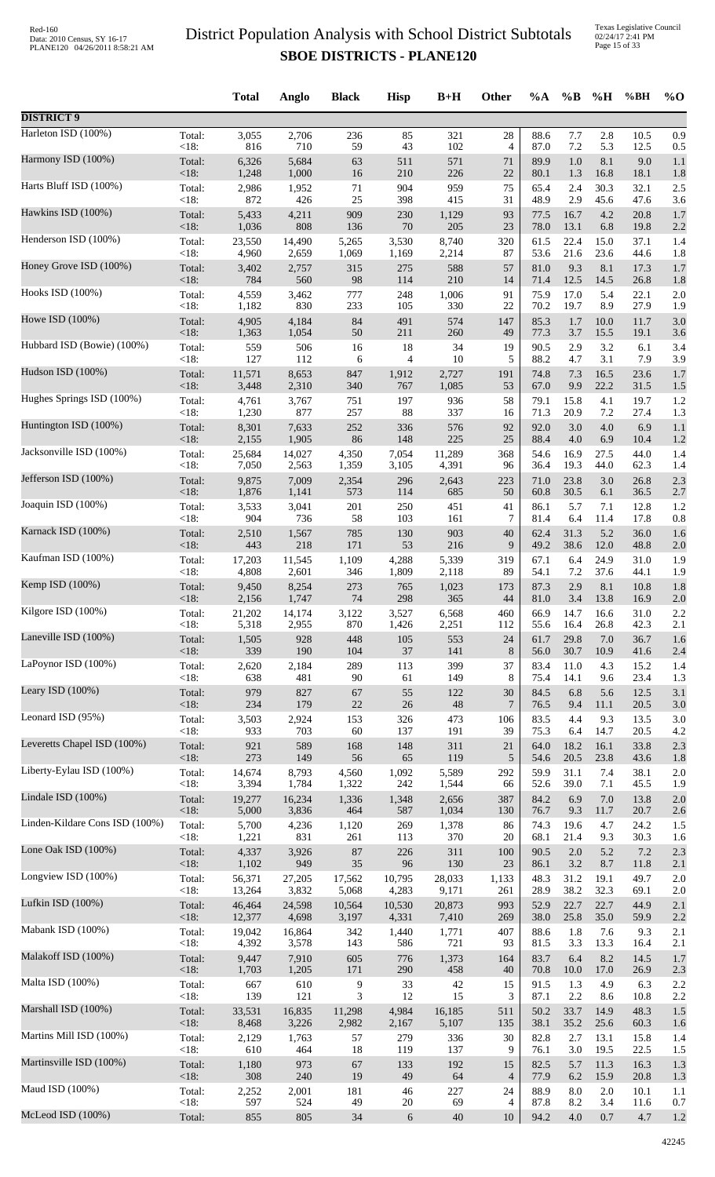# District Population Analysis with School District Subtotals
## SBOE DISTRICTS - PLANE120

|  |  | Total | Anglo | Black | Hisp | B+H | Other | %A | %B | %H | %BH | %O |
|---|---|---|---|---|---|---|---|---|---|---|---|---|
| **DISTRICT 9** |  |  |  |  |  |  |  |  |  |  |  |  |
| Harleton ISD (100%) | Total: | 3,055 | 2,706 | 236 | 85 | 321 | 28 | 88.6 | 7.7 | 2.8 | 10.5 | 0.9 |
|  | <18: | 816 | 710 | 59 | 43 | 102 | 4 | 87.0 | 7.2 | 5.3 | 12.5 | 0.5 |
| Harmony ISD (100%) | Total: | 6,326 | 5,684 | 63 | 511 | 571 | 71 | 89.9 | 1.0 | 8.1 | 9.0 | 1.1 |
|  | <18: | 1,248 | 1,000 | 16 | 210 | 226 | 22 | 80.1 | 1.3 | 16.8 | 18.1 | 1.8 |
| Harts Bluff ISD (100%) | Total: | 2,986 | 1,952 | 71 | 904 | 959 | 75 | 65.4 | 2.4 | 30.3 | 32.1 | 2.5 |
|  | <18: | 872 | 426 | 25 | 398 | 415 | 31 | 48.9 | 2.9 | 45.6 | 47.6 | 3.6 |
| Hawkins ISD (100%) | Total: | 5,433 | 4,211 | 909 | 230 | 1,129 | 93 | 77.5 | 16.7 | 4.2 | 20.8 | 1.7 |
|  | <18: | 1,036 | 808 | 136 | 70 | 205 | 23 | 78.0 | 13.1 | 6.8 | 19.8 | 2.2 |
| Henderson ISD (100%) | Total: | 23,550 | 14,490 | 5,265 | 3,530 | 8,740 | 320 | 61.5 | 22.4 | 15.0 | 37.1 | 1.4 |
|  | <18: | 4,960 | 2,659 | 1,069 | 1,169 | 2,214 | 87 | 53.6 | 21.6 | 23.6 | 44.6 | 1.8 |
| Honey Grove ISD (100%) | Total: | 3,402 | 2,757 | 315 | 275 | 588 | 57 | 81.0 | 9.3 | 8.1 | 17.3 | 1.7 |
|  | <18: | 784 | 560 | 98 | 114 | 210 | 14 | 71.4 | 12.5 | 14.5 | 26.8 | 1.8 |
| Hooks ISD (100%) | Total: | 4,559 | 3,462 | 777 | 248 | 1,006 | 91 | 75.9 | 17.0 | 5.4 | 22.1 | 2.0 |
|  | <18: | 1,182 | 830 | 233 | 105 | 330 | 22 | 70.2 | 19.7 | 8.9 | 27.9 | 1.9 |
| Howe ISD (100%) | Total: | 4,905 | 4,184 | 84 | 491 | 574 | 147 | 85.3 | 1.7 | 10.0 | 11.7 | 3.0 |
|  | <18: | 1,363 | 1,054 | 50 | 211 | 260 | 49 | 77.3 | 3.7 | 15.5 | 19.1 | 3.6 |
| Hubbard ISD (Bowie) (100%) | Total: | 559 | 506 | 16 | 18 | 34 | 19 | 90.5 | 2.9 | 3.2 | 6.1 | 3.4 |
|  | <18: | 127 | 112 | 6 | 4 | 10 | 5 | 88.2 | 4.7 | 3.1 | 7.9 | 3.9 |
| Hudson ISD (100%) | Total: | 11,571 | 8,653 | 847 | 1,912 | 2,727 | 191 | 74.8 | 7.3 | 16.5 | 23.6 | 1.7 |
|  | <18: | 3,448 | 2,310 | 340 | 767 | 1,085 | 53 | 67.0 | 9.9 | 22.2 | 31.5 | 1.5 |
| Hughes Springs ISD (100%) | Total: | 4,761 | 3,767 | 751 | 197 | 936 | 58 | 79.1 | 15.8 | 4.1 | 19.7 | 1.2 |
|  | <18: | 1,230 | 877 | 257 | 88 | 337 | 16 | 71.3 | 20.9 | 7.2 | 27.4 | 1.3 |
| Huntington ISD (100%) | Total: | 8,301 | 7,633 | 252 | 336 | 576 | 92 | 92.0 | 3.0 | 4.0 | 6.9 | 1.1 |
|  | <18: | 2,155 | 1,905 | 86 | 148 | 225 | 25 | 88.4 | 4.0 | 6.9 | 10.4 | 1.2 |
| Jacksonville ISD (100%) | Total: | 25,684 | 14,027 | 4,350 | 7,054 | 11,289 | 368 | 54.6 | 16.9 | 27.5 | 44.0 | 1.4 |
|  | <18: | 7,050 | 2,563 | 1,359 | 3,105 | 4,391 | 96 | 36.4 | 19.3 | 44.0 | 62.3 | 1.4 |
| Jefferson ISD (100%) | Total: | 9,875 | 7,009 | 2,354 | 296 | 2,643 | 223 | 71.0 | 23.8 | 3.0 | 26.8 | 2.3 |
|  | <18: | 1,876 | 1,141 | 573 | 114 | 685 | 50 | 60.8 | 30.5 | 6.1 | 36.5 | 2.7 |
| Joaquin ISD (100%) | Total: | 3,533 | 3,041 | 201 | 250 | 451 | 41 | 86.1 | 5.7 | 7.1 | 12.8 | 1.2 |
|  | <18: | 904 | 736 | 58 | 103 | 161 | 7 | 81.4 | 6.4 | 11.4 | 17.8 | 0.8 |
| Karnack ISD (100%) | Total: | 2,510 | 1,567 | 785 | 130 | 903 | 40 | 62.4 | 31.3 | 5.2 | 36.0 | 1.6 |
|  | <18: | 443 | 218 | 171 | 53 | 216 | 9 | 49.2 | 38.6 | 12.0 | 48.8 | 2.0 |
| Kaufman ISD (100%) | Total: | 17,203 | 11,545 | 1,109 | 4,288 | 5,339 | 319 | 67.1 | 6.4 | 24.9 | 31.0 | 1.9 |
|  | <18: | 4,808 | 2,601 | 346 | 1,809 | 2,118 | 89 | 54.1 | 7.2 | 37.6 | 44.1 | 1.9 |
| Kemp ISD (100%) | Total: | 9,450 | 8,254 | 273 | 765 | 1,023 | 173 | 87.3 | 2.9 | 8.1 | 10.8 | 1.8 |
|  | <18: | 2,156 | 1,747 | 74 | 298 | 365 | 44 | 81.0 | 3.4 | 13.8 | 16.9 | 2.0 |
| Kilgore ISD (100%) | Total: | 21,202 | 14,174 | 3,122 | 3,527 | 6,568 | 460 | 66.9 | 14.7 | 16.6 | 31.0 | 2.2 |
|  | <18: | 5,318 | 2,955 | 870 | 1,426 | 2,251 | 112 | 55.6 | 16.4 | 26.8 | 42.3 | 2.1 |
| Laneville ISD (100%) | Total: | 1,505 | 928 | 448 | 105 | 553 | 24 | 61.7 | 29.8 | 7.0 | 36.7 | 1.6 |
|  | <18: | 339 | 190 | 104 | 37 | 141 | 8 | 56.0 | 30.7 | 10.9 | 41.6 | 2.4 |
| LaPoynor ISD (100%) | Total: | 2,620 | 2,184 | 289 | 113 | 399 | 37 | 83.4 | 11.0 | 4.3 | 15.2 | 1.4 |
|  | <18: | 638 | 481 | 90 | 61 | 149 | 8 | 75.4 | 14.1 | 9.6 | 23.4 | 1.3 |
| Leary ISD (100%) | Total: | 979 | 827 | 67 | 55 | 122 | 30 | 84.5 | 6.8 | 5.6 | 12.5 | 3.1 |
|  | <18: | 234 | 179 | 22 | 26 | 48 | 7 | 76.5 | 9.4 | 11.1 | 20.5 | 3.0 |
| Leonard ISD (95%) | Total: | 3,503 | 2,924 | 153 | 326 | 473 | 106 | 83.5 | 4.4 | 9.3 | 13.5 | 3.0 |
|  | <18: | 933 | 703 | 60 | 137 | 191 | 39 | 75.3 | 6.4 | 14.7 | 20.5 | 4.2 |
| Leveretts Chapel ISD (100%) | Total: | 921 | 589 | 168 | 148 | 311 | 21 | 64.0 | 18.2 | 16.1 | 33.8 | 2.3 |
|  | <18: | 273 | 149 | 56 | 65 | 119 | 5 | 54.6 | 20.5 | 23.8 | 43.6 | 1.8 |
| Liberty-Eylau ISD (100%) | Total: | 14,674 | 8,793 | 4,560 | 1,092 | 5,589 | 292 | 59.9 | 31.1 | 7.4 | 38.1 | 2.0 |
|  | <18: | 3,394 | 1,784 | 1,322 | 242 | 1,544 | 66 | 52.6 | 39.0 | 7.1 | 45.5 | 1.9 |
| Lindale ISD (100%) | Total: | 19,277 | 16,234 | 1,336 | 1,348 | 2,656 | 387 | 84.2 | 6.9 | 7.0 | 13.8 | 2.0 |
|  | <18: | 5,000 | 3,836 | 464 | 587 | 1,034 | 130 | 76.7 | 9.3 | 11.7 | 20.7 | 2.6 |
| Linden-Kildare Cons ISD (100%) | Total: | 5,700 | 4,236 | 1,120 | 269 | 1,378 | 86 | 74.3 | 19.6 | 4.7 | 24.2 | 1.5 |
|  | <18: | 1,221 | 831 | 261 | 113 | 370 | 20 | 68.1 | 21.4 | 9.3 | 30.3 | 1.6 |
| Lone Oak ISD (100%) | Total: | 4,337 | 3,926 | 87 | 226 | 311 | 100 | 90.5 | 2.0 | 5.2 | 7.2 | 2.3 |
|  | <18: | 1,102 | 949 | 35 | 96 | 130 | 23 | 86.1 | 3.2 | 8.7 | 11.8 | 2.1 |
| Longview ISD (100%) | Total: | 56,371 | 27,205 | 17,562 | 10,795 | 28,033 | 1,133 | 48.3 | 31.2 | 19.1 | 49.7 | 2.0 |
|  | <18: | 13,264 | 3,832 | 5,068 | 4,283 | 9,171 | 261 | 28.9 | 38.2 | 32.3 | 69.1 | 2.0 |
| Lufkin ISD (100%) | Total: | 46,464 | 24,598 | 10,564 | 10,530 | 20,873 | 993 | 52.9 | 22.7 | 22.7 | 44.9 | 2.1 |
|  | <18: | 12,377 | 4,698 | 3,197 | 4,331 | 7,410 | 269 | 38.0 | 25.8 | 35.0 | 59.9 | 2.2 |
| Mabank ISD (100%) | Total: | 19,042 | 16,864 | 342 | 1,440 | 1,771 | 407 | 88.6 | 1.8 | 7.6 | 9.3 | 2.1 |
|  | <18: | 4,392 | 3,578 | 143 | 586 | 721 | 93 | 81.5 | 3.3 | 13.3 | 16.4 | 2.1 |
| Malakoff ISD (100%) | Total: | 9,447 | 7,910 | 605 | 776 | 1,373 | 164 | 83.7 | 6.4 | 8.2 | 14.5 | 1.7 |
|  | <18: | 1,703 | 1,205 | 171 | 290 | 458 | 40 | 70.8 | 10.0 | 17.0 | 26.9 | 2.3 |
| Malta ISD (100%) | Total: | 667 | 610 | 9 | 33 | 42 | 15 | 91.5 | 1.3 | 4.9 | 6.3 | 2.2 |
|  | <18: | 139 | 121 | 3 | 12 | 15 | 3 | 87.1 | 2.2 | 8.6 | 10.8 | 2.2 |
| Marshall ISD (100%) | Total: | 33,531 | 16,835 | 11,298 | 4,984 | 16,185 | 511 | 50.2 | 33.7 | 14.9 | 48.3 | 1.5 |
|  | <18: | 8,468 | 3,226 | 2,982 | 2,167 | 5,107 | 135 | 38.1 | 35.2 | 25.6 | 60.3 | 1.6 |
| Martins Mill ISD (100%) | Total: | 2,129 | 1,763 | 57 | 279 | 336 | 30 | 82.8 | 2.7 | 13.1 | 15.8 | 1.4 |
|  | <18: | 610 | 464 | 18 | 119 | 137 | 9 | 76.1 | 3.0 | 19.5 | 22.5 | 1.5 |
| Martinsville ISD (100%) | Total: | 1,180 | 973 | 67 | 133 | 192 | 15 | 82.5 | 5.7 | 11.3 | 16.3 | 1.3 |
|  | <18: | 308 | 240 | 19 | 49 | 64 | 4 | 77.9 | 6.2 | 15.9 | 20.8 | 1.3 |
| Maud ISD (100%) | Total: | 2,252 | 2,001 | 181 | 46 | 227 | 24 | 88.9 | 8.0 | 2.0 | 10.1 | 1.1 |
|  | <18: | 597 | 524 | 49 | 20 | 69 | 4 | 87.8 | 8.2 | 3.4 | 11.6 | 0.7 |
| McLeod ISD (100%) | Total: | 855 | 805 | 34 | 6 | 40 | 10 | 94.2 | 4.0 | 0.7 | 4.7 | 1.2 |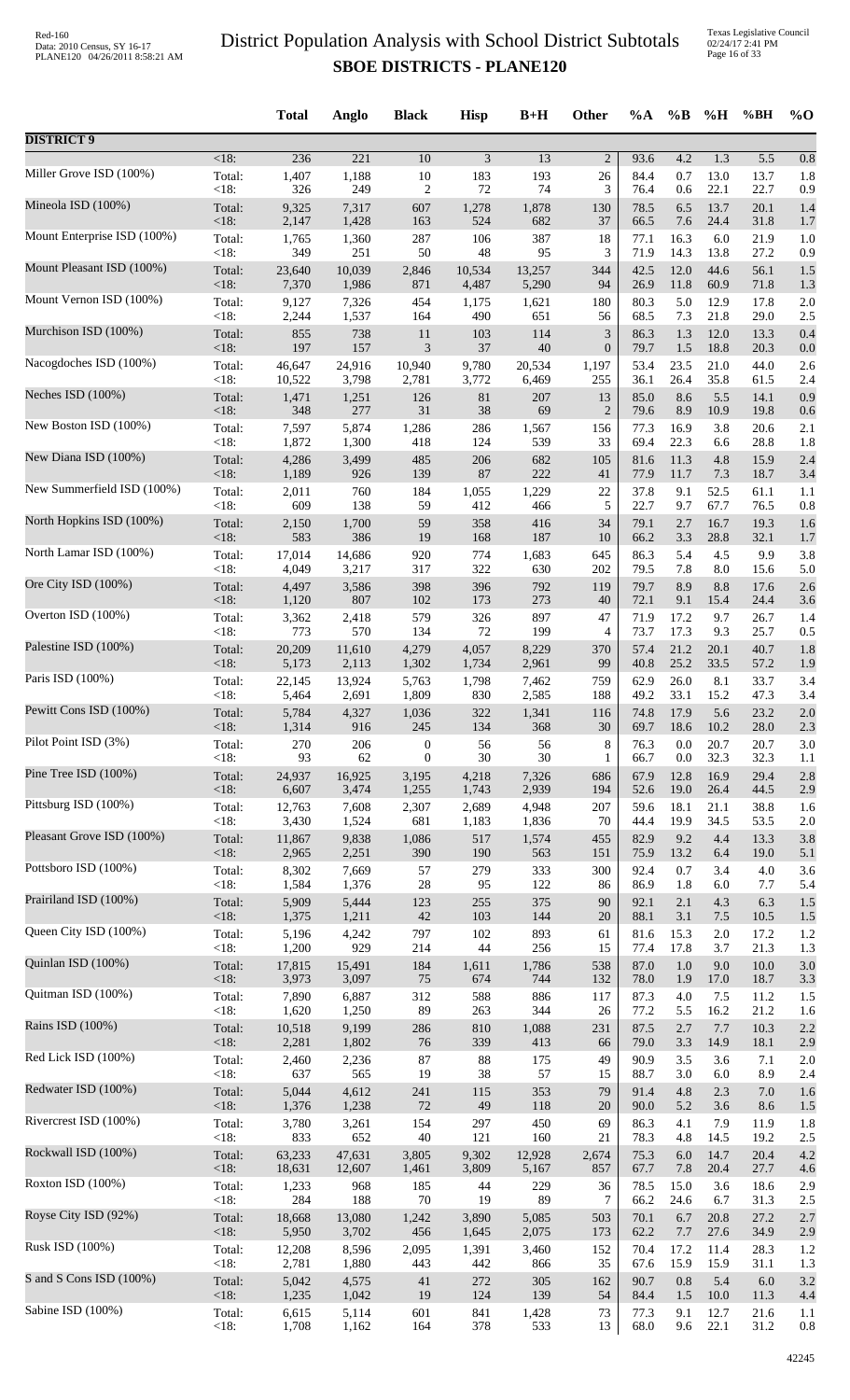# District Population Analysis with School District Subtotals

## SBOE DISTRICTS - PLANE120

| | | Total | Anglo | Black | Hisp | B+H | Other | %A | %B | %H | %BH | %O |
|---|---|---|---|---|---|---|---|---|---|---|---|---|
| **DISTRICT 9** | | | | | | | | | | | | |
| | <18: | 236 | 221 | 10 | 3 | 13 | 2 | 93.6 | 4.2 | 1.3 | 5.5 | 0.8 |
| Miller Grove ISD (100%) | Total: | 1,407 | 1,188 | 10 | 183 | 193 | 26 | 84.4 | 0.7 | 13.0 | 13.7 | 1.8 |
| | <18: | 326 | 249 | 2 | 72 | 74 | 3 | 76.4 | 0.6 | 22.1 | 22.7 | 0.9 |
| Mineola ISD (100%) | Total: | 9,325 | 7,317 | 607 | 1,278 | 1,878 | 130 | 78.5 | 6.5 | 13.7 | 20.1 | 1.4 |
| | <18: | 2,147 | 1,428 | 163 | 524 | 682 | 37 | 66.5 | 7.6 | 24.4 | 31.8 | 1.7 |
| Mount Enterprise ISD (100%) | Total: | 1,765 | 1,360 | 287 | 106 | 387 | 18 | 77.1 | 16.3 | 6.0 | 21.9 | 1.0 |
| | <18: | 349 | 251 | 50 | 48 | 95 | 3 | 71.9 | 14.3 | 13.8 | 27.2 | 0.9 |
| Mount Pleasant ISD (100%) | Total: | 23,640 | 10,039 | 2,846 | 10,534 | 13,257 | 344 | 42.5 | 12.0 | 44.6 | 56.1 | 1.5 |
| | <18: | 7,370 | 1,986 | 871 | 4,487 | 5,290 | 94 | 26.9 | 11.8 | 60.9 | 71.8 | 1.3 |
| Mount Vernon ISD (100%) | Total: | 9,127 | 7,326 | 454 | 1,175 | 1,621 | 180 | 80.3 | 5.0 | 12.9 | 17.8 | 2.0 |
| | <18: | 2,244 | 1,537 | 164 | 490 | 651 | 56 | 68.5 | 7.3 | 21.8 | 29.0 | 2.5 |
| Murchison ISD (100%) | Total: | 855 | 738 | 11 | 103 | 114 | 3 | 86.3 | 1.3 | 12.0 | 13.3 | 0.4 |
| | <18: | 197 | 157 | 3 | 37 | 40 | 0 | 79.7 | 1.5 | 18.8 | 20.3 | 0.0 |
| Nacogdoches ISD (100%) | Total: | 46,647 | 24,916 | 10,940 | 9,780 | 20,534 | 1,197 | 53.4 | 23.5 | 21.0 | 44.0 | 2.6 |
| | <18: | 10,522 | 3,798 | 2,781 | 3,772 | 6,469 | 255 | 36.1 | 26.4 | 35.8 | 61.5 | 2.4 |
| Neches ISD (100%) | Total: | 1,471 | 1,251 | 126 | 81 | 207 | 13 | 85.0 | 8.6 | 5.5 | 14.1 | 0.9 |
| | <18: | 348 | 277 | 31 | 38 | 69 | 2 | 79.6 | 8.9 | 10.9 | 19.8 | 0.6 |
| New Boston ISD (100%) | Total: | 7,597 | 5,874 | 1,286 | 286 | 1,567 | 156 | 77.3 | 16.9 | 3.8 | 20.6 | 2.1 |
| | <18: | 1,872 | 1,300 | 418 | 124 | 539 | 33 | 69.4 | 22.3 | 6.6 | 28.8 | 1.8 |
| New Diana ISD (100%) | Total: | 4,286 | 3,499 | 485 | 206 | 682 | 105 | 81.6 | 11.3 | 4.8 | 15.9 | 2.4 |
| | <18: | 1,189 | 926 | 139 | 87 | 222 | 41 | 77.9 | 11.7 | 7.3 | 18.7 | 3.4 |
| New Summerfield ISD (100%) | Total: | 2,011 | 760 | 184 | 1,055 | 1,229 | 22 | 37.8 | 9.1 | 52.5 | 61.1 | 1.1 |
| | <18: | 609 | 138 | 59 | 412 | 466 | 5 | 22.7 | 9.7 | 67.7 | 76.5 | 0.8 |
| North Hopkins ISD (100%) | Total: | 2,150 | 1,700 | 59 | 358 | 416 | 34 | 79.1 | 2.7 | 16.7 | 19.3 | 1.6 |
| | <18: | 583 | 386 | 19 | 168 | 187 | 10 | 66.2 | 3.3 | 28.8 | 32.1 | 1.7 |
| North Lamar ISD (100%) | Total: | 17,014 | 14,686 | 920 | 774 | 1,683 | 645 | 86.3 | 5.4 | 4.5 | 9.9 | 3.8 |
| | <18: | 4,049 | 3,217 | 317 | 322 | 630 | 202 | 79.5 | 7.8 | 8.0 | 15.6 | 5.0 |
| Ore City ISD (100%) | Total: | 4,497 | 3,586 | 398 | 396 | 792 | 119 | 79.7 | 8.9 | 8.8 | 17.6 | 2.6 |
| | <18: | 1,120 | 807 | 102 | 173 | 273 | 40 | 72.1 | 9.1 | 15.4 | 24.4 | 3.6 |
| Overton ISD (100%) | Total: | 3,362 | 2,418 | 579 | 326 | 897 | 47 | 71.9 | 17.2 | 9.7 | 26.7 | 1.4 |
| | <18: | 773 | 570 | 134 | 72 | 199 | 4 | 73.7 | 17.3 | 9.3 | 25.7 | 0.5 |
| Palestine ISD (100%) | Total: | 20,209 | 11,610 | 4,279 | 4,057 | 8,229 | 370 | 57.4 | 21.2 | 20.1 | 40.7 | 1.8 |
| | <18: | 5,173 | 2,113 | 1,302 | 1,734 | 2,961 | 99 | 40.8 | 25.2 | 33.5 | 57.2 | 1.9 |
| Paris ISD (100%) | Total: | 22,145 | 13,924 | 5,763 | 1,798 | 7,462 | 759 | 62.9 | 26.0 | 8.1 | 33.7 | 3.4 |
| | <18: | 5,464 | 2,691 | 1,809 | 830 | 2,585 | 188 | 49.2 | 33.1 | 15.2 | 47.3 | 3.4 |
| Pewitt Cons ISD (100%) | Total: | 5,784 | 4,327 | 1,036 | 322 | 1,341 | 116 | 74.8 | 17.9 | 5.6 | 23.2 | 2.0 |
| | <18: | 1,314 | 916 | 245 | 134 | 368 | 30 | 69.7 | 18.6 | 10.2 | 28.0 | 2.3 |
| Pilot Point ISD (3%) | Total: | 270 | 206 | 0 | 56 | 56 | 8 | 76.3 | 0.0 | 20.7 | 20.7 | 3.0 |
| | <18: | 93 | 62 | 0 | 30 | 30 | 1 | 66.7 | 0.0 | 32.3 | 32.3 | 1.1 |
| Pine Tree ISD (100%) | Total: | 24,937 | 16,925 | 3,195 | 4,218 | 7,326 | 686 | 67.9 | 12.8 | 16.9 | 29.4 | 2.8 |
| | <18: | 6,607 | 3,474 | 1,255 | 1,743 | 2,939 | 194 | 52.6 | 19.0 | 26.4 | 44.5 | 2.9 |
| Pittsburg ISD (100%) | Total: | 12,763 | 7,608 | 2,307 | 2,689 | 4,948 | 207 | 59.6 | 18.1 | 21.1 | 38.8 | 1.6 |
| | <18: | 3,430 | 1,524 | 681 | 1,183 | 1,836 | 70 | 44.4 | 19.9 | 34.5 | 53.5 | 2.0 |
| Pleasant Grove ISD (100%) | Total: | 11,867 | 9,838 | 1,086 | 517 | 1,574 | 455 | 82.9 | 9.2 | 4.4 | 13.3 | 3.8 |
| | <18: | 2,965 | 2,251 | 390 | 190 | 563 | 151 | 75.9 | 13.2 | 6.4 | 19.0 | 5.1 |
| Pottsboro ISD (100%) | Total: | 8,302 | 7,669 | 57 | 279 | 333 | 300 | 92.4 | 0.7 | 3.4 | 4.0 | 3.6 |
| | <18: | 1,584 | 1,376 | 28 | 95 | 122 | 86 | 86.9 | 1.8 | 6.0 | 7.7 | 5.4 |
| Prairiland ISD (100%) | Total: | 5,909 | 5,444 | 123 | 255 | 375 | 90 | 92.1 | 2.1 | 4.3 | 6.3 | 1.5 |
| | <18: | 1,375 | 1,211 | 42 | 103 | 144 | 20 | 88.1 | 3.1 | 7.5 | 10.5 | 1.5 |
| Queen City ISD (100%) | Total: | 5,196 | 4,242 | 797 | 102 | 893 | 61 | 81.6 | 15.3 | 2.0 | 17.2 | 1.2 |
| | <18: | 1,200 | 929 | 214 | 44 | 256 | 15 | 77.4 | 17.8 | 3.7 | 21.3 | 1.3 |
| Quinlan ISD (100%) | Total: | 17,815 | 15,491 | 184 | 1,611 | 1,786 | 538 | 87.0 | 1.0 | 9.0 | 10.0 | 3.0 |
| | <18: | 3,973 | 3,097 | 75 | 674 | 744 | 132 | 78.0 | 1.9 | 17.0 | 18.7 | 3.3 |
| Quitman ISD (100%) | Total: | 7,890 | 6,887 | 312 | 588 | 886 | 117 | 87.3 | 4.0 | 7.5 | 11.2 | 1.5 |
| | <18: | 1,620 | 1,250 | 89 | 263 | 344 | 26 | 77.2 | 5.5 | 16.2 | 21.2 | 1.6 |
| Rains ISD (100%) | Total: | 10,518 | 9,199 | 286 | 810 | 1,088 | 231 | 87.5 | 2.7 | 7.7 | 10.3 | 2.2 |
| | <18: | 2,281 | 1,802 | 76 | 339 | 413 | 66 | 79.0 | 3.3 | 14.9 | 18.1 | 2.9 |
| Red Lick ISD (100%) | Total: | 2,460 | 2,236 | 87 | 88 | 175 | 49 | 90.9 | 3.5 | 3.6 | 7.1 | 2.0 |
| | <18: | 637 | 565 | 19 | 38 | 57 | 15 | 88.7 | 3.0 | 6.0 | 8.9 | 2.4 |
| Redwater ISD (100%) | Total: | 5,044 | 4,612 | 241 | 115 | 353 | 79 | 91.4 | 4.8 | 2.3 | 7.0 | 1.6 |
| | <18: | 1,376 | 1,238 | 72 | 49 | 118 | 20 | 90.0 | 5.2 | 3.6 | 8.6 | 1.5 |
| Rivercrest ISD (100%) | Total: | 3,780 | 3,261 | 154 | 297 | 450 | 69 | 86.3 | 4.1 | 7.9 | 11.9 | 1.8 |
| | <18: | 833 | 652 | 40 | 121 | 160 | 21 | 78.3 | 4.8 | 14.5 | 19.2 | 2.5 |
| Rockwall ISD (100%) | Total: | 63,233 | 47,631 | 3,805 | 9,302 | 12,928 | 2,674 | 75.3 | 6.0 | 14.7 | 20.4 | 4.2 |
| | <18: | 18,631 | 12,607 | 1,461 | 3,809 | 5,167 | 857 | 67.7 | 7.8 | 20.4 | 27.7 | 4.6 |
| Roxton ISD (100%) | Total: | 1,233 | 968 | 185 | 44 | 229 | 36 | 78.5 | 15.0 | 3.6 | 18.6 | 2.9 |
| | <18: | 284 | 188 | 70 | 19 | 89 | 7 | 66.2 | 24.6 | 6.7 | 31.3 | 2.5 |
| Royse City ISD (92%) | Total: | 18,668 | 13,080 | 1,242 | 3,890 | 5,085 | 503 | 70.1 | 6.7 | 20.8 | 27.2 | 2.7 |
| | <18: | 5,950 | 3,702 | 456 | 1,645 | 2,075 | 173 | 62.2 | 7.7 | 27.6 | 34.9 | 2.9 |
| Rusk ISD (100%) | Total: | 12,208 | 8,596 | 2,095 | 1,391 | 3,460 | 152 | 70.4 | 17.2 | 11.4 | 28.3 | 1.2 |
| | <18: | 2,781 | 1,880 | 443 | 442 | 866 | 35 | 67.6 | 15.9 | 15.9 | 31.1 | 1.3 |
| S and S Cons ISD (100%) | Total: | 5,042 | 4,575 | 41 | 272 | 305 | 162 | 90.7 | 0.8 | 5.4 | 6.0 | 3.2 |
| | <18: | 1,235 | 1,042 | 19 | 124 | 139 | 54 | 84.4 | 1.5 | 10.0 | 11.3 | 4.4 |
| Sabine ISD (100%) | Total: | 6,615 | 5,114 | 601 | 841 | 1,428 | 73 | 77.3 | 9.1 | 12.7 | 21.6 | 1.1 |
| | <18: | 1,708 | 1,162 | 164 | 378 | 533 | 13 | 68.0 | 9.6 | 22.1 | 31.2 | 0.8 |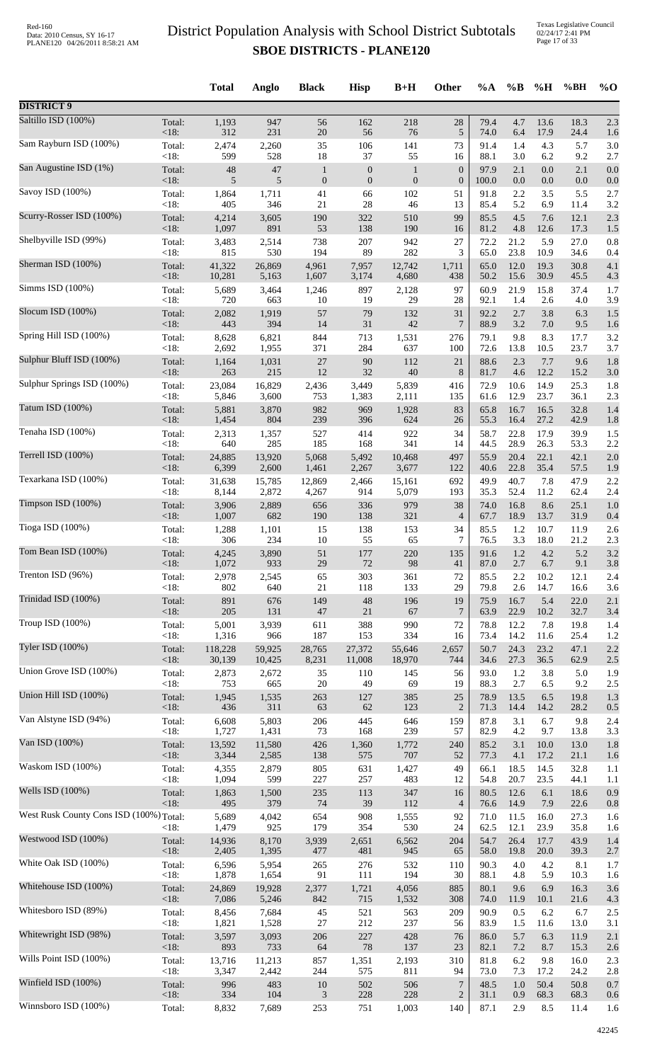# District Population Analysis with School District Subtotals

## SBOE DISTRICTS - PLANE120

| | | Total | Anglo | Black | Hisp | B+H | Other | %A | %B | %H | %BH | %O |
|---|---|---|---|---|---|---|---|---|---|---|---|---|
| **DISTRICT 9** | | | | | | | | | | | | |
| Saltillo ISD (100%) | Total: | 1,193 | 947 | 56 | 162 | 218 | 28 | 79.4 | 4.7 | 13.6 | 18.3 | 2.3 |
| | <18: | 312 | 231 | 20 | 56 | 76 | 5 | 74.0 | 6.4 | 17.9 | 24.4 | 1.6 |
| Sam Rayburn ISD (100%) | Total: | 2,474 | 2,260 | 35 | 106 | 141 | 73 | 91.4 | 1.4 | 4.3 | 5.7 | 3.0 |
| | <18: | 599 | 528 | 18 | 37 | 55 | 16 | 88.1 | 3.0 | 6.2 | 9.2 | 2.7 |
| San Augustine ISD (1%) | Total: | 48 | 47 | 1 | 0 | 1 | 0 | 97.9 | 2.1 | 0.0 | 2.1 | 0.0 |
| | <18: | 5 | 5 | 0 | 0 | 0 | 0 | 100.0 | 0.0 | 0.0 | 0.0 | 0.0 |
| Savoy ISD (100%) | Total: | 1,864 | 1,711 | 41 | 66 | 102 | 51 | 91.8 | 2.2 | 3.5 | 5.5 | 2.7 |
| | <18: | 405 | 346 | 21 | 28 | 46 | 13 | 85.4 | 5.2 | 6.9 | 11.4 | 3.2 |
| Scurry-Rosser ISD (100%) | Total: | 4,214 | 3,605 | 190 | 322 | 510 | 99 | 85.5 | 4.5 | 7.6 | 12.1 | 2.3 |
| | <18: | 1,097 | 891 | 53 | 138 | 190 | 16 | 81.2 | 4.8 | 12.6 | 17.3 | 1.5 |
| Shelbyville ISD (99%) | Total: | 3,483 | 2,514 | 738 | 207 | 942 | 27 | 72.2 | 21.2 | 5.9 | 27.0 | 0.8 |
| | <18: | 815 | 530 | 194 | 89 | 282 | 3 | 65.0 | 23.8 | 10.9 | 34.6 | 0.4 |
| Sherman ISD (100%) | Total: | 41,322 | 26,869 | 4,961 | 7,957 | 12,742 | 1,711 | 65.0 | 12.0 | 19.3 | 30.8 | 4.1 |
| | <18: | 10,281 | 5,163 | 1,607 | 3,174 | 4,680 | 438 | 50.2 | 15.6 | 30.9 | 45.5 | 4.3 |
| Simms ISD (100%) | Total: | 5,689 | 3,464 | 1,246 | 897 | 2,128 | 97 | 60.9 | 21.9 | 15.8 | 37.4 | 1.7 |
| | <18: | 720 | 663 | 10 | 19 | 29 | 28 | 92.1 | 1.4 | 2.6 | 4.0 | 3.9 |
| Slocum ISD (100%) | Total: | 2,082 | 1,919 | 57 | 79 | 132 | 31 | 92.2 | 2.7 | 3.8 | 6.3 | 1.5 |
| | <18: | 443 | 394 | 14 | 31 | 42 | 7 | 88.9 | 3.2 | 7.0 | 9.5 | 1.6 |
| Spring Hill ISD (100%) | Total: | 8,628 | 6,821 | 844 | 713 | 1,531 | 276 | 79.1 | 9.8 | 8.3 | 17.7 | 3.2 |
| | <18: | 2,692 | 1,955 | 371 | 284 | 637 | 100 | 72.6 | 13.8 | 10.5 | 23.7 | 3.7 |
| Sulphur Bluff ISD (100%) | Total: | 1,164 | 1,031 | 27 | 90 | 112 | 21 | 88.6 | 2.3 | 7.7 | 9.6 | 1.8 |
| | <18: | 263 | 215 | 12 | 32 | 40 | 8 | 81.7 | 4.6 | 12.2 | 15.2 | 3.0 |
| Sulphur Springs ISD (100%) | Total: | 23,084 | 16,829 | 2,436 | 3,449 | 5,839 | 416 | 72.9 | 10.6 | 14.9 | 25.3 | 1.8 |
| | <18: | 5,846 | 3,600 | 753 | 1,383 | 2,111 | 135 | 61.6 | 12.9 | 23.7 | 36.1 | 2.3 |
| Tatum ISD (100%) | Total: | 5,881 | 3,870 | 982 | 969 | 1,928 | 83 | 65.8 | 16.7 | 16.5 | 32.8 | 1.4 |
| | <18: | 1,454 | 804 | 239 | 396 | 624 | 26 | 55.3 | 16.4 | 27.2 | 42.9 | 1.8 |
| Tenaha ISD (100%) | Total: | 2,313 | 1,357 | 527 | 414 | 922 | 34 | 58.7 | 22.8 | 17.9 | 39.9 | 1.5 |
| | <18: | 640 | 285 | 185 | 168 | 341 | 14 | 44.5 | 28.9 | 26.3 | 53.3 | 2.2 |
| Terrell ISD (100%) | Total: | 24,885 | 13,920 | 5,068 | 5,492 | 10,468 | 497 | 55.9 | 20.4 | 22.1 | 42.1 | 2.0 |
| | <18: | 6,399 | 2,600 | 1,461 | 2,267 | 3,677 | 122 | 40.6 | 22.8 | 35.4 | 57.5 | 1.9 |
| Texarkana ISD (100%) | Total: | 31,638 | 15,785 | 12,869 | 2,466 | 15,161 | 692 | 49.9 | 40.7 | 7.8 | 47.9 | 2.2 |
| | <18: | 8,144 | 2,872 | 4,267 | 914 | 5,079 | 193 | 35.3 | 52.4 | 11.2 | 62.4 | 2.4 |
| Timpson ISD (100%) | Total: | 3,906 | 2,889 | 656 | 336 | 979 | 38 | 74.0 | 16.8 | 8.6 | 25.1 | 1.0 |
| | <18: | 1,007 | 682 | 190 | 138 | 321 | 4 | 67.7 | 18.9 | 13.7 | 31.9 | 0.4 |
| Tioga ISD (100%) | Total: | 1,288 | 1,101 | 15 | 138 | 153 | 34 | 85.5 | 1.2 | 10.7 | 11.9 | 2.6 |
| | <18: | 306 | 234 | 10 | 55 | 65 | 7 | 76.5 | 3.3 | 18.0 | 21.2 | 2.3 |
| Tom Bean ISD (100%) | Total: | 4,245 | 3,890 | 51 | 177 | 220 | 135 | 91.6 | 1.2 | 4.2 | 5.2 | 3.2 |
| | <18: | 1,072 | 933 | 29 | 72 | 98 | 41 | 87.0 | 2.7 | 6.7 | 9.1 | 3.8 |
| Trenton ISD (96%) | Total: | 2,978 | 2,545 | 65 | 303 | 361 | 72 | 85.5 | 2.2 | 10.2 | 12.1 | 2.4 |
| | <18: | 802 | 640 | 21 | 118 | 133 | 29 | 79.8 | 2.6 | 14.7 | 16.6 | 3.6 |
| Trinidad ISD (100%) | Total: | 891 | 676 | 149 | 48 | 196 | 19 | 75.9 | 16.7 | 5.4 | 22.0 | 2.1 |
| | <18: | 205 | 131 | 47 | 21 | 67 | 7 | 63.9 | 22.9 | 10.2 | 32.7 | 3.4 |
| Troup ISD (100%) | Total: | 5,001 | 3,939 | 611 | 388 | 990 | 72 | 78.8 | 12.2 | 7.8 | 19.8 | 1.4 |
| | <18: | 1,316 | 966 | 187 | 153 | 334 | 16 | 73.4 | 14.2 | 11.6 | 25.4 | 1.2 |
| Tyler ISD (100%) | Total: | 118,228 | 59,925 | 28,765 | 27,372 | 55,646 | 2,657 | 50.7 | 24.3 | 23.2 | 47.1 | 2.2 |
| | <18: | 30,139 | 10,425 | 8,231 | 11,008 | 18,970 | 744 | 34.6 | 27.3 | 36.5 | 62.9 | 2.5 |
| Union Grove ISD (100%) | Total: | 2,873 | 2,672 | 35 | 110 | 145 | 56 | 93.0 | 1.2 | 3.8 | 5.0 | 1.9 |
| | <18: | 753 | 665 | 20 | 49 | 69 | 19 | 88.3 | 2.7 | 6.5 | 9.2 | 2.5 |
| Union Hill ISD (100%) | Total: | 1,945 | 1,535 | 263 | 127 | 385 | 25 | 78.9 | 13.5 | 6.5 | 19.8 | 1.3 |
| | <18: | 436 | 311 | 63 | 62 | 123 | 2 | 71.3 | 14.4 | 14.2 | 28.2 | 0.5 |
| Van Alstyne ISD (94%) | Total: | 6,608 | 5,803 | 206 | 445 | 646 | 159 | 87.8 | 3.1 | 6.7 | 9.8 | 2.4 |
| | <18: | 1,727 | 1,431 | 73 | 168 | 239 | 57 | 82.9 | 4.2 | 9.7 | 13.8 | 3.3 |
| Van ISD (100%) | Total: | 13,592 | 11,580 | 426 | 1,360 | 1,772 | 240 | 85.2 | 3.1 | 10.0 | 13.0 | 1.8 |
| | <18: | 3,344 | 2,585 | 138 | 575 | 707 | 52 | 77.3 | 4.1 | 17.2 | 21.1 | 1.6 |
| Waskom ISD (100%) | Total: | 4,355 | 2,879 | 805 | 631 | 1,427 | 49 | 66.1 | 18.5 | 14.5 | 32.8 | 1.1 |
| | <18: | 1,094 | 599 | 227 | 257 | 483 | 12 | 54.8 | 20.7 | 23.5 | 44.1 | 1.1 |
| Wells ISD (100%) | Total: | 1,863 | 1,500 | 235 | 113 | 347 | 16 | 80.5 | 12.6 | 6.1 | 18.6 | 0.9 |
| | <18: | 495 | 379 | 74 | 39 | 112 | 4 | 76.6 | 14.9 | 7.9 | 22.6 | 0.8 |
| West Rusk County Cons ISD (100%) | Total: | 5,689 | 4,042 | 654 | 908 | 1,555 | 92 | 71.0 | 11.5 | 16.0 | 27.3 | 1.6 |
| | <18: | 1,479 | 925 | 179 | 354 | 530 | 24 | 62.5 | 12.1 | 23.9 | 35.8 | 1.6 |
| Westwood ISD (100%) | Total: | 14,936 | 8,170 | 3,939 | 2,651 | 6,562 | 204 | 54.7 | 26.4 | 17.7 | 43.9 | 1.4 |
| | <18: | 2,405 | 1,395 | 477 | 481 | 945 | 65 | 58.0 | 19.8 | 20.0 | 39.3 | 2.7 |
| White Oak ISD (100%) | Total: | 6,596 | 5,954 | 265 | 276 | 532 | 110 | 90.3 | 4.0 | 4.2 | 8.1 | 1.7 |
| | <18: | 1,878 | 1,654 | 91 | 111 | 194 | 30 | 88.1 | 4.8 | 5.9 | 10.3 | 1.6 |
| Whitehouse ISD (100%) | Total: | 24,869 | 19,928 | 2,377 | 1,721 | 4,056 | 885 | 80.1 | 9.6 | 6.9 | 16.3 | 3.6 |
| | <18: | 7,086 | 5,246 | 842 | 715 | 1,532 | 308 | 74.0 | 11.9 | 10.1 | 21.6 | 4.3 |
| Whitesboro ISD (89%) | Total: | 8,456 | 7,684 | 45 | 521 | 563 | 209 | 90.9 | 0.5 | 6.2 | 6.7 | 2.5 |
| | <18: | 1,821 | 1,528 | 27 | 212 | 237 | 56 | 83.9 | 1.5 | 11.6 | 13.0 | 3.1 |
| Whitewright ISD (98%) | Total: | 3,597 | 3,093 | 206 | 227 | 428 | 76 | 86.0 | 5.7 | 6.3 | 11.9 | 2.1 |
| | <18: | 893 | 733 | 64 | 78 | 137 | 23 | 82.1 | 7.2 | 8.7 | 15.3 | 2.6 |
| Wills Point ISD (100%) | Total: | 13,716 | 11,213 | 857 | 1,351 | 2,193 | 310 | 81.8 | 6.2 | 9.8 | 16.0 | 2.3 |
| | <18: | 3,347 | 2,442 | 244 | 575 | 811 | 94 | 73.0 | 7.3 | 17.2 | 24.2 | 2.8 |
| Winfield ISD (100%) | Total: | 996 | 483 | 10 | 502 | 506 | 7 | 48.5 | 1.0 | 50.4 | 50.8 | 0.7 |
| | <18: | 334 | 104 | 3 | 228 | 228 | 2 | 31.1 | 0.9 | 68.3 | 68.3 | 0.6 |
| Winnsboro ISD (100%) | Total: | 8,832 | 7,689 | 253 | 751 | 1,003 | 140 | 87.1 | 2.9 | 8.5 | 11.4 | 1.6 |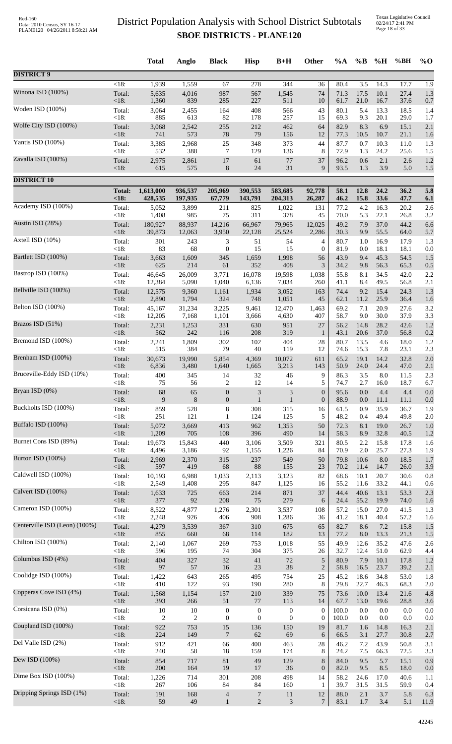# District Population Analysis with School District Subtotals

## SBOE DISTRICTS - PLANE120

| | | Total | Anglo | Black | Hisp | B+H | Other | %A | %B | %H | %BH | %O |
|---|---|---|---|---|---|---|---|---|---|---|---|---|
| **DISTRICT 9** | | | | | | | | | | | | |
| | <18: | 1,939 | 1,559 | 67 | 278 | 344 | 36 | 80.4 | 3.5 | 14.3 | 17.7 | 1.9 |
| Winona ISD (100%) | Total: | 5,635 | 4,016 | 987 | 567 | 1,545 | 74 | 71.3 | 17.5 | 10.1 | 27.4 | 1.3 |
| | <18: | 1,360 | 839 | 285 | 227 | 511 | 10 | 61.7 | 21.0 | 16.7 | 37.6 | 0.7 |
| Woden ISD (100%) | Total: | 3,064 | 2,455 | 164 | 408 | 566 | 43 | 80.1 | 5.4 | 13.3 | 18.5 | 1.4 |
| | <18: | 885 | 613 | 82 | 178 | 257 | 15 | 69.3 | 9.3 | 20.1 | 29.0 | 1.7 |
| Wolfe City ISD (100%) | Total: | 3,068 | 2,542 | 255 | 212 | 462 | 64 | 82.9 | 8.3 | 6.9 | 15.1 | 2.1 |
| | <18: | 741 | 573 | 78 | 79 | 156 | 12 | 77.3 | 10.5 | 10.7 | 21.1 | 1.6 |
| Yantis ISD (100%) | Total: | 3,385 | 2,968 | 25 | 348 | 373 | 44 | 87.7 | 0.7 | 10.3 | 11.0 | 1.3 |
| | <18: | 532 | 388 | 7 | 129 | 136 | 8 | 72.9 | 1.3 | 24.2 | 25.6 | 1.5 |
| Zavalla ISD (100%) | Total: | 2,975 | 2,861 | 17 | 61 | 77 | 37 | 96.2 | 0.6 | 2.1 | 2.6 | 1.2 |
| | <18: | 615 | 575 | 8 | 24 | 31 | 9 | 93.5 | 1.3 | 3.9 | 5.0 | 1.5 |
| **DISTRICT 10** | | | | | | | | | | | | |
| | **Total:** | **1,613,000** | **936,537** | **205,969** | **390,553** | **583,685** | **92,778** | **58.1** | **12.8** | **24.2** | **36.2** | **5.8** |
| | **<18:** | **428,535** | **197,935** | **67,779** | **143,791** | **204,313** | **26,287** | **46.2** | **15.8** | **33.6** | **47.7** | **6.1** |
| Academy ISD (100%) | Total: | 5,052 | 3,899 | 211 | 825 | 1,022 | 131 | 77.2 | 4.2 | 16.3 | 20.2 | 2.6 |
| | <18: | 1,408 | 985 | 75 | 311 | 378 | 45 | 70.0 | 5.3 | 22.1 | 26.8 | 3.2 |
| Austin ISD (28%) | Total: | 180,927 | 88,937 | 14,216 | 66,967 | 79,965 | 12,025 | 49.2 | 7.9 | 37.0 | 44.2 | 6.6 |
| | <18: | 39,873 | 12,063 | 3,950 | 22,128 | 25,524 | 2,286 | 30.3 | 9.9 | 55.5 | 64.0 | 5.7 |
| Axtell ISD (10%) | Total: | 301 | 243 | 3 | 51 | 54 | 4 | 80.7 | 1.0 | 16.9 | 17.9 | 1.3 |
| | <18: | 83 | 68 | 0 | 15 | 15 | 0 | 81.9 | 0.0 | 18.1 | 18.1 | 0.0 |
| Bartlett ISD (100%) | Total: | 3,663 | 1,609 | 345 | 1,659 | 1,998 | 56 | 43.9 | 9.4 | 45.3 | 54.5 | 1.5 |
| | <18: | 625 | 214 | 61 | 352 | 408 | 3 | 34.2 | 9.8 | 56.3 | 65.3 | 0.5 |
| Bastrop ISD (100%) | Total: | 46,645 | 26,009 | 3,771 | 16,078 | 19,598 | 1,038 | 55.8 | 8.1 | 34.5 | 42.0 | 2.2 |
| | <18: | 12,384 | 5,090 | 1,040 | 6,136 | 7,034 | 260 | 41.1 | 8.4 | 49.5 | 56.8 | 2.1 |
| Bellville ISD (100%) | Total: | 12,575 | 9,360 | 1,161 | 1,934 | 3,052 | 163 | 74.4 | 9.2 | 15.4 | 24.3 | 1.3 |
| | <18: | 2,890 | 1,794 | 324 | 748 | 1,051 | 45 | 62.1 | 11.2 | 25.9 | 36.4 | 1.6 |
| Belton ISD (100%) | Total: | 45,167 | 31,234 | 3,225 | 9,461 | 12,470 | 1,463 | 69.2 | 7.1 | 20.9 | 27.6 | 3.2 |
| | <18: | 12,205 | 7,168 | 1,101 | 3,666 | 4,630 | 407 | 58.7 | 9.0 | 30.0 | 37.9 | 3.3 |
| Brazos ISD (51%) | Total: | 2,231 | 1,253 | 331 | 630 | 951 | 27 | 56.2 | 14.8 | 28.2 | 42.6 | 1.2 |
| | <18: | 562 | 242 | 116 | 208 | 319 | 1 | 43.1 | 20.6 | 37.0 | 56.8 | 0.2 |
| Bremond ISD (100%) | Total: | 2,241 | 1,809 | 302 | 102 | 404 | 28 | 80.7 | 13.5 | 4.6 | 18.0 | 1.2 |
| | <18: | 515 | 384 | 79 | 40 | 119 | 12 | 74.6 | 15.3 | 7.8 | 23.1 | 2.3 |
| Brenham ISD (100%) | Total: | 30,673 | 19,990 | 5,854 | 4,369 | 10,072 | 611 | 65.2 | 19.1 | 14.2 | 32.8 | 2.0 |
| | <18: | 6,836 | 3,480 | 1,640 | 1,665 | 3,213 | 143 | 50.9 | 24.0 | 24.4 | 47.0 | 2.1 |
| Bruceville-Eddy ISD (10%) | Total: | 400 | 345 | 14 | 32 | 46 | 9 | 86.3 | 3.5 | 8.0 | 11.5 | 2.3 |
| | <18: | 75 | 56 | 2 | 12 | 14 | 5 | 74.7 | 2.7 | 16.0 | 18.7 | 6.7 |
| Bryan ISD (0%) | Total: | 68 | 65 | 0 | 3 | 3 | 0 | 95.6 | 0.0 | 4.4 | 4.4 | 0.0 |
| | <18: | 9 | 8 | 0 | 1 | 1 | 0 | 88.9 | 0.0 | 11.1 | 11.1 | 0.0 |
| Buckholts ISD (100%) | Total: | 859 | 528 | 8 | 308 | 315 | 16 | 61.5 | 0.9 | 35.9 | 36.7 | 1.9 |
| | <18: | 251 | 121 | 1 | 124 | 125 | 5 | 48.2 | 0.4 | 49.4 | 49.8 | 2.0 |
| Buffalo ISD (100%) | Total: | 5,072 | 3,669 | 413 | 962 | 1,353 | 50 | 72.3 | 8.1 | 19.0 | 26.7 | 1.0 |
| | <18: | 1,209 | 705 | 108 | 396 | 490 | 14 | 58.3 | 8.9 | 32.8 | 40.5 | 1.2 |
| Burnet Cons ISD (89%) | Total: | 19,673 | 15,843 | 440 | 3,106 | 3,509 | 321 | 80.5 | 2.2 | 15.8 | 17.8 | 1.6 |
| | <18: | 4,496 | 3,186 | 92 | 1,155 | 1,226 | 84 | 70.9 | 2.0 | 25.7 | 27.3 | 1.9 |
| Burton ISD (100%) | Total: | 2,969 | 2,370 | 315 | 237 | 549 | 50 | 79.8 | 10.6 | 8.0 | 18.5 | 1.7 |
| | <18: | 597 | 419 | 68 | 88 | 155 | 23 | 70.2 | 11.4 | 14.7 | 26.0 | 3.9 |
| Caldwell ISD (100%) | Total: | 10,193 | 6,988 | 1,033 | 2,113 | 3,123 | 82 | 68.6 | 10.1 | 20.7 | 30.6 | 0.8 |
| | <18: | 2,549 | 1,408 | 295 | 847 | 1,125 | 16 | 55.2 | 11.6 | 33.2 | 44.1 | 0.6 |
| Calvert ISD (100%) | Total: | 1,633 | 725 | 663 | 214 | 871 | 37 | 44.4 | 40.6 | 13.1 | 53.3 | 2.3 |
| | <18: | 377 | 92 | 208 | 75 | 279 | 6 | 24.4 | 55.2 | 19.9 | 74.0 | 1.6 |
| Cameron ISD (100%) | Total: | 8,522 | 4,877 | 1,276 | 2,301 | 3,537 | 108 | 57.2 | 15.0 | 27.0 | 41.5 | 1.3 |
| | <18: | 2,248 | 926 | 406 | 908 | 1,286 | 36 | 41.2 | 18.1 | 40.4 | 57.2 | 1.6 |
| Centerville ISD (Leon) (100%) | Total: | 4,279 | 3,539 | 367 | 310 | 675 | 65 | 82.7 | 8.6 | 7.2 | 15.8 | 1.5 |
| | <18: | 855 | 660 | 68 | 114 | 182 | 13 | 77.2 | 8.0 | 13.3 | 21.3 | 1.5 |
| Chilton ISD (100%) | Total: | 2,140 | 1,067 | 269 | 753 | 1,018 | 55 | 49.9 | 12.6 | 35.2 | 47.6 | 2.6 |
| | <18: | 596 | 195 | 74 | 304 | 375 | 26 | 32.7 | 12.4 | 51.0 | 62.9 | 4.4 |
| Columbus ISD (4%) | Total: | 404 | 327 | 32 | 41 | 72 | 5 | 80.9 | 7.9 | 10.1 | 17.8 | 1.2 |
| | <18: | 97 | 57 | 16 | 23 | 38 | 2 | 58.8 | 16.5 | 23.7 | 39.2 | 2.1 |
| Coolidge ISD (100%) | Total: | 1,422 | 643 | 265 | 495 | 754 | 25 | 45.2 | 18.6 | 34.8 | 53.0 | 1.8 |
| | <18: | 410 | 122 | 93 | 190 | 280 | 8 | 29.8 | 22.7 | 46.3 | 68.3 | 2.0 |
| Copperas Cove ISD (4%) | Total: | 1,568 | 1,154 | 157 | 210 | 339 | 75 | 73.6 | 10.0 | 13.4 | 21.6 | 4.8 |
| | <18: | 393 | 266 | 51 | 77 | 113 | 14 | 67.7 | 13.0 | 19.6 | 28.8 | 3.6 |
| Corsicana ISD (0%) | Total: | 10 | 10 | 0 | 0 | 0 | 0 | 100.0 | 0.0 | 0.0 | 0.0 | 0.0 |
| | <18: | 2 | 2 | 0 | 0 | 0 | 0 | 100.0 | 0.0 | 0.0 | 0.0 | 0.0 |
| Coupland ISD (100%) | Total: | 922 | 753 | 15 | 136 | 150 | 19 | 81.7 | 1.6 | 14.8 | 16.3 | 2.1 |
| | <18: | 224 | 149 | 7 | 62 | 69 | 6 | 66.5 | 3.1 | 27.7 | 30.8 | 2.7 |
| Del Valle ISD (2%) | Total: | 912 | 421 | 66 | 400 | 463 | 28 | 46.2 | 7.2 | 43.9 | 50.8 | 3.1 |
| | <18: | 240 | 58 | 18 | 159 | 174 | 8 | 24.2 | 7.5 | 66.3 | 72.5 | 3.3 |
| Dew ISD (100%) | Total: | 854 | 717 | 81 | 49 | 129 | 8 | 84.0 | 9.5 | 5.7 | 15.1 | 0.9 |
| | <18: | 200 | 164 | 19 | 17 | 36 | 0 | 82.0 | 9.5 | 8.5 | 18.0 | 0.0 |
| Dime Box ISD (100%) | Total: | 1,226 | 714 | 301 | 208 | 498 | 14 | 58.2 | 24.6 | 17.0 | 40.6 | 1.1 |
| | <18: | 267 | 106 | 84 | 84 | 160 | 1 | 39.7 | 31.5 | 31.5 | 59.9 | 0.4 |
| Dripping Springs ISD (1%) | Total: | 191 | 168 | 4 | 7 | 11 | 12 | 88.0 | 2.1 | 3.7 | 5.8 | 6.3 |
| | <18: | 59 | 49 | 1 | 2 | 3 | 7 | 83.1 | 1.7 | 3.4 | 5.1 | 11.9 |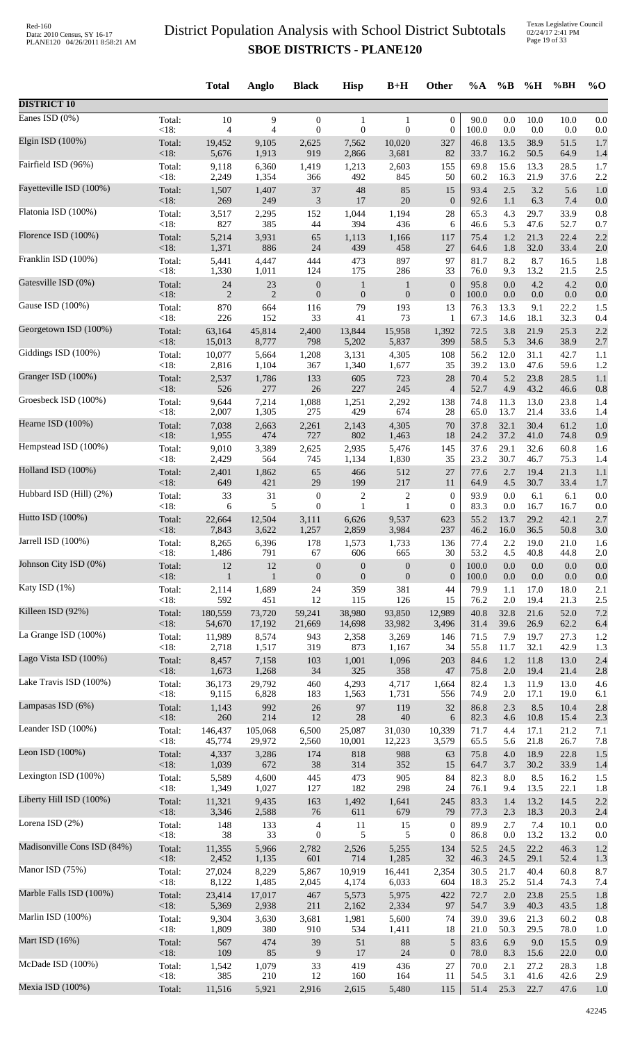# District Population Analysis with School District Subtotals

## SBOE DISTRICTS - PLANE120

| | | Total | Anglo | Black | Hisp | B+H | Other | %A | %B | %H | %BH | %O |
|---|---|---|---|---|---|---|---|---|---|---|---|---|
| **DISTRICT 10** | | | | | | | | | | | | |
| Eanes ISD (0%) | Total: | 10 | 9 | 0 | 1 | 1 | 0 | 90.0 | 0.0 | 10.0 | 10.0 | 0.0 |
| | <18: | 4 | 4 | 0 | 0 | 0 | 0 | 100.0 | 0.0 | 0.0 | 0.0 | 0.0 |
| Elgin ISD (100%) | Total: | 19,452 | 9,105 | 2,625 | 7,562 | 10,020 | 327 | 46.8 | 13.5 | 38.9 | 51.5 | 1.7 |
| | <18: | 5,676 | 1,913 | 919 | 2,866 | 3,681 | 82 | 33.7 | 16.2 | 50.5 | 64.9 | 1.4 |
| Fairfield ISD (96%) | Total: | 9,118 | 6,360 | 1,419 | 1,213 | 2,603 | 155 | 69.8 | 15.6 | 13.3 | 28.5 | 1.7 |
| | <18: | 2,249 | 1,354 | 366 | 492 | 845 | 50 | 60.2 | 16.3 | 21.9 | 37.6 | 2.2 |
| Fayetteville ISD (100%) | Total: | 1,507 | 1,407 | 37 | 48 | 85 | 15 | 93.4 | 2.5 | 3.2 | 5.6 | 1.0 |
| | <18: | 269 | 249 | 3 | 17 | 20 | 0 | 92.6 | 1.1 | 6.3 | 7.4 | 0.0 |
| Flatonia ISD (100%) | Total: | 3,517 | 2,295 | 152 | 1,044 | 1,194 | 28 | 65.3 | 4.3 | 29.7 | 33.9 | 0.8 |
| | <18: | 827 | 385 | 44 | 394 | 436 | 6 | 46.6 | 5.3 | 47.6 | 52.7 | 0.7 |
| Florence ISD (100%) | Total: | 5,214 | 3,931 | 65 | 1,113 | 1,166 | 117 | 75.4 | 1.2 | 21.3 | 22.4 | 2.2 |
| | <18: | 1,371 | 886 | 24 | 439 | 458 | 27 | 64.6 | 1.8 | 32.0 | 33.4 | 2.0 |
| Franklin ISD (100%) | Total: | 5,441 | 4,447 | 444 | 473 | 897 | 97 | 81.7 | 8.2 | 8.7 | 16.5 | 1.8 |
| | <18: | 1,330 | 1,011 | 124 | 175 | 286 | 33 | 76.0 | 9.3 | 13.2 | 21.5 | 2.5 |
| Gatesville ISD (0%) | Total: | 24 | 23 | 0 | 1 | 1 | 0 | 95.8 | 0.0 | 4.2 | 4.2 | 0.0 |
| | <18: | 2 | 2 | 0 | 0 | 0 | 0 | 100.0 | 0.0 | 0.0 | 0.0 | 0.0 |
| Gause ISD (100%) | Total: | 870 | 664 | 116 | 79 | 193 | 13 | 76.3 | 13.3 | 9.1 | 22.2 | 1.5 |
| | <18: | 226 | 152 | 33 | 41 | 73 | 1 | 67.3 | 14.6 | 18.1 | 32.3 | 0.4 |
| Georgetown ISD (100%) | Total: | 63,164 | 45,814 | 2,400 | 13,844 | 15,958 | 1,392 | 72.5 | 3.8 | 21.9 | 25.3 | 2.2 |
| | <18: | 15,013 | 8,777 | 798 | 5,202 | 5,837 | 399 | 58.5 | 5.3 | 34.6 | 38.9 | 2.7 |
| Giddings ISD (100%) | Total: | 10,077 | 5,664 | 1,208 | 3,131 | 4,305 | 108 | 56.2 | 12.0 | 31.1 | 42.7 | 1.1 |
| | <18: | 2,816 | 1,104 | 367 | 1,340 | 1,677 | 35 | 39.2 | 13.0 | 47.6 | 59.6 | 1.2 |
| Granger ISD (100%) | Total: | 2,537 | 1,786 | 133 | 605 | 723 | 28 | 70.4 | 5.2 | 23.8 | 28.5 | 1.1 |
| | <18: | 526 | 277 | 26 | 227 | 245 | 4 | 52.7 | 4.9 | 43.2 | 46.6 | 0.8 |
| Groesbeck ISD (100%) | Total: | 9,644 | 7,214 | 1,088 | 1,251 | 2,292 | 138 | 74.8 | 11.3 | 13.0 | 23.8 | 1.4 |
| | <18: | 2,007 | 1,305 | 275 | 429 | 674 | 28 | 65.0 | 13.7 | 21.4 | 33.6 | 1.4 |
| Hearne ISD (100%) | Total: | 7,038 | 2,663 | 2,261 | 2,143 | 4,305 | 70 | 37.8 | 32.1 | 30.4 | 61.2 | 1.0 |
| | <18: | 1,955 | 474 | 727 | 802 | 1,463 | 18 | 24.2 | 37.2 | 41.0 | 74.8 | 0.9 |
| Hempstead ISD (100%) | Total: | 9,010 | 3,389 | 2,625 | 2,935 | 5,476 | 145 | 37.6 | 29.1 | 32.6 | 60.8 | 1.6 |
| | <18: | 2,429 | 564 | 745 | 1,134 | 1,830 | 35 | 23.2 | 30.7 | 46.7 | 75.3 | 1.4 |
| Holland ISD (100%) | Total: | 2,401 | 1,862 | 65 | 466 | 512 | 27 | 77.6 | 2.7 | 19.4 | 21.3 | 1.1 |
| | <18: | 649 | 421 | 29 | 199 | 217 | 11 | 64.9 | 4.5 | 30.7 | 33.4 | 1.7 |
| Hubbard ISD (Hill) (2%) | Total: | 33 | 31 | 0 | 2 | 2 | 0 | 93.9 | 0.0 | 6.1 | 6.1 | 0.0 |
| | <18: | 6 | 5 | 0 | 1 | 1 | 0 | 83.3 | 0.0 | 16.7 | 16.7 | 0.0 |
| Hutto ISD (100%) | Total: | 22,664 | 12,504 | 3,111 | 6,626 | 9,537 | 623 | 55.2 | 13.7 | 29.2 | 42.1 | 2.7 |
| | <18: | 7,843 | 3,622 | 1,257 | 2,859 | 3,984 | 237 | 46.2 | 16.0 | 36.5 | 50.8 | 3.0 |
| Jarrell ISD (100%) | Total: | 8,265 | 6,396 | 178 | 1,573 | 1,733 | 136 | 77.4 | 2.2 | 19.0 | 21.0 | 1.6 |
| | <18: | 1,486 | 791 | 67 | 606 | 665 | 30 | 53.2 | 4.5 | 40.8 | 44.8 | 2.0 |
| Johnson City ISD (0%) | Total: | 12 | 12 | 0 | 0 | 0 | 0 | 100.0 | 0.0 | 0.0 | 0.0 | 0.0 |
| | <18: | 1 | 1 | 0 | 0 | 0 | 0 | 100.0 | 0.0 | 0.0 | 0.0 | 0.0 |
| Katy ISD (1%) | Total: | 2,114 | 1,689 | 24 | 359 | 381 | 44 | 79.9 | 1.1 | 17.0 | 18.0 | 2.1 |
| | <18: | 592 | 451 | 12 | 115 | 126 | 15 | 76.2 | 2.0 | 19.4 | 21.3 | 2.5 |
| Killeen ISD (92%) | Total: | 180,559 | 73,720 | 59,241 | 38,980 | 93,850 | 12,989 | 40.8 | 32.8 | 21.6 | 52.0 | 7.2 |
| | <18: | 54,670 | 17,192 | 21,669 | 14,698 | 33,982 | 3,496 | 31.4 | 39.6 | 26.9 | 62.2 | 6.4 |
| La Grange ISD (100%) | Total: | 11,989 | 8,574 | 943 | 2,358 | 3,269 | 146 | 71.5 | 7.9 | 19.7 | 27.3 | 1.2 |
| | <18: | 2,718 | 1,517 | 319 | 873 | 1,167 | 34 | 55.8 | 11.7 | 32.1 | 42.9 | 1.3 |
| Lago Vista ISD (100%) | Total: | 8,457 | 7,158 | 103 | 1,001 | 1,096 | 203 | 84.6 | 1.2 | 11.8 | 13.0 | 2.4 |
| | <18: | 1,673 | 1,268 | 34 | 325 | 358 | 47 | 75.8 | 2.0 | 19.4 | 21.4 | 2.8 |
| Lake Travis ISD (100%) | Total: | 36,173 | 29,792 | 460 | 4,293 | 4,717 | 1,664 | 82.4 | 1.3 | 11.9 | 13.0 | 4.6 |
| | <18: | 9,115 | 6,828 | 183 | 1,563 | 1,731 | 556 | 74.9 | 2.0 | 17.1 | 19.0 | 6.1 |
| Lampasas ISD (6%) | Total: | 1,143 | 992 | 26 | 97 | 119 | 32 | 86.8 | 2.3 | 8.5 | 10.4 | 2.8 |
| | <18: | 260 | 214 | 12 | 28 | 40 | 6 | 82.3 | 4.6 | 10.8 | 15.4 | 2.3 |
| Leander ISD (100%) | Total: | 146,437 | 105,068 | 6,500 | 25,087 | 31,030 | 10,339 | 71.7 | 4.4 | 17.1 | 21.2 | 7.1 |
| | <18: | 45,774 | 29,972 | 2,560 | 10,001 | 12,223 | 3,579 | 65.5 | 5.6 | 21.8 | 26.7 | 7.8 |
| Leon ISD (100%) | Total: | 4,337 | 3,286 | 174 | 818 | 988 | 63 | 75.8 | 4.0 | 18.9 | 22.8 | 1.5 |
| | <18: | 1,039 | 672 | 38 | 314 | 352 | 15 | 64.7 | 3.7 | 30.2 | 33.9 | 1.4 |
| Lexington ISD (100%) | Total: | 5,589 | 4,600 | 445 | 473 | 905 | 84 | 82.3 | 8.0 | 8.5 | 16.2 | 1.5 |
| | <18: | 1,349 | 1,027 | 127 | 182 | 298 | 24 | 76.1 | 9.4 | 13.5 | 22.1 | 1.8 |
| Liberty Hill ISD (100%) | Total: | 11,321 | 9,435 | 163 | 1,492 | 1,641 | 245 | 83.3 | 1.4 | 13.2 | 14.5 | 2.2 |
| | <18: | 3,346 | 2,588 | 76 | 611 | 679 | 79 | 77.3 | 2.3 | 18.3 | 20.3 | 2.4 |
| Lorena ISD (2%) | Total: | 148 | 133 | 4 | 11 | 15 | 0 | 89.9 | 2.7 | 7.4 | 10.1 | 0.0 |
| | <18: | 38 | 33 | 0 | 5 | 5 | 0 | 86.8 | 0.0 | 13.2 | 13.2 | 0.0 |
| Madisonville Cons ISD (84%) | Total: | 11,355 | 5,966 | 2,782 | 2,526 | 5,255 | 134 | 52.5 | 24.5 | 22.2 | 46.3 | 1.2 |
| | <18: | 2,452 | 1,135 | 601 | 714 | 1,285 | 32 | 46.3 | 24.5 | 29.1 | 52.4 | 1.3 |
| Manor ISD (75%) | Total: | 27,024 | 8,229 | 5,867 | 10,919 | 16,441 | 2,354 | 30.5 | 21.7 | 40.4 | 60.8 | 8.7 |
| | <18: | 8,122 | 1,485 | 2,045 | 4,174 | 6,033 | 604 | 18.3 | 25.2 | 51.4 | 74.3 | 7.4 |
| Marble Falls ISD (100%) | Total: | 23,414 | 17,017 | 467 | 5,573 | 5,975 | 422 | 72.7 | 2.0 | 23.8 | 25.5 | 1.8 |
| | <18: | 5,369 | 2,938 | 211 | 2,162 | 2,334 | 97 | 54.7 | 3.9 | 40.3 | 43.5 | 1.8 |
| Marlin ISD (100%) | Total: | 9,304 | 3,630 | 3,681 | 1,981 | 5,600 | 74 | 39.0 | 39.6 | 21.3 | 60.2 | 0.8 |
| | <18: | 1,809 | 380 | 910 | 534 | 1,411 | 18 | 21.0 | 50.3 | 29.5 | 78.0 | 1.0 |
| Mart ISD (16%) | Total: | 567 | 474 | 39 | 51 | 88 | 5 | 83.6 | 6.9 | 9.0 | 15.5 | 0.9 |
| | <18: | 109 | 85 | 9 | 17 | 24 | 0 | 78.0 | 8.3 | 15.6 | 22.0 | 0.0 |
| McDade ISD (100%) | Total: | 1,542 | 1,079 | 33 | 419 | 436 | 27 | 70.0 | 2.1 | 27.2 | 28.3 | 1.8 |
| | <18: | 385 | 210 | 12 | 160 | 164 | 11 | 54.5 | 3.1 | 41.6 | 42.6 | 2.9 |
| Mexia ISD (100%) | Total: | 11,516 | 5,921 | 2,916 | 2,615 | 5,480 | 115 | 51.4 | 25.3 | 22.7 | 47.6 | 1.0 |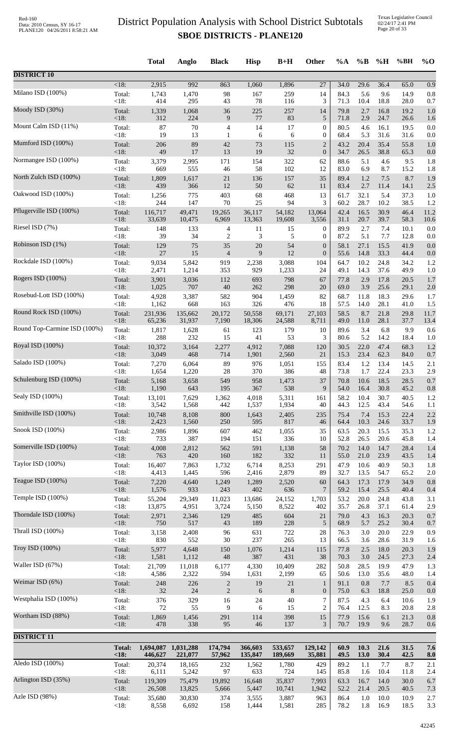# District Population Analysis with School District Subtotals
## SBOE DISTRICTS - PLANE120

| | | Total | Anglo | Black | Hisp | B+H | Other | %A | %B | %H | %BH | %O |
|---|---|---|---|---|---|---|---|---|---|---|---|---|
| **DISTRICT 10** | | | | | | | | | | | | |
| | <18: | 2,915 | 992 | 863 | 1,060 | 1,896 | 27 | 34.0 | 29.6 | 36.4 | 65.0 | 0.9 |
| Milano ISD (100%) | Total: | 1,743 | 1,470 | 98 | 167 | 259 | 14 | 84.3 | 5.6 | 9.6 | 14.9 | 0.8 |
| | <18: | 414 | 295 | 43 | 78 | 116 | 3 | 71.3 | 10.4 | 18.8 | 28.0 | 0.7 |
| Moody ISD (30%) | Total: | 1,339 | 1,068 | 36 | 225 | 257 | 14 | 79.8 | 2.7 | 16.8 | 19.2 | 1.0 |
| | <18: | 312 | 224 | 9 | 77 | 83 | 5 | 71.8 | 2.9 | 24.7 | 26.6 | 1.6 |
| Mount Calm ISD (11%) | Total: | 87 | 70 | 4 | 14 | 17 | 0 | 80.5 | 4.6 | 16.1 | 19.5 | 0.0 |
| | <18: | 19 | 13 | 1 | 6 | 6 | 0 | 68.4 | 5.3 | 31.6 | 31.6 | 0.0 |
| Mumford ISD (100%) | Total: | 206 | 89 | 42 | 73 | 115 | 2 | 43.2 | 20.4 | 35.4 | 55.8 | 1.0 |
| | <18: | 49 | 17 | 13 | 19 | 32 | 0 | 34.7 | 26.5 | 38.8 | 65.3 | 0.0 |
| Normangee ISD (100%) | Total: | 3,379 | 2,995 | 171 | 154 | 322 | 62 | 88.6 | 5.1 | 4.6 | 9.5 | 1.8 |
| | <18: | 669 | 555 | 46 | 58 | 102 | 12 | 83.0 | 6.9 | 8.7 | 15.2 | 1.8 |
| North Zulch ISD (100%) | Total: | 1,809 | 1,617 | 21 | 136 | 157 | 35 | 89.4 | 1.2 | 7.5 | 8.7 | 1.9 |
| | <18: | 439 | 366 | 12 | 50 | 62 | 11 | 83.4 | 2.7 | 11.4 | 14.1 | 2.5 |
| Oakwood ISD (100%) | Total: | 1,256 | 775 | 403 | 68 | 468 | 13 | 61.7 | 32.1 | 5.4 | 37.3 | 1.0 |
| | <18: | 244 | 147 | 70 | 25 | 94 | 3 | 60.2 | 28.7 | 10.2 | 38.5 | 1.2 |
| Pflugerville ISD (100%) | Total: | 116,717 | 49,471 | 19,265 | 36,117 | 54,182 | 13,064 | 42.4 | 16.5 | 30.9 | 46.4 | 11.2 |
| | <18: | 33,639 | 10,475 | 6,969 | 13,363 | 19,608 | 3,556 | 31.1 | 20.7 | 39.7 | 58.3 | 10.6 |
| Riesel ISD (7%) | Total: | 148 | 133 | 4 | 11 | 15 | 0 | 89.9 | 2.7 | 7.4 | 10.1 | 0.0 |
| | <18: | 39 | 34 | 2 | 3 | 5 | 0 | 87.2 | 5.1 | 7.7 | 12.8 | 0.0 |
| Robinson ISD (1%) | Total: | 129 | 75 | 35 | 20 | 54 | 0 | 58.1 | 27.1 | 15.5 | 41.9 | 0.0 |
| | <18: | 27 | 15 | 4 | 9 | 12 | 0 | 55.6 | 14.8 | 33.3 | 44.4 | 0.0 |
| Rockdale ISD (100%) | Total: | 9,034 | 5,842 | 919 | 2,238 | 3,088 | 104 | 64.7 | 10.2 | 24.8 | 34.2 | 1.2 |
| | <18: | 2,471 | 1,214 | 353 | 929 | 1,233 | 24 | 49.1 | 14.3 | 37.6 | 49.9 | 1.0 |
| Rogers ISD (100%) | Total: | 3,901 | 3,036 | 112 | 693 | 798 | 67 | 77.8 | 2.9 | 17.8 | 20.5 | 1.7 |
| | <18: | 1,025 | 707 | 40 | 262 | 298 | 20 | 69.0 | 3.9 | 25.6 | 29.1 | 2.0 |
| Rosebud-Lott ISD (100%) | Total: | 4,928 | 3,387 | 582 | 904 | 1,459 | 82 | 68.7 | 11.8 | 18.3 | 29.6 | 1.7 |
| | <18: | 1,162 | 668 | 163 | 326 | 476 | 18 | 57.5 | 14.0 | 28.1 | 41.0 | 1.5 |
| Round Rock ISD (100%) | Total: | 231,936 | 135,662 | 20,172 | 50,558 | 69,171 | 27,103 | 58.5 | 8.7 | 21.8 | 29.8 | 11.7 |
| | <18: | 65,236 | 31,937 | 7,190 | 18,306 | 24,588 | 8,711 | 49.0 | 11.0 | 28.1 | 37.7 | 13.4 |
| Round Top-Carmine ISD (100%) | Total: | 1,817 | 1,628 | 61 | 123 | 179 | 10 | 89.6 | 3.4 | 6.8 | 9.9 | 0.6 |
| | <18: | 288 | 232 | 15 | 41 | 53 | 3 | 80.6 | 5.2 | 14.2 | 18.4 | 1.0 |
| Royal ISD (100%) | Total: | 10,372 | 3,164 | 2,277 | 4,912 | 7,088 | 120 | 30.5 | 22.0 | 47.4 | 68.3 | 1.2 |
| | <18: | 3,049 | 468 | 714 | 1,901 | 2,560 | 21 | 15.3 | 23.4 | 62.3 | 84.0 | 0.7 |
| Salado ISD (100%) | Total: | 7,270 | 6,064 | 89 | 976 | 1,051 | 155 | 83.4 | 1.2 | 13.4 | 14.5 | 2.1 |
| | <18: | 1,654 | 1,220 | 28 | 370 | 386 | 48 | 73.8 | 1.7 | 22.4 | 23.3 | 2.9 |
| Schulenburg ISD (100%) | Total: | 5,168 | 3,658 | 549 | 958 | 1,473 | 37 | 70.8 | 10.6 | 18.5 | 28.5 | 0.7 |
| | <18: | 1,190 | 643 | 195 | 367 | 538 | 9 | 54.0 | 16.4 | 30.8 | 45.2 | 0.8 |
| Sealy ISD (100%) | Total: | 13,101 | 7,629 | 1,362 | 4,018 | 5,311 | 161 | 58.2 | 10.4 | 30.7 | 40.5 | 1.2 |
| | <18: | 3,542 | 1,568 | 442 | 1,537 | 1,934 | 40 | 44.3 | 12.5 | 43.4 | 54.6 | 1.1 |
| Smithville ISD (100%) | Total: | 10,748 | 8,108 | 800 | 1,643 | 2,405 | 235 | 75.4 | 7.4 | 15.3 | 22.4 | 2.2 |
| | <18: | 2,423 | 1,560 | 250 | 595 | 817 | 46 | 64.4 | 10.3 | 24.6 | 33.7 | 1.9 |
| Snook ISD (100%) | Total: | 2,986 | 1,896 | 607 | 462 | 1,055 | 35 | 63.5 | 20.3 | 15.5 | 35.3 | 1.2 |
| | <18: | 733 | 387 | 194 | 151 | 336 | 10 | 52.8 | 26.5 | 20.6 | 45.8 | 1.4 |
| Somerville ISD (100%) | Total: | 4,008 | 2,812 | 562 | 591 | 1,138 | 58 | 70.2 | 14.0 | 14.7 | 28.4 | 1.4 |
| | <18: | 763 | 420 | 160 | 182 | 332 | 11 | 55.0 | 21.0 | 23.9 | 43.5 | 1.4 |
| Taylor ISD (100%) | Total: | 16,407 | 7,863 | 1,732 | 6,714 | 8,253 | 291 | 47.9 | 10.6 | 40.9 | 50.3 | 1.8 |
| | <18: | 4,413 | 1,445 | 596 | 2,416 | 2,879 | 89 | 32.7 | 13.5 | 54.7 | 65.2 | 2.0 |
| Teague ISD (100%) | Total: | 7,220 | 4,640 | 1,249 | 1,289 | 2,520 | 60 | 64.3 | 17.3 | 17.9 | 34.9 | 0.8 |
| | <18: | 1,576 | 933 | 243 | 402 | 636 | 7 | 59.2 | 15.4 | 25.5 | 40.4 | 0.4 |
| Temple ISD (100%) | Total: | 55,204 | 29,349 | 11,023 | 13,686 | 24,152 | 1,703 | 53.2 | 20.0 | 24.8 | 43.8 | 3.1 |
| | <18: | 13,875 | 4,951 | 3,724 | 5,150 | 8,522 | 402 | 35.7 | 26.8 | 37.1 | 61.4 | 2.9 |
| Thorndale ISD (100%) | Total: | 2,971 | 2,346 | 129 | 485 | 604 | 21 | 79.0 | 4.3 | 16.3 | 20.3 | 0.7 |
| | <18: | 750 | 517 | 43 | 189 | 228 | 5 | 68.9 | 5.7 | 25.2 | 30.4 | 0.7 |
| Thrall ISD (100%) | Total: | 3,158 | 2,408 | 96 | 631 | 722 | 28 | 76.3 | 3.0 | 20.0 | 22.9 | 0.9 |
| | <18: | 830 | 552 | 30 | 237 | 265 | 13 | 66.5 | 3.6 | 28.6 | 31.9 | 1.6 |
| Troy ISD (100%) | Total: | 5,977 | 4,648 | 150 | 1,076 | 1,214 | 115 | 77.8 | 2.5 | 18.0 | 20.3 | 1.9 |
| | <18: | 1,581 | 1,112 | 48 | 387 | 431 | 38 | 70.3 | 3.0 | 24.5 | 27.3 | 2.4 |
| Waller ISD (67%) | Total: | 21,709 | 11,018 | 6,177 | 4,330 | 10,409 | 282 | 50.8 | 28.5 | 19.9 | 47.9 | 1.3 |
| | <18: | 4,586 | 2,322 | 594 | 1,631 | 2,199 | 65 | 50.6 | 13.0 | 35.6 | 48.0 | 1.4 |
| Weimar ISD (6%) | Total: | 248 | 226 | 2 | 19 | 21 | 1 | 91.1 | 0.8 | 7.7 | 8.5 | 0.4 |
| | <18: | 32 | 24 | 2 | 6 | 8 | 0 | 75.0 | 6.3 | 18.8 | 25.0 | 0.0 |
| Westphalia ISD (100%) | Total: | 376 | 329 | 16 | 24 | 40 | 7 | 87.5 | 4.3 | 6.4 | 10.6 | 1.9 |
| | <18: | 72 | 55 | 9 | 6 | 15 | 2 | 76.4 | 12.5 | 8.3 | 20.8 | 2.8 |
| Wortham ISD (88%) | Total: | 1,869 | 1,456 | 291 | 114 | 398 | 15 | 77.9 | 15.6 | 6.1 | 21.3 | 0.8 |
| | <18: | 478 | 338 | 95 | 46 | 137 | 3 | 70.7 | 19.9 | 9.6 | 28.7 | 0.6 |
| **DISTRICT 11** | | | | | | | | | | | | |
| | **Total:** | **1,694,087** | **1,031,288** | **174,794** | **366,603** | **533,657** | **129,142** | **60.9** | **10.3** | **21.6** | **31.5** | **7.6** |
| | **<18:** | **446,627** | **221,077** | **57,962** | **135,847** | **189,669** | **35,881** | **49.5** | **13.0** | **30.4** | **42.5** | **8.0** |
| Aledo ISD (100%) | Total: | 20,374 | 18,165 | 232 | 1,562 | 1,780 | 429 | 89.2 | 1.1 | 7.7 | 8.7 | 2.1 |
| | <18: | 6,111 | 5,242 | 97 | 633 | 724 | 145 | 85.8 | 1.6 | 10.4 | 11.8 | 2.4 |
| Arlington ISD (35%) | Total: | 119,309 | 75,479 | 19,892 | 16,648 | 35,837 | 7,993 | 63.3 | 16.7 | 14.0 | 30.0 | 6.7 |
| | <18: | 26,508 | 13,825 | 5,666 | 5,447 | 10,741 | 1,942 | 52.2 | 21.4 | 20.5 | 40.5 | 7.3 |
| Azle ISD (98%) | Total: | 35,680 | 30,830 | 374 | 3,555 | 3,887 | 963 | 86.4 | 1.0 | 10.0 | 10.9 | 2.7 |
| | <18: | 8,558 | 6,692 | 158 | 1,444 | 1,581 | 285 | 78.2 | 1.8 | 16.9 | 18.5 | 3.3 |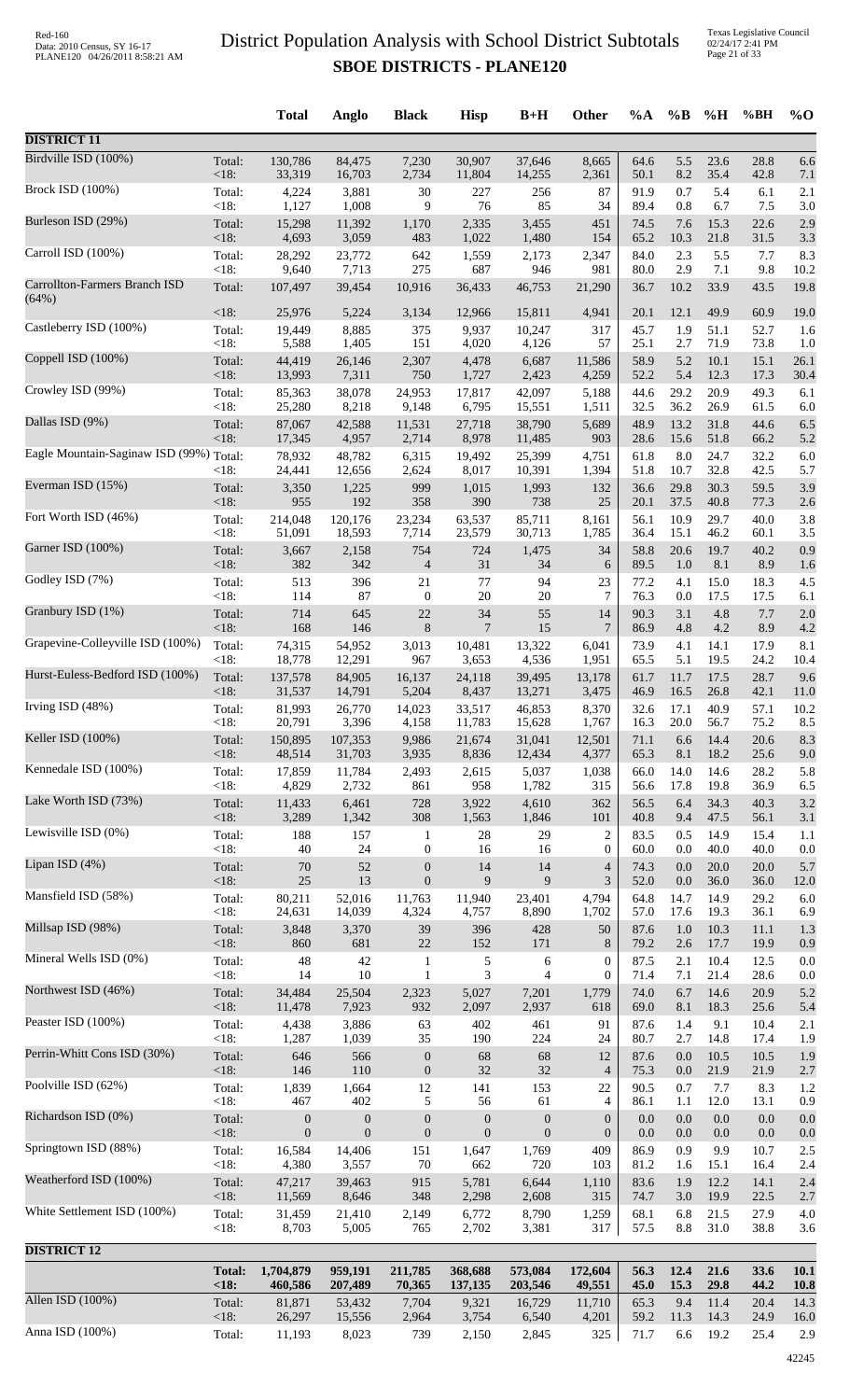# District Population Analysis with School District Subtotals

## SBOE DISTRICTS - PLANE120

| | | Total | Anglo | Black | Hisp | B+H | Other | %A | %B | %H | %BH | %O |
|---|---|---|---|---|---|---|---|---|---|---|---|---|
| **DISTRICT 11** | | | | | | | | | | | | |
| Birdville ISD (100%) | Total: | 130,786 | 84,475 | 7,230 | 30,907 | 37,646 | 8,665 | 64.6 | 5.5 | 23.6 | 28.8 | 6.6 |
| | <18: | 33,319 | 16,703 | 2,734 | 11,804 | 14,255 | 2,361 | 50.1 | 8.2 | 35.4 | 42.8 | 7.1 |
| Brock ISD (100%) | Total: | 4,224 | 3,881 | 30 | 227 | 256 | 87 | 91.9 | 0.7 | 5.4 | 6.1 | 2.1 |
| | <18: | 1,127 | 1,008 | 9 | 76 | 85 | 34 | 89.4 | 0.8 | 6.7 | 7.5 | 3.0 |
| Burleson ISD (29%) | Total: | 15,298 | 11,392 | 1,170 | 2,335 | 3,455 | 451 | 74.5 | 7.6 | 15.3 | 22.6 | 2.9 |
| | <18: | 4,693 | 3,059 | 483 | 1,022 | 1,480 | 154 | 65.2 | 10.3 | 21.8 | 31.5 | 3.3 |
| Carroll ISD (100%) | Total: | 28,292 | 23,772 | 642 | 1,559 | 2,173 | 2,347 | 84.0 | 2.3 | 5.5 | 7.7 | 8.3 |
| | <18: | 9,640 | 7,713 | 275 | 687 | 946 | 981 | 80.0 | 2.9 | 7.1 | 9.8 | 10.2 |
| Carrollton-Farmers Branch ISD (64%) | Total: | 107,497 | 39,454 | 10,916 | 36,433 | 46,753 | 21,290 | 36.7 | 10.2 | 33.9 | 43.5 | 19.8 |
| | <18: | 25,976 | 5,224 | 3,134 | 12,966 | 15,811 | 4,941 | 20.1 | 12.1 | 49.9 | 60.9 | 19.0 |
| Castleberry ISD (100%) | Total: | 19,449 | 8,885 | 375 | 9,937 | 10,247 | 317 | 45.7 | 1.9 | 51.1 | 52.7 | 1.6 |
| | <18: | 5,588 | 1,405 | 151 | 4,020 | 4,126 | 57 | 25.1 | 2.7 | 71.9 | 73.8 | 1.0 |
| Coppell ISD (100%) | Total: | 44,419 | 26,146 | 2,307 | 4,478 | 6,687 | 11,586 | 58.9 | 5.2 | 10.1 | 15.1 | 26.1 |
| | <18: | 13,993 | 7,311 | 750 | 1,727 | 2,423 | 4,259 | 52.2 | 5.4 | 12.3 | 17.3 | 30.4 |
| Crowley ISD (99%) | Total: | 85,363 | 38,078 | 24,953 | 17,817 | 42,097 | 5,188 | 44.6 | 29.2 | 20.9 | 49.3 | 6.1 |
| | <18: | 25,280 | 8,218 | 9,148 | 6,795 | 15,551 | 1,511 | 32.5 | 36.2 | 26.9 | 61.5 | 6.0 |
| Dallas ISD (9%) | Total: | 87,067 | 42,588 | 11,531 | 27,718 | 38,790 | 5,689 | 48.9 | 13.2 | 31.8 | 44.6 | 6.5 |
| | <18: | 17,345 | 4,957 | 2,714 | 8,978 | 11,485 | 903 | 28.6 | 15.6 | 51.8 | 66.2 | 5.2 |
| Eagle Mountain-Saginaw ISD (99%) | Total: | 78,932 | 48,782 | 6,315 | 19,492 | 25,399 | 4,751 | 61.8 | 8.0 | 24.7 | 32.2 | 6.0 |
| | <18: | 24,441 | 12,656 | 2,624 | 8,017 | 10,391 | 1,394 | 51.8 | 10.7 | 32.8 | 42.5 | 5.7 |
| Everman ISD (15%) | Total: | 3,350 | 1,225 | 999 | 1,015 | 1,993 | 132 | 36.6 | 29.8 | 30.3 | 59.5 | 3.9 |
| | <18: | 955 | 192 | 358 | 390 | 738 | 25 | 20.1 | 37.5 | 40.8 | 77.3 | 2.6 |
| Fort Worth ISD (46%) | Total: | 214,048 | 120,176 | 23,234 | 63,537 | 85,711 | 8,161 | 56.1 | 10.9 | 29.7 | 40.0 | 3.8 |
| | <18: | 51,091 | 18,593 | 7,714 | 23,579 | 30,713 | 1,785 | 36.4 | 15.1 | 46.2 | 60.1 | 3.5 |
| Garner ISD (100%) | Total: | 3,667 | 2,158 | 754 | 724 | 1,475 | 34 | 58.8 | 20.6 | 19.7 | 40.2 | 0.9 |
| | <18: | 382 | 342 | 4 | 31 | 34 | 6 | 89.5 | 1.0 | 8.1 | 8.9 | 1.6 |
| Godley ISD (7%) | Total: | 513 | 396 | 21 | 77 | 94 | 23 | 77.2 | 4.1 | 15.0 | 18.3 | 4.5 |
| | <18: | 114 | 87 | 0 | 20 | 20 | 7 | 76.3 | 0.0 | 17.5 | 17.5 | 6.1 |
| Granbury ISD (1%) | Total: | 714 | 645 | 22 | 34 | 55 | 14 | 90.3 | 3.1 | 4.8 | 7.7 | 2.0 |
| | <18: | 168 | 146 | 8 | 7 | 15 | 7 | 86.9 | 4.8 | 4.2 | 8.9 | 4.2 |
| Grapevine-Colleyville ISD (100%) | Total: | 74,315 | 54,952 | 3,013 | 10,481 | 13,322 | 6,041 | 73.9 | 4.1 | 14.1 | 17.9 | 8.1 |
| | <18: | 18,778 | 12,291 | 967 | 3,653 | 4,536 | 1,951 | 65.5 | 5.1 | 19.5 | 24.2 | 10.4 |
| Hurst-Euless-Bedford ISD (100%) | Total: | 137,578 | 84,905 | 16,137 | 24,118 | 39,495 | 13,178 | 61.7 | 11.7 | 17.5 | 28.7 | 9.6 |
| | <18: | 31,537 | 14,791 | 5,204 | 8,437 | 13,271 | 3,475 | 46.9 | 16.5 | 26.8 | 42.1 | 11.0 |
| Irving ISD (48%) | Total: | 81,993 | 26,770 | 14,023 | 33,517 | 46,853 | 8,370 | 32.6 | 17.1 | 40.9 | 57.1 | 10.2 |
| | <18: | 20,791 | 3,396 | 4,158 | 11,783 | 15,628 | 1,767 | 16.3 | 20.0 | 56.7 | 75.2 | 8.5 |
| Keller ISD (100%) | Total: | 150,895 | 107,353 | 9,986 | 21,674 | 31,041 | 12,501 | 71.1 | 6.6 | 14.4 | 20.6 | 8.3 |
| | <18: | 48,514 | 31,703 | 3,935 | 8,836 | 12,434 | 4,377 | 65.3 | 8.1 | 18.2 | 25.6 | 9.0 |
| Kennedale ISD (100%) | Total: | 17,859 | 11,784 | 2,493 | 2,615 | 5,037 | 1,038 | 66.0 | 14.0 | 14.6 | 28.2 | 5.8 |
| | <18: | 4,829 | 2,732 | 861 | 958 | 1,782 | 315 | 56.6 | 17.8 | 19.8 | 36.9 | 6.5 |
| Lake Worth ISD (73%) | Total: | 11,433 | 6,461 | 728 | 3,922 | 4,610 | 362 | 56.5 | 6.4 | 34.3 | 40.3 | 3.2 |
| | <18: | 3,289 | 1,342 | 308 | 1,563 | 1,846 | 101 | 40.8 | 9.4 | 47.5 | 56.1 | 3.1 |
| Lewisville ISD (0%) | Total: | 188 | 157 | 1 | 28 | 29 | 2 | 83.5 | 0.5 | 14.9 | 15.4 | 1.1 |
| | <18: | 40 | 24 | 0 | 16 | 16 | 0 | 60.0 | 0.0 | 40.0 | 40.0 | 0.0 |
| Lipan ISD (4%) | Total: | 70 | 52 | 0 | 14 | 14 | 4 | 74.3 | 0.0 | 20.0 | 20.0 | 5.7 |
| | <18: | 25 | 13 | 0 | 9 | 9 | 3 | 52.0 | 0.0 | 36.0 | 36.0 | 12.0 |
| Mansfield ISD (58%) | Total: | 80,211 | 52,016 | 11,763 | 11,940 | 23,401 | 4,794 | 64.8 | 14.7 | 14.9 | 29.2 | 6.0 |
| | <18: | 24,631 | 14,039 | 4,324 | 4,757 | 8,890 | 1,702 | 57.0 | 17.6 | 19.3 | 36.1 | 6.9 |
| Millsap ISD (98%) | Total: | 3,848 | 3,370 | 39 | 396 | 428 | 50 | 87.6 | 1.0 | 10.3 | 11.1 | 1.3 |
| | <18: | 860 | 681 | 22 | 152 | 171 | 8 | 79.2 | 2.6 | 17.7 | 19.9 | 0.9 |
| Mineral Wells ISD (0%) | Total: | 48 | 42 | 1 | 5 | 6 | 0 | 87.5 | 2.1 | 10.4 | 12.5 | 0.0 |
| | <18: | 14 | 10 | 1 | 3 | 4 | 0 | 71.4 | 7.1 | 21.4 | 28.6 | 0.0 |
| Northwest ISD (46%) | Total: | 34,484 | 25,504 | 2,323 | 5,027 | 7,201 | 1,779 | 74.0 | 6.7 | 14.6 | 20.9 | 5.2 |
| | <18: | 11,478 | 7,923 | 932 | 2,097 | 2,937 | 618 | 69.0 | 8.1 | 18.3 | 25.6 | 5.4 |
| Peaster ISD (100%) | Total: | 4,438 | 3,886 | 63 | 402 | 461 | 91 | 87.6 | 1.4 | 9.1 | 10.4 | 2.1 |
| | <18: | 1,287 | 1,039 | 35 | 190 | 224 | 24 | 80.7 | 2.7 | 14.8 | 17.4 | 1.9 |
| Perrin-Whitt Cons ISD (30%) | Total: | 646 | 566 | 0 | 68 | 68 | 12 | 87.6 | 0.0 | 10.5 | 10.5 | 1.9 |
| | <18: | 146 | 110 | 0 | 32 | 32 | 4 | 75.3 | 0.0 | 21.9 | 21.9 | 2.7 |
| Poolville ISD (62%) | Total: | 1,839 | 1,664 | 12 | 141 | 153 | 22 | 90.5 | 0.7 | 7.7 | 8.3 | 1.2 |
| | <18: | 467 | 402 | 5 | 56 | 61 | 4 | 86.1 | 1.1 | 12.0 | 13.1 | 0.9 |
| Richardson ISD (0%) | Total: | 0 | 0 | 0 | 0 | 0 | 0 | 0.0 | 0.0 | 0.0 | 0.0 | 0.0 |
| | <18: | 0 | 0 | 0 | 0 | 0 | 0 | 0.0 | 0.0 | 0.0 | 0.0 | 0.0 |
| Springtown ISD (88%) | Total: | 16,584 | 14,406 | 151 | 1,647 | 1,769 | 409 | 86.9 | 0.9 | 9.9 | 10.7 | 2.5 |
| | <18: | 4,380 | 3,557 | 70 | 662 | 720 | 103 | 81.2 | 1.6 | 15.1 | 16.4 | 2.4 |
| Weatherford ISD (100%) | Total: | 47,217 | 39,463 | 915 | 5,781 | 6,644 | 1,110 | 83.6 | 1.9 | 12.2 | 14.1 | 2.4 |
| | <18: | 11,569 | 8,646 | 348 | 2,298 | 2,608 | 315 | 74.7 | 3.0 | 19.9 | 22.5 | 2.7 |
| White Settlement ISD (100%) | Total: | 31,459 | 21,410 | 2,149 | 6,772 | 8,790 | 1,259 | 68.1 | 6.8 | 21.5 | 27.9 | 4.0 |
| | <18: | 8,703 | 5,005 | 765 | 2,702 | 3,381 | 317 | 57.5 | 8.8 | 31.0 | 38.8 | 3.6 |
| **DISTRICT 12** | | | | | | | | | | | | |
| | **Total:** | **1,704,879** | **959,191** | **211,785** | **368,688** | **573,084** | **172,604** | **56.3** | **12.4** | **21.6** | **33.6** | **10.1** |
| | **<18:** | **460,586** | **207,489** | **70,365** | **137,135** | **203,546** | **49,551** | **45.0** | **15.3** | **29.8** | **44.2** | **10.8** |
| Allen ISD (100%) | Total: | 81,871 | 53,432 | 7,704 | 9,321 | 16,729 | 11,710 | 65.3 | 9.4 | 11.4 | 20.4 | 14.3 |
| | <18: | 26,297 | 15,556 | 2,964 | 3,754 | 6,540 | 4,201 | 59.2 | 11.3 | 14.3 | 24.9 | 16.0 |
| Anna ISD (100%) | Total: | 11,193 | 8,023 | 739 | 2,150 | 2,845 | 325 | 71.7 | 6.6 | 19.2 | 25.4 | 2.9 |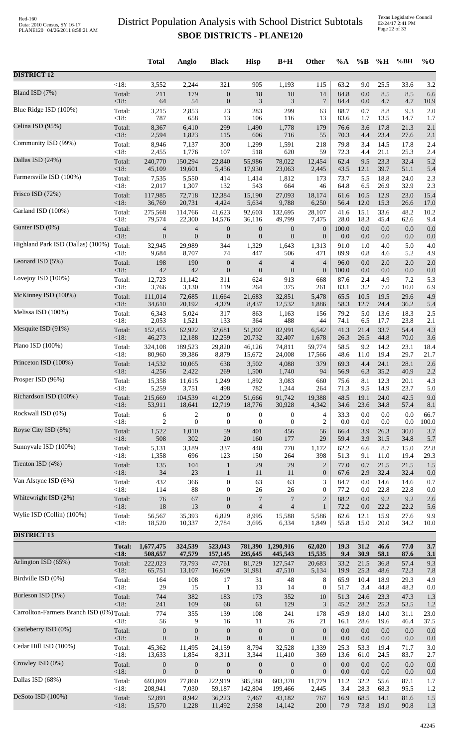# District Population Analysis with School District Subtotals
## SBOE DISTRICTS - PLANE120

| | | Total | Anglo | Black | Hisp | B+H | Other | %A | %B | %H | %BH | %O |
|---|---|---|---|---|---|---|---|---|---|---|---|---|
| **DISTRICT 12** | | | | | | | | | | | | |
| | <18: | 3,552 | 2,244 | 321 | 905 | 1,193 | 115 | 63.2 | 9.0 | 25.5 | 33.6 | 3.2 |
| Bland ISD (7%) | Total: | 211 | 179 | 0 | 18 | 18 | 14 | 84.8 | 0.0 | 8.5 | 8.5 | 6.6 |
| | <18: | 64 | 54 | 0 | 3 | 3 | 7 | 84.4 | 0.0 | 4.7 | 4.7 | 10.9 |
| Blue Ridge ISD (100%) | Total: | 3,215 | 2,853 | 23 | 283 | 299 | 63 | 88.7 | 0.7 | 8.8 | 9.3 | 2.0 |
| | <18: | 787 | 658 | 13 | 106 | 116 | 13 | 83.6 | 1.7 | 13.5 | 14.7 | 1.7 |
| Celina ISD (95%) | Total: | 8,367 | 6,410 | 299 | 1,490 | 1,778 | 179 | 76.6 | 3.6 | 17.8 | 21.3 | 2.1 |
| | <18: | 2,594 | 1,823 | 115 | 606 | 716 | 55 | 70.3 | 4.4 | 23.4 | 27.6 | 2.1 |
| Community ISD (99%) | Total: | 8,946 | 7,137 | 300 | 1,299 | 1,591 | 218 | 79.8 | 3.4 | 14.5 | 17.8 | 2.4 |
| | <18: | 2,455 | 1,776 | 107 | 518 | 620 | 59 | 72.3 | 4.4 | 21.1 | 25.3 | 2.4 |
| Dallas ISD (24%) | Total: | 240,770 | 150,294 | 22,840 | 55,986 | 78,022 | 12,454 | 62.4 | 9.5 | 23.3 | 32.4 | 5.2 |
| | <18: | 45,109 | 19,601 | 5,456 | 17,930 | 23,063 | 2,445 | 43.5 | 12.1 | 39.7 | 51.1 | 5.4 |
| Farmersville ISD (100%) | Total: | 7,535 | 5,550 | 414 | 1,414 | 1,812 | 173 | 73.7 | 5.5 | 18.8 | 24.0 | 2.3 |
| | <18: | 2,017 | 1,307 | 132 | 543 | 664 | 46 | 64.8 | 6.5 | 26.9 | 32.9 | 2.3 |
| Frisco ISD (72%) | Total: | 117,985 | 72,718 | 12,384 | 15,190 | 27,093 | 18,174 | 61.6 | 10.5 | 12.9 | 23.0 | 15.4 |
| | <18: | 36,769 | 20,731 | 4,424 | 5,634 | 9,788 | 6,250 | 56.4 | 12.0 | 15.3 | 26.6 | 17.0 |
| Garland ISD (100%) | Total: | 275,568 | 114,766 | 41,623 | 92,603 | 132,695 | 28,107 | 41.6 | 15.1 | 33.6 | 48.2 | 10.2 |
| | <18: | 79,574 | 22,300 | 14,576 | 36,116 | 49,799 | 7,475 | 28.0 | 18.3 | 45.4 | 62.6 | 9.4 |
| Gunter ISD (0%) | Total: | 4 | 4 | 0 | 0 | 0 | 0 | 100.0 | 0.0 | 0.0 | 0.0 | 0.0 |
| | <18: | 0 | 0 | 0 | 0 | 0 | 0 | 0.0 | 0.0 | 0.0 | 0.0 | 0.0 |
| Highland Park ISD (Dallas) (100%) | Total: | 32,945 | 29,989 | 344 | 1,329 | 1,643 | 1,313 | 91.0 | 1.0 | 4.0 | 5.0 | 4.0 |
| | <18: | 9,684 | 8,707 | 74 | 447 | 506 | 471 | 89.9 | 0.8 | 4.6 | 5.2 | 4.9 |
| Leonard ISD (5%) | Total: | 198 | 190 | 0 | 4 | 4 | 4 | 96.0 | 0.0 | 2.0 | 2.0 | 2.0 |
| | <18: | 42 | 42 | 0 | 0 | 0 | 0 | 100.0 | 0.0 | 0.0 | 0.0 | 0.0 |
| Lovejoy ISD (100%) | Total: | 12,723 | 11,142 | 311 | 624 | 913 | 668 | 87.6 | 2.4 | 4.9 | 7.2 | 5.3 |
| | <18: | 3,766 | 3,130 | 119 | 264 | 375 | 261 | 83.1 | 3.2 | 7.0 | 10.0 | 6.9 |
| McKinney ISD (100%) | Total: | 111,014 | 72,685 | 11,664 | 21,683 | 32,851 | 5,478 | 65.5 | 10.5 | 19.5 | 29.6 | 4.9 |
| | <18: | 34,610 | 20,192 | 4,379 | 8,437 | 12,532 | 1,886 | 58.3 | 12.7 | 24.4 | 36.2 | 5.4 |
| Melissa ISD (100%) | Total: | 6,343 | 5,024 | 317 | 863 | 1,163 | 156 | 79.2 | 5.0 | 13.6 | 18.3 | 2.5 |
| | <18: | 2,053 | 1,521 | 133 | 364 | 488 | 44 | 74.1 | 6.5 | 17.7 | 23.8 | 2.1 |
| Mesquite ISD (91%) | Total: | 152,455 | 62,922 | 32,681 | 51,302 | 82,991 | 6,542 | 41.3 | 21.4 | 33.7 | 54.4 | 4.3 |
| | <18: | 46,273 | 12,188 | 12,259 | 20,732 | 32,407 | 1,678 | 26.3 | 26.5 | 44.8 | 70.0 | 3.6 |
| Plano ISD (100%) | Total: | 324,108 | 189,523 | 29,820 | 46,126 | 74,811 | 59,774 | 58.5 | 9.2 | 14.2 | 23.1 | 18.4 |
| | <18: | 80,960 | 39,386 | 8,879 | 15,672 | 24,008 | 17,566 | 48.6 | 11.0 | 19.4 | 29.7 | 21.7 |
| Princeton ISD (100%) | Total: | 14,532 | 10,065 | 638 | 3,502 | 4,088 | 379 | 69.3 | 4.4 | 24.1 | 28.1 | 2.6 |
| | <18: | 4,256 | 2,422 | 269 | 1,500 | 1,740 | 94 | 56.9 | 6.3 | 35.2 | 40.9 | 2.2 |
| Prosper ISD (96%) | Total: | 15,358 | 11,615 | 1,249 | 1,892 | 3,083 | 660 | 75.6 | 8.1 | 12.3 | 20.1 | 4.3 |
| | <18: | 5,259 | 3,751 | 498 | 782 | 1,244 | 264 | 71.3 | 9.5 | 14.9 | 23.7 | 5.0 |
| Richardson ISD (100%) | Total: | 215,669 | 104,539 | 41,209 | 51,666 | 91,742 | 19,388 | 48.5 | 19.1 | 24.0 | 42.5 | 9.0 |
| | <18: | 53,911 | 18,641 | 12,719 | 18,776 | 30,928 | 4,342 | 34.6 | 23.6 | 34.8 | 57.4 | 8.1 |
| Rockwall ISD (0%) | Total: | 6 | 2 | 0 | 0 | 0 | 4 | 33.3 | 0.0 | 0.0 | 0.0 | 66.7 |
| | <18: | 2 | 0 | 0 | 0 | 0 | 2 | 0.0 | 0.0 | 0.0 | 0.0 | 100.0 |
| Royse City ISD (8%) | Total: | 1,522 | 1,010 | 59 | 401 | 456 | 56 | 66.4 | 3.9 | 26.3 | 30.0 | 3.7 |
| | <18: | 508 | 302 | 20 | 160 | 177 | 29 | 59.4 | 3.9 | 31.5 | 34.8 | 5.7 |
| Sunnyvale ISD (100%) | Total: | 5,131 | 3,189 | 337 | 448 | 770 | 1,172 | 62.2 | 6.6 | 8.7 | 15.0 | 22.8 |
| | <18: | 1,358 | 696 | 123 | 150 | 264 | 398 | 51.3 | 9.1 | 11.0 | 19.4 | 29.3 |
| Trenton ISD (4%) | Total: | 135 | 104 | 1 | 29 | 29 | 2 | 77.0 | 0.7 | 21.5 | 21.5 | 1.5 |
| | <18: | 34 | 23 | 1 | 11 | 11 | 0 | 67.6 | 2.9 | 32.4 | 32.4 | 0.0 |
| Van Alstyne ISD (6%) | Total: | 432 | 366 | 0 | 63 | 63 | 3 | 84.7 | 0.0 | 14.6 | 14.6 | 0.7 |
| | <18: | 114 | 88 | 0 | 26 | 26 | 0 | 77.2 | 0.0 | 22.8 | 22.8 | 0.0 |
| Whitewright ISD (2%) | Total: | 76 | 67 | 0 | 7 | 7 | 2 | 88.2 | 0.0 | 9.2 | 9.2 | 2.6 |
| | <18: | 18 | 13 | 0 | 4 | 4 | 1 | 72.2 | 0.0 | 22.2 | 22.2 | 5.6 |
| Wylie ISD (Collin) (100%) | Total: | 56,567 | 35,393 | 6,829 | 8,995 | 15,588 | 5,586 | 62.6 | 12.1 | 15.9 | 27.6 | 9.9 |
| | <18: | 18,520 | 10,337 | 2,784 | 3,695 | 6,334 | 1,849 | 55.8 | 15.0 | 20.0 | 34.2 | 10.0 |
| **DISTRICT 13** | | | | | | | | | | | | |
| | **Total:** | **1,677,475** | **324,539** | **523,043** | **781,390** | **1,290,916** | **62,020** | **19.3** | **31.2** | **46.6** | **77.0** | **3.7** |
| | **<18:** | **508,657** | **47,579** | **157,145** | **295,645** | **445,543** | **15,535** | **9.4** | **30.9** | **58.1** | **87.6** | **3.1** |
| Arlington ISD (65%) | Total: | 222,023 | 73,793 | 47,761 | 81,729 | 127,547 | 20,683 | 33.2 | 21.5 | 36.8 | 57.4 | 9.3 |
| | <18: | 65,751 | 13,107 | 16,609 | 31,981 | 47,510 | 5,134 | 19.9 | 25.3 | 48.6 | 72.3 | 7.8 |
| Birdville ISD (0%) | Total: | 164 | 108 | 17 | 31 | 48 | 8 | 65.9 | 10.4 | 18.9 | 29.3 | 4.9 |
| | <18: | 29 | 15 | 1 | 13 | 14 | 0 | 51.7 | 3.4 | 44.8 | 48.3 | 0.0 |
| Burleson ISD (1%) | Total: | 744 | 382 | 183 | 173 | 352 | 10 | 51.3 | 24.6 | 23.3 | 47.3 | 1.3 |
| | <18: | 241 | 109 | 68 | 61 | 129 | 3 | 45.2 | 28.2 | 25.3 | 53.5 | 1.2 |
| Carrollton-Farmers Branch ISD (0%) | Total: | 774 | 355 | 139 | 108 | 241 | 178 | 45.9 | 18.0 | 14.0 | 31.1 | 23.0 |
| | <18: | 56 | 9 | 16 | 11 | 26 | 21 | 16.1 | 28.6 | 19.6 | 46.4 | 37.5 |
| Castleberry ISD (0%) | Total: | 0 | 0 | 0 | 0 | 0 | 0 | 0.0 | 0.0 | 0.0 | 0.0 | 0.0 |
| | <18: | 0 | 0 | 0 | 0 | 0 | 0 | 0.0 | 0.0 | 0.0 | 0.0 | 0.0 |
| Cedar Hill ISD (100%) | Total: | 45,362 | 11,495 | 24,159 | 8,794 | 32,528 | 1,339 | 25.3 | 53.3 | 19.4 | 71.7 | 3.0 |
| | <18: | 13,633 | 1,854 | 8,311 | 3,344 | 11,410 | 369 | 13.6 | 61.0 | 24.5 | 83.7 | 2.7 |
| Crowley ISD (0%) | Total: | 0 | 0 | 0 | 0 | 0 | 0 | 0.0 | 0.0 | 0.0 | 0.0 | 0.0 |
| | <18: | 0 | 0 | 0 | 0 | 0 | 0 | 0.0 | 0.0 | 0.0 | 0.0 | 0.0 |
| Dallas ISD (68%) | Total: | 693,009 | 77,860 | 222,919 | 385,588 | 603,370 | 11,779 | 11.2 | 32.2 | 55.6 | 87.1 | 1.7 |
| | <18: | 208,941 | 7,030 | 59,187 | 142,804 | 199,466 | 2,445 | 3.4 | 28.3 | 68.3 | 95.5 | 1.2 |
| DeSoto ISD (100%) | Total: | 52,891 | 8,942 | 36,223 | 7,467 | 43,182 | 767 | 16.9 | 68.5 | 14.1 | 81.6 | 1.5 |
| | <18: | 15,570 | 1,228 | 11,492 | 2,958 | 14,142 | 200 | 7.9 | 73.8 | 19.0 | 90.8 | 1.3 |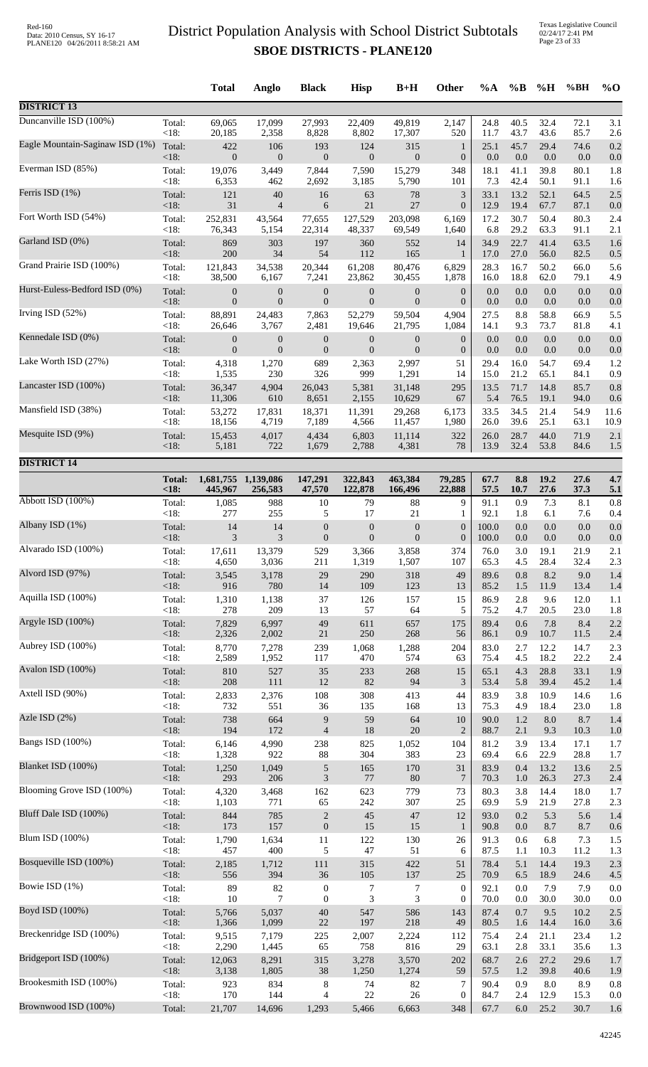# District Population Analysis with School District Subtotals
## SBOE DISTRICTS - PLANE120

Red-160
Data: 2010 Census, SY 16-17
PLANE120 04/26/2011 8:58:21 AM

Texas Legislative Council
02/24/17 2:41 PM

| | | Total | Anglo | Black | Hisp | B+H | Other | %A | %B | %H | %BH | %O |
|---|---|---|---|---|---|---|---|---|---|---|---|---|
| **DISTRICT 13** | | | | | | | | | | | | |
| Duncanville ISD (100%) | Total: | 69,065 | 17,099 | 27,993 | 22,409 | 49,819 | 2,147 | 24.8 | 40.5 | 32.4 | 72.1 | 3.1 |
| | <18: | 20,185 | 2,358 | 8,828 | 8,802 | 17,307 | 520 | 11.7 | 43.7 | 43.6 | 85.7 | 2.6 |
| Eagle Mountain-Saginaw ISD (1%) | Total: | 422 | 106 | 193 | 124 | 315 | 1 | 25.1 | 45.7 | 29.4 | 74.6 | 0.2 |
| | <18: | 0 | 0 | 0 | 0 | 0 | 0 | 0.0 | 0.0 | 0.0 | 0.0 | 0.0 |
| Everman ISD (85%) | Total: | 19,076 | 3,449 | 7,844 | 7,590 | 15,279 | 348 | 18.1 | 41.1 | 39.8 | 80.1 | 1.8 |
| | <18: | 6,353 | 462 | 2,692 | 3,185 | 5,790 | 101 | 7.3 | 42.4 | 50.1 | 91.1 | 1.6 |
| Ferris ISD (1%) | Total: | 121 | 40 | 16 | 63 | 78 | 3 | 33.1 | 13.2 | 52.1 | 64.5 | 2.5 |
| | <18: | 31 | 4 | 6 | 21 | 27 | 0 | 12.9 | 19.4 | 67.7 | 87.1 | 0.0 |
| Fort Worth ISD (54%) | Total: | 252,831 | 43,564 | 77,655 | 127,529 | 203,098 | 6,169 | 17.2 | 30.7 | 50.4 | 80.3 | 2.4 |
| | <18: | 76,343 | 5,154 | 22,314 | 48,337 | 69,549 | 1,640 | 6.8 | 29.2 | 63.3 | 91.1 | 2.1 |
| Garland ISD (0%) | Total: | 869 | 303 | 197 | 360 | 552 | 14 | 34.9 | 22.7 | 41.4 | 63.5 | 1.6 |
| | <18: | 200 | 34 | 54 | 112 | 165 | 1 | 17.0 | 27.0 | 56.0 | 82.5 | 0.5 |
| Grand Prairie ISD (100%) | Total: | 121,843 | 34,538 | 20,344 | 61,208 | 80,476 | 6,829 | 28.3 | 16.7 | 50.2 | 66.0 | 5.6 |
| | <18: | 38,500 | 6,167 | 7,241 | 23,862 | 30,455 | 1,878 | 16.0 | 18.8 | 62.0 | 79.1 | 4.9 |
| Hurst-Euless-Bedford ISD (0%) | Total: | 0 | 0 | 0 | 0 | 0 | 0 | 0.0 | 0.0 | 0.0 | 0.0 | 0.0 |
| | <18: | 0 | 0 | 0 | 0 | 0 | 0 | 0.0 | 0.0 | 0.0 | 0.0 | 0.0 |
| Irving ISD (52%) | Total: | 88,891 | 24,483 | 7,863 | 52,279 | 59,504 | 4,904 | 27.5 | 8.8 | 58.8 | 66.9 | 5.5 |
| | <18: | 26,646 | 3,767 | 2,481 | 19,646 | 21,795 | 1,084 | 14.1 | 9.3 | 73.7 | 81.8 | 4.1 |
| Kennedale ISD (0%) | Total: | 0 | 0 | 0 | 0 | 0 | 0 | 0.0 | 0.0 | 0.0 | 0.0 | 0.0 |
| | <18: | 0 | 0 | 0 | 0 | 0 | 0 | 0.0 | 0.0 | 0.0 | 0.0 | 0.0 |
| Lake Worth ISD (27%) | Total: | 4,318 | 1,270 | 689 | 2,363 | 2,997 | 51 | 29.4 | 16.0 | 54.7 | 69.4 | 1.2 |
| | <18: | 1,535 | 230 | 326 | 999 | 1,291 | 14 | 15.0 | 21.2 | 65.1 | 84.1 | 0.9 |
| Lancaster ISD (100%) | Total: | 36,347 | 4,904 | 26,043 | 5,381 | 31,148 | 295 | 13.5 | 71.7 | 14.8 | 85.7 | 0.8 |
| | <18: | 11,306 | 610 | 8,651 | 2,155 | 10,629 | 67 | 5.4 | 76.5 | 19.1 | 94.0 | 0.6 |
| Mansfield ISD (38%) | Total: | 53,272 | 17,831 | 18,371 | 11,391 | 29,268 | 6,173 | 33.5 | 34.5 | 21.4 | 54.9 | 11.6 |
| | <18: | 18,156 | 4,719 | 7,189 | 4,566 | 11,457 | 1,980 | 26.0 | 39.6 | 25.1 | 63.1 | 10.9 |
| Mesquite ISD (9%) | Total: | 15,453 | 4,017 | 4,434 | 6,803 | 11,114 | 322 | 26.0 | 28.7 | 44.0 | 71.9 | 2.1 |
| | <18: | 5,181 | 722 | 1,679 | 2,788 | 4,381 | 78 | 13.9 | 32.4 | 53.8 | 84.6 | 1.5 |
| **DISTRICT 14** | | | | | | | | | | | | |
| | **Total:** | **1,681,755** | **1,139,086** | **147,291** | **322,843** | **463,384** | **79,285** | **67.7** | **8.8** | **19.2** | **27.6** | **4.7** |
| | **<18:** | **445,967** | **256,583** | **47,570** | **122,878** | **166,496** | **22,888** | **57.5** | **10.7** | **27.6** | **37.3** | **5.1** |
| Abbott ISD (100%) | Total: | 1,085 | 988 | 10 | 79 | 88 | 9 | 91.1 | 0.9 | 7.3 | 8.1 | 0.8 |
| | <18: | 277 | 255 | 5 | 17 | 21 | 1 | 92.1 | 1.8 | 6.1 | 7.6 | 0.4 |
| Albany ISD (1%) | Total: | 14 | 14 | 0 | 0 | 0 | 0 | 100.0 | 0.0 | 0.0 | 0.0 | 0.0 |
| | <18: | 3 | 3 | 0 | 0 | 0 | 0 | 100.0 | 0.0 | 0.0 | 0.0 | 0.0 |
| Alvarado ISD (100%) | Total: | 17,611 | 13,379 | 529 | 3,366 | 3,858 | 374 | 76.0 | 3.0 | 19.1 | 21.9 | 2.1 |
| | <18: | 4,650 | 3,036 | 211 | 1,319 | 1,507 | 107 | 65.3 | 4.5 | 28.4 | 32.4 | 2.3 |
| Alvord ISD (97%) | Total: | 3,545 | 3,178 | 29 | 290 | 318 | 49 | 89.6 | 0.8 | 8.2 | 9.0 | 1.4 |
| | <18: | 916 | 780 | 14 | 109 | 123 | 13 | 85.2 | 1.5 | 11.9 | 13.4 | 1.4 |
| Aquilla ISD (100%) | Total: | 1,310 | 1,138 | 37 | 126 | 157 | 15 | 86.9 | 2.8 | 9.6 | 12.0 | 1.1 |
| | <18: | 278 | 209 | 13 | 57 | 64 | 5 | 75.2 | 4.7 | 20.5 | 23.0 | 1.8 |
| Argyle ISD (100%) | Total: | 7,829 | 6,997 | 49 | 611 | 657 | 175 | 89.4 | 0.6 | 7.8 | 8.4 | 2.2 |
| | <18: | 2,326 | 2,002 | 21 | 250 | 268 | 56 | 86.1 | 0.9 | 10.7 | 11.5 | 2.4 |
| Aubrey ISD (100%) | Total: | 8,770 | 7,278 | 239 | 1,068 | 1,288 | 204 | 83.0 | 2.7 | 12.2 | 14.7 | 2.3 |
| | <18: | 2,589 | 1,952 | 117 | 470 | 574 | 63 | 75.4 | 4.5 | 18.2 | 22.2 | 2.4 |
| Avalon ISD (100%) | Total: | 810 | 527 | 35 | 233 | 268 | 15 | 65.1 | 4.3 | 28.8 | 33.1 | 1.9 |
| | <18: | 208 | 111 | 12 | 82 | 94 | 3 | 53.4 | 5.8 | 39.4 | 45.2 | 1.4 |
| Axtell ISD (90%) | Total: | 2,833 | 2,376 | 108 | 308 | 413 | 44 | 83.9 | 3.8 | 10.9 | 14.6 | 1.6 |
| | <18: | 732 | 551 | 36 | 135 | 168 | 13 | 75.3 | 4.9 | 18.4 | 23.0 | 1.8 |
| Azle ISD (2%) | Total: | 738 | 664 | 9 | 59 | 64 | 10 | 90.0 | 1.2 | 8.0 | 8.7 | 1.4 |
| | <18: | 194 | 172 | 4 | 18 | 20 | 2 | 88.7 | 2.1 | 9.3 | 10.3 | 1.0 |
| Bangs ISD (100%) | Total: | 6,146 | 4,990 | 238 | 825 | 1,052 | 104 | 81.2 | 3.9 | 13.4 | 17.1 | 1.7 |
| | <18: | 1,328 | 922 | 88 | 304 | 383 | 23 | 69.4 | 6.6 | 22.9 | 28.8 | 1.7 |
| Blanket ISD (100%) | Total: | 1,250 | 1,049 | 5 | 165 | 170 | 31 | 83.9 | 0.4 | 13.2 | 13.6 | 2.5 |
| | <18: | 293 | 206 | 3 | 77 | 80 | 7 | 70.3 | 1.0 | 26.3 | 27.3 | 2.4 |
| Blooming Grove ISD (100%) | Total: | 4,320 | 3,468 | 162 | 623 | 779 | 73 | 80.3 | 3.8 | 14.4 | 18.0 | 1.7 |
| | <18: | 1,103 | 771 | 65 | 242 | 307 | 25 | 69.9 | 5.9 | 21.9 | 27.8 | 2.3 |
| Bluff Dale ISD (100%) | Total: | 844 | 785 | 2 | 45 | 47 | 12 | 93.0 | 0.2 | 5.3 | 5.6 | 1.4 |
| | <18: | 173 | 157 | 0 | 15 | 15 | 1 | 90.8 | 0.0 | 8.7 | 8.7 | 0.6 |
| Blum ISD (100%) | Total: | 1,790 | 1,634 | 11 | 122 | 130 | 26 | 91.3 | 0.6 | 6.8 | 7.3 | 1.5 |
| | <18: | 457 | 400 | 5 | 47 | 51 | 6 | 87.5 | 1.1 | 10.3 | 11.2 | 1.3 |
| Bosqueville ISD (100%) | Total: | 2,185 | 1,712 | 111 | 315 | 422 | 51 | 78.4 | 5.1 | 14.4 | 19.3 | 2.3 |
| | <18: | 556 | 394 | 36 | 105 | 137 | 25 | 70.9 | 6.5 | 18.9 | 24.6 | 4.5 |
| Bowie ISD (1%) | Total: | 89 | 82 | 0 | 7 | 7 | 0 | 92.1 | 0.0 | 7.9 | 7.9 | 0.0 |
| | <18: | 10 | 7 | 0 | 3 | 3 | 0 | 70.0 | 0.0 | 30.0 | 30.0 | 0.0 |
| Boyd ISD (100%) | Total: | 5,766 | 5,037 | 40 | 547 | 586 | 143 | 87.4 | 0.7 | 9.5 | 10.2 | 2.5 |
| | <18: | 1,366 | 1,099 | 22 | 197 | 218 | 49 | 80.5 | 1.6 | 14.4 | 16.0 | 3.6 |
| Breckenridge ISD (100%) | Total: | 9,515 | 7,179 | 225 | 2,007 | 2,224 | 112 | 75.4 | 2.4 | 21.1 | 23.4 | 1.2 |
| | <18: | 2,290 | 1,445 | 65 | 758 | 816 | 29 | 63.1 | 2.8 | 33.1 | 35.6 | 1.3 |
| Bridgeport ISD (100%) | Total: | 12,063 | 8,291 | 315 | 3,278 | 3,570 | 202 | 68.7 | 2.6 | 27.2 | 29.6 | 1.7 |
| | <18: | 3,138 | 1,805 | 38 | 1,250 | 1,274 | 59 | 57.5 | 1.2 | 39.8 | 40.6 | 1.9 |
| Brookesmith ISD (100%) | Total: | 923 | 834 | 8 | 74 | 82 | 7 | 90.4 | 0.9 | 8.0 | 8.9 | 0.8 |
| | <18: | 170 | 144 | 4 | 22 | 26 | 0 | 84.7 | 2.4 | 12.9 | 15.3 | 0.0 |
| Brownwood ISD (100%) | Total: | 21,707 | 14,696 | 1,293 | 5,466 | 6,663 | 348 | 67.7 | 6.0 | 25.2 | 30.7 | 1.6 |

42245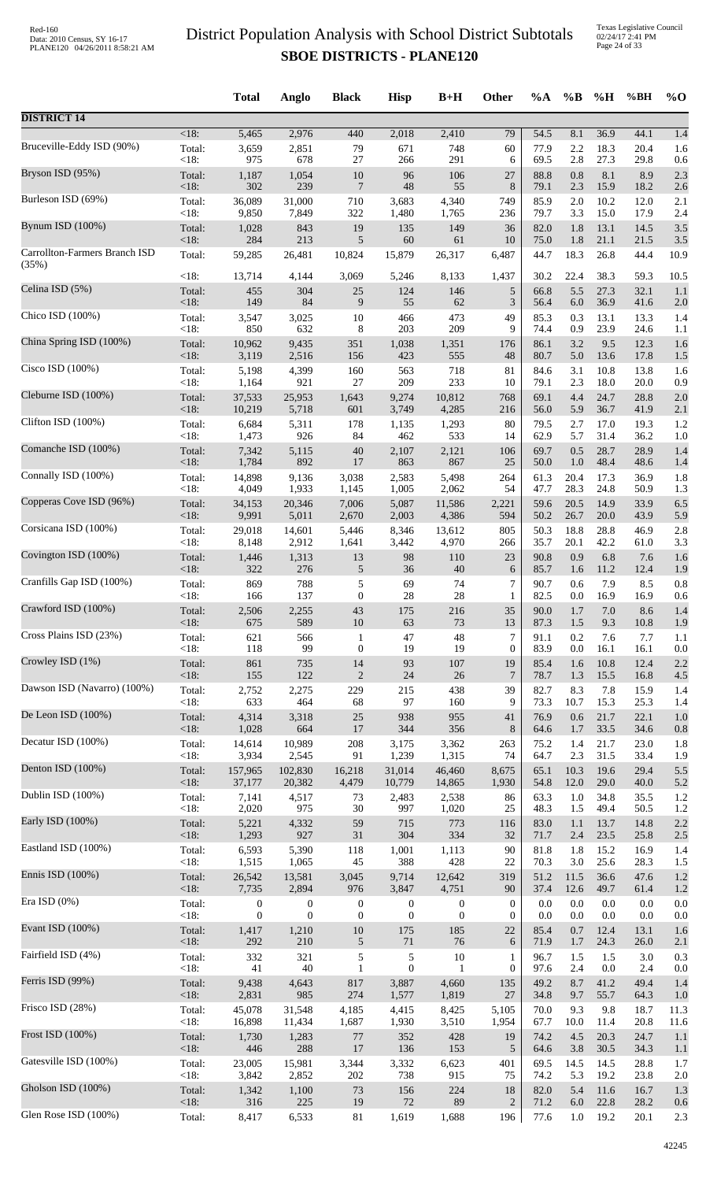# District Population Analysis with School District Subtotals

## SBOE DISTRICTS - PLANE120

| | | Total | Anglo | Black | Hisp | B+H | Other | %A | %B | %H | %BH | %O |
|---|---|---|---|---|---|---|---|---|---|---|---|---|
| **DISTRICT 14** | | | | | | | | | | | | |
| | <18: | 5,465 | 2,976 | 440 | 2,018 | 2,410 | 79 | 54.5 | 8.1 | 36.9 | 44.1 | 1.4 |
| Bruceville-Eddy ISD (90%) | Total: | 3,659 | 2,851 | 79 | 671 | 748 | 60 | 77.9 | 2.2 | 18.3 | 20.4 | 1.6 |
| | <18: | 975 | 678 | 27 | 266 | 291 | 6 | 69.5 | 2.8 | 27.3 | 29.8 | 0.6 |
| Bryson ISD (95%) | Total: | 1,187 | 1,054 | 10 | 96 | 106 | 27 | 88.8 | 0.8 | 8.1 | 8.9 | 2.3 |
| | <18: | 302 | 239 | 7 | 48 | 55 | 8 | 79.1 | 2.3 | 15.9 | 18.2 | 2.6 |
| Burleson ISD (69%) | Total: | 36,089 | 31,000 | 710 | 3,683 | 4,340 | 749 | 85.9 | 2.0 | 10.2 | 12.0 | 2.1 |
| | <18: | 9,850 | 7,849 | 322 | 1,480 | 1,765 | 236 | 79.7 | 3.3 | 15.0 | 17.9 | 2.4 |
| Bynum ISD (100%) | Total: | 1,028 | 843 | 19 | 135 | 149 | 36 | 82.0 | 1.8 | 13.1 | 14.5 | 3.5 |
| | <18: | 284 | 213 | 5 | 60 | 61 | 10 | 75.0 | 1.8 | 21.1 | 21.5 | 3.5 |
| Carrollton-Farmers Branch ISD (35%) | Total: | 59,285 | 26,481 | 10,824 | 15,879 | 26,317 | 6,487 | 44.7 | 18.3 | 26.8 | 44.4 | 10.9 |
| | <18: | 13,714 | 4,144 | 3,069 | 5,246 | 8,133 | 1,437 | 30.2 | 22.4 | 38.3 | 59.3 | 10.5 |
| Celina ISD (5%) | Total: | 455 | 304 | 25 | 124 | 146 | 5 | 66.8 | 5.5 | 27.3 | 32.1 | 1.1 |
| | <18: | 149 | 84 | 9 | 55 | 62 | 3 | 56.4 | 6.0 | 36.9 | 41.6 | 2.0 |
| Chico ISD (100%) | Total: | 3,547 | 3,025 | 10 | 466 | 473 | 49 | 85.3 | 0.3 | 13.1 | 13.3 | 1.4 |
| | <18: | 850 | 632 | 8 | 203 | 209 | 9 | 74.4 | 0.9 | 23.9 | 24.6 | 1.1 |
| China Spring ISD (100%) | Total: | 10,962 | 9,435 | 351 | 1,038 | 1,351 | 176 | 86.1 | 3.2 | 9.5 | 12.3 | 1.6 |
| | <18: | 3,119 | 2,516 | 156 | 423 | 555 | 48 | 80.7 | 5.0 | 13.6 | 17.8 | 1.5 |
| Cisco ISD (100%) | Total: | 5,198 | 4,399 | 160 | 563 | 718 | 81 | 84.6 | 3.1 | 10.8 | 13.8 | 1.6 |
| | <18: | 1,164 | 921 | 27 | 209 | 233 | 10 | 79.1 | 2.3 | 18.0 | 20.0 | 0.9 |
| Cleburne ISD (100%) | Total: | 37,533 | 25,953 | 1,643 | 9,274 | 10,812 | 768 | 69.1 | 4.4 | 24.7 | 28.8 | 2.0 |
| | <18: | 10,219 | 5,718 | 601 | 3,749 | 4,285 | 216 | 56.0 | 5.9 | 36.7 | 41.9 | 2.1 |
| Clifton ISD (100%) | Total: | 6,684 | 5,311 | 178 | 1,135 | 1,293 | 80 | 79.5 | 2.7 | 17.0 | 19.3 | 1.2 |
| | <18: | 1,473 | 926 | 84 | 462 | 533 | 14 | 62.9 | 5.7 | 31.4 | 36.2 | 1.0 |
| Comanche ISD (100%) | Total: | 7,342 | 5,115 | 40 | 2,107 | 2,121 | 106 | 69.7 | 0.5 | 28.7 | 28.9 | 1.4 |
| | <18: | 1,784 | 892 | 17 | 863 | 867 | 25 | 50.0 | 1.0 | 48.4 | 48.6 | 1.4 |
| Connally ISD (100%) | Total: | 14,898 | 9,136 | 3,038 | 2,583 | 5,498 | 264 | 61.3 | 20.4 | 17.3 | 36.9 | 1.8 |
| | <18: | 4,049 | 1,933 | 1,145 | 1,005 | 2,062 | 54 | 47.7 | 28.3 | 24.8 | 50.9 | 1.3 |
| Copperas Cove ISD (96%) | Total: | 34,153 | 20,346 | 7,006 | 5,087 | 11,586 | 2,221 | 59.6 | 20.5 | 14.9 | 33.9 | 6.5 |
| | <18: | 9,991 | 5,011 | 2,670 | 2,003 | 4,386 | 594 | 50.2 | 26.7 | 20.0 | 43.9 | 5.9 |
| Corsicana ISD (100%) | Total: | 29,018 | 14,601 | 5,446 | 8,346 | 13,612 | 805 | 50.3 | 18.8 | 28.8 | 46.9 | 2.8 |
| | <18: | 8,148 | 2,912 | 1,641 | 3,442 | 4,970 | 266 | 35.7 | 20.1 | 42.2 | 61.0 | 3.3 |
| Covington ISD (100%) | Total: | 1,446 | 1,313 | 13 | 98 | 110 | 23 | 90.8 | 0.9 | 6.8 | 7.6 | 1.6 |
| | <18: | 322 | 276 | 5 | 36 | 40 | 6 | 85.7 | 1.6 | 11.2 | 12.4 | 1.9 |
| Cranfills Gap ISD (100%) | Total: | 869 | 788 | 5 | 69 | 74 | 7 | 90.7 | 0.6 | 7.9 | 8.5 | 0.8 |
| | <18: | 166 | 137 | 0 | 28 | 28 | 1 | 82.5 | 0.0 | 16.9 | 16.9 | 0.6 |
| Crawford ISD (100%) | Total: | 2,506 | 2,255 | 43 | 175 | 216 | 35 | 90.0 | 1.7 | 7.0 | 8.6 | 1.4 |
| | <18: | 675 | 589 | 10 | 63 | 73 | 13 | 87.3 | 1.5 | 9.3 | 10.8 | 1.9 |
| Cross Plains ISD (23%) | Total: | 621 | 566 | 1 | 47 | 48 | 7 | 91.1 | 0.2 | 7.6 | 7.7 | 1.1 |
| | <18: | 118 | 99 | 0 | 19 | 19 | 0 | 83.9 | 0.0 | 16.1 | 16.1 | 0.0 |
| Crowley ISD (1%) | Total: | 861 | 735 | 14 | 93 | 107 | 19 | 85.4 | 1.6 | 10.8 | 12.4 | 2.2 |
| | <18: | 155 | 122 | 2 | 24 | 26 | 7 | 78.7 | 1.3 | 15.5 | 16.8 | 4.5 |
| Dawson ISD (Navarro) (100%) | Total: | 2,752 | 2,275 | 229 | 215 | 438 | 39 | 82.7 | 8.3 | 7.8 | 15.9 | 1.4 |
| | <18: | 633 | 464 | 68 | 97 | 160 | 9 | 73.3 | 10.7 | 15.3 | 25.3 | 1.4 |
| De Leon ISD (100%) | Total: | 4,314 | 3,318 | 25 | 938 | 955 | 41 | 76.9 | 0.6 | 21.7 | 22.1 | 1.0 |
| | <18: | 1,028 | 664 | 17 | 344 | 356 | 8 | 64.6 | 1.7 | 33.5 | 34.6 | 0.8 |
| Decatur ISD (100%) | Total: | 14,614 | 10,989 | 208 | 3,175 | 3,362 | 263 | 75.2 | 1.4 | 21.7 | 23.0 | 1.8 |
| | <18: | 3,934 | 2,545 | 91 | 1,239 | 1,315 | 74 | 64.7 | 2.3 | 31.5 | 33.4 | 1.9 |
| Denton ISD (100%) | Total: | 157,965 | 102,830 | 16,218 | 31,014 | 46,460 | 8,675 | 65.1 | 10.3 | 19.6 | 29.4 | 5.5 |
| | <18: | 37,177 | 20,382 | 4,479 | 10,779 | 14,865 | 1,930 | 54.8 | 12.0 | 29.0 | 40.0 | 5.2 |
| Dublin ISD (100%) | Total: | 7,141 | 4,517 | 73 | 2,483 | 2,538 | 86 | 63.3 | 1.0 | 34.8 | 35.5 | 1.2 |
| | <18: | 2,020 | 975 | 30 | 997 | 1,020 | 25 | 48.3 | 1.5 | 49.4 | 50.5 | 1.2 |
| Early ISD (100%) | Total: | 5,221 | 4,332 | 59 | 715 | 773 | 116 | 83.0 | 1.1 | 13.7 | 14.8 | 2.2 |
| | <18: | 1,293 | 927 | 31 | 304 | 334 | 32 | 71.7 | 2.4 | 23.5 | 25.8 | 2.5 |
| Eastland ISD (100%) | Total: | 6,593 | 5,390 | 118 | 1,001 | 1,113 | 90 | 81.8 | 1.8 | 15.2 | 16.9 | 1.4 |
| | <18: | 1,515 | 1,065 | 45 | 388 | 428 | 22 | 70.3 | 3.0 | 25.6 | 28.3 | 1.5 |
| Ennis ISD (100%) | Total: | 26,542 | 13,581 | 3,045 | 9,714 | 12,642 | 319 | 51.2 | 11.5 | 36.6 | 47.6 | 1.2 |
| | <18: | 7,735 | 2,894 | 976 | 3,847 | 4,751 | 90 | 37.4 | 12.6 | 49.7 | 61.4 | 1.2 |
| Era ISD (0%) | Total: | 0 | 0 | 0 | 0 | 0 | 0 | 0.0 | 0.0 | 0.0 | 0.0 | 0.0 |
| | <18: | 0 | 0 | 0 | 0 | 0 | 0 | 0.0 | 0.0 | 0.0 | 0.0 | 0.0 |
| Evant ISD (100%) | Total: | 1,417 | 1,210 | 10 | 175 | 185 | 22 | 85.4 | 0.7 | 12.4 | 13.1 | 1.6 |
| | <18: | 292 | 210 | 5 | 71 | 76 | 6 | 71.9 | 1.7 | 24.3 | 26.0 | 2.1 |
| Fairfield ISD (4%) | Total: | 332 | 321 | 5 | 5 | 10 | 1 | 96.7 | 1.5 | 1.5 | 3.0 | 0.3 |
| | <18: | 41 | 40 | 1 | 0 | 1 | 0 | 97.6 | 2.4 | 0.0 | 2.4 | 0.0 |
| Ferris ISD (99%) | Total: | 9,438 | 4,643 | 817 | 3,887 | 4,660 | 135 | 49.2 | 8.7 | 41.2 | 49.4 | 1.4 |
| | <18: | 2,831 | 985 | 274 | 1,577 | 1,819 | 27 | 34.8 | 9.7 | 55.7 | 64.3 | 1.0 |
| Frisco ISD (28%) | Total: | 45,078 | 31,548 | 4,185 | 4,415 | 8,425 | 5,105 | 70.0 | 9.3 | 9.8 | 18.7 | 11.3 |
| | <18: | 16,898 | 11,434 | 1,687 | 1,930 | 3,510 | 1,954 | 67.7 | 10.0 | 11.4 | 20.8 | 11.6 |
| Frost ISD (100%) | Total: | 1,730 | 1,283 | 77 | 352 | 428 | 19 | 74.2 | 4.5 | 20.3 | 24.7 | 1.1 |
| | <18: | 446 | 288 | 17 | 136 | 153 | 5 | 64.6 | 3.8 | 30.5 | 34.3 | 1.1 |
| Gatesville ISD (100%) | Total: | 23,005 | 15,981 | 3,344 | 3,332 | 6,623 | 401 | 69.5 | 14.5 | 14.5 | 28.8 | 1.7 |
| | <18: | 3,842 | 2,852 | 202 | 738 | 915 | 75 | 74.2 | 5.3 | 19.2 | 23.8 | 2.0 |
| Gholson ISD (100%) | Total: | 1,342 | 1,100 | 73 | 156 | 224 | 18 | 82.0 | 5.4 | 11.6 | 16.7 | 1.3 |
| | <18: | 316 | 225 | 19 | 72 | 89 | 2 | 71.2 | 6.0 | 22.8 | 28.2 | 0.6 |
| Glen Rose ISD (100%) | Total: | 8,417 | 6,533 | 81 | 1,619 | 1,688 | 196 | 77.6 | 1.0 | 19.2 | 20.1 | 2.3 |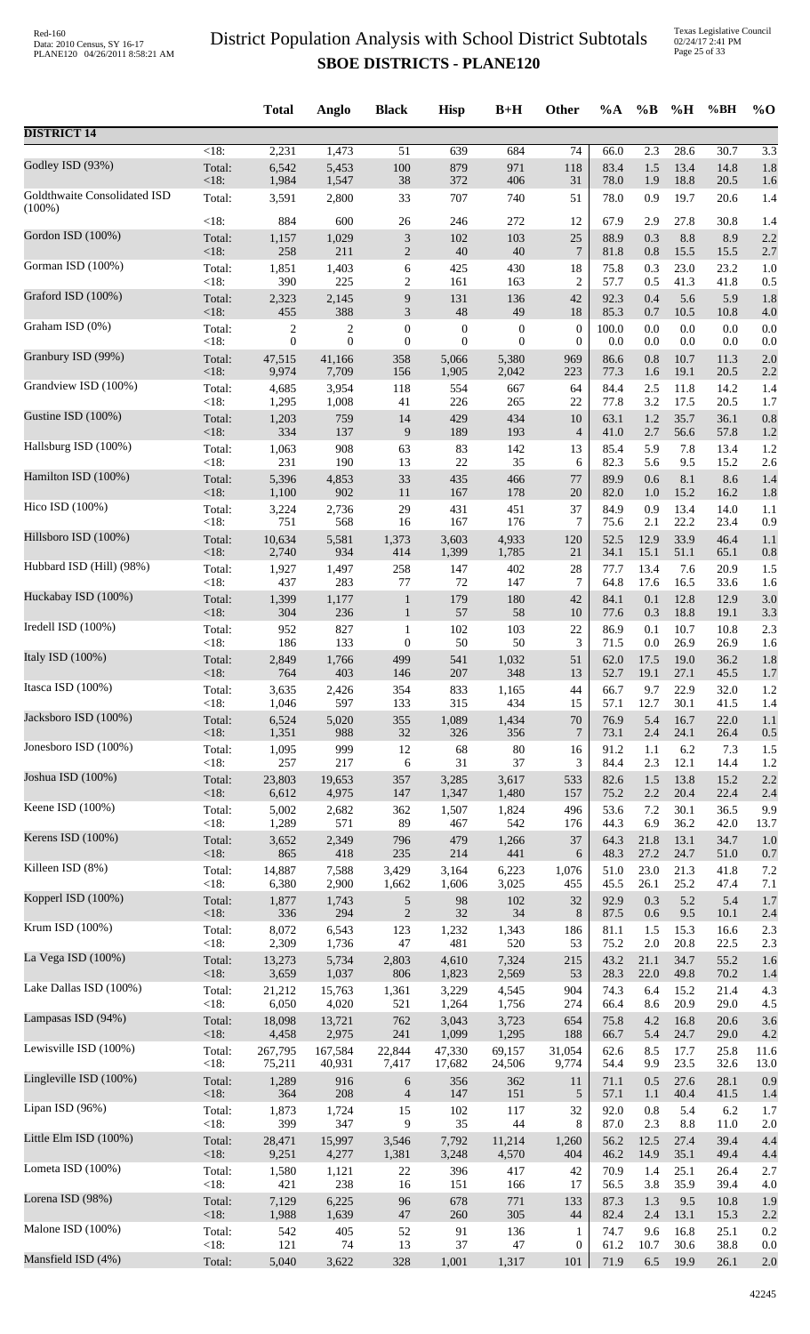# District Population Analysis with School District Subtotals
## SBOE DISTRICTS - PLANE120

| | | Total | Anglo | Black | Hisp | B+H | Other | %A | %B | %H | %BH | %O |
|---|---|---|---|---|---|---|---|---|---|---|---|---|
| **DISTRICT 14** | | | | | | | | | | | | |
| | <18: | 2,231 | 1,473 | 51 | 639 | 684 | 74 | 66.0 | 2.3 | 28.6 | 30.7 | 3.3 |
| Godley ISD (93%) | Total: | 6,542 | 5,453 | 100 | 879 | 971 | 118 | 83.4 | 1.5 | 13.4 | 14.8 | 1.8 |
| | <18: | 1,984 | 1,547 | 38 | 372 | 406 | 31 | 78.0 | 1.9 | 18.8 | 20.5 | 1.6 |
| Goldthwaite Consolidated ISD (100%) | Total: | 3,591 | 2,800 | 33 | 707 | 740 | 51 | 78.0 | 0.9 | 19.7 | 20.6 | 1.4 |
| | <18: | 884 | 600 | 26 | 246 | 272 | 12 | 67.9 | 2.9 | 27.8 | 30.8 | 1.4 |
| Gordon ISD (100%) | Total: | 1,157 | 1,029 | 3 | 102 | 103 | 25 | 88.9 | 0.3 | 8.8 | 8.9 | 2.2 |
| | <18: | 258 | 211 | 2 | 40 | 40 | 7 | 81.8 | 0.8 | 15.5 | 15.5 | 2.7 |
| Gorman ISD (100%) | Total: | 1,851 | 1,403 | 6 | 425 | 430 | 18 | 75.8 | 0.3 | 23.0 | 23.2 | 1.0 |
| | <18: | 390 | 225 | 2 | 161 | 163 | 2 | 57.7 | 0.5 | 41.3 | 41.8 | 0.5 |
| Graford ISD (100%) | Total: | 2,323 | 2,145 | 9 | 131 | 136 | 42 | 92.3 | 0.4 | 5.6 | 5.9 | 1.8 |
| | <18: | 455 | 388 | 3 | 48 | 49 | 18 | 85.3 | 0.7 | 10.5 | 10.8 | 4.0 |
| Graham ISD (0%) | Total: | 2 | 2 | 0 | 0 | 0 | 0 | 100.0 | 0.0 | 0.0 | 0.0 | 0.0 |
| | <18: | 0 | 0 | 0 | 0 | 0 | 0 | 0.0 | 0.0 | 0.0 | 0.0 | 0.0 |
| Granbury ISD (99%) | Total: | 47,515 | 41,166 | 358 | 5,066 | 5,380 | 969 | 86.6 | 0.8 | 10.7 | 11.3 | 2.0 |
| | <18: | 9,974 | 7,709 | 156 | 1,905 | 2,042 | 223 | 77.3 | 1.6 | 19.1 | 20.5 | 2.2 |
| Grandview ISD (100%) | Total: | 4,685 | 3,954 | 118 | 554 | 667 | 64 | 84.4 | 2.5 | 11.8 | 14.2 | 1.4 |
| | <18: | 1,295 | 1,008 | 41 | 226 | 265 | 22 | 77.8 | 3.2 | 17.5 | 20.5 | 1.7 |
| Gustine ISD (100%) | Total: | 1,203 | 759 | 14 | 429 | 434 | 10 | 63.1 | 1.2 | 35.7 | 36.1 | 0.8 |
| | <18: | 334 | 137 | 9 | 189 | 193 | 4 | 41.0 | 2.7 | 56.6 | 57.8 | 1.2 |
| Hallsburg ISD (100%) | Total: | 1,063 | 908 | 63 | 83 | 142 | 13 | 85.4 | 5.9 | 7.8 | 13.4 | 1.2 |
| | <18: | 231 | 190 | 13 | 22 | 35 | 6 | 82.3 | 5.6 | 9.5 | 15.2 | 2.6 |
| Hamilton ISD (100%) | Total: | 5,396 | 4,853 | 33 | 435 | 466 | 77 | 89.9 | 0.6 | 8.1 | 8.6 | 1.4 |
| | <18: | 1,100 | 902 | 11 | 167 | 178 | 20 | 82.0 | 1.0 | 15.2 | 16.2 | 1.8 |
| Hico ISD (100%) | Total: | 3,224 | 2,736 | 29 | 431 | 451 | 37 | 84.9 | 0.9 | 13.4 | 14.0 | 1.1 |
| | <18: | 751 | 568 | 16 | 167 | 176 | 7 | 75.6 | 2.1 | 22.2 | 23.4 | 0.9 |
| Hillsboro ISD (100%) | Total: | 10,634 | 5,581 | 1,373 | 3,603 | 4,933 | 120 | 52.5 | 12.9 | 33.9 | 46.4 | 1.1 |
| | <18: | 2,740 | 934 | 414 | 1,399 | 1,785 | 21 | 34.1 | 15.1 | 51.1 | 65.1 | 0.8 |
| Hubbard ISD (Hill) (98%) | Total: | 1,927 | 1,497 | 258 | 147 | 402 | 28 | 77.7 | 13.4 | 7.6 | 20.9 | 1.5 |
| | <18: | 437 | 283 | 77 | 72 | 147 | 7 | 64.8 | 17.6 | 16.5 | 33.6 | 1.6 |
| Huckabay ISD (100%) | Total: | 1,399 | 1,177 | 1 | 179 | 180 | 42 | 84.1 | 0.1 | 12.8 | 12.9 | 3.0 |
| | <18: | 304 | 236 | 1 | 57 | 58 | 10 | 77.6 | 0.3 | 18.8 | 19.1 | 3.3 |
| Iredell ISD (100%) | Total: | 952 | 827 | 1 | 102 | 103 | 22 | 86.9 | 0.1 | 10.7 | 10.8 | 2.3 |
| | <18: | 186 | 133 | 0 | 50 | 50 | 3 | 71.5 | 0.0 | 26.9 | 26.9 | 1.6 |
| Italy ISD (100%) | Total: | 2,849 | 1,766 | 499 | 541 | 1,032 | 51 | 62.0 | 17.5 | 19.0 | 36.2 | 1.8 |
| | <18: | 764 | 403 | 146 | 207 | 348 | 13 | 52.7 | 19.1 | 27.1 | 45.5 | 1.7 |
| Itasca ISD (100%) | Total: | 3,635 | 2,426 | 354 | 833 | 1,165 | 44 | 66.7 | 9.7 | 22.9 | 32.0 | 1.2 |
| | <18: | 1,046 | 597 | 133 | 315 | 434 | 15 | 57.1 | 12.7 | 30.1 | 41.5 | 1.4 |
| Jacksboro ISD (100%) | Total: | 6,524 | 5,020 | 355 | 1,089 | 1,434 | 70 | 76.9 | 5.4 | 16.7 | 22.0 | 1.1 |
| | <18: | 1,351 | 988 | 32 | 326 | 356 | 7 | 73.1 | 2.4 | 24.1 | 26.4 | 0.5 |
| Jonesboro ISD (100%) | Total: | 1,095 | 999 | 12 | 68 | 80 | 16 | 91.2 | 1.1 | 6.2 | 7.3 | 1.5 |
| | <18: | 257 | 217 | 6 | 31 | 37 | 3 | 84.4 | 2.3 | 12.1 | 14.4 | 1.2 |
| Joshua ISD (100%) | Total: | 23,803 | 19,653 | 357 | 3,285 | 3,617 | 533 | 82.6 | 1.5 | 13.8 | 15.2 | 2.2 |
| | <18: | 6,612 | 4,975 | 147 | 1,347 | 1,480 | 157 | 75.2 | 2.2 | 20.4 | 22.4 | 2.4 |
| Keene ISD (100%) | Total: | 5,002 | 2,682 | 362 | 1,507 | 1,824 | 496 | 53.6 | 7.2 | 30.1 | 36.5 | 9.9 |
| | <18: | 1,289 | 571 | 89 | 467 | 542 | 176 | 44.3 | 6.9 | 36.2 | 42.0 | 13.7 |
| Kerens ISD (100%) | Total: | 3,652 | 2,349 | 796 | 479 | 1,266 | 37 | 64.3 | 21.8 | 13.1 | 34.7 | 1.0 |
| | <18: | 865 | 418 | 235 | 214 | 441 | 6 | 48.3 | 27.2 | 24.7 | 51.0 | 0.7 |
| Killeen ISD (8%) | Total: | 14,887 | 7,588 | 3,429 | 3,164 | 6,223 | 1,076 | 51.0 | 23.0 | 21.3 | 41.8 | 7.2 |
| | <18: | 6,380 | 2,900 | 1,662 | 1,606 | 3,025 | 455 | 45.5 | 26.1 | 25.2 | 47.4 | 7.1 |
| Kopperl ISD (100%) | Total: | 1,877 | 1,743 | 5 | 98 | 102 | 32 | 92.9 | 0.3 | 5.2 | 5.4 | 1.7 |
| | <18: | 336 | 294 | 2 | 32 | 34 | 8 | 87.5 | 0.6 | 9.5 | 10.1 | 2.4 |
| Krum ISD (100%) | Total: | 8,072 | 6,543 | 123 | 1,232 | 1,343 | 186 | 81.1 | 1.5 | 15.3 | 16.6 | 2.3 |
| | <18: | 2,309 | 1,736 | 47 | 481 | 520 | 53 | 75.2 | 2.0 | 20.8 | 22.5 | 2.3 |
| La Vega ISD (100%) | Total: | 13,273 | 5,734 | 2,803 | 4,610 | 7,324 | 215 | 43.2 | 21.1 | 34.7 | 55.2 | 1.6 |
| | <18: | 3,659 | 1,037 | 806 | 1,823 | 2,569 | 53 | 28.3 | 22.0 | 49.8 | 70.2 | 1.4 |
| Lake Dallas ISD (100%) | Total: | 21,212 | 15,763 | 1,361 | 3,229 | 4,545 | 904 | 74.3 | 6.4 | 15.2 | 21.4 | 4.3 |
| | <18: | 6,050 | 4,020 | 521 | 1,264 | 1,756 | 274 | 66.4 | 8.6 | 20.9 | 29.0 | 4.5 |
| Lampasas ISD (94%) | Total: | 18,098 | 13,721 | 762 | 3,043 | 3,723 | 654 | 75.8 | 4.2 | 16.8 | 20.6 | 3.6 |
| | <18: | 4,458 | 2,975 | 241 | 1,099 | 1,295 | 188 | 66.7 | 5.4 | 24.7 | 29.0 | 4.2 |
| Lewisville ISD (100%) | Total: | 267,795 | 167,584 | 22,844 | 47,330 | 69,157 | 31,054 | 62.6 | 8.5 | 17.7 | 25.8 | 11.6 |
| | <18: | 75,211 | 40,931 | 7,417 | 17,682 | 24,506 | 9,774 | 54.4 | 9.9 | 23.5 | 32.6 | 13.0 |
| Lingleville ISD (100%) | Total: | 1,289 | 916 | 6 | 356 | 362 | 11 | 71.1 | 0.5 | 27.6 | 28.1 | 0.9 |
| | <18: | 364 | 208 | 4 | 147 | 151 | 5 | 57.1 | 1.1 | 40.4 | 41.5 | 1.4 |
| Lipan ISD (96%) | Total: | 1,873 | 1,724 | 15 | 102 | 117 | 32 | 92.0 | 0.8 | 5.4 | 6.2 | 1.7 |
| | <18: | 399 | 347 | 9 | 35 | 44 | 8 | 87.0 | 2.3 | 8.8 | 11.0 | 2.0 |
| Little Elm ISD (100%) | Total: | 28,471 | 15,997 | 3,546 | 7,792 | 11,214 | 1,260 | 56.2 | 12.5 | 27.4 | 39.4 | 4.4 |
| | <18: | 9,251 | 4,277 | 1,381 | 3,248 | 4,570 | 404 | 46.2 | 14.9 | 35.1 | 49.4 | 4.4 |
| Lometa ISD (100%) | Total: | 1,580 | 1,121 | 22 | 396 | 417 | 42 | 70.9 | 1.4 | 25.1 | 26.4 | 2.7 |
| | <18: | 421 | 238 | 16 | 151 | 166 | 17 | 56.5 | 3.8 | 35.9 | 39.4 | 4.0 |
| Lorena ISD (98%) | Total: | 7,129 | 6,225 | 96 | 678 | 771 | 133 | 87.3 | 1.3 | 9.5 | 10.8 | 1.9 |
| | <18: | 1,988 | 1,639 | 47 | 260 | 305 | 44 | 82.4 | 2.4 | 13.1 | 15.3 | 2.2 |
| Malone ISD (100%) | Total: | 542 | 405 | 52 | 91 | 136 | 1 | 74.7 | 9.6 | 16.8 | 25.1 | 0.2 |
| | <18: | 121 | 74 | 13 | 37 | 47 | 0 | 61.2 | 10.7 | 30.6 | 38.8 | 0.0 |
| Mansfield ISD (4%) | Total: | 5,040 | 3,622 | 328 | 1,001 | 1,317 | 101 | 71.9 | 6.5 | 19.9 | 26.1 | 2.0 |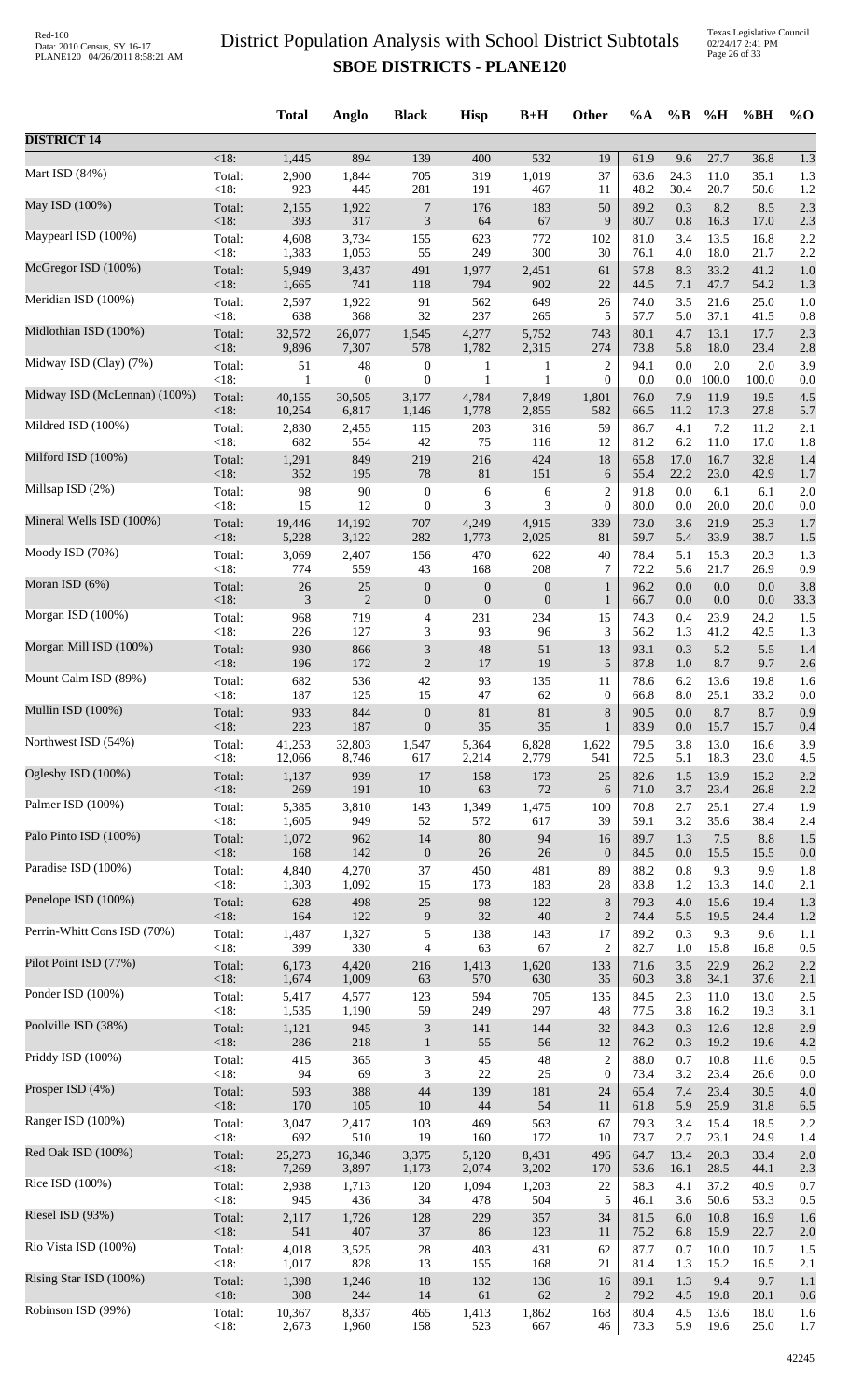# District Population Analysis with School District Subtotals

## SBOE DISTRICTS - PLANE120

| | | Total | Anglo | Black | Hisp | B+H | Other | %A | %B | %H | %BH | %O |
|---|---|---|---|---|---|---|---|---|---|---|---|---|
| **DISTRICT 14** | | | | | | | | | | | | |
| | <18: | 1,445 | 894 | 139 | 400 | 532 | 19 | 61.9 | 9.6 | 27.7 | 36.8 | 1.3 |
| Mart ISD (84%) | Total: | 2,900 | 1,844 | 705 | 319 | 1,019 | 37 | 63.6 | 24.3 | 11.0 | 35.1 | 1.3 |
| | <18: | 923 | 445 | 281 | 191 | 467 | 11 | 48.2 | 30.4 | 20.7 | 50.6 | 1.2 |
| May ISD (100%) | Total: | 2,155 | 1,922 | 7 | 176 | 183 | 50 | 89.2 | 0.3 | 8.2 | 8.5 | 2.3 |
| | <18: | 393 | 317 | 3 | 64 | 67 | 9 | 80.7 | 0.8 | 16.3 | 17.0 | 2.3 |
| Maypearl ISD (100%) | Total: | 4,608 | 3,734 | 155 | 623 | 772 | 102 | 81.0 | 3.4 | 13.5 | 16.8 | 2.2 |
| | <18: | 1,383 | 1,053 | 55 | 249 | 300 | 30 | 76.1 | 4.0 | 18.0 | 21.7 | 2.2 |
| McGregor ISD (100%) | Total: | 5,949 | 3,437 | 491 | 1,977 | 2,451 | 61 | 57.8 | 8.3 | 33.2 | 41.2 | 1.0 |
| | <18: | 1,665 | 741 | 118 | 794 | 902 | 22 | 44.5 | 7.1 | 47.7 | 54.2 | 1.3 |
| Meridian ISD (100%) | Total: | 2,597 | 1,922 | 91 | 562 | 649 | 26 | 74.0 | 3.5 | 21.6 | 25.0 | 1.0 |
| | <18: | 638 | 368 | 32 | 237 | 265 | 5 | 57.7 | 5.0 | 37.1 | 41.5 | 0.8 |
| Midlothian ISD (100%) | Total: | 32,572 | 26,077 | 1,545 | 4,277 | 5,752 | 743 | 80.1 | 4.7 | 13.1 | 17.7 | 2.3 |
| | <18: | 9,896 | 7,307 | 578 | 1,782 | 2,315 | 274 | 73.8 | 5.8 | 18.0 | 23.4 | 2.8 |
| Midway ISD (Clay) (7%) | Total: | 51 | 48 | 0 | 1 | 1 | 2 | 94.1 | 0.0 | 2.0 | 2.0 | 3.9 |
| | <18: | 1 | 0 | 0 | 1 | 1 | 0 | 0.0 | 0.0 | 100.0 | 100.0 | 0.0 |
| Midway ISD (McLennan) (100%) | Total: | 40,155 | 30,505 | 3,177 | 4,784 | 7,849 | 1,801 | 76.0 | 7.9 | 11.9 | 19.5 | 4.5 |
| | <18: | 10,254 | 6,817 | 1,146 | 1,778 | 2,855 | 582 | 66.5 | 11.2 | 17.3 | 27.8 | 5.7 |
| Mildred ISD (100%) | Total: | 2,830 | 2,455 | 115 | 203 | 316 | 59 | 86.7 | 4.1 | 7.2 | 11.2 | 2.1 |
| | <18: | 682 | 554 | 42 | 75 | 116 | 12 | 81.2 | 6.2 | 11.0 | 17.0 | 1.8 |
| Milford ISD (100%) | Total: | 1,291 | 849 | 219 | 216 | 424 | 18 | 65.8 | 17.0 | 16.7 | 32.8 | 1.4 |
| | <18: | 352 | 195 | 78 | 81 | 151 | 6 | 55.4 | 22.2 | 23.0 | 42.9 | 1.7 |
| Millsap ISD (2%) | Total: | 98 | 90 | 0 | 6 | 6 | 2 | 91.8 | 0.0 | 6.1 | 6.1 | 2.0 |
| | <18: | 15 | 12 | 0 | 3 | 3 | 0 | 80.0 | 0.0 | 20.0 | 20.0 | 0.0 |
| Mineral Wells ISD (100%) | Total: | 19,446 | 14,192 | 707 | 4,249 | 4,915 | 339 | 73.0 | 3.6 | 21.9 | 25.3 | 1.7 |
| | <18: | 5,228 | 3,122 | 282 | 1,773 | 2,025 | 81 | 59.7 | 5.4 | 33.9 | 38.7 | 1.5 |
| Moody ISD (70%) | Total: | 3,069 | 2,407 | 156 | 470 | 622 | 40 | 78.4 | 5.1 | 15.3 | 20.3 | 1.3 |
| | <18: | 774 | 559 | 43 | 168 | 208 | 7 | 72.2 | 5.6 | 21.7 | 26.9 | 0.9 |
| Moran ISD (6%) | Total: | 26 | 25 | 0 | 0 | 0 | 1 | 96.2 | 0.0 | 0.0 | 0.0 | 3.8 |
| | <18: | 3 | 2 | 0 | 0 | 0 | 1 | 66.7 | 0.0 | 0.0 | 0.0 | 33.3 |
| Morgan ISD (100%) | Total: | 968 | 719 | 4 | 231 | 234 | 15 | 74.3 | 0.4 | 23.9 | 24.2 | 1.5 |
| | <18: | 226 | 127 | 3 | 93 | 96 | 3 | 56.2 | 1.3 | 41.2 | 42.5 | 1.3 |
| Morgan Mill ISD (100%) | Total: | 930 | 866 | 3 | 48 | 51 | 13 | 93.1 | 0.3 | 5.2 | 5.5 | 1.4 |
| | <18: | 196 | 172 | 2 | 17 | 19 | 5 | 87.8 | 1.0 | 8.7 | 9.7 | 2.6 |
| Mount Calm ISD (89%) | Total: | 682 | 536 | 42 | 93 | 135 | 11 | 78.6 | 6.2 | 13.6 | 19.8 | 1.6 |
| | <18: | 187 | 125 | 15 | 47 | 62 | 0 | 66.8 | 8.0 | 25.1 | 33.2 | 0.0 |
| Mullin ISD (100%) | Total: | 933 | 844 | 0 | 81 | 81 | 8 | 90.5 | 0.0 | 8.7 | 8.7 | 0.9 |
| | <18: | 223 | 187 | 0 | 35 | 35 | 1 | 83.9 | 0.0 | 15.7 | 15.7 | 0.4 |
| Northwest ISD (54%) | Total: | 41,253 | 32,803 | 1,547 | 5,364 | 6,828 | 1,622 | 79.5 | 3.8 | 13.0 | 16.6 | 3.9 |
| | <18: | 12,066 | 8,746 | 617 | 2,214 | 2,779 | 541 | 72.5 | 5.1 | 18.3 | 23.0 | 4.5 |
| Oglesby ISD (100%) | Total: | 1,137 | 939 | 17 | 158 | 173 | 25 | 82.6 | 1.5 | 13.9 | 15.2 | 2.2 |
| | <18: | 269 | 191 | 10 | 63 | 72 | 6 | 71.0 | 3.7 | 23.4 | 26.8 | 2.2 |
| Palmer ISD (100%) | Total: | 5,385 | 3,810 | 143 | 1,349 | 1,475 | 100 | 70.8 | 2.7 | 25.1 | 27.4 | 1.9 |
| | <18: | 1,605 | 949 | 52 | 572 | 617 | 39 | 59.1 | 3.2 | 35.6 | 38.4 | 2.4 |
| Palo Pinto ISD (100%) | Total: | 1,072 | 962 | 14 | 80 | 94 | 16 | 89.7 | 1.3 | 7.5 | 8.8 | 1.5 |
| | <18: | 168 | 142 | 0 | 26 | 26 | 0 | 84.5 | 0.0 | 15.5 | 15.5 | 0.0 |
| Paradise ISD (100%) | Total: | 4,840 | 4,270 | 37 | 450 | 481 | 89 | 88.2 | 0.8 | 9.3 | 9.9 | 1.8 |
| | <18: | 1,303 | 1,092 | 15 | 173 | 183 | 28 | 83.8 | 1.2 | 13.3 | 14.0 | 2.1 |
| Penelope ISD (100%) | Total: | 628 | 498 | 25 | 98 | 122 | 8 | 79.3 | 4.0 | 15.6 | 19.4 | 1.3 |
| | <18: | 164 | 122 | 9 | 32 | 40 | 2 | 74.4 | 5.5 | 19.5 | 24.4 | 1.2 |
| Perrin-Whitt Cons ISD (70%) | Total: | 1,487 | 1,327 | 5 | 138 | 143 | 17 | 89.2 | 0.3 | 9.3 | 9.6 | 1.1 |
| | <18: | 399 | 330 | 4 | 63 | 67 | 2 | 82.7 | 1.0 | 15.8 | 16.8 | 0.5 |
| Pilot Point ISD (77%) | Total: | 6,173 | 4,420 | 216 | 1,413 | 1,620 | 133 | 71.6 | 3.5 | 22.9 | 26.2 | 2.2 |
| | <18: | 1,674 | 1,009 | 63 | 570 | 630 | 35 | 60.3 | 3.8 | 34.1 | 37.6 | 2.1 |
| Ponder ISD (100%) | Total: | 5,417 | 4,577 | 123 | 594 | 705 | 135 | 84.5 | 2.3 | 11.0 | 13.0 | 2.5 |
| | <18: | 1,535 | 1,190 | 59 | 249 | 297 | 48 | 77.5 | 3.8 | 16.2 | 19.3 | 3.1 |
| Poolville ISD (38%) | Total: | 1,121 | 945 | 3 | 141 | 144 | 32 | 84.3 | 0.3 | 12.6 | 12.8 | 2.9 |
| | <18: | 286 | 218 | 1 | 55 | 56 | 12 | 76.2 | 0.3 | 19.2 | 19.6 | 4.2 |
| Priddy ISD (100%) | Total: | 415 | 365 | 3 | 45 | 48 | 2 | 88.0 | 0.7 | 10.8 | 11.6 | 0.5 |
| | <18: | 94 | 69 | 3 | 22 | 25 | 0 | 73.4 | 3.2 | 23.4 | 26.6 | 0.0 |
| Prosper ISD (4%) | Total: | 593 | 388 | 44 | 139 | 181 | 24 | 65.4 | 7.4 | 23.4 | 30.5 | 4.0 |
| | <18: | 170 | 105 | 10 | 44 | 54 | 11 | 61.8 | 5.9 | 25.9 | 31.8 | 6.5 |
| Ranger ISD (100%) | Total: | 3,047 | 2,417 | 103 | 469 | 563 | 67 | 79.3 | 3.4 | 15.4 | 18.5 | 2.2 |
| | <18: | 692 | 510 | 19 | 160 | 172 | 10 | 73.7 | 2.7 | 23.1 | 24.9 | 1.4 |
| Red Oak ISD (100%) | Total: | 25,273 | 16,346 | 3,375 | 5,120 | 8,431 | 496 | 64.7 | 13.4 | 20.3 | 33.4 | 2.0 |
| | <18: | 7,269 | 3,897 | 1,173 | 2,074 | 3,202 | 170 | 53.6 | 16.1 | 28.5 | 44.1 | 2.3 |
| Rice ISD (100%) | Total: | 2,938 | 1,713 | 120 | 1,094 | 1,203 | 22 | 58.3 | 4.1 | 37.2 | 40.9 | 0.7 |
| | <18: | 945 | 436 | 34 | 478 | 504 | 5 | 46.1 | 3.6 | 50.6 | 53.3 | 0.5 |
| Riesel ISD (93%) | Total: | 2,117 | 1,726 | 128 | 229 | 357 | 34 | 81.5 | 6.0 | 10.8 | 16.9 | 1.6 |
| | <18: | 541 | 407 | 37 | 86 | 123 | 11 | 75.2 | 6.8 | 15.9 | 22.7 | 2.0 |
| Rio Vista ISD (100%) | Total: | 4,018 | 3,525 | 28 | 403 | 431 | 62 | 87.7 | 0.7 | 10.0 | 10.7 | 1.5 |
| | <18: | 1,017 | 828 | 13 | 155 | 168 | 21 | 81.4 | 1.3 | 15.2 | 16.5 | 2.1 |
| Rising Star ISD (100%) | Total: | 1,398 | 1,246 | 18 | 132 | 136 | 16 | 89.1 | 1.3 | 9.4 | 9.7 | 1.1 |
| | <18: | 308 | 244 | 14 | 61 | 62 | 2 | 79.2 | 4.5 | 19.8 | 20.1 | 0.6 |
| Robinson ISD (99%) | Total: | 10,367 | 8,337 | 465 | 1,413 | 1,862 | 168 | 80.4 | 4.5 | 13.6 | 18.0 | 1.6 |
| | <18: | 2,673 | 1,960 | 158 | 523 | 667 | 46 | 73.3 | 5.9 | 19.6 | 25.0 | 1.7 |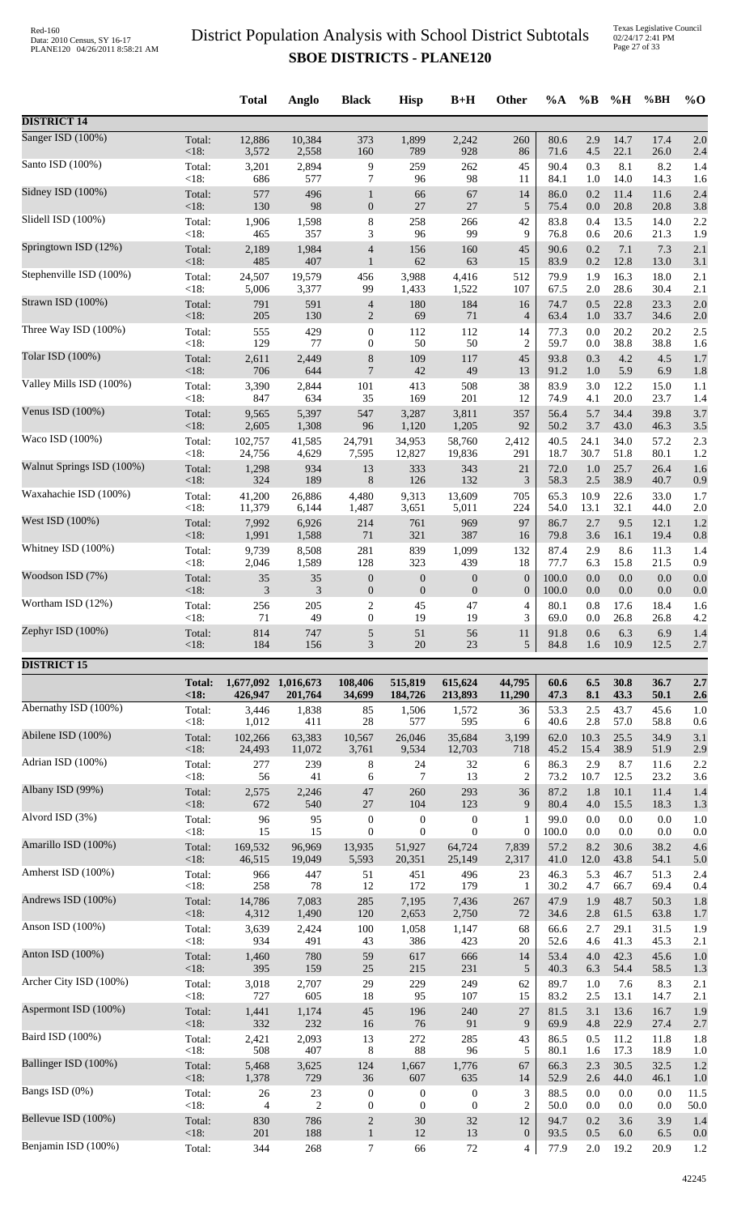# District Population Analysis with School District Subtotals
## SBOE DISTRICTS - PLANE120

| | | Total | Anglo | Black | Hisp | B+H | Other | %A | %B | %H | %BH | %O |
|---|---|---|---|---|---|---|---|---|---|---|---|---|
| **DISTRICT 14** | | | | | | | | | | | | |
| Sanger ISD (100%) | Total: | 12,886 | 10,384 | 373 | 1,899 | 2,242 | 260 | 80.6 | 2.9 | 14.7 | 17.4 | 2.0 |
| | <18: | 3,572 | 2,558 | 160 | 789 | 928 | 86 | 71.6 | 4.5 | 22.1 | 26.0 | 2.4 |
| Santo ISD (100%) | Total: | 3,201 | 2,894 | 9 | 259 | 262 | 45 | 90.4 | 0.3 | 8.1 | 8.2 | 1.4 |
| | <18: | 686 | 577 | 7 | 96 | 98 | 11 | 84.1 | 1.0 | 14.0 | 14.3 | 1.6 |
| Sidney ISD (100%) | Total: | 577 | 496 | 1 | 66 | 67 | 14 | 86.0 | 0.2 | 11.4 | 11.6 | 2.4 |
| | <18: | 130 | 98 | 0 | 27 | 27 | 5 | 75.4 | 0.0 | 20.8 | 20.8 | 3.8 |
| Slidell ISD (100%) | Total: | 1,906 | 1,598 | 8 | 258 | 266 | 42 | 83.8 | 0.4 | 13.5 | 14.0 | 2.2 |
| | <18: | 465 | 357 | 3 | 96 | 99 | 9 | 76.8 | 0.6 | 20.6 | 21.3 | 1.9 |
| Springtown ISD (12%) | Total: | 2,189 | 1,984 | 4 | 156 | 160 | 45 | 90.6 | 0.2 | 7.1 | 7.3 | 2.1 |
| | <18: | 485 | 407 | 1 | 62 | 63 | 15 | 83.9 | 0.2 | 12.8 | 13.0 | 3.1 |
| Stephenville ISD (100%) | Total: | 24,507 | 19,579 | 456 | 3,988 | 4,416 | 512 | 79.9 | 1.9 | 16.3 | 18.0 | 2.1 |
| | <18: | 5,006 | 3,377 | 99 | 1,433 | 1,522 | 107 | 67.5 | 2.0 | 28.6 | 30.4 | 2.1 |
| Strawn ISD (100%) | Total: | 791 | 591 | 4 | 180 | 184 | 16 | 74.7 | 0.5 | 22.8 | 23.3 | 2.0 |
| | <18: | 205 | 130 | 2 | 69 | 71 | 4 | 63.4 | 1.0 | 33.7 | 34.6 | 2.0 |
| Three Way ISD (100%) | Total: | 555 | 429 | 0 | 112 | 112 | 14 | 77.3 | 0.0 | 20.2 | 20.2 | 2.5 |
| | <18: | 129 | 77 | 0 | 50 | 50 | 2 | 59.7 | 0.0 | 38.8 | 38.8 | 1.6 |
| Tolar ISD (100%) | Total: | 2,611 | 2,449 | 8 | 109 | 117 | 45 | 93.8 | 0.3 | 4.2 | 4.5 | 1.7 |
| | <18: | 706 | 644 | 7 | 42 | 49 | 13 | 91.2 | 1.0 | 5.9 | 6.9 | 1.8 |
| Valley Mills ISD (100%) | Total: | 3,390 | 2,844 | 101 | 413 | 508 | 38 | 83.9 | 3.0 | 12.2 | 15.0 | 1.1 |
| | <18: | 847 | 634 | 35 | 169 | 201 | 12 | 74.9 | 4.1 | 20.0 | 23.7 | 1.4 |
| Venus ISD (100%) | Total: | 9,565 | 5,397 | 547 | 3,287 | 3,811 | 357 | 56.4 | 5.7 | 34.4 | 39.8 | 3.7 |
| | <18: | 2,605 | 1,308 | 96 | 1,120 | 1,205 | 92 | 50.2 | 3.7 | 43.0 | 46.3 | 3.5 |
| Waco ISD (100%) | Total: | 102,757 | 41,585 | 24,791 | 34,953 | 58,760 | 2,412 | 40.5 | 24.1 | 34.0 | 57.2 | 2.3 |
| | <18: | 24,756 | 4,629 | 7,595 | 12,827 | 19,836 | 291 | 18.7 | 30.7 | 51.8 | 80.1 | 1.2 |
| Walnut Springs ISD (100%) | Total: | 1,298 | 934 | 13 | 333 | 343 | 21 | 72.0 | 1.0 | 25.7 | 26.4 | 1.6 |
| | <18: | 324 | 189 | 8 | 126 | 132 | 3 | 58.3 | 2.5 | 38.9 | 40.7 | 0.9 |
| Waxahachie ISD (100%) | Total: | 41,200 | 26,886 | 4,480 | 9,313 | 13,609 | 705 | 65.3 | 10.9 | 22.6 | 33.0 | 1.7 |
| | <18: | 11,379 | 6,144 | 1,487 | 3,651 | 5,011 | 224 | 54.0 | 13.1 | 32.1 | 44.0 | 2.0 |
| West ISD (100%) | Total: | 7,992 | 6,926 | 214 | 761 | 969 | 97 | 86.7 | 2.7 | 9.5 | 12.1 | 1.2 |
| | <18: | 1,991 | 1,588 | 71 | 321 | 387 | 16 | 79.8 | 3.6 | 16.1 | 19.4 | 0.8 |
| Whitney ISD (100%) | Total: | 9,739 | 8,508 | 281 | 839 | 1,099 | 132 | 87.4 | 2.9 | 8.6 | 11.3 | 1.4 |
| | <18: | 2,046 | 1,589 | 128 | 323 | 439 | 18 | 77.7 | 6.3 | 15.8 | 21.5 | 0.9 |
| Woodson ISD (7%) | Total: | 35 | 35 | 0 | 0 | 0 | 0 | 100.0 | 0.0 | 0.0 | 0.0 | 0.0 |
| | <18: | 3 | 3 | 0 | 0 | 0 | 0 | 100.0 | 0.0 | 0.0 | 0.0 | 0.0 |
| Wortham ISD (12%) | Total: | 256 | 205 | 2 | 45 | 47 | 4 | 80.1 | 0.8 | 17.6 | 18.4 | 1.6 |
| | <18: | 71 | 49 | 0 | 19 | 19 | 3 | 69.0 | 0.0 | 26.8 | 26.8 | 4.2 |
| Zephyr ISD (100%) | Total: | 814 | 747 | 5 | 51 | 56 | 11 | 91.8 | 0.6 | 6.3 | 6.9 | 1.4 |
| | <18: | 184 | 156 | 3 | 20 | 23 | 5 | 84.8 | 1.6 | 10.9 | 12.5 | 2.7 |
| **DISTRICT 15** | | | | | | | | | | | | |
| | **Total:** | **1,677,092** | **1,016,673** | **108,406** | **515,819** | **615,624** | **44,795** | **60.6** | **6.5** | **30.8** | **36.7** | **2.7** |
| | **<18:** | **426,947** | **201,764** | **34,699** | **184,726** | **213,893** | **11,290** | **47.3** | **8.1** | **43.3** | **50.1** | **2.6** |
| Abernathy ISD (100%) | Total: | 3,446 | 1,838 | 85 | 1,506 | 1,572 | 36 | 53.3 | 2.5 | 43.7 | 45.6 | 1.0 |
| | <18: | 1,012 | 411 | 28 | 577 | 595 | 6 | 40.6 | 2.8 | 57.0 | 58.8 | 0.6 |
| Abilene ISD (100%) | Total: | 102,266 | 63,383 | 10,567 | 26,046 | 35,684 | 3,199 | 62.0 | 10.3 | 25.5 | 34.9 | 3.1 |
| | <18: | 24,493 | 11,072 | 3,761 | 9,534 | 12,703 | 718 | 45.2 | 15.4 | 38.9 | 51.9 | 2.9 |
| Adrian ISD (100%) | Total: | 277 | 239 | 8 | 24 | 32 | 6 | 86.3 | 2.9 | 8.7 | 11.6 | 2.2 |
| | <18: | 56 | 41 | 6 | 7 | 13 | 2 | 73.2 | 10.7 | 12.5 | 23.2 | 3.6 |
| Albany ISD (99%) | Total: | 2,575 | 2,246 | 47 | 260 | 293 | 36 | 87.2 | 1.8 | 10.1 | 11.4 | 1.4 |
| | <18: | 672 | 540 | 27 | 104 | 123 | 9 | 80.4 | 4.0 | 15.5 | 18.3 | 1.3 |
| Alvord ISD (3%) | Total: | 96 | 95 | 0 | 0 | 0 | 1 | 99.0 | 0.0 | 0.0 | 0.0 | 1.0 |
| | <18: | 15 | 15 | 0 | 0 | 0 | 0 | 100.0 | 0.0 | 0.0 | 0.0 | 0.0 |
| Amarillo ISD (100%) | Total: | 169,532 | 96,969 | 13,935 | 51,927 | 64,724 | 7,839 | 57.2 | 8.2 | 30.6 | 38.2 | 4.6 |
| | <18: | 46,515 | 19,049 | 5,593 | 20,351 | 25,149 | 2,317 | 41.0 | 12.0 | 43.8 | 54.1 | 5.0 |
| Amherst ISD (100%) | Total: | 966 | 447 | 51 | 451 | 496 | 23 | 46.3 | 5.3 | 46.7 | 51.3 | 2.4 |
| | <18: | 258 | 78 | 12 | 172 | 179 | 1 | 30.2 | 4.7 | 66.7 | 69.4 | 0.4 |
| Andrews ISD (100%) | Total: | 14,786 | 7,083 | 285 | 7,195 | 7,436 | 267 | 47.9 | 1.9 | 48.7 | 50.3 | 1.8 |
| | <18: | 4,312 | 1,490 | 120 | 2,653 | 2,750 | 72 | 34.6 | 2.8 | 61.5 | 63.8 | 1.7 |
| Anson ISD (100%) | Total: | 3,639 | 2,424 | 100 | 1,058 | 1,147 | 68 | 66.6 | 2.7 | 29.1 | 31.5 | 1.9 |
| | <18: | 934 | 491 | 43 | 386 | 423 | 20 | 52.6 | 4.6 | 41.3 | 45.3 | 2.1 |
| Anton ISD (100%) | Total: | 1,460 | 780 | 59 | 617 | 666 | 14 | 53.4 | 4.0 | 42.3 | 45.6 | 1.0 |
| | <18: | 395 | 159 | 25 | 215 | 231 | 5 | 40.3 | 6.3 | 54.4 | 58.5 | 1.3 |
| Archer City ISD (100%) | Total: | 3,018 | 2,707 | 29 | 229 | 249 | 62 | 89.7 | 1.0 | 7.6 | 8.3 | 2.1 |
| | <18: | 727 | 605 | 18 | 95 | 107 | 15 | 83.2 | 2.5 | 13.1 | 14.7 | 2.1 |
| Aspermont ISD (100%) | Total: | 1,441 | 1,174 | 45 | 196 | 240 | 27 | 81.5 | 3.1 | 13.6 | 16.7 | 1.9 |
| | <18: | 332 | 232 | 16 | 76 | 91 | 9 | 69.9 | 4.8 | 22.9 | 27.4 | 2.7 |
| Baird ISD (100%) | Total: | 2,421 | 2,093 | 13 | 272 | 285 | 43 | 86.5 | 0.5 | 11.2 | 11.8 | 1.8 |
| | <18: | 508 | 407 | 8 | 88 | 96 | 5 | 80.1 | 1.6 | 17.3 | 18.9 | 1.0 |
| Ballinger ISD (100%) | Total: | 5,468 | 3,625 | 124 | 1,667 | 1,776 | 67 | 66.3 | 2.3 | 30.5 | 32.5 | 1.2 |
| | <18: | 1,378 | 729 | 36 | 607 | 635 | 14 | 52.9 | 2.6 | 44.0 | 46.1 | 1.0 |
| Bangs ISD (0%) | Total: | 26 | 23 | 0 | 0 | 0 | 3 | 88.5 | 0.0 | 0.0 | 0.0 | 11.5 |
| | <18: | 4 | 2 | 0 | 0 | 0 | 2 | 50.0 | 0.0 | 0.0 | 0.0 | 50.0 |
| Bellevue ISD (100%) | Total: | 830 | 786 | 2 | 30 | 32 | 12 | 94.7 | 0.2 | 3.6 | 3.9 | 1.4 |
| | <18: | 201 | 188 | 1 | 12 | 13 | 0 | 93.5 | 0.5 | 6.0 | 6.5 | 0.0 |
| Benjamin ISD (100%) | Total: | 344 | 268 | 7 | 66 | 72 | 4 | 77.9 | 2.0 | 19.2 | 20.9 | 1.2 |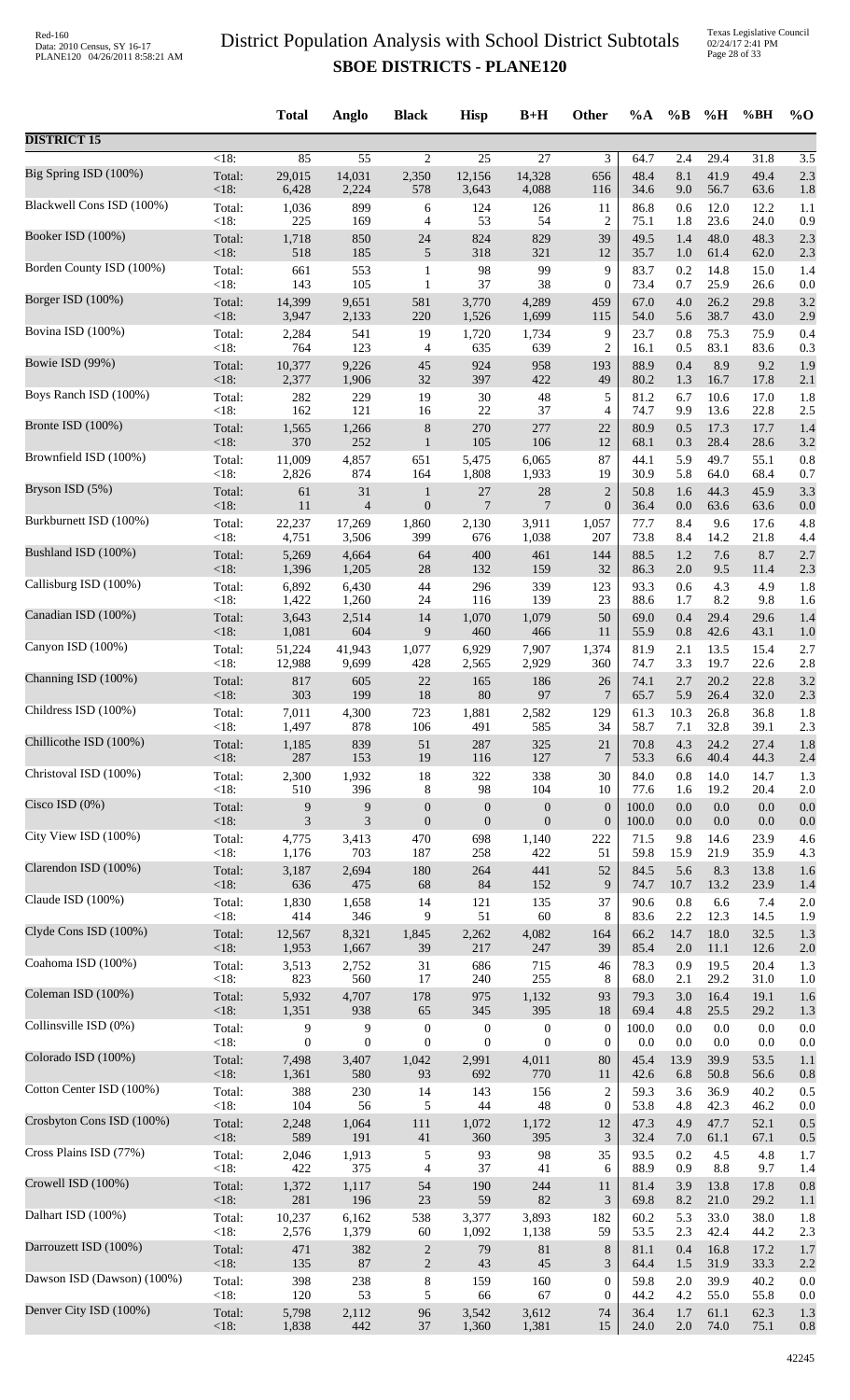# District Population Analysis with School District Subtotals

## SBOE DISTRICTS - PLANE120

| | | Total | Anglo | Black | Hisp | B+H | Other | %A | %B | %H | %BH | %O |
|---|---|---|---|---|---|---|---|---|---|---|---|---|
| **DISTRICT 15** | | | | | | | | | | | | |
| | <18: | 85 | 55 | 2 | 25 | 27 | 3 | 64.7 | 2.4 | 29.4 | 31.8 | 3.5 |
| Big Spring ISD (100%) | Total: | 29,015 | 14,031 | 2,350 | 12,156 | 14,328 | 656 | 48.4 | 8.1 | 41.9 | 49.4 | 2.3 |
| | <18: | 6,428 | 2,224 | 578 | 3,643 | 4,088 | 116 | 34.6 | 9.0 | 56.7 | 63.6 | 1.8 |
| Blackwell Cons ISD (100%) | Total: | 1,036 | 899 | 6 | 124 | 126 | 11 | 86.8 | 0.6 | 12.0 | 12.2 | 1.1 |
| | <18: | 225 | 169 | 4 | 53 | 54 | 2 | 75.1 | 1.8 | 23.6 | 24.0 | 0.9 |
| Booker ISD (100%) | Total: | 1,718 | 850 | 24 | 824 | 829 | 39 | 49.5 | 1.4 | 48.0 | 48.3 | 2.3 |
| | <18: | 518 | 185 | 5 | 318 | 321 | 12 | 35.7 | 1.0 | 61.4 | 62.0 | 2.3 |
| Borden County ISD (100%) | Total: | 661 | 553 | 1 | 98 | 99 | 9 | 83.7 | 0.2 | 14.8 | 15.0 | 1.4 |
| | <18: | 143 | 105 | 1 | 37 | 38 | 0 | 73.4 | 0.7 | 25.9 | 26.6 | 0.0 |
| Borger ISD (100%) | Total: | 14,399 | 9,651 | 581 | 3,770 | 4,289 | 459 | 67.0 | 4.0 | 26.2 | 29.8 | 3.2 |
| | <18: | 3,947 | 2,133 | 220 | 1,526 | 1,699 | 115 | 54.0 | 5.6 | 38.7 | 43.0 | 2.9 |
| Bovina ISD (100%) | Total: | 2,284 | 541 | 19 | 1,720 | 1,734 | 9 | 23.7 | 0.8 | 75.3 | 75.9 | 0.4 |
| | <18: | 764 | 123 | 4 | 635 | 639 | 2 | 16.1 | 0.5 | 83.1 | 83.6 | 0.3 |
| Bowie ISD (99%) | Total: | 10,377 | 9,226 | 45 | 924 | 958 | 193 | 88.9 | 0.4 | 8.9 | 9.2 | 1.9 |
| | <18: | 2,377 | 1,906 | 32 | 397 | 422 | 49 | 80.2 | 1.3 | 16.7 | 17.8 | 2.1 |
| Boys Ranch ISD (100%) | Total: | 282 | 229 | 19 | 30 | 48 | 5 | 81.2 | 6.7 | 10.6 | 17.0 | 1.8 |
| | <18: | 162 | 121 | 16 | 22 | 37 | 4 | 74.7 | 9.9 | 13.6 | 22.8 | 2.5 |
| Bronte ISD (100%) | Total: | 1,565 | 1,266 | 8 | 270 | 277 | 22 | 80.9 | 0.5 | 17.3 | 17.7 | 1.4 |
| | <18: | 370 | 252 | 1 | 105 | 106 | 12 | 68.1 | 0.3 | 28.4 | 28.6 | 3.2 |
| Brownfield ISD (100%) | Total: | 11,009 | 4,857 | 651 | 5,475 | 6,065 | 87 | 44.1 | 5.9 | 49.7 | 55.1 | 0.8 |
| | <18: | 2,826 | 874 | 164 | 1,808 | 1,933 | 19 | 30.9 | 5.8 | 64.0 | 68.4 | 0.7 |
| Bryson ISD (5%) | Total: | 61 | 31 | 1 | 27 | 28 | 2 | 50.8 | 1.6 | 44.3 | 45.9 | 3.3 |
| | <18: | 11 | 4 | 0 | 7 | 7 | 0 | 36.4 | 0.0 | 63.6 | 63.6 | 0.0 |
| Burkburnett ISD (100%) | Total: | 22,237 | 17,269 | 1,860 | 2,130 | 3,911 | 1,057 | 77.7 | 8.4 | 9.6 | 17.6 | 4.8 |
| | <18: | 4,751 | 3,506 | 399 | 676 | 1,038 | 207 | 73.8 | 8.4 | 14.2 | 21.8 | 4.4 |
| Bushland ISD (100%) | Total: | 5,269 | 4,664 | 64 | 400 | 461 | 144 | 88.5 | 1.2 | 7.6 | 8.7 | 2.7 |
| | <18: | 1,396 | 1,205 | 28 | 132 | 159 | 32 | 86.3 | 2.0 | 9.5 | 11.4 | 2.3 |
| Callisburg ISD (100%) | Total: | 6,892 | 6,430 | 44 | 296 | 339 | 123 | 93.3 | 0.6 | 4.3 | 4.9 | 1.8 |
| | <18: | 1,422 | 1,260 | 24 | 116 | 139 | 23 | 88.6 | 1.7 | 8.2 | 9.8 | 1.6 |
| Canadian ISD (100%) | Total: | 3,643 | 2,514 | 14 | 1,070 | 1,079 | 50 | 69.0 | 0.4 | 29.4 | 29.6 | 1.4 |
| | <18: | 1,081 | 604 | 9 | 460 | 466 | 11 | 55.9 | 0.8 | 42.6 | 43.1 | 1.0 |
| Canyon ISD (100%) | Total: | 51,224 | 41,943 | 1,077 | 6,929 | 7,907 | 1,374 | 81.9 | 2.1 | 13.5 | 15.4 | 2.7 |
| | <18: | 12,988 | 9,699 | 428 | 2,565 | 2,929 | 360 | 74.7 | 3.3 | 19.7 | 22.6 | 2.8 |
| Channing ISD (100%) | Total: | 817 | 605 | 22 | 165 | 186 | 26 | 74.1 | 2.7 | 20.2 | 22.8 | 3.2 |
| | <18: | 303 | 199 | 18 | 80 | 97 | 7 | 65.7 | 5.9 | 26.4 | 32.0 | 2.3 |
| Childress ISD (100%) | Total: | 7,011 | 4,300 | 723 | 1,881 | 2,582 | 129 | 61.3 | 10.3 | 26.8 | 36.8 | 1.8 |
| | <18: | 1,497 | 878 | 106 | 491 | 585 | 34 | 58.7 | 7.1 | 32.8 | 39.1 | 2.3 |
| Chillicothe ISD (100%) | Total: | 1,185 | 839 | 51 | 287 | 325 | 21 | 70.8 | 4.3 | 24.2 | 27.4 | 1.8 |
| | <18: | 287 | 153 | 19 | 116 | 127 | 7 | 53.3 | 6.6 | 40.4 | 44.3 | 2.4 |
| Christoval ISD (100%) | Total: | 2,300 | 1,932 | 18 | 322 | 338 | 30 | 84.0 | 0.8 | 14.0 | 14.7 | 1.3 |
| | <18: | 510 | 396 | 8 | 98 | 104 | 10 | 77.6 | 1.6 | 19.2 | 20.4 | 2.0 |
| Cisco ISD (0%) | Total: | 9 | 9 | 0 | 0 | 0 | 0 | 100.0 | 0.0 | 0.0 | 0.0 | 0.0 |
| | <18: | 3 | 3 | 0 | 0 | 0 | 0 | 100.0 | 0.0 | 0.0 | 0.0 | 0.0 |
| City View ISD (100%) | Total: | 4,775 | 3,413 | 470 | 698 | 1,140 | 222 | 71.5 | 9.8 | 14.6 | 23.9 | 4.6 |
| | <18: | 1,176 | 703 | 187 | 258 | 422 | 51 | 59.8 | 15.9 | 21.9 | 35.9 | 4.3 |
| Clarendon ISD (100%) | Total: | 3,187 | 2,694 | 180 | 264 | 441 | 52 | 84.5 | 5.6 | 8.3 | 13.8 | 1.6 |
| | <18: | 636 | 475 | 68 | 84 | 152 | 9 | 74.7 | 10.7 | 13.2 | 23.9 | 1.4 |
| Claude ISD (100%) | Total: | 1,830 | 1,658 | 14 | 121 | 135 | 37 | 90.6 | 0.8 | 6.6 | 7.4 | 2.0 |
| | <18: | 414 | 346 | 9 | 51 | 60 | 8 | 83.6 | 2.2 | 12.3 | 14.5 | 1.9 |
| Clyde Cons ISD (100%) | Total: | 12,567 | 8,321 | 1,845 | 2,262 | 4,082 | 164 | 66.2 | 14.7 | 18.0 | 32.5 | 1.3 |
| | <18: | 1,953 | 1,667 | 39 | 217 | 247 | 39 | 85.4 | 2.0 | 11.1 | 12.6 | 2.0 |
| Coahoma ISD (100%) | Total: | 3,513 | 2,752 | 31 | 686 | 715 | 46 | 78.3 | 0.9 | 19.5 | 20.4 | 1.3 |
| | <18: | 823 | 560 | 17 | 240 | 255 | 8 | 68.0 | 2.1 | 29.2 | 31.0 | 1.0 |
| Coleman ISD (100%) | Total: | 5,932 | 4,707 | 178 | 975 | 1,132 | 93 | 79.3 | 3.0 | 16.4 | 19.1 | 1.6 |
| | <18: | 1,351 | 938 | 65 | 345 | 395 | 18 | 69.4 | 4.8 | 25.5 | 29.2 | 1.3 |
| Collinsville ISD (0%) | Total: | 9 | 9 | 0 | 0 | 0 | 0 | 100.0 | 0.0 | 0.0 | 0.0 | 0.0 |
| | <18: | 0 | 0 | 0 | 0 | 0 | 0 | 0.0 | 0.0 | 0.0 | 0.0 | 0.0 |
| Colorado ISD (100%) | Total: | 7,498 | 3,407 | 1,042 | 2,991 | 4,011 | 80 | 45.4 | 13.9 | 39.9 | 53.5 | 1.1 |
| | <18: | 1,361 | 580 | 93 | 692 | 770 | 11 | 42.6 | 6.8 | 50.8 | 56.6 | 0.8 |
| Cotton Center ISD (100%) | Total: | 388 | 230 | 14 | 143 | 156 | 2 | 59.3 | 3.6 | 36.9 | 40.2 | 0.5 |
| | <18: | 104 | 56 | 5 | 44 | 48 | 0 | 53.8 | 4.8 | 42.3 | 46.2 | 0.0 |
| Crosbyton Cons ISD (100%) | Total: | 2,248 | 1,064 | 111 | 1,072 | 1,172 | 12 | 47.3 | 4.9 | 47.7 | 52.1 | 0.5 |
| | <18: | 589 | 191 | 41 | 360 | 395 | 3 | 32.4 | 7.0 | 61.1 | 67.1 | 0.5 |
| Cross Plains ISD (77%) | Total: | 2,046 | 1,913 | 5 | 93 | 98 | 35 | 93.5 | 0.2 | 4.5 | 4.8 | 1.7 |
| | <18: | 422 | 375 | 4 | 37 | 41 | 6 | 88.9 | 0.9 | 8.8 | 9.7 | 1.4 |
| Crowell ISD (100%) | Total: | 1,372 | 1,117 | 54 | 190 | 244 | 11 | 81.4 | 3.9 | 13.8 | 17.8 | 0.8 |
| | <18: | 281 | 196 | 23 | 59 | 82 | 3 | 69.8 | 8.2 | 21.0 | 29.2 | 1.1 |
| Dalhart ISD (100%) | Total: | 10,237 | 6,162 | 538 | 3,377 | 3,893 | 182 | 60.2 | 5.3 | 33.0 | 38.0 | 1.8 |
| | <18: | 2,576 | 1,379 | 60 | 1,092 | 1,138 | 59 | 53.5 | 2.3 | 42.4 | 44.2 | 2.3 |
| Darrouzett ISD (100%) | Total: | 471 | 382 | 2 | 79 | 81 | 8 | 81.1 | 0.4 | 16.8 | 17.2 | 1.7 |
| | <18: | 135 | 87 | 2 | 43 | 45 | 3 | 64.4 | 1.5 | 31.9 | 33.3 | 2.2 |
| Dawson ISD (Dawson) (100%) | Total: | 398 | 238 | 8 | 159 | 160 | 0 | 59.8 | 2.0 | 39.9 | 40.2 | 0.0 |
| | <18: | 120 | 53 | 5 | 66 | 67 | 0 | 44.2 | 4.2 | 55.0 | 55.8 | 0.0 |
| Denver City ISD (100%) | Total: | 5,798 | 2,112 | 96 | 3,542 | 3,612 | 74 | 36.4 | 1.7 | 61.1 | 62.3 | 1.3 |
| | <18: | 1,838 | 442 | 37 | 1,360 | 1,381 | 15 | 24.0 | 2.0 | 74.0 | 75.1 | 0.8 |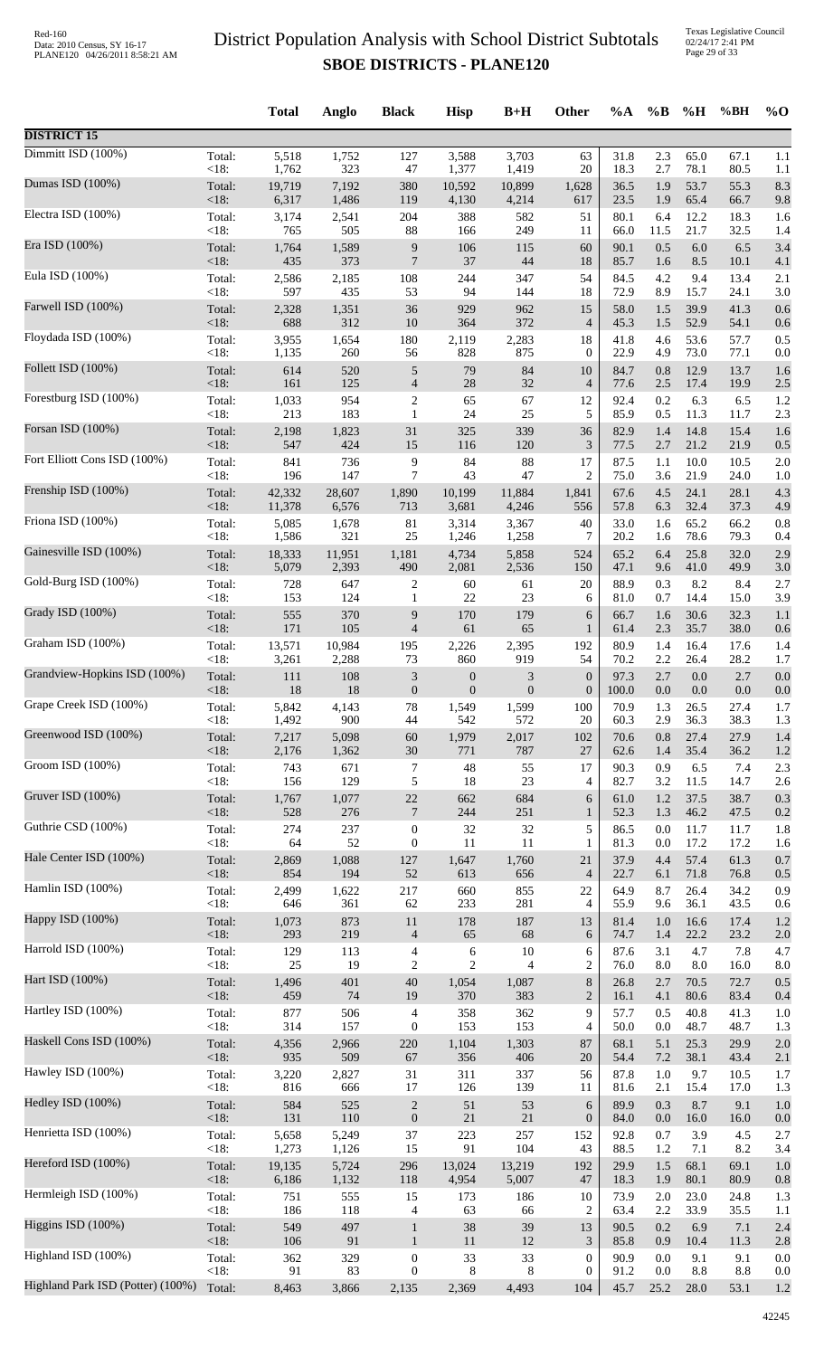# District Population Analysis with School District Subtotals

## SBOE DISTRICTS - PLANE120

| | | Total | Anglo | Black | Hisp | B+H | Other | %A | %B | %H | %BH | %O |
|---|---|---|---|---|---|---|---|---|---|---|---|---|
| **DISTRICT 15** | | | | | | | | | | | | |
| Dimmitt ISD (100%) | Total: | 5,518 | 1,752 | 127 | 3,588 | 3,703 | 63 | 31.8 | 2.3 | 65.0 | 67.1 | 1.1 |
| | <18: | 1,762 | 323 | 47 | 1,377 | 1,419 | 20 | 18.3 | 2.7 | 78.1 | 80.5 | 1.1 |
| Dumas ISD (100%) | Total: | 19,719 | 7,192 | 380 | 10,592 | 10,899 | 1,628 | 36.5 | 1.9 | 53.7 | 55.3 | 8.3 |
| | <18: | 6,317 | 1,486 | 119 | 4,130 | 4,214 | 617 | 23.5 | 1.9 | 65.4 | 66.7 | 9.8 |
| Electra ISD (100%) | Total: | 3,174 | 2,541 | 204 | 388 | 582 | 51 | 80.1 | 6.4 | 12.2 | 18.3 | 1.6 |
| | <18: | 765 | 505 | 88 | 166 | 249 | 11 | 66.0 | 11.5 | 21.7 | 32.5 | 1.4 |
| Era ISD (100%) | Total: | 1,764 | 1,589 | 9 | 106 | 115 | 60 | 90.1 | 0.5 | 6.0 | 6.5 | 3.4 |
| | <18: | 435 | 373 | 7 | 37 | 44 | 18 | 85.7 | 1.6 | 8.5 | 10.1 | 4.1 |
| Eula ISD (100%) | Total: | 2,586 | 2,185 | 108 | 244 | 347 | 54 | 84.5 | 4.2 | 9.4 | 13.4 | 2.1 |
| | <18: | 597 | 435 | 53 | 94 | 144 | 18 | 72.9 | 8.9 | 15.7 | 24.1 | 3.0 |
| Farwell ISD (100%) | Total: | 2,328 | 1,351 | 36 | 929 | 962 | 15 | 58.0 | 1.5 | 39.9 | 41.3 | 0.6 |
| | <18: | 688 | 312 | 10 | 364 | 372 | 4 | 45.3 | 1.5 | 52.9 | 54.1 | 0.6 |
| Floydada ISD (100%) | Total: | 3,955 | 1,654 | 180 | 2,119 | 2,283 | 18 | 41.8 | 4.6 | 53.6 | 57.7 | 0.5 |
| | <18: | 1,135 | 260 | 56 | 828 | 875 | 0 | 22.9 | 4.9 | 73.0 | 77.1 | 0.0 |
| Follett ISD (100%) | Total: | 614 | 520 | 5 | 79 | 84 | 10 | 84.7 | 0.8 | 12.9 | 13.7 | 1.6 |
| | <18: | 161 | 125 | 4 | 28 | 32 | 4 | 77.6 | 2.5 | 17.4 | 19.9 | 2.5 |
| Forestburg ISD (100%) | Total: | 1,033 | 954 | 2 | 65 | 67 | 12 | 92.4 | 0.2 | 6.3 | 6.5 | 1.2 |
| | <18: | 213 | 183 | 1 | 24 | 25 | 5 | 85.9 | 0.5 | 11.3 | 11.7 | 2.3 |
| Forsan ISD (100%) | Total: | 2,198 | 1,823 | 31 | 325 | 339 | 36 | 82.9 | 1.4 | 14.8 | 15.4 | 1.6 |
| | <18: | 547 | 424 | 15 | 116 | 120 | 3 | 77.5 | 2.7 | 21.2 | 21.9 | 0.5 |
| Fort Elliott Cons ISD (100%) | Total: | 841 | 736 | 9 | 84 | 88 | 17 | 87.5 | 1.1 | 10.0 | 10.5 | 2.0 |
| | <18: | 196 | 147 | 7 | 43 | 47 | 2 | 75.0 | 3.6 | 21.9 | 24.0 | 1.0 |
| Frenship ISD (100%) | Total: | 42,332 | 28,607 | 1,890 | 10,199 | 11,884 | 1,841 | 67.6 | 4.5 | 24.1 | 28.1 | 4.3 |
| | <18: | 11,378 | 6,576 | 713 | 3,681 | 4,246 | 556 | 57.8 | 6.3 | 32.4 | 37.3 | 4.9 |
| Friona ISD (100%) | Total: | 5,085 | 1,678 | 81 | 3,314 | 3,367 | 40 | 33.0 | 1.6 | 65.2 | 66.2 | 0.8 |
| | <18: | 1,586 | 321 | 25 | 1,246 | 1,258 | 7 | 20.2 | 1.6 | 78.6 | 79.3 | 0.4 |
| Gainesville ISD (100%) | Total: | 18,333 | 11,951 | 1,181 | 4,734 | 5,858 | 524 | 65.2 | 6.4 | 25.8 | 32.0 | 2.9 |
| | <18: | 5,079 | 2,393 | 490 | 2,081 | 2,536 | 150 | 47.1 | 9.6 | 41.0 | 49.9 | 3.0 |
| Gold-Burg ISD (100%) | Total: | 728 | 647 | 2 | 60 | 61 | 20 | 88.9 | 0.3 | 8.2 | 8.4 | 2.7 |
| | <18: | 153 | 124 | 1 | 22 | 23 | 6 | 81.0 | 0.7 | 14.4 | 15.0 | 3.9 |
| Grady ISD (100%) | Total: | 555 | 370 | 9 | 170 | 179 | 6 | 66.7 | 1.6 | 30.6 | 32.3 | 1.1 |
| | <18: | 171 | 105 | 4 | 61 | 65 | 1 | 61.4 | 2.3 | 35.7 | 38.0 | 0.6 |
| Graham ISD (100%) | Total: | 13,571 | 10,984 | 195 | 2,226 | 2,395 | 192 | 80.9 | 1.4 | 16.4 | 17.6 | 1.4 |
| | <18: | 3,261 | 2,288 | 73 | 860 | 919 | 54 | 70.2 | 2.2 | 26.4 | 28.2 | 1.7 |
| Grandview-Hopkins ISD (100%) | Total: | 111 | 108 | 3 | 0 | 3 | 0 | 97.3 | 2.7 | 0.0 | 2.7 | 0.0 |
| | <18: | 18 | 18 | 0 | 0 | 0 | 0 | 100.0 | 0.0 | 0.0 | 0.0 | 0.0 |
| Grape Creek ISD (100%) | Total: | 5,842 | 4,143 | 78 | 1,549 | 1,599 | 100 | 70.9 | 1.3 | 26.5 | 27.4 | 1.7 |
| | <18: | 1,492 | 900 | 44 | 542 | 572 | 20 | 60.3 | 2.9 | 36.3 | 38.3 | 1.3 |
| Greenwood ISD (100%) | Total: | 7,217 | 5,098 | 60 | 1,979 | 2,017 | 102 | 70.6 | 0.8 | 27.4 | 27.9 | 1.4 |
| | <18: | 2,176 | 1,362 | 30 | 771 | 787 | 27 | 62.6 | 1.4 | 35.4 | 36.2 | 1.2 |
| Groom ISD (100%) | Total: | 743 | 671 | 7 | 48 | 55 | 17 | 90.3 | 0.9 | 6.5 | 7.4 | 2.3 |
| | <18: | 156 | 129 | 5 | 18 | 23 | 4 | 82.7 | 3.2 | 11.5 | 14.7 | 2.6 |
| Gruver ISD (100%) | Total: | 1,767 | 1,077 | 22 | 662 | 684 | 6 | 61.0 | 1.2 | 37.5 | 38.7 | 0.3 |
| | <18: | 528 | 276 | 7 | 244 | 251 | 1 | 52.3 | 1.3 | 46.2 | 47.5 | 0.2 |
| Guthrie CSD (100%) | Total: | 274 | 237 | 0 | 32 | 32 | 5 | 86.5 | 0.0 | 11.7 | 11.7 | 1.8 |
| | <18: | 64 | 52 | 0 | 11 | 11 | 1 | 81.3 | 0.0 | 17.2 | 17.2 | 1.6 |
| Hale Center ISD (100%) | Total: | 2,869 | 1,088 | 127 | 1,647 | 1,760 | 21 | 37.9 | 4.4 | 57.4 | 61.3 | 0.7 |
| | <18: | 854 | 194 | 52 | 613 | 656 | 4 | 22.7 | 6.1 | 71.8 | 76.8 | 0.5 |
| Hamlin ISD (100%) | Total: | 2,499 | 1,622 | 217 | 660 | 855 | 22 | 64.9 | 8.7 | 26.4 | 34.2 | 0.9 |
| | <18: | 646 | 361 | 62 | 233 | 281 | 4 | 55.9 | 9.6 | 36.1 | 43.5 | 0.6 |
| Happy ISD (100%) | Total: | 1,073 | 873 | 11 | 178 | 187 | 13 | 81.4 | 1.0 | 16.6 | 17.4 | 1.2 |
| | <18: | 293 | 219 | 4 | 65 | 68 | 6 | 74.7 | 1.4 | 22.2 | 23.2 | 2.0 |
| Harrold ISD (100%) | Total: | 129 | 113 | 4 | 6 | 10 | 6 | 87.6 | 3.1 | 4.7 | 7.8 | 4.7 |
| | <18: | 25 | 19 | 2 | 2 | 4 | 2 | 76.0 | 8.0 | 8.0 | 16.0 | 8.0 |
| Hart ISD (100%) | Total: | 1,496 | 401 | 40 | 1,054 | 1,087 | 8 | 26.8 | 2.7 | 70.5 | 72.7 | 0.5 |
| | <18: | 459 | 74 | 19 | 370 | 383 | 2 | 16.1 | 4.1 | 80.6 | 83.4 | 0.4 |
| Hartley ISD (100%) | Total: | 877 | 506 | 4 | 358 | 362 | 9 | 57.7 | 0.5 | 40.8 | 41.3 | 1.0 |
| | <18: | 314 | 157 | 0 | 153 | 153 | 4 | 50.0 | 0.0 | 48.7 | 48.7 | 1.3 |
| Haskell Cons ISD (100%) | Total: | 4,356 | 2,966 | 220 | 1,104 | 1,303 | 87 | 68.1 | 5.1 | 25.3 | 29.9 | 2.0 |
| | <18: | 935 | 509 | 67 | 356 | 406 | 20 | 54.4 | 7.2 | 38.1 | 43.4 | 2.1 |
| Hawley ISD (100%) | Total: | 3,220 | 2,827 | 31 | 311 | 337 | 56 | 87.8 | 1.0 | 9.7 | 10.5 | 1.7 |
| | <18: | 816 | 666 | 17 | 126 | 139 | 11 | 81.6 | 2.1 | 15.4 | 17.0 | 1.3 |
| Hedley ISD (100%) | Total: | 584 | 525 | 2 | 51 | 53 | 6 | 89.9 | 0.3 | 8.7 | 9.1 | 1.0 |
| | <18: | 131 | 110 | 0 | 21 | 21 | 0 | 84.0 | 0.0 | 16.0 | 16.0 | 0.0 |
| Henrietta ISD (100%) | Total: | 5,658 | 5,249 | 37 | 223 | 257 | 152 | 92.8 | 0.7 | 3.9 | 4.5 | 2.7 |
| | <18: | 1,273 | 1,126 | 15 | 91 | 104 | 43 | 88.5 | 1.2 | 7.1 | 8.2 | 3.4 |
| Hereford ISD (100%) | Total: | 19,135 | 5,724 | 296 | 13,024 | 13,219 | 192 | 29.9 | 1.5 | 68.1 | 69.1 | 1.0 |
| | <18: | 6,186 | 1,132 | 118 | 4,954 | 5,007 | 47 | 18.3 | 1.9 | 80.1 | 80.9 | 0.8 |
| Hermleigh ISD (100%) | Total: | 751 | 555 | 15 | 173 | 186 | 10 | 73.9 | 2.0 | 23.0 | 24.8 | 1.3 |
| | <18: | 186 | 118 | 4 | 63 | 66 | 2 | 63.4 | 2.2 | 33.9 | 35.5 | 1.1 |
| Higgins ISD (100%) | Total: | 549 | 497 | 1 | 38 | 39 | 13 | 90.5 | 0.2 | 6.9 | 7.1 | 2.4 |
| | <18: | 106 | 91 | 1 | 11 | 12 | 3 | 85.8 | 0.9 | 10.4 | 11.3 | 2.8 |
| Highland ISD (100%) | Total: | 362 | 329 | 0 | 33 | 33 | 0 | 90.9 | 0.0 | 9.1 | 9.1 | 0.0 |
| | <18: | 91 | 83 | 0 | 8 | 8 | 0 | 91.2 | 0.0 | 8.8 | 8.8 | 0.0 |
| Highland Park ISD (Potter) (100%) | Total: | 8,463 | 3,866 | 2,135 | 2,369 | 4,493 | 104 | 45.7 | 25.2 | 28.0 | 53.1 | 1.2 |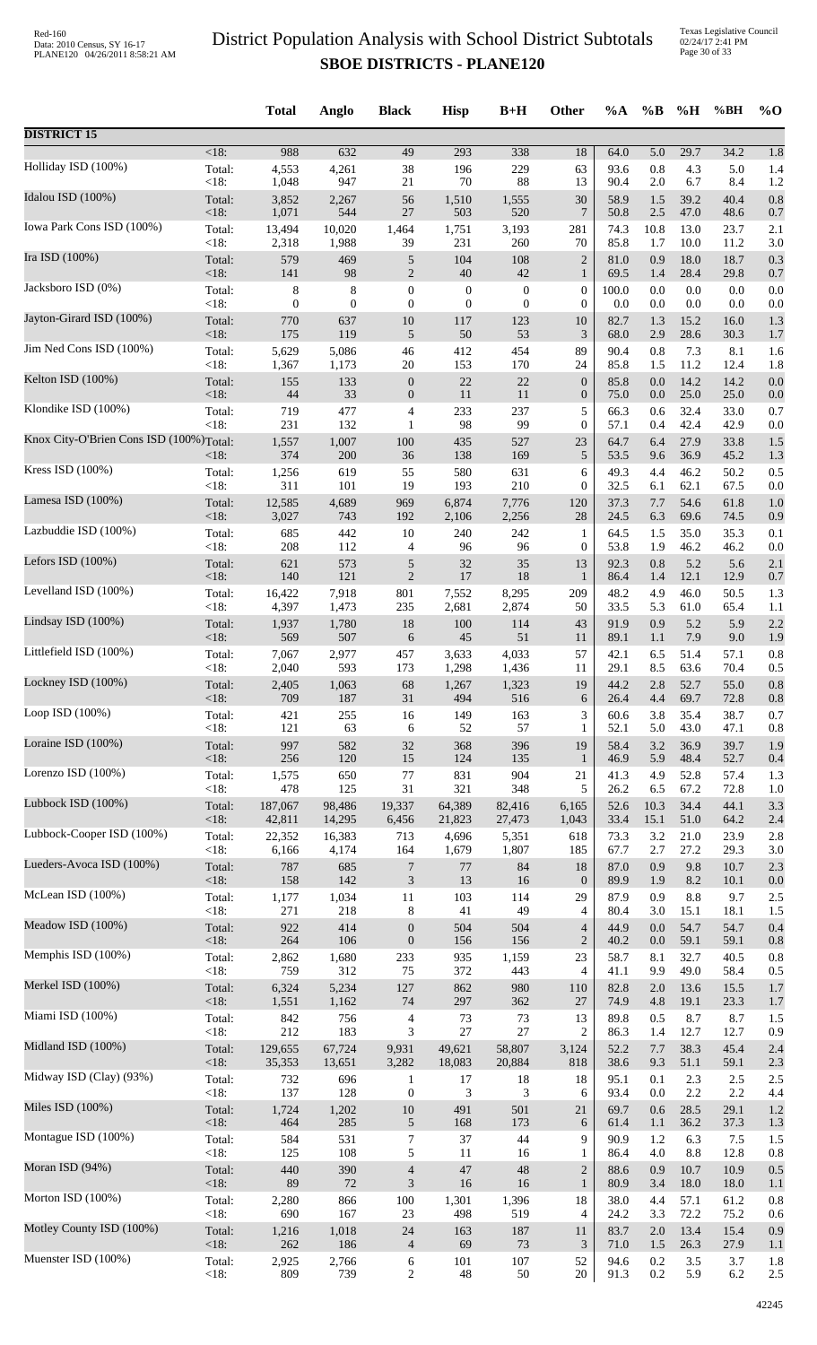# District Population Analysis with School District Subtotals
## SBOE DISTRICTS - PLANE120

|  |  | Total | Anglo | Black | Hisp | B+H | Other | %A | %B | %H | %BH | %O |
|---|---|---|---|---|---|---|---|---|---|---|---|---|
| **DISTRICT 15** |  |  |  |  |  |  |  |  |  |  |  |  |
|  | <18: | 988 | 632 | 49 | 293 | 338 | 18 | 64.0 | 5.0 | 29.7 | 34.2 | 1.8 |
| Holliday ISD (100%) | Total: | 4,553 | 4,261 | 38 | 196 | 229 | 63 | 93.6 | 0.8 | 4.3 | 5.0 | 1.4 |
|  | <18: | 1,048 | 947 | 21 | 70 | 88 | 13 | 90.4 | 2.0 | 6.7 | 8.4 | 1.2 |
| Idalou ISD (100%) | Total: | 3,852 | 2,267 | 56 | 1,510 | 1,555 | 30 | 58.9 | 1.5 | 39.2 | 40.4 | 0.8 |
|  | <18: | 1,071 | 544 | 27 | 503 | 520 | 7 | 50.8 | 2.5 | 47.0 | 48.6 | 0.7 |
| Iowa Park Cons ISD (100%) | Total: | 13,494 | 10,020 | 1,464 | 1,751 | 3,193 | 281 | 74.3 | 10.8 | 13.0 | 23.7 | 2.1 |
|  | <18: | 2,318 | 1,988 | 39 | 231 | 260 | 70 | 85.8 | 1.7 | 10.0 | 11.2 | 3.0 |
| Ira ISD (100%) | Total: | 579 | 469 | 5 | 104 | 108 | 2 | 81.0 | 0.9 | 18.0 | 18.7 | 0.3 |
|  | <18: | 141 | 98 | 2 | 40 | 42 | 1 | 69.5 | 1.4 | 28.4 | 29.8 | 0.7 |
| Jacksboro ISD (0%) | Total: | 8 | 8 | 0 | 0 | 0 | 0 | 100.0 | 0.0 | 0.0 | 0.0 | 0.0 |
|  | <18: | 0 | 0 | 0 | 0 | 0 | 0 | 0.0 | 0.0 | 0.0 | 0.0 | 0.0 |
| Jayton-Girard ISD (100%) | Total: | 770 | 637 | 10 | 117 | 123 | 10 | 82.7 | 1.3 | 15.2 | 16.0 | 1.3 |
|  | <18: | 175 | 119 | 5 | 50 | 53 | 3 | 68.0 | 2.9 | 28.6 | 30.3 | 1.7 |
| Jim Ned Cons ISD (100%) | Total: | 5,629 | 5,086 | 46 | 412 | 454 | 89 | 90.4 | 0.8 | 7.3 | 8.1 | 1.6 |
|  | <18: | 1,367 | 1,173 | 20 | 153 | 170 | 24 | 85.8 | 1.5 | 11.2 | 12.4 | 1.8 |
| Kelton ISD (100%) | Total: | 155 | 133 | 0 | 22 | 22 | 0 | 85.8 | 0.0 | 14.2 | 14.2 | 0.0 |
|  | <18: | 44 | 33 | 0 | 11 | 11 | 0 | 75.0 | 0.0 | 25.0 | 25.0 | 0.0 |
| Klondike ISD (100%) | Total: | 719 | 477 | 4 | 233 | 237 | 5 | 66.3 | 0.6 | 32.4 | 33.0 | 0.7 |
|  | <18: | 231 | 132 | 1 | 98 | 99 | 0 | 57.1 | 0.4 | 42.4 | 42.9 | 0.0 |
| Knox City-O'Brien Cons ISD (100%) | Total: | 1,557 | 1,007 | 100 | 435 | 527 | 23 | 64.7 | 6.4 | 27.9 | 33.8 | 1.5 |
|  | <18: | 374 | 200 | 36 | 138 | 169 | 5 | 53.5 | 9.6 | 36.9 | 45.2 | 1.3 |
| Kress ISD (100%) | Total: | 1,256 | 619 | 55 | 580 | 631 | 6 | 49.3 | 4.4 | 46.2 | 50.2 | 0.5 |
|  | <18: | 311 | 101 | 19 | 193 | 210 | 0 | 32.5 | 6.1 | 62.1 | 67.5 | 0.0 |
| Lamesa ISD (100%) | Total: | 12,585 | 4,689 | 969 | 6,874 | 7,776 | 120 | 37.3 | 7.7 | 54.6 | 61.8 | 1.0 |
|  | <18: | 3,027 | 743 | 192 | 2,106 | 2,256 | 28 | 24.5 | 6.3 | 69.6 | 74.5 | 0.9 |
| Lazbuddie ISD (100%) | Total: | 685 | 442 | 10 | 240 | 242 | 1 | 64.5 | 1.5 | 35.0 | 35.3 | 0.1 |
|  | <18: | 208 | 112 | 4 | 96 | 96 | 0 | 53.8 | 1.9 | 46.2 | 46.2 | 0.0 |
| Lefors ISD (100%) | Total: | 621 | 573 | 5 | 32 | 35 | 13 | 92.3 | 0.8 | 5.2 | 5.6 | 2.1 |
|  | <18: | 140 | 121 | 2 | 17 | 18 | 1 | 86.4 | 1.4 | 12.1 | 12.9 | 0.7 |
| Levelland ISD (100%) | Total: | 16,422 | 7,918 | 801 | 7,552 | 8,295 | 209 | 48.2 | 4.9 | 46.0 | 50.5 | 1.3 |
|  | <18: | 4,397 | 1,473 | 235 | 2,681 | 2,874 | 50 | 33.5 | 5.3 | 61.0 | 65.4 | 1.1 |
| Lindsay ISD (100%) | Total: | 1,937 | 1,780 | 18 | 100 | 114 | 43 | 91.9 | 0.9 | 5.2 | 5.9 | 2.2 |
|  | <18: | 569 | 507 | 6 | 45 | 51 | 11 | 89.1 | 1.1 | 7.9 | 9.0 | 1.9 |
| Littlefield ISD (100%) | Total: | 7,067 | 2,977 | 457 | 3,633 | 4,033 | 57 | 42.1 | 6.5 | 51.4 | 57.1 | 0.8 |
|  | <18: | 2,040 | 593 | 173 | 1,298 | 1,436 | 11 | 29.1 | 8.5 | 63.6 | 70.4 | 0.5 |
| Lockney ISD (100%) | Total: | 2,405 | 1,063 | 68 | 1,267 | 1,323 | 19 | 44.2 | 2.8 | 52.7 | 55.0 | 0.8 |
|  | <18: | 709 | 187 | 31 | 494 | 516 | 6 | 26.4 | 4.4 | 69.7 | 72.8 | 0.8 |
| Loop ISD (100%) | Total: | 421 | 255 | 16 | 149 | 163 | 3 | 60.6 | 3.8 | 35.4 | 38.7 | 0.7 |
|  | <18: | 121 | 63 | 6 | 52 | 57 | 1 | 52.1 | 5.0 | 43.0 | 47.1 | 0.8 |
| Loraine ISD (100%) | Total: | 997 | 582 | 32 | 368 | 396 | 19 | 58.4 | 3.2 | 36.9 | 39.7 | 1.9 |
|  | <18: | 256 | 120 | 15 | 124 | 135 | 1 | 46.9 | 5.9 | 48.4 | 52.7 | 0.4 |
| Lorenzo ISD (100%) | Total: | 1,575 | 650 | 77 | 831 | 904 | 21 | 41.3 | 4.9 | 52.8 | 57.4 | 1.3 |
|  | <18: | 478 | 125 | 31 | 321 | 348 | 5 | 26.2 | 6.5 | 67.2 | 72.8 | 1.0 |
| Lubbock ISD (100%) | Total: | 187,067 | 98,486 | 19,337 | 64,389 | 82,416 | 6,165 | 52.6 | 10.3 | 34.4 | 44.1 | 3.3 |
|  | <18: | 42,811 | 14,295 | 6,456 | 21,823 | 27,473 | 1,043 | 33.4 | 15.1 | 51.0 | 64.2 | 2.4 |
| Lubbock-Cooper ISD (100%) | Total: | 22,352 | 16,383 | 713 | 4,696 | 5,351 | 618 | 73.3 | 3.2 | 21.0 | 23.9 | 2.8 |
|  | <18: | 6,166 | 4,174 | 164 | 1,679 | 1,807 | 185 | 67.7 | 2.7 | 27.2 | 29.3 | 3.0 |
| Lueders-Avoca ISD (100%) | Total: | 787 | 685 | 7 | 77 | 84 | 18 | 87.0 | 0.9 | 9.8 | 10.7 | 2.3 |
|  | <18: | 158 | 142 | 3 | 13 | 16 | 0 | 89.9 | 1.9 | 8.2 | 10.1 | 0.0 |
| McLean ISD (100%) | Total: | 1,177 | 1,034 | 11 | 103 | 114 | 29 | 87.9 | 0.9 | 8.8 | 9.7 | 2.5 |
|  | <18: | 271 | 218 | 8 | 41 | 49 | 4 | 80.4 | 3.0 | 15.1 | 18.1 | 1.5 |
| Meadow ISD (100%) | Total: | 922 | 414 | 0 | 504 | 504 | 4 | 44.9 | 0.0 | 54.7 | 54.7 | 0.4 |
|  | <18: | 264 | 106 | 0 | 156 | 156 | 2 | 40.2 | 0.0 | 59.1 | 59.1 | 0.8 |
| Memphis ISD (100%) | Total: | 2,862 | 1,680 | 233 | 935 | 1,159 | 23 | 58.7 | 8.1 | 32.7 | 40.5 | 0.8 |
|  | <18: | 759 | 312 | 75 | 372 | 443 | 4 | 41.1 | 9.9 | 49.0 | 58.4 | 0.5 |
| Merkel ISD (100%) | Total: | 6,324 | 5,234 | 127 | 862 | 980 | 110 | 82.8 | 2.0 | 13.6 | 15.5 | 1.7 |
|  | <18: | 1,551 | 1,162 | 74 | 297 | 362 | 27 | 74.9 | 4.8 | 19.1 | 23.3 | 1.7 |
| Miami ISD (100%) | Total: | 842 | 756 | 4 | 73 | 73 | 13 | 89.8 | 0.5 | 8.7 | 8.7 | 1.5 |
|  | <18: | 212 | 183 | 3 | 27 | 27 | 2 | 86.3 | 1.4 | 12.7 | 12.7 | 0.9 |
| Midland ISD (100%) | Total: | 129,655 | 67,724 | 9,931 | 49,621 | 58,807 | 3,124 | 52.2 | 7.7 | 38.3 | 45.4 | 2.4 |
|  | <18: | 35,353 | 13,651 | 3,282 | 18,083 | 20,884 | 818 | 38.6 | 9.3 | 51.1 | 59.1 | 2.3 |
| Midway ISD (Clay) (93%) | Total: | 732 | 696 | 1 | 17 | 18 | 18 | 95.1 | 0.1 | 2.3 | 2.5 | 2.5 |
|  | <18: | 137 | 128 | 0 | 3 | 3 | 6 | 93.4 | 0.0 | 2.2 | 2.2 | 4.4 |
| Miles ISD (100%) | Total: | 1,724 | 1,202 | 10 | 491 | 501 | 21 | 69.7 | 0.6 | 28.5 | 29.1 | 1.2 |
|  | <18: | 464 | 285 | 5 | 168 | 173 | 6 | 61.4 | 1.1 | 36.2 | 37.3 | 1.3 |
| Montague ISD (100%) | Total: | 584 | 531 | 7 | 37 | 44 | 9 | 90.9 | 1.2 | 6.3 | 7.5 | 1.5 |
|  | <18: | 125 | 108 | 5 | 11 | 16 | 1 | 86.4 | 4.0 | 8.8 | 12.8 | 0.8 |
| Moran ISD (94%) | Total: | 440 | 390 | 4 | 47 | 48 | 2 | 88.6 | 0.9 | 10.7 | 10.9 | 0.5 |
|  | <18: | 89 | 72 | 3 | 16 | 16 | 1 | 80.9 | 3.4 | 18.0 | 18.0 | 1.1 |
| Morton ISD (100%) | Total: | 2,280 | 866 | 100 | 1,301 | 1,396 | 18 | 38.0 | 4.4 | 57.1 | 61.2 | 0.8 |
|  | <18: | 690 | 167 | 23 | 498 | 519 | 4 | 24.2 | 3.3 | 72.2 | 75.2 | 0.6 |
| Motley County ISD (100%) | Total: | 1,216 | 1,018 | 24 | 163 | 187 | 11 | 83.7 | 2.0 | 13.4 | 15.4 | 0.9 |
|  | <18: | 262 | 186 | 4 | 69 | 73 | 3 | 71.0 | 1.5 | 26.3 | 27.9 | 1.1 |
| Muenster ISD (100%) | Total: | 2,925 | 2,766 | 6 | 101 | 107 | 52 | 94.6 | 0.2 | 3.5 | 3.7 | 1.8 |
|  | <18: | 809 | 739 | 2 | 48 | 50 | 20 | 91.3 | 0.2 | 5.9 | 6.2 | 2.5 |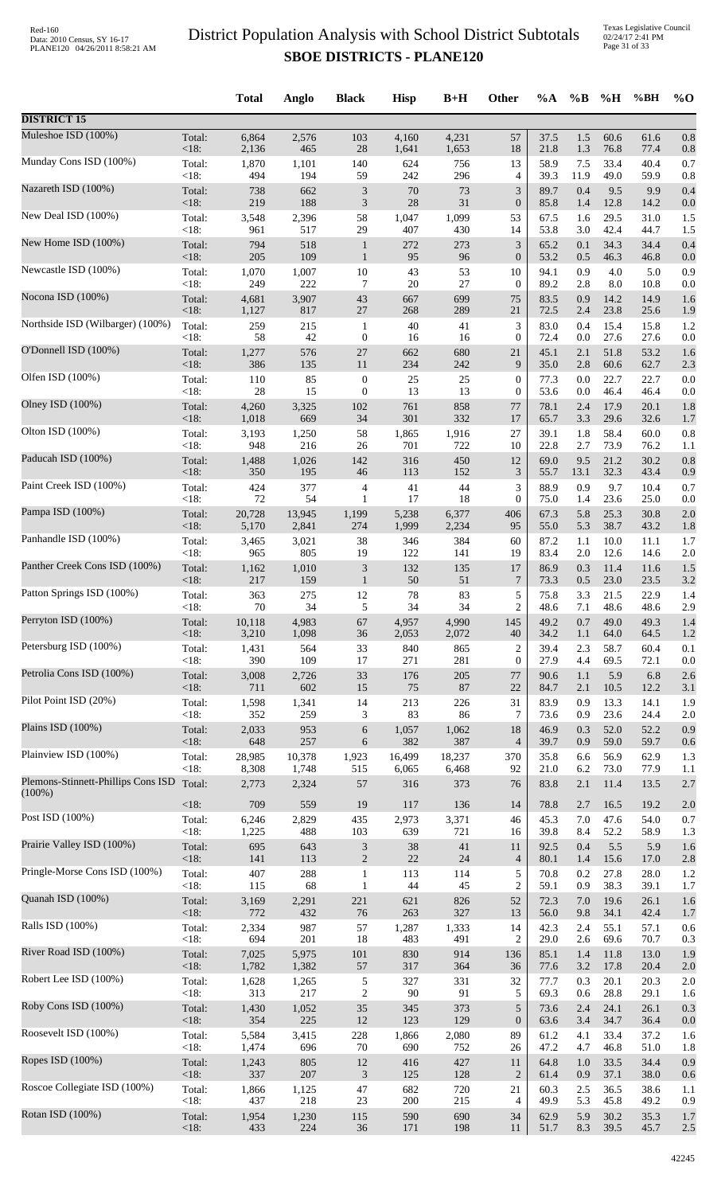# District Population Analysis with School District Subtotals

## SBOE DISTRICTS - PLANE120

| | | Total | Anglo | Black | Hisp | B+H | Other | %A | %B | %H | %BH | %O |
|---|---|---|---|---|---|---|---|---|---|---|---|---|
| **DISTRICT 15** | | | | | | | | | | | | |
| Muleshoe ISD (100%) | Total: | 6,864 | 2,576 | 103 | 4,160 | 4,231 | 57 | 37.5 | 1.5 | 60.6 | 61.6 | 0.8 |
| | <18: | 2,136 | 465 | 28 | 1,641 | 1,653 | 18 | 21.8 | 1.3 | 76.8 | 77.4 | 0.8 |
| Munday Cons ISD (100%) | Total: | 1,870 | 1,101 | 140 | 624 | 756 | 13 | 58.9 | 7.5 | 33.4 | 40.4 | 0.7 |
| | <18: | 494 | 194 | 59 | 242 | 296 | 4 | 39.3 | 11.9 | 49.0 | 59.9 | 0.8 |
| Nazareth ISD (100%) | Total: | 738 | 662 | 3 | 70 | 73 | 3 | 89.7 | 0.4 | 9.5 | 9.9 | 0.4 |
| | <18: | 219 | 188 | 3 | 28 | 31 | 0 | 85.8 | 1.4 | 12.8 | 14.2 | 0.0 |
| New Deal ISD (100%) | Total: | 3,548 | 2,396 | 58 | 1,047 | 1,099 | 53 | 67.5 | 1.6 | 29.5 | 31.0 | 1.5 |
| | <18: | 961 | 517 | 29 | 407 | 430 | 14 | 53.8 | 3.0 | 42.4 | 44.7 | 1.5 |
| New Home ISD (100%) | Total: | 794 | 518 | 1 | 272 | 273 | 3 | 65.2 | 0.1 | 34.3 | 34.4 | 0.4 |
| | <18: | 205 | 109 | 1 | 95 | 96 | 0 | 53.2 | 0.5 | 46.3 | 46.8 | 0.0 |
| Newcastle ISD (100%) | Total: | 1,070 | 1,007 | 10 | 43 | 53 | 10 | 94.1 | 0.9 | 4.0 | 5.0 | 0.9 |
| | <18: | 249 | 222 | 7 | 20 | 27 | 0 | 89.2 | 2.8 | 8.0 | 10.8 | 0.0 |
| Nocona ISD (100%) | Total: | 4,681 | 3,907 | 43 | 667 | 699 | 75 | 83.5 | 0.9 | 14.2 | 14.9 | 1.6 |
| | <18: | 1,127 | 817 | 27 | 268 | 289 | 21 | 72.5 | 2.4 | 23.8 | 25.6 | 1.9 |
| Northside ISD (Wilbarger) (100%) | Total: | 259 | 215 | 1 | 40 | 41 | 3 | 83.0 | 0.4 | 15.4 | 15.8 | 1.2 |
| | <18: | 58 | 42 | 0 | 16 | 16 | 0 | 72.4 | 0.0 | 27.6 | 27.6 | 0.0 |
| O'Donnell ISD (100%) | Total: | 1,277 | 576 | 27 | 662 | 680 | 21 | 45.1 | 2.1 | 51.8 | 53.2 | 1.6 |
| | <18: | 386 | 135 | 11 | 234 | 242 | 9 | 35.0 | 2.8 | 60.6 | 62.7 | 2.3 |
| Olfen ISD (100%) | Total: | 110 | 85 | 0 | 25 | 25 | 0 | 77.3 | 0.0 | 22.7 | 22.7 | 0.0 |
| | <18: | 28 | 15 | 0 | 13 | 13 | 0 | 53.6 | 0.0 | 46.4 | 46.4 | 0.0 |
| Olney ISD (100%) | Total: | 4,260 | 3,325 | 102 | 761 | 858 | 77 | 78.1 | 2.4 | 17.9 | 20.1 | 1.8 |
| | <18: | 1,018 | 669 | 34 | 301 | 332 | 17 | 65.7 | 3.3 | 29.6 | 32.6 | 1.7 |
| Olton ISD (100%) | Total: | 3,193 | 1,250 | 58 | 1,865 | 1,916 | 27 | 39.1 | 1.8 | 58.4 | 60.0 | 0.8 |
| | <18: | 948 | 216 | 26 | 701 | 722 | 10 | 22.8 | 2.7 | 73.9 | 76.2 | 1.1 |
| Paducah ISD (100%) | Total: | 1,488 | 1,026 | 142 | 316 | 450 | 12 | 69.0 | 9.5 | 21.2 | 30.2 | 0.8 |
| | <18: | 350 | 195 | 46 | 113 | 152 | 3 | 55.7 | 13.1 | 32.3 | 43.4 | 0.9 |
| Paint Creek ISD (100%) | Total: | 424 | 377 | 4 | 41 | 44 | 3 | 88.9 | 0.9 | 9.7 | 10.4 | 0.7 |
| | <18: | 72 | 54 | 1 | 17 | 18 | 0 | 75.0 | 1.4 | 23.6 | 25.0 | 0.0 |
| Pampa ISD (100%) | Total: | 20,728 | 13,945 | 1,199 | 5,238 | 6,377 | 406 | 67.3 | 5.8 | 25.3 | 30.8 | 2.0 |
| | <18: | 5,170 | 2,841 | 274 | 1,999 | 2,234 | 95 | 55.0 | 5.3 | 38.7 | 43.2 | 1.8 |
| Panhandle ISD (100%) | Total: | 3,465 | 3,021 | 38 | 346 | 384 | 60 | 87.2 | 1.1 | 10.0 | 11.1 | 1.7 |
| | <18: | 965 | 805 | 19 | 122 | 141 | 19 | 83.4 | 2.0 | 12.6 | 14.6 | 2.0 |
| Panther Creek Cons ISD (100%) | Total: | 1,162 | 1,010 | 3 | 132 | 135 | 17 | 86.9 | 0.3 | 11.4 | 11.6 | 1.5 |
| | <18: | 217 | 159 | 1 | 50 | 51 | 7 | 73.3 | 0.5 | 23.0 | 23.5 | 3.2 |
| Patton Springs ISD (100%) | Total: | 363 | 275 | 12 | 78 | 83 | 5 | 75.8 | 3.3 | 21.5 | 22.9 | 1.4 |
| | <18: | 70 | 34 | 5 | 34 | 34 | 2 | 48.6 | 7.1 | 48.6 | 48.6 | 2.9 |
| Perryton ISD (100%) | Total: | 10,118 | 4,983 | 67 | 4,957 | 4,990 | 145 | 49.2 | 0.7 | 49.0 | 49.3 | 1.4 |
| | <18: | 3,210 | 1,098 | 36 | 2,053 | 2,072 | 40 | 34.2 | 1.1 | 64.0 | 64.5 | 1.2 |
| Petersburg ISD (100%) | Total: | 1,431 | 564 | 33 | 840 | 865 | 2 | 39.4 | 2.3 | 58.7 | 60.4 | 0.1 |
| | <18: | 390 | 109 | 17 | 271 | 281 | 0 | 27.9 | 4.4 | 69.5 | 72.1 | 0.0 |
| Petrolia Cons ISD (100%) | Total: | 3,008 | 2,726 | 33 | 176 | 205 | 77 | 90.6 | 1.1 | 5.9 | 6.8 | 2.6 |
| | <18: | 711 | 602 | 15 | 75 | 87 | 22 | 84.7 | 2.1 | 10.5 | 12.2 | 3.1 |
| Pilot Point ISD (20%) | Total: | 1,598 | 1,341 | 14 | 213 | 226 | 31 | 83.9 | 0.9 | 13.3 | 14.1 | 1.9 |
| | <18: | 352 | 259 | 3 | 83 | 86 | 7 | 73.6 | 0.9 | 23.6 | 24.4 | 2.0 |
| Plains ISD (100%) | Total: | 2,033 | 953 | 6 | 1,057 | 1,062 | 18 | 46.9 | 0.3 | 52.0 | 52.2 | 0.9 |
| | <18: | 648 | 257 | 6 | 382 | 387 | 4 | 39.7 | 0.9 | 59.0 | 59.7 | 0.6 |
| Plainview ISD (100%) | Total: | 28,985 | 10,378 | 1,923 | 16,499 | 18,237 | 370 | 35.8 | 6.6 | 56.9 | 62.9 | 1.3 |
| | <18: | 8,308 | 1,748 | 515 | 6,065 | 6,468 | 92 | 21.0 | 6.2 | 73.0 | 77.9 | 1.1 |
| Plemons-Stinnett-Phillips Cons ISD (100%) | Total: | 2,773 | 2,324 | 57 | 316 | 373 | 76 | 83.8 | 2.1 | 11.4 | 13.5 | 2.7 |
| | <18: | 709 | 559 | 19 | 117 | 136 | 14 | 78.8 | 2.7 | 16.5 | 19.2 | 2.0 |
| Post ISD (100%) | Total: | 6,246 | 2,829 | 435 | 2,973 | 3,371 | 46 | 45.3 | 7.0 | 47.6 | 54.0 | 0.7 |
| | <18: | 1,225 | 488 | 103 | 639 | 721 | 16 | 39.8 | 8.4 | 52.2 | 58.9 | 1.3 |
| Prairie Valley ISD (100%) | Total: | 695 | 643 | 3 | 38 | 41 | 11 | 92.5 | 0.4 | 5.5 | 5.9 | 1.6 |
| | <18: | 141 | 113 | 2 | 22 | 24 | 4 | 80.1 | 1.4 | 15.6 | 17.0 | 2.8 |
| Pringle-Morse Cons ISD (100%) | Total: | 407 | 288 | 1 | 113 | 114 | 5 | 70.8 | 0.2 | 27.8 | 28.0 | 1.2 |
| | <18: | 115 | 68 | 1 | 44 | 45 | 2 | 59.1 | 0.9 | 38.3 | 39.1 | 1.7 |
| Quanah ISD (100%) | Total: | 3,169 | 2,291 | 221 | 621 | 826 | 52 | 72.3 | 7.0 | 19.6 | 26.1 | 1.6 |
| | <18: | 772 | 432 | 76 | 263 | 327 | 13 | 56.0 | 9.8 | 34.1 | 42.4 | 1.7 |
| Ralls ISD (100%) | Total: | 2,334 | 987 | 57 | 1,287 | 1,333 | 14 | 42.3 | 2.4 | 55.1 | 57.1 | 0.6 |
| | <18: | 694 | 201 | 18 | 483 | 491 | 2 | 29.0 | 2.6 | 69.6 | 70.7 | 0.3 |
| River Road ISD (100%) | Total: | 7,025 | 5,975 | 101 | 830 | 914 | 136 | 85.1 | 1.4 | 11.8 | 13.0 | 1.9 |
| | <18: | 1,782 | 1,382 | 57 | 317 | 364 | 36 | 77.6 | 3.2 | 17.8 | 20.4 | 2.0 |
| Robert Lee ISD (100%) | Total: | 1,628 | 1,265 | 5 | 327 | 331 | 32 | 77.7 | 0.3 | 20.1 | 20.3 | 2.0 |
| | <18: | 313 | 217 | 2 | 90 | 91 | 5 | 69.3 | 0.6 | 28.8 | 29.1 | 1.6 |
| Roby Cons ISD (100%) | Total: | 1,430 | 1,052 | 35 | 345 | 373 | 5 | 73.6 | 2.4 | 24.1 | 26.1 | 0.3 |
| | <18: | 354 | 225 | 12 | 123 | 129 | 0 | 63.6 | 3.4 | 34.7 | 36.4 | 0.0 |
| Roosevelt ISD (100%) | Total: | 5,584 | 3,415 | 228 | 1,866 | 2,080 | 89 | 61.2 | 4.1 | 33.4 | 37.2 | 1.6 |
| | <18: | 1,474 | 696 | 70 | 690 | 752 | 26 | 47.2 | 4.7 | 46.8 | 51.0 | 1.8 |
| Ropes ISD (100%) | Total: | 1,243 | 805 | 12 | 416 | 427 | 11 | 64.8 | 1.0 | 33.5 | 34.4 | 0.9 |
| | <18: | 337 | 207 | 3 | 125 | 128 | 2 | 61.4 | 0.9 | 37.1 | 38.0 | 0.6 |
| Roscoe Collegiate ISD (100%) | Total: | 1,866 | 1,125 | 47 | 682 | 720 | 21 | 60.3 | 2.5 | 36.5 | 38.6 | 1.1 |
| | <18: | 437 | 218 | 23 | 200 | 215 | 4 | 49.9 | 5.3 | 45.8 | 49.2 | 0.9 |
| Rotan ISD (100%) | Total: | 1,954 | 1,230 | 115 | 590 | 690 | 34 | 62.9 | 5.9 | 30.2 | 35.3 | 1.7 |
| | <18: | 433 | 224 | 36 | 171 | 198 | 11 | 51.7 | 8.3 | 39.5 | 45.7 | 2.5 |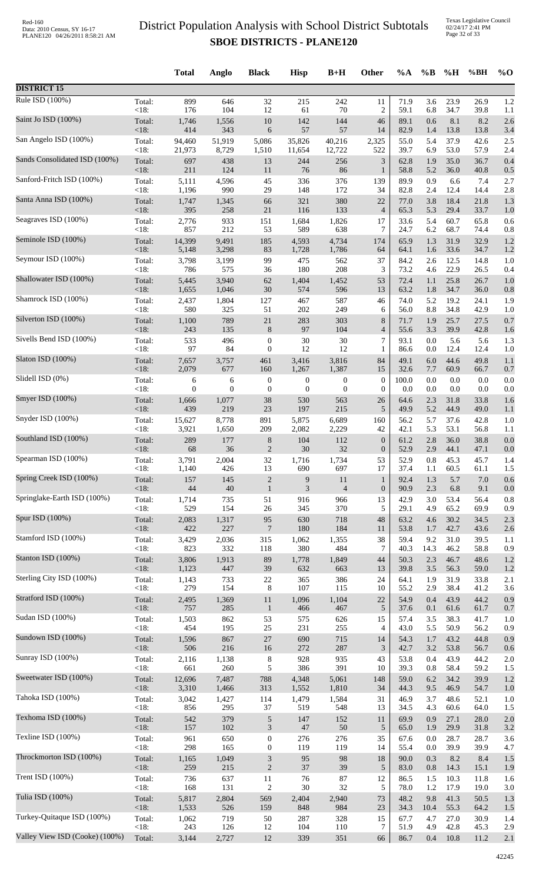# District Population Analysis with School District Subtotals
## SBOE DISTRICTS - PLANE120

| | | Total | Anglo | Black | Hisp | B+H | Other | %A | %B | %H | %BH | %O |
|---|---|---|---|---|---|---|---|---|---|---|---|---|
| **DISTRICT 15** | | | | | | | | | | | | |
| Rule ISD (100%) | Total: | 899 | 646 | 32 | 215 | 242 | 11 | 71.9 | 3.6 | 23.9 | 26.9 | 1.2 |
| | <18: | 176 | 104 | 12 | 61 | 70 | 2 | 59.1 | 6.8 | 34.7 | 39.8 | 1.1 |
| Saint Jo ISD (100%) | Total: | 1,746 | 1,556 | 10 | 142 | 144 | 46 | 89.1 | 0.6 | 8.1 | 8.2 | 2.6 |
| | <18: | 414 | 343 | 6 | 57 | 57 | 14 | 82.9 | 1.4 | 13.8 | 13.8 | 3.4 |
| San Angelo ISD (100%) | Total: | 94,460 | 51,919 | 5,086 | 35,826 | 40,216 | 2,325 | 55.0 | 5.4 | 37.9 | 42.6 | 2.5 |
| | <18: | 21,973 | 8,729 | 1,510 | 11,654 | 12,722 | 522 | 39.7 | 6.9 | 53.0 | 57.9 | 2.4 |
| Sands Consolidated ISD (100%) | Total: | 697 | 438 | 13 | 244 | 256 | 3 | 62.8 | 1.9 | 35.0 | 36.7 | 0.4 |
| | <18: | 211 | 124 | 11 | 76 | 86 | 1 | 58.8 | 5.2 | 36.0 | 40.8 | 0.5 |
| Sanford-Fritch ISD (100%) | Total: | 5,111 | 4,596 | 45 | 336 | 376 | 139 | 89.9 | 0.9 | 6.6 | 7.4 | 2.7 |
| | <18: | 1,196 | 990 | 29 | 148 | 172 | 34 | 82.8 | 2.4 | 12.4 | 14.4 | 2.8 |
| Santa Anna ISD (100%) | Total: | 1,747 | 1,345 | 66 | 321 | 380 | 22 | 77.0 | 3.8 | 18.4 | 21.8 | 1.3 |
| | <18: | 395 | 258 | 21 | 116 | 133 | 4 | 65.3 | 5.3 | 29.4 | 33.7 | 1.0 |
| Seagraves ISD (100%) | Total: | 2,776 | 933 | 151 | 1,684 | 1,826 | 17 | 33.6 | 5.4 | 60.7 | 65.8 | 0.6 |
| | <18: | 857 | 212 | 53 | 589 | 638 | 7 | 24.7 | 6.2 | 68.7 | 74.4 | 0.8 |
| Seminole ISD (100%) | Total: | 14,399 | 9,491 | 185 | 4,593 | 4,734 | 174 | 65.9 | 1.3 | 31.9 | 32.9 | 1.2 |
| | <18: | 5,148 | 3,298 | 83 | 1,728 | 1,786 | 64 | 64.1 | 1.6 | 33.6 | 34.7 | 1.2 |
| Seymour ISD (100%) | Total: | 3,798 | 3,199 | 99 | 475 | 562 | 37 | 84.2 | 2.6 | 12.5 | 14.8 | 1.0 |
| | <18: | 786 | 575 | 36 | 180 | 208 | 3 | 73.2 | 4.6 | 22.9 | 26.5 | 0.4 |
| Shallowater ISD (100%) | Total: | 5,445 | 3,940 | 62 | 1,404 | 1,452 | 53 | 72.4 | 1.1 | 25.8 | 26.7 | 1.0 |
| | <18: | 1,655 | 1,046 | 30 | 574 | 596 | 13 | 63.2 | 1.8 | 34.7 | 36.0 | 0.8 |
| Shamrock ISD (100%) | Total: | 2,437 | 1,804 | 127 | 467 | 587 | 46 | 74.0 | 5.2 | 19.2 | 24.1 | 1.9 |
| | <18: | 580 | 325 | 51 | 202 | 249 | 6 | 56.0 | 8.8 | 34.8 | 42.9 | 1.0 |
| Silverton ISD (100%) | Total: | 1,100 | 789 | 21 | 283 | 303 | 8 | 71.7 | 1.9 | 25.7 | 27.5 | 0.7 |
| | <18: | 243 | 135 | 8 | 97 | 104 | 4 | 55.6 | 3.3 | 39.9 | 42.8 | 1.6 |
| Sivells Bend ISD (100%) | Total: | 533 | 496 | 0 | 30 | 30 | 7 | 93.1 | 0.0 | 5.6 | 5.6 | 1.3 |
| | <18: | 97 | 84 | 0 | 12 | 12 | 1 | 86.6 | 0.0 | 12.4 | 12.4 | 1.0 |
| Slaton ISD (100%) | Total: | 7,657 | 3,757 | 461 | 3,416 | 3,816 | 84 | 49.1 | 6.0 | 44.6 | 49.8 | 1.1 |
| | <18: | 2,079 | 677 | 160 | 1,267 | 1,387 | 15 | 32.6 | 7.7 | 60.9 | 66.7 | 0.7 |
| Slidell ISD (0%) | Total: | 6 | 6 | 0 | 0 | 0 | 0 | 100.0 | 0.0 | 0.0 | 0.0 | 0.0 |
| | <18: | 0 | 0 | 0 | 0 | 0 | 0 | 0.0 | 0.0 | 0.0 | 0.0 | 0.0 |
| Smyer ISD (100%) | Total: | 1,666 | 1,077 | 38 | 530 | 563 | 26 | 64.6 | 2.3 | 31.8 | 33.8 | 1.6 |
| | <18: | 439 | 219 | 23 | 197 | 215 | 5 | 49.9 | 5.2 | 44.9 | 49.0 | 1.1 |
| Snyder ISD (100%) | Total: | 15,627 | 8,778 | 891 | 5,875 | 6,689 | 160 | 56.2 | 5.7 | 37.6 | 42.8 | 1.0 |
| | <18: | 3,921 | 1,650 | 209 | 2,082 | 2,229 | 42 | 42.1 | 5.3 | 53.1 | 56.8 | 1.1 |
| Southland ISD (100%) | Total: | 289 | 177 | 8 | 104 | 112 | 0 | 61.2 | 2.8 | 36.0 | 38.8 | 0.0 |
| | <18: | 68 | 36 | 2 | 30 | 32 | 0 | 52.9 | 2.9 | 44.1 | 47.1 | 0.0 |
| Spearman ISD (100%) | Total: | 3,791 | 2,004 | 32 | 1,716 | 1,734 | 53 | 52.9 | 0.8 | 45.3 | 45.7 | 1.4 |
| | <18: | 1,140 | 426 | 13 | 690 | 697 | 17 | 37.4 | 1.1 | 60.5 | 61.1 | 1.5 |
| Spring Creek ISD (100%) | Total: | 157 | 145 | 2 | 9 | 11 | 1 | 92.4 | 1.3 | 5.7 | 7.0 | 0.6 |
| | <18: | 44 | 40 | 1 | 3 | 4 | 0 | 90.9 | 2.3 | 6.8 | 9.1 | 0.0 |
| Springlake-Earth ISD (100%) | Total: | 1,714 | 735 | 51 | 916 | 966 | 13 | 42.9 | 3.0 | 53.4 | 56.4 | 0.8 |
| | <18: | 529 | 154 | 26 | 345 | 370 | 5 | 29.1 | 4.9 | 65.2 | 69.9 | 0.9 |
| Spur ISD (100%) | Total: | 2,083 | 1,317 | 95 | 630 | 718 | 48 | 63.2 | 4.6 | 30.2 | 34.5 | 2.3 |
| | <18: | 422 | 227 | 7 | 180 | 184 | 11 | 53.8 | 1.7 | 42.7 | 43.6 | 2.6 |
| Stamford ISD (100%) | Total: | 3,429 | 2,036 | 315 | 1,062 | 1,355 | 38 | 59.4 | 9.2 | 31.0 | 39.5 | 1.1 |
| | <18: | 823 | 332 | 118 | 380 | 484 | 7 | 40.3 | 14.3 | 46.2 | 58.8 | 0.9 |
| Stanton ISD (100%) | Total: | 3,806 | 1,913 | 89 | 1,778 | 1,849 | 44 | 50.3 | 2.3 | 46.7 | 48.6 | 1.2 |
| | <18: | 1,123 | 447 | 39 | 632 | 663 | 13 | 39.8 | 3.5 | 56.3 | 59.0 | 1.2 |
| Sterling City ISD (100%) | Total: | 1,143 | 733 | 22 | 365 | 386 | 24 | 64.1 | 1.9 | 31.9 | 33.8 | 2.1 |
| | <18: | 279 | 154 | 8 | 107 | 115 | 10 | 55.2 | 2.9 | 38.4 | 41.2 | 3.6 |
| Stratford ISD (100%) | Total: | 2,495 | 1,369 | 11 | 1,096 | 1,104 | 22 | 54.9 | 0.4 | 43.9 | 44.2 | 0.9 |
| | <18: | 757 | 285 | 1 | 466 | 467 | 5 | 37.6 | 0.1 | 61.6 | 61.7 | 0.7 |
| Sudan ISD (100%) | Total: | 1,503 | 862 | 53 | 575 | 626 | 15 | 57.4 | 3.5 | 38.3 | 41.7 | 1.0 |
| | <18: | 454 | 195 | 25 | 231 | 255 | 4 | 43.0 | 5.5 | 50.9 | 56.2 | 0.9 |
| Sundown ISD (100%) | Total: | 1,596 | 867 | 27 | 690 | 715 | 14 | 54.3 | 1.7 | 43.2 | 44.8 | 0.9 |
| | <18: | 506 | 216 | 16 | 272 | 287 | 3 | 42.7 | 3.2 | 53.8 | 56.7 | 0.6 |
| Sunray ISD (100%) | Total: | 2,116 | 1,138 | 8 | 928 | 935 | 43 | 53.8 | 0.4 | 43.9 | 44.2 | 2.0 |
| | <18: | 661 | 260 | 5 | 386 | 391 | 10 | 39.3 | 0.8 | 58.4 | 59.2 | 1.5 |
| Sweetwater ISD (100%) | Total: | 12,696 | 7,487 | 788 | 4,348 | 5,061 | 148 | 59.0 | 6.2 | 34.2 | 39.9 | 1.2 |
| | <18: | 3,310 | 1,466 | 313 | 1,552 | 1,810 | 34 | 44.3 | 9.5 | 46.9 | 54.7 | 1.0 |
| Tahoka ISD (100%) | Total: | 3,042 | 1,427 | 114 | 1,479 | 1,584 | 31 | 46.9 | 3.7 | 48.6 | 52.1 | 1.0 |
| | <18: | 856 | 295 | 37 | 519 | 548 | 13 | 34.5 | 4.3 | 60.6 | 64.0 | 1.5 |
| Texhoma ISD (100%) | Total: | 542 | 379 | 5 | 147 | 152 | 11 | 69.9 | 0.9 | 27.1 | 28.0 | 2.0 |
| | <18: | 157 | 102 | 3 | 47 | 50 | 5 | 65.0 | 1.9 | 29.9 | 31.8 | 3.2 |
| Texline ISD (100%) | Total: | 961 | 650 | 0 | 276 | 276 | 35 | 67.6 | 0.0 | 28.7 | 28.7 | 3.6 |
| | <18: | 298 | 165 | 0 | 119 | 119 | 14 | 55.4 | 0.0 | 39.9 | 39.9 | 4.7 |
| Throckmorton ISD (100%) | Total: | 1,165 | 1,049 | 3 | 95 | 98 | 18 | 90.0 | 0.3 | 8.2 | 8.4 | 1.5 |
| | <18: | 259 | 215 | 2 | 37 | 39 | 5 | 83.0 | 0.8 | 14.3 | 15.1 | 1.9 |
| Trent ISD (100%) | Total: | 736 | 637 | 11 | 76 | 87 | 12 | 86.5 | 1.5 | 10.3 | 11.8 | 1.6 |
| | <18: | 168 | 131 | 2 | 30 | 32 | 5 | 78.0 | 1.2 | 17.9 | 19.0 | 3.0 |
| Tulia ISD (100%) | Total: | 5,817 | 2,804 | 569 | 2,404 | 2,940 | 73 | 48.2 | 9.8 | 41.3 | 50.5 | 1.3 |
| | <18: | 1,533 | 526 | 159 | 848 | 984 | 23 | 34.3 | 10.4 | 55.3 | 64.2 | 1.5 |
| Turkey-Quitaque ISD (100%) | Total: | 1,062 | 719 | 50 | 287 | 328 | 15 | 67.7 | 4.7 | 27.0 | 30.9 | 1.4 |
| | <18: | 243 | 126 | 12 | 104 | 110 | 7 | 51.9 | 4.9 | 42.8 | 45.3 | 2.9 |
| Valley View ISD (Cooke) (100%) | Total: | 3,144 | 2,727 | 12 | 339 | 351 | 66 | 86.7 | 0.4 | 10.8 | 11.2 | 2.1 |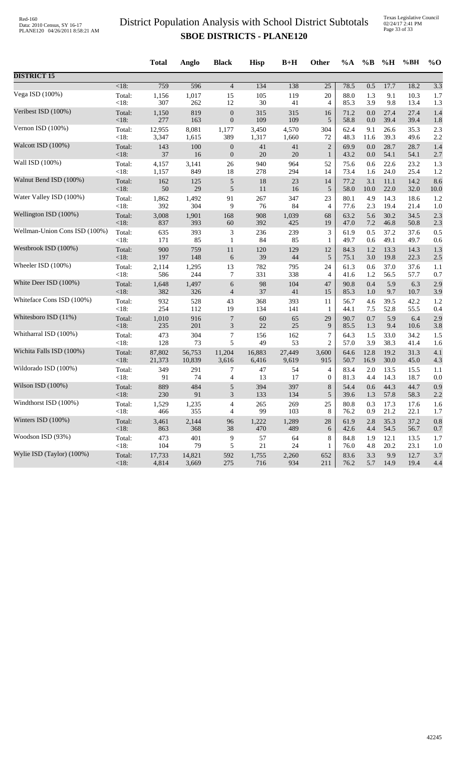# District Population Analysis with School District Subtotals

## SBOE DISTRICTS - PLANE120

| | | Total | Anglo | Black | Hisp | B+H | Other | %A | %B | %H | %BH | %O |
|---|---|---|---|---|---|---|---|---|---|---|---|---|
| **DISTRICT 15** | | | | | | | | | | | | |
| | <18: | 759 | 596 | 4 | 134 | 138 | 25 | 78.5 | 0.5 | 17.7 | 18.2 | 3.3 |
| Vega ISD (100%) | Total: | 1,156 | 1,017 | 15 | 105 | 119 | 20 | 88.0 | 1.3 | 9.1 | 10.3 | 1.7 |
| | <18: | 307 | 262 | 12 | 30 | 41 | 4 | 85.3 | 3.9 | 9.8 | 13.4 | 1.3 |
| Veribest ISD (100%) | Total: | 1,150 | 819 | 0 | 315 | 315 | 16 | 71.2 | 0.0 | 27.4 | 27.4 | 1.4 |
| | <18: | 277 | 163 | 0 | 109 | 109 | 5 | 58.8 | 0.0 | 39.4 | 39.4 | 1.8 |
| Vernon ISD (100%) | Total: | 12,955 | 8,081 | 1,177 | 3,450 | 4,570 | 304 | 62.4 | 9.1 | 26.6 | 35.3 | 2.3 |
| | <18: | 3,347 | 1,615 | 389 | 1,317 | 1,660 | 72 | 48.3 | 11.6 | 39.3 | 49.6 | 2.2 |
| Walcott ISD (100%) | Total: | 143 | 100 | 0 | 41 | 41 | 2 | 69.9 | 0.0 | 28.7 | 28.7 | 1.4 |
| | <18: | 37 | 16 | 0 | 20 | 20 | 1 | 43.2 | 0.0 | 54.1 | 54.1 | 2.7 |
| Wall ISD (100%) | Total: | 4,157 | 3,141 | 26 | 940 | 964 | 52 | 75.6 | 0.6 | 22.6 | 23.2 | 1.3 |
| | <18: | 1,157 | 849 | 18 | 278 | 294 | 14 | 73.4 | 1.6 | 24.0 | 25.4 | 1.2 |
| Walnut Bend ISD (100%) | Total: | 162 | 125 | 5 | 18 | 23 | 14 | 77.2 | 3.1 | 11.1 | 14.2 | 8.6 |
| | <18: | 50 | 29 | 5 | 11 | 16 | 5 | 58.0 | 10.0 | 22.0 | 32.0 | 10.0 |
| Water Valley ISD (100%) | Total: | 1,862 | 1,492 | 91 | 267 | 347 | 23 | 80.1 | 4.9 | 14.3 | 18.6 | 1.2 |
| | <18: | 392 | 304 | 9 | 76 | 84 | 4 | 77.6 | 2.3 | 19.4 | 21.4 | 1.0 |
| Wellington ISD (100%) | Total: | 3,008 | 1,901 | 168 | 908 | 1,039 | 68 | 63.2 | 5.6 | 30.2 | 34.5 | 2.3 |
| | <18: | 837 | 393 | 60 | 392 | 425 | 19 | 47.0 | 7.2 | 46.8 | 50.8 | 2.3 |
| Wellman-Union Cons ISD (100%) | Total: | 635 | 393 | 3 | 236 | 239 | 3 | 61.9 | 0.5 | 37.2 | 37.6 | 0.5 |
| | <18: | 171 | 85 | 1 | 84 | 85 | 1 | 49.7 | 0.6 | 49.1 | 49.7 | 0.6 |
| Westbrook ISD (100%) | Total: | 900 | 759 | 11 | 120 | 129 | 12 | 84.3 | 1.2 | 13.3 | 14.3 | 1.3 |
| | <18: | 197 | 148 | 6 | 39 | 44 | 5 | 75.1 | 3.0 | 19.8 | 22.3 | 2.5 |
| Wheeler ISD (100%) | Total: | 2,114 | 1,295 | 13 | 782 | 795 | 24 | 61.3 | 0.6 | 37.0 | 37.6 | 1.1 |
| | <18: | 586 | 244 | 7 | 331 | 338 | 4 | 41.6 | 1.2 | 56.5 | 57.7 | 0.7 |
| White Deer ISD (100%) | Total: | 1,648 | 1,497 | 6 | 98 | 104 | 47 | 90.8 | 0.4 | 5.9 | 6.3 | 2.9 |
| | <18: | 382 | 326 | 4 | 37 | 41 | 15 | 85.3 | 1.0 | 9.7 | 10.7 | 3.9 |
| Whiteface Cons ISD (100%) | Total: | 932 | 528 | 43 | 368 | 393 | 11 | 56.7 | 4.6 | 39.5 | 42.2 | 1.2 |
| | <18: | 254 | 112 | 19 | 134 | 141 | 1 | 44.1 | 7.5 | 52.8 | 55.5 | 0.4 |
| Whitesboro ISD (11%) | Total: | 1,010 | 916 | 7 | 60 | 65 | 29 | 90.7 | 0.7 | 5.9 | 6.4 | 2.9 |
| | <18: | 235 | 201 | 3 | 22 | 25 | 9 | 85.5 | 1.3 | 9.4 | 10.6 | 3.8 |
| Whitharral ISD (100%) | Total: | 473 | 304 | 7 | 156 | 162 | 7 | 64.3 | 1.5 | 33.0 | 34.2 | 1.5 |
| | <18: | 128 | 73 | 5 | 49 | 53 | 2 | 57.0 | 3.9 | 38.3 | 41.4 | 1.6 |
| Wichita Falls ISD (100%) | Total: | 87,802 | 56,753 | 11,204 | 16,883 | 27,449 | 3,600 | 64.6 | 12.8 | 19.2 | 31.3 | 4.1 |
| | <18: | 21,373 | 10,839 | 3,616 | 6,416 | 9,619 | 915 | 50.7 | 16.9 | 30.0 | 45.0 | 4.3 |
| Wildorado ISD (100%) | Total: | 349 | 291 | 7 | 47 | 54 | 4 | 83.4 | 2.0 | 13.5 | 15.5 | 1.1 |
| | <18: | 91 | 74 | 4 | 13 | 17 | 0 | 81.3 | 4.4 | 14.3 | 18.7 | 0.0 |
| Wilson ISD (100%) | Total: | 889 | 484 | 5 | 394 | 397 | 8 | 54.4 | 0.6 | 44.3 | 44.7 | 0.9 |
| | <18: | 230 | 91 | 3 | 133 | 134 | 5 | 39.6 | 1.3 | 57.8 | 58.3 | 2.2 |
| Windthorst ISD (100%) | Total: | 1,529 | 1,235 | 4 | 265 | 269 | 25 | 80.8 | 0.3 | 17.3 | 17.6 | 1.6 |
| | <18: | 466 | 355 | 4 | 99 | 103 | 8 | 76.2 | 0.9 | 21.2 | 22.1 | 1.7 |
| Winters ISD (100%) | Total: | 3,461 | 2,144 | 96 | 1,222 | 1,289 | 28 | 61.9 | 2.8 | 35.3 | 37.2 | 0.8 |
| | <18: | 863 | 368 | 38 | 470 | 489 | 6 | 42.6 | 4.4 | 54.5 | 56.7 | 0.7 |
| Woodson ISD (93%) | Total: | 473 | 401 | 9 | 57 | 64 | 8 | 84.8 | 1.9 | 12.1 | 13.5 | 1.7 |
| | <18: | 104 | 79 | 5 | 21 | 24 | 1 | 76.0 | 4.8 | 20.2 | 23.1 | 1.0 |
| Wylie ISD (Taylor) (100%) | Total: | 17,733 | 14,821 | 592 | 1,755 | 2,260 | 652 | 83.6 | 3.3 | 9.9 | 12.7 | 3.7 |
| | <18: | 4,814 | 3,669 | 275 | 716 | 934 | 211 | 76.2 | 5.7 | 14.9 | 19.4 | 4.4 |